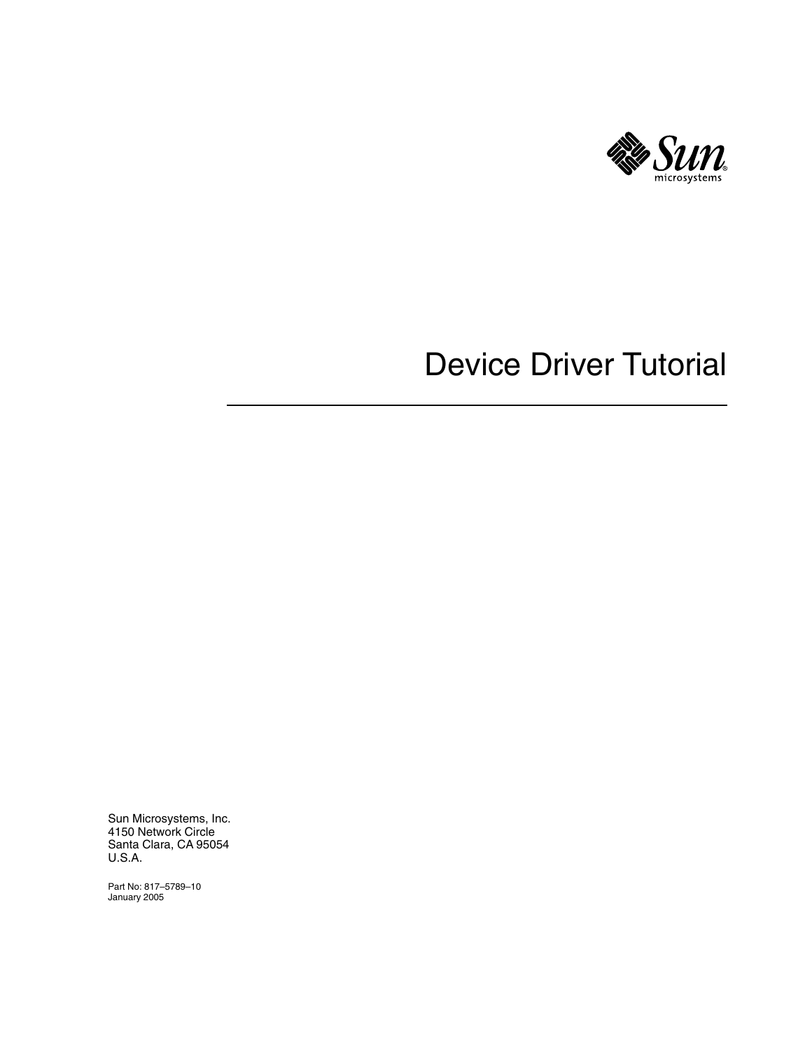# Device Driver Tutorial

Sun Microsystems, Inc.
4150 Network Circle
Santa Clara, CA 95054
U.S.A.

Part No: 817–5789–10
January 2005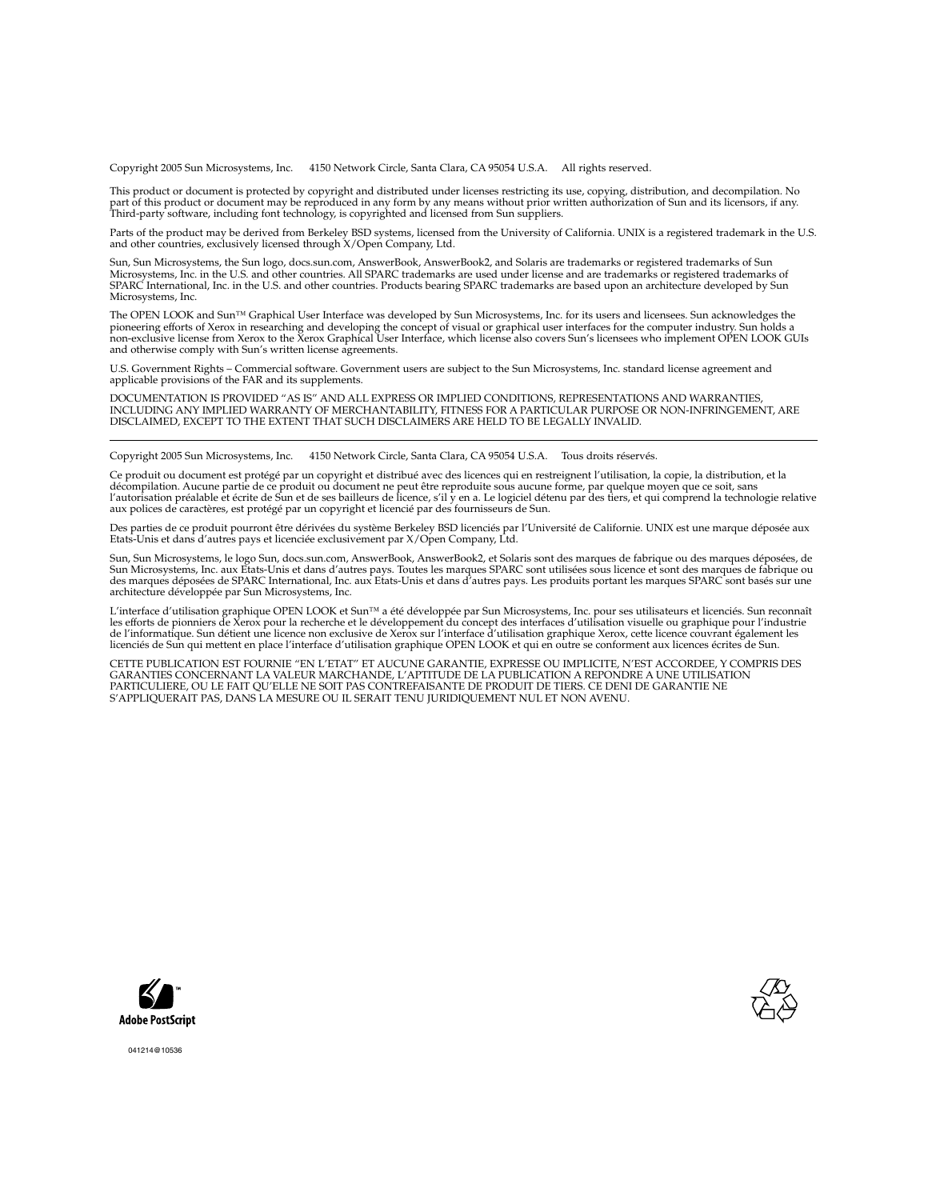Copyright 2005 Sun Microsystems, Inc. 4150 Network Circle, Santa Clara, CA 95054 U.S.A. All rights reserved.

This product or document is protected by copyright and distributed under licenses restricting its use, copying, distribution, and decompilation. No part of this product or document may be reproduced in any form by any means without prior written authorization of Sun and its licensors, if any. Third-party software, including font technology, is copyrighted and licensed from Sun suppliers.

Parts of the product may be derived from Berkeley BSD systems, licensed from the University of California. UNIX is a registered trademark in the U.S. and other countries, exclusively licensed through X/Open Company, Ltd.

Sun, Sun Microsystems, the Sun logo, docs.sun.com, AnswerBook, AnswerBook2, and Solaris are trademarks or registered trademarks of Sun Microsystems, Inc. in the U.S. and other countries. All SPARC trademarks are used under license and are trademarks or registered trademarks of SPARC International, Inc. in the U.S. and other countries. Products bearing SPARC trademarks are based upon an architecture developed by Sun Microsystems, Inc.

The OPEN LOOK and Sun™ Graphical User Interface was developed by Sun Microsystems, Inc. for its users and licensees. Sun acknowledges the pioneering efforts of Xerox in researching and developing the concept of visual or graphical user interfaces for the computer industry. Sun holds a non-exclusive license from Xerox to the Xerox Graphical User Interface, which license also covers Sun's licensees who implement OPEN LOOK GUIs and otherwise comply with Sun's written license agreements.

U.S. Government Rights – Commercial software. Government users are subject to the Sun Microsystems, Inc. standard license agreement and applicable provisions of the FAR and its supplements.

DOCUMENTATION IS PROVIDED "AS IS" AND ALL EXPRESS OR IMPLIED CONDITIONS, REPRESENTATIONS AND WARRANTIES, INCLUDING ANY IMPLIED WARRANTY OF MERCHANTABILITY, FITNESS FOR A PARTICULAR PURPOSE OR NON-INFRINGEMENT, ARE DISCLAIMED, EXCEPT TO THE EXTENT THAT SUCH DISCLAIMERS ARE HELD TO BE LEGALLY INVALID.

---

Copyright 2005 Sun Microsystems, Inc. 4150 Network Circle, Santa Clara, CA 95054 U.S.A. Tous droits réservés.

Ce produit ou document est protégé par un copyright et distribué avec des licences qui en restreignent l'utilisation, la copie, la distribution, et la décompilation. Aucune partie de ce produit ou document ne peut être reproduite sous aucune forme, par quelque moyen que ce soit, sans l'autorisation préalable et écrite de Sun et de ses bailleurs de licence, s'il y en a. Le logiciel détenu par des tiers, et qui comprend la technologie relative aux polices de caractères, est protégé par un copyright et licencié par des fournisseurs de Sun.

Des parties de ce produit pourront être dérivées du système Berkeley BSD licenciés par l'Université de Californie. UNIX est une marque déposée aux Etats-Unis et dans d'autres pays et licenciée exclusivement par X/Open Company, Ltd.

Sun, Sun Microsystems, le logo Sun, docs.sun.com, AnswerBook, AnswerBook2, et Solaris sont des marques de fabrique ou des marques déposées, de Sun Microsystems, Inc. aux Etats-Unis et dans d'autres pays. Toutes les marques SPARC sont utilisées sous licence et sont des marques de fabrique ou des marques déposées de SPARC International, Inc. aux Etats-Unis et dans d'autres pays. Les produits portant les marques SPARC sont basés sur une architecture développée par Sun Microsystems, Inc.

L'interface d'utilisation graphique OPEN LOOK et Sun™ a été développée par Sun Microsystems, Inc. pour ses utilisateurs et licenciés. Sun reconnaît les efforts de pionniers de Xerox pour la recherche et le développement du concept des interfaces d'utilisation visuelle ou graphique pour l'industrie de l'informatique. Sun détient une licence non exclusive de Xerox sur l'interface d'utilisation graphique Xerox, cette licence couvrant également les licenciés de Sun qui mettent en place l'interface d'utilisation graphique OPEN LOOK et qui en outre se conforment aux licences écrites de Sun.

CETTE PUBLICATION EST FOURNIE "EN L'ETAT" ET AUCUNE GARANTIE, EXPRESSE OU IMPLICITE, N'EST ACCORDEE, Y COMPRIS DES GARANTIES CONCERNANT LA VALEUR MARCHANDE, L'APTITUDE DE LA PUBLICATION A REPONDRE A UNE UTILISATION PARTICULIERE, OU LE FAIT QU'ELLE NE SOIT PAS CONTREFAISANTE DE PRODUIT DE TIERS. CE DENI DE GARANTIE NE S'APPLIQUERAIT PAS, DANS LA MESURE OU IL SERAIT TENU JURIDIQUEMENT NUL ET NON AVENU.

Adobe PostScript

041214@10536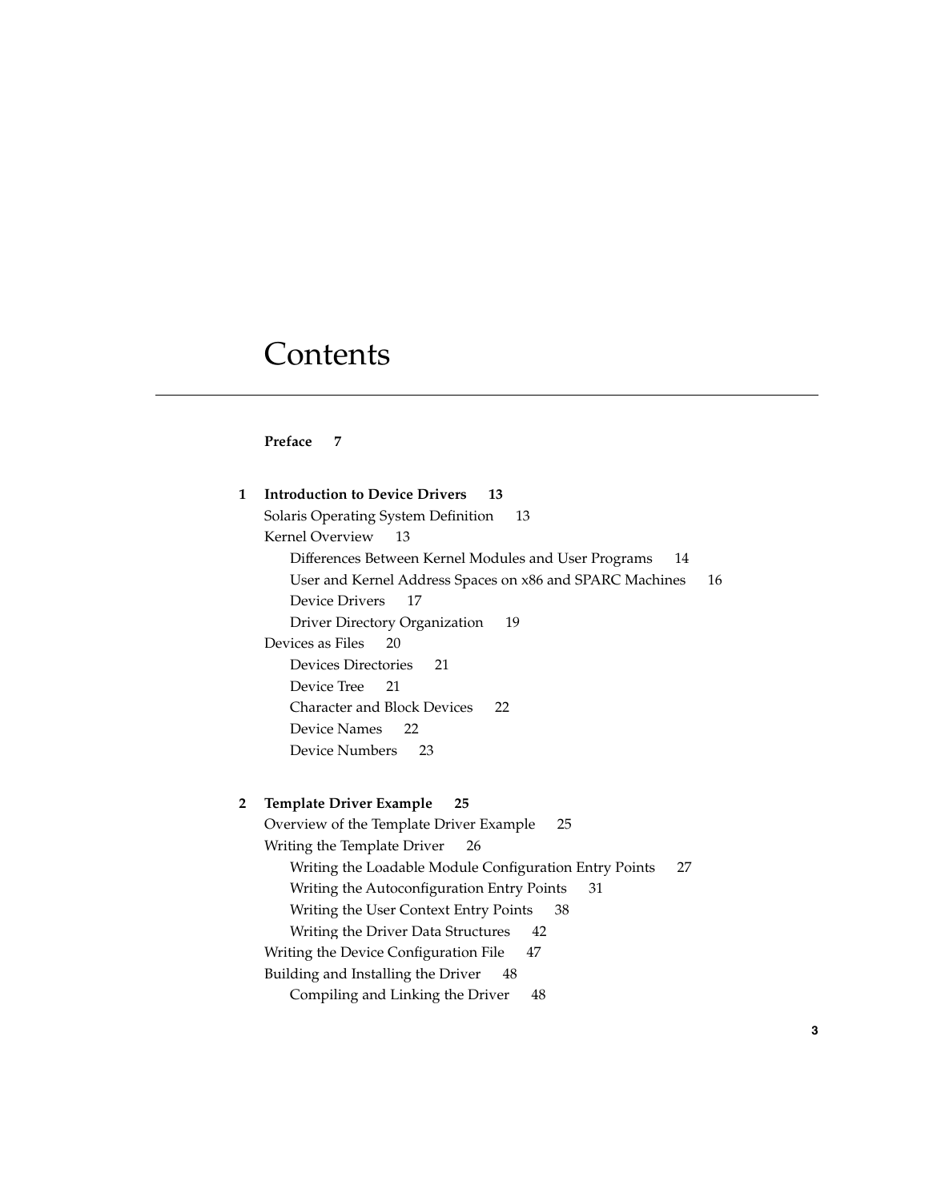# Contents

**Preface 7**

**1 Introduction to Device Drivers 13**

- Solaris Operating System Definition 13
- Kernel Overview 13
  - Differences Between Kernel Modules and User Programs 14
  - User and Kernel Address Spaces on x86 and SPARC Machines 16
  - Device Drivers 17
  - Driver Directory Organization 19
- Devices as Files 20
  - Devices Directories 21
  - Device Tree 21
  - Character and Block Devices 22
  - Device Names 22
  - Device Numbers 23

**2 Template Driver Example 25**

- Overview of the Template Driver Example 25
- Writing the Template Driver 26
  - Writing the Loadable Module Configuration Entry Points 27
  - Writing the Autoconfiguration Entry Points 31
  - Writing the User Context Entry Points 38
  - Writing the Driver Data Structures 42
- Writing the Device Configuration File 47
- Building and Installing the Driver 48
  - Compiling and Linking the Driver 48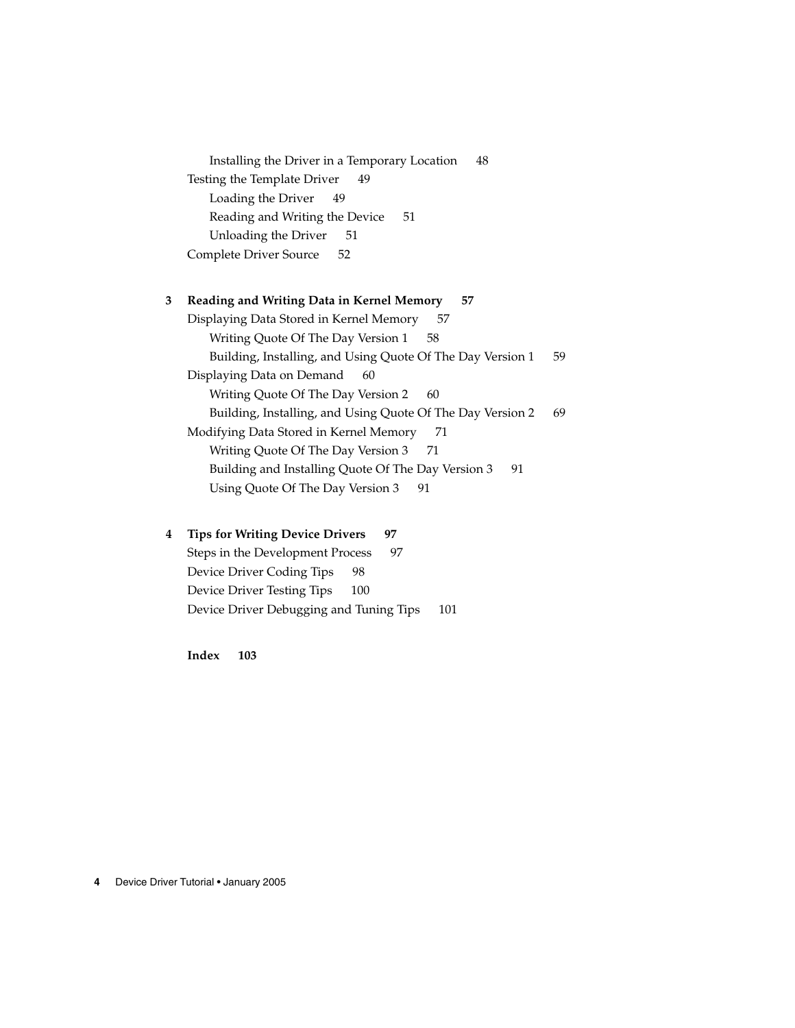Installing the Driver in a Temporary Location 48

Testing the Template Driver 49

Loading the Driver 49

Reading and Writing the Device 51

Unloading the Driver 51

Complete Driver Source 52

**3 Reading and Writing Data in Kernel Memory 57**

Displaying Data Stored in Kernel Memory 57

Writing Quote Of The Day Version 1 58

Building, Installing, and Using Quote Of The Day Version 1 59

Displaying Data on Demand 60

Writing Quote Of The Day Version 2 60

Building, Installing, and Using Quote Of The Day Version 2 69

Modifying Data Stored in Kernel Memory 71

Writing Quote Of The Day Version 3 71

Building and Installing Quote Of The Day Version 3 91

Using Quote Of The Day Version 3 91

**4 Tips for Writing Device Drivers 97**

Steps in the Development Process 97

Device Driver Coding Tips 98

Device Driver Testing Tips 100

Device Driver Debugging and Tuning Tips 101

**Index 103**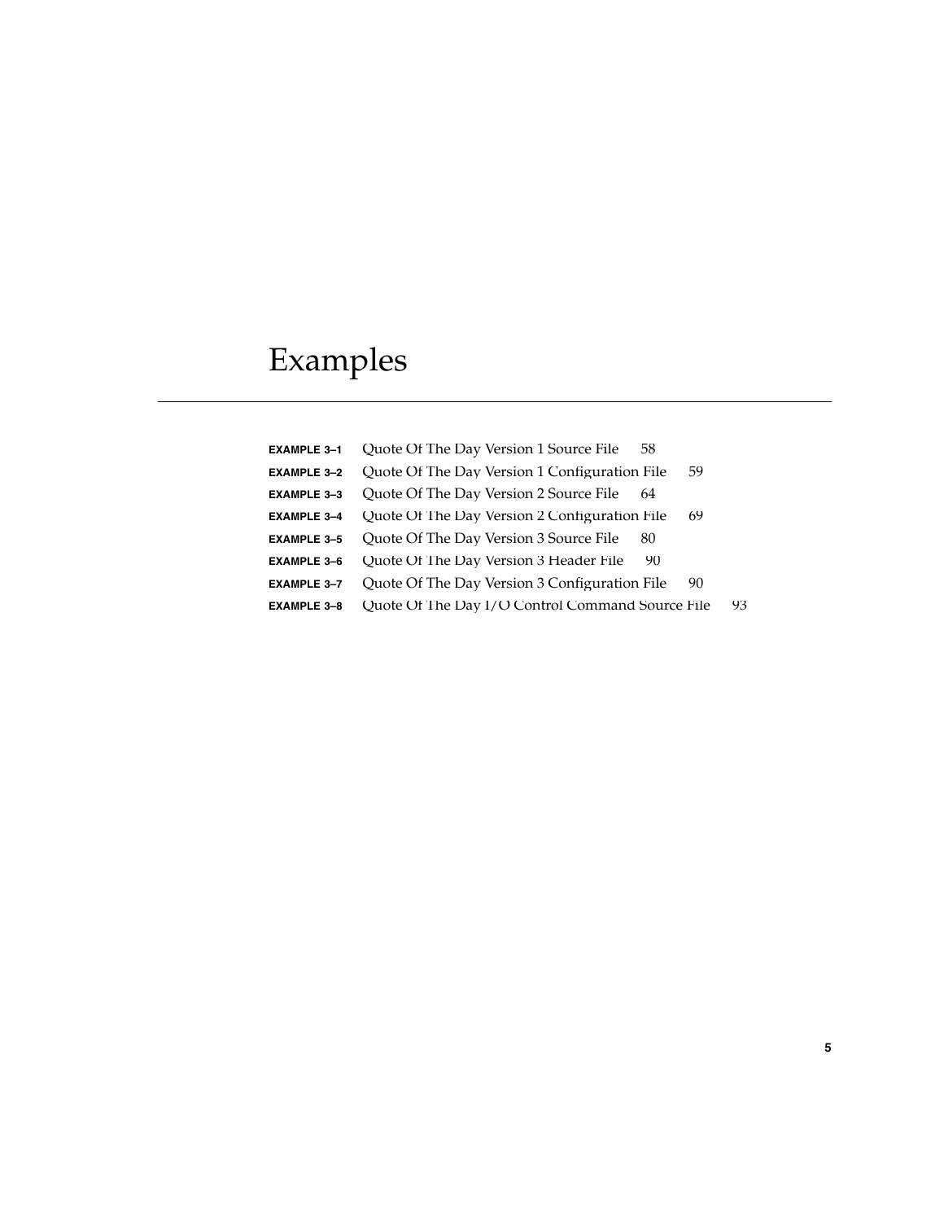# Examples

**EXAMPLE 3–1** Quote Of The Day Version 1 Source File 58
**EXAMPLE 3–2** Quote Of The Day Version 1 Configuration File 59
**EXAMPLE 3–3** Quote Of The Day Version 2 Source File 64
**EXAMPLE 3–4** Quote Of The Day Version 2 Configuration File 69
**EXAMPLE 3–5** Quote Of The Day Version 3 Source File 80
**EXAMPLE 3–6** Quote Of The Day Version 3 Header File 90
**EXAMPLE 3–7** Quote Of The Day Version 3 Configuration File 90
**EXAMPLE 3–8** Quote Of The Day I/O Control Command Source File 93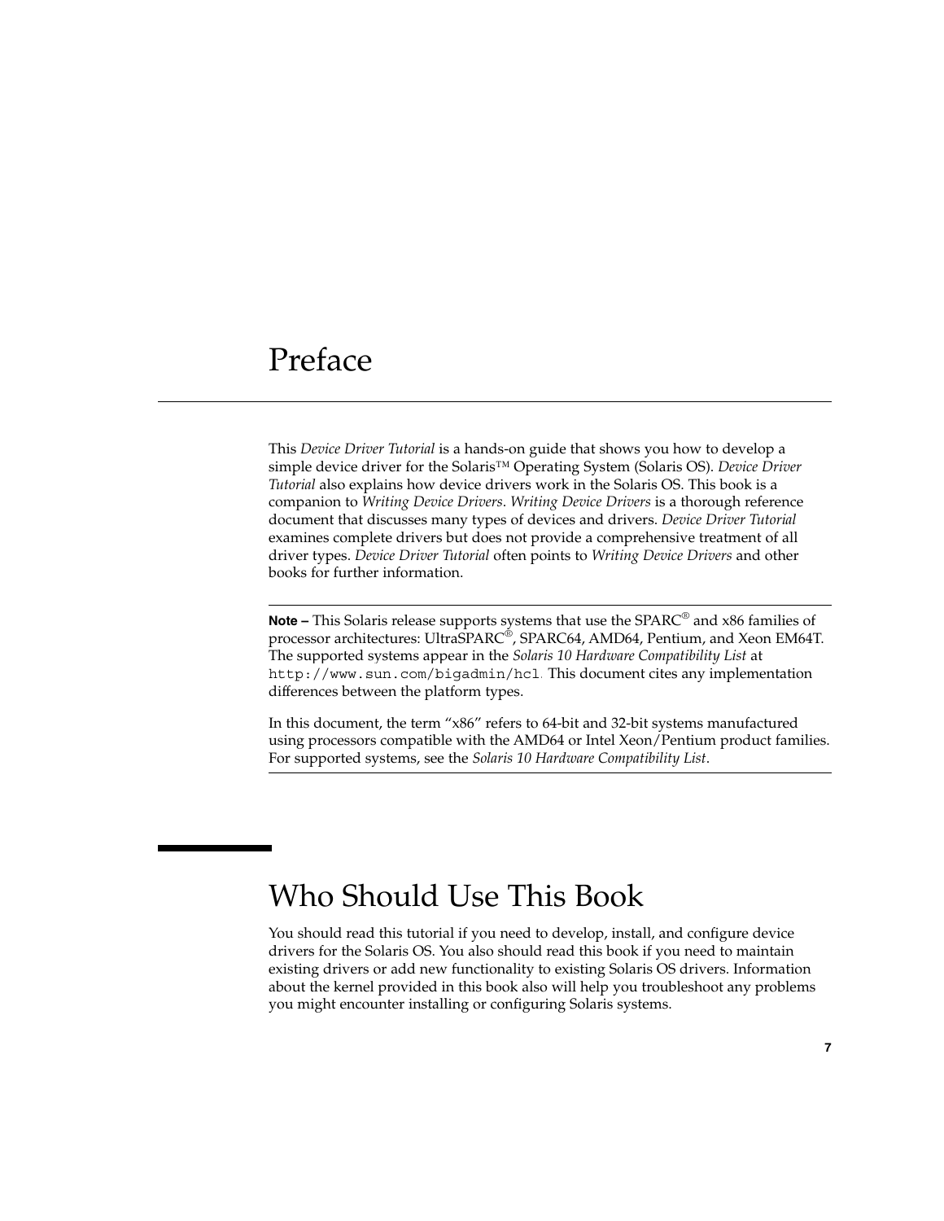# Preface

This *Device Driver Tutorial* is a hands-on guide that shows you how to develop a simple device driver for the Solaris™ Operating System (Solaris OS). *Device Driver Tutorial* also explains how device drivers work in the Solaris OS. This book is a companion to *Writing Device Drivers*. *Writing Device Drivers* is a thorough reference document that discusses many types of devices and drivers. *Device Driver Tutorial* examines complete drivers but does not provide a comprehensive treatment of all driver types. *Device Driver Tutorial* often points to *Writing Device Drivers* and other books for further information.

---

**Note –** This Solaris release supports systems that use the SPARC® and x86 families of processor architectures: UltraSPARC®, SPARC64, AMD64, Pentium, and Xeon EM64T. The supported systems appear in the *Solaris 10 Hardware Compatibility List* at `http://www.sun.com/bigadmin/hcl`. This document cites any implementation differences between the platform types.

In this document, the term "x86" refers to 64-bit and 32-bit systems manufactured using processors compatible with the AMD64 or Intel Xeon/Pentium product families. For supported systems, see the *Solaris 10 Hardware Compatibility List*.

---

## Who Should Use This Book

You should read this tutorial if you need to develop, install, and configure device drivers for the Solaris OS. You also should read this book if you need to maintain existing drivers or add new functionality to existing Solaris OS drivers. Information about the kernel provided in this book also will help you troubleshoot any problems you might encounter installing or configuring Solaris systems.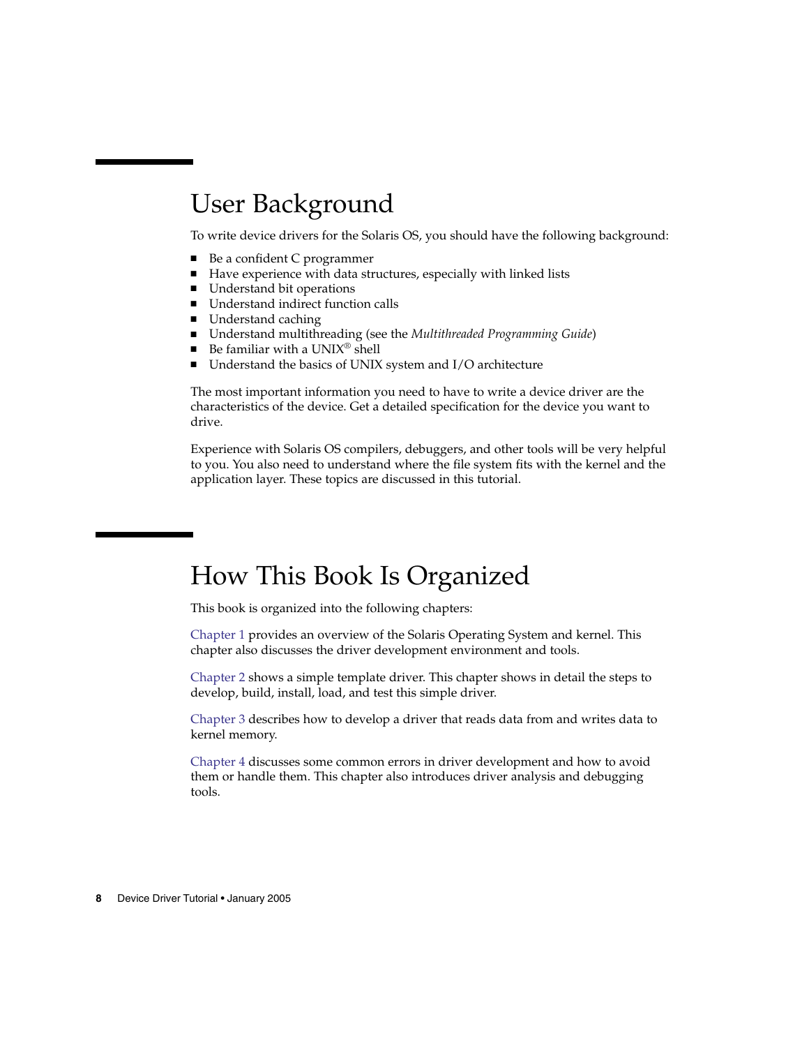## User Background

To write device drivers for the Solaris OS, you should have the following background:

- Be a confident C programmer
- Have experience with data structures, especially with linked lists
- Understand bit operations
- Understand indirect function calls
- Understand caching
- Understand multithreading (see the *Multithreaded Programming Guide*)
- Be familiar with a UNIX® shell
- Understand the basics of UNIX system and I/O architecture

The most important information you need to have to write a device driver are the characteristics of the device. Get a detailed specification for the device you want to drive.

Experience with Solaris OS compilers, debuggers, and other tools will be very helpful to you. You also need to understand where the file system fits with the kernel and the application layer. These topics are discussed in this tutorial.

## How This Book Is Organized

This book is organized into the following chapters:

Chapter 1 provides an overview of the Solaris Operating System and kernel. This chapter also discusses the driver development environment and tools.

Chapter 2 shows a simple template driver. This chapter shows in detail the steps to develop, build, install, load, and test this simple driver.

Chapter 3 describes how to develop a driver that reads data from and writes data to kernel memory.

Chapter 4 discusses some common errors in driver development and how to avoid them or handle them. This chapter also introduces driver analysis and debugging tools.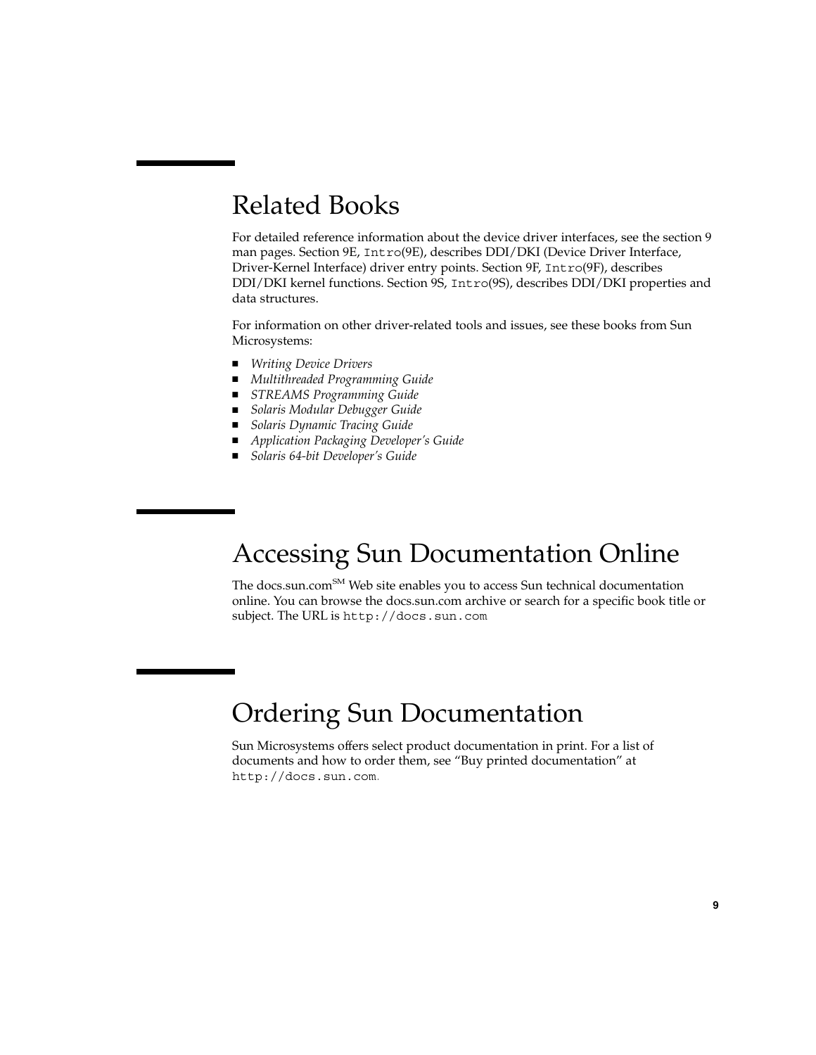## Related Books

For detailed reference information about the device driver interfaces, see the section 9 man pages. Section 9E, `Intro`(9E), describes DDI/DKI (Device Driver Interface, Driver-Kernel Interface) driver entry points. Section 9F, `Intro`(9F), describes DDI/DKI kernel functions. Section 9S, `Intro`(9S), describes DDI/DKI properties and data structures.

For information on other driver-related tools and issues, see these books from Sun Microsystems:

- *Writing Device Drivers*
- *Multithreaded Programming Guide*
- *STREAMS Programming Guide*
- *Solaris Modular Debugger Guide*
- *Solaris Dynamic Tracing Guide*
- *Application Packaging Developer's Guide*
- *Solaris 64-bit Developer's Guide*

## Accessing Sun Documentation Online

The docs.sun.com[SM] Web site enables you to access Sun technical documentation online. You can browse the docs.sun.com archive or search for a specific book title or subject. The URL is `http://docs.sun.com`

## Ordering Sun Documentation

Sun Microsystems offers select product documentation in print. For a list of documents and how to order them, see "Buy printed documentation" at `http://docs.sun.com`.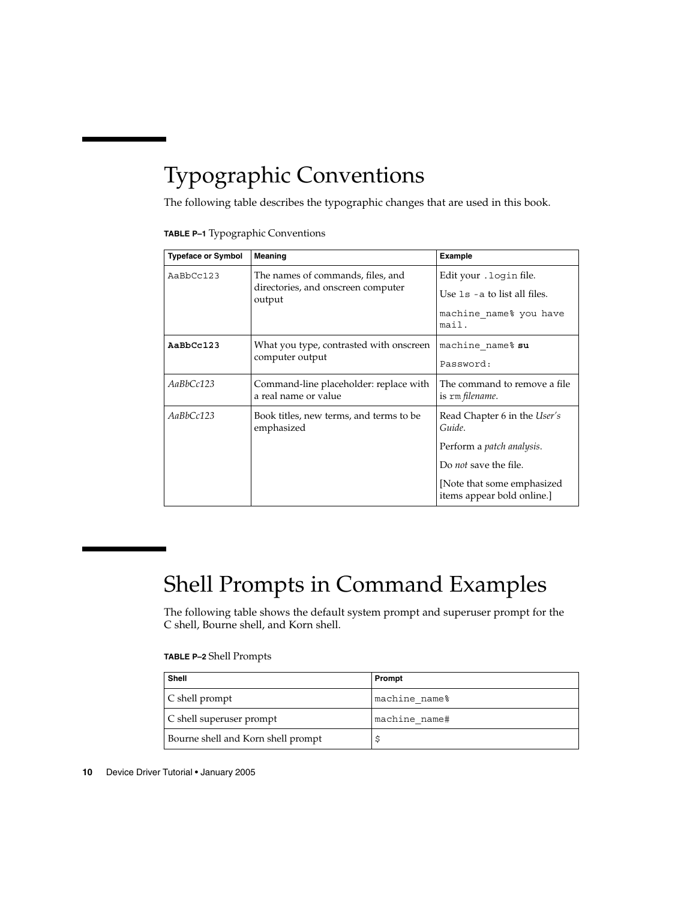## Typographic Conventions

The following table describes the typographic changes that are used in this book.

**TABLE P–1** Typographic Conventions

| Typeface or Symbol | Meaning | Example |
| --- | --- | --- |
| `AaBbCc123` | The names of commands, files, and directories, and onscreen computer output | Edit your `.login` file.<br>Use `ls -a` to list all files.<br>`machine_name% you have mail.` |
| **`AaBbCc123`** | What you type, contrasted with onscreen computer output | `machine_name%` **`su`**<br>`Password:` |
| *AaBbCc123* | Command-line placeholder: replace with a real name or value | The command to remove a file is `rm` *filename*. |
| *AaBbCc123* | Book titles, new terms, and terms to be emphasized | Read Chapter 6 in the *User's Guide*.<br>Perform a *patch analysis*.<br>Do *not* save the file.<br>[Note that some emphasized items appear bold online.] |

## Shell Prompts in Command Examples

The following table shows the default system prompt and superuser prompt for the C shell, Bourne shell, and Korn shell.

**TABLE P–2** Shell Prompts

| Shell | Prompt |
| --- | --- |
| C shell prompt | `machine_name%` |
| C shell superuser prompt | `machine_name#` |
| Bourne shell and Korn shell prompt | `$` |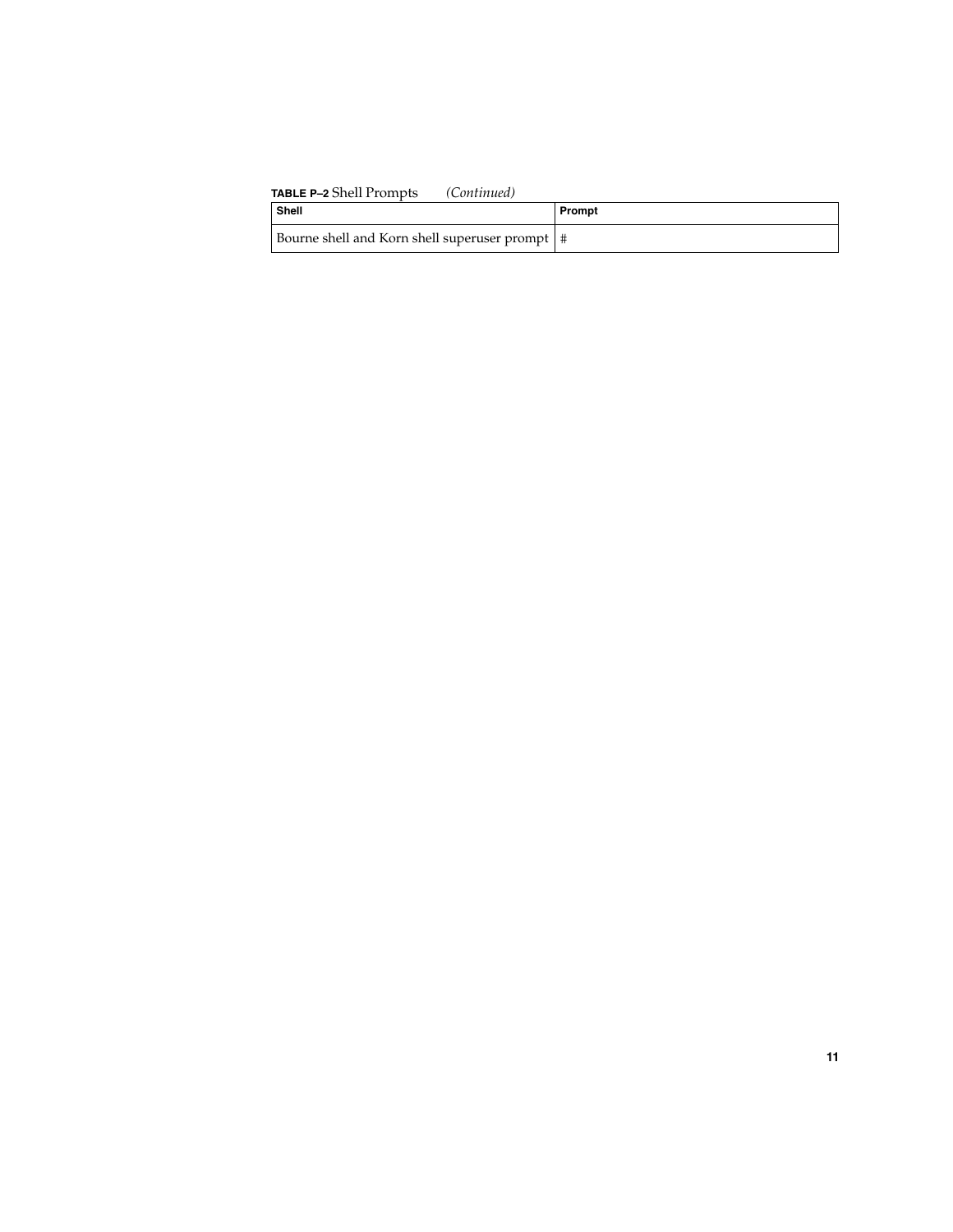**TABLE P–2** Shell Prompts *(Continued)*

| Shell | Prompt |
| --- | --- |
| Bourne shell and Korn shell superuser prompt | # |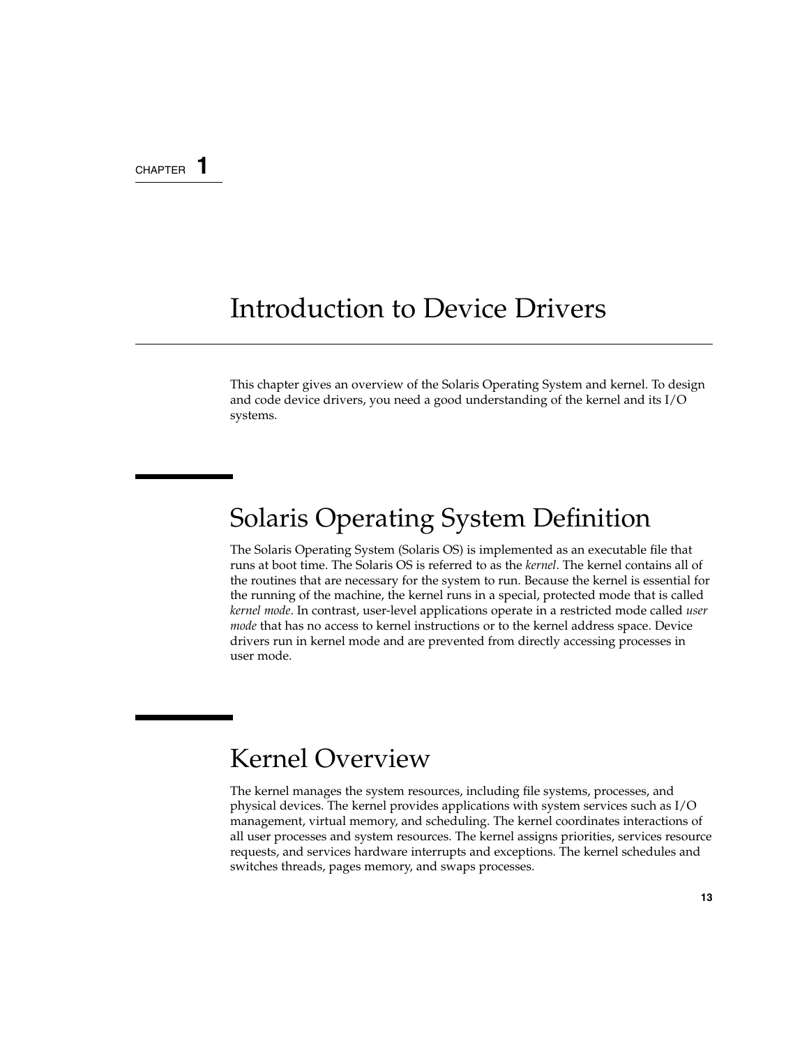CHAPTER 1

# Introduction to Device Drivers

This chapter gives an overview of the Solaris Operating System and kernel. To design and code device drivers, you need a good understanding of the kernel and its I/O systems.

## Solaris Operating System Definition

The Solaris Operating System (Solaris OS) is implemented as an executable file that runs at boot time. The Solaris OS is referred to as the *kernel*. The kernel contains all of the routines that are necessary for the system to run. Because the kernel is essential for the running of the machine, the kernel runs in a special, protected mode that is called *kernel mode*. In contrast, user-level applications operate in a restricted mode called *user mode* that has no access to kernel instructions or to the kernel address space. Device drivers run in kernel mode and are prevented from directly accessing processes in user mode.

## Kernel Overview

The kernel manages the system resources, including file systems, processes, and physical devices. The kernel provides applications with system services such as I/O management, virtual memory, and scheduling. The kernel coordinates interactions of all user processes and system resources. The kernel assigns priorities, services resource requests, and services hardware interrupts and exceptions. The kernel schedules and switches threads, pages memory, and swaps processes.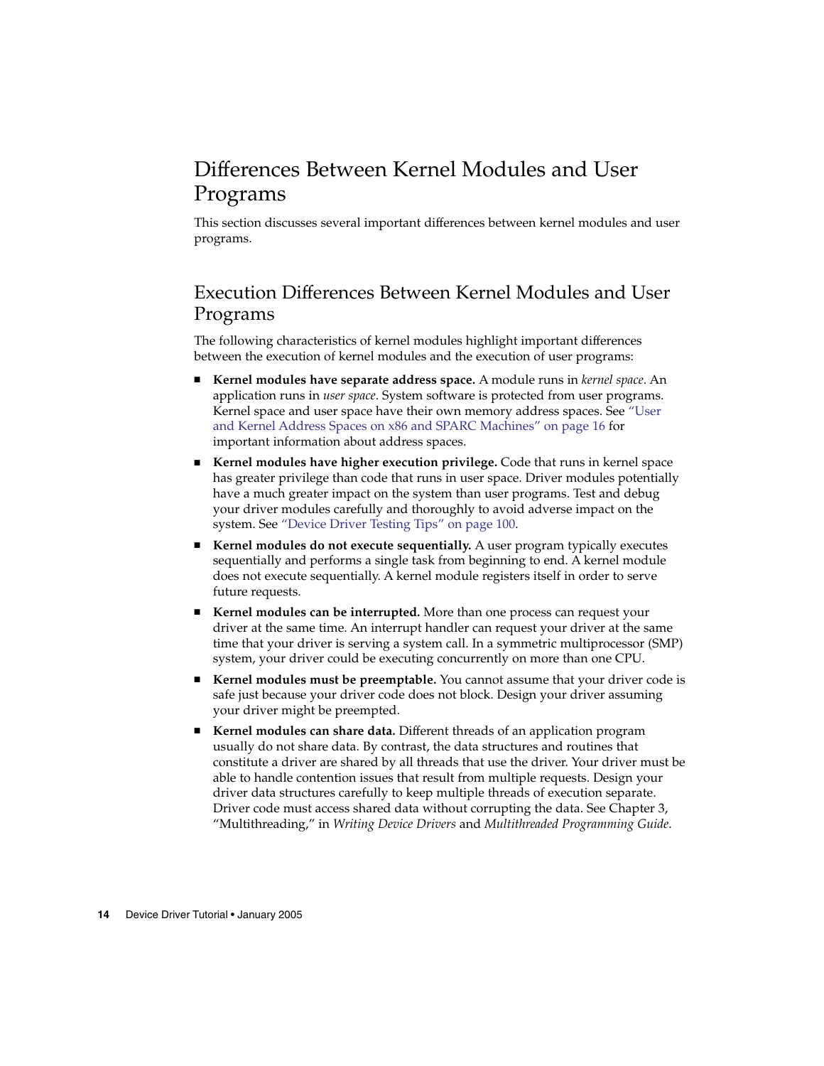# Differences Between Kernel Modules and User Programs

This section discusses several important differences between kernel modules and user programs.

## Execution Differences Between Kernel Modules and User Programs

The following characteristics of kernel modules highlight important differences between the execution of kernel modules and the execution of user programs:

- **Kernel modules have separate address space.** A module runs in *kernel space*. An application runs in *user space*. System software is protected from user programs. Kernel space and user space have their own memory address spaces. See "User and Kernel Address Spaces on x86 and SPARC Machines" on page 16 for important information about address spaces.
- **Kernel modules have higher execution privilege.** Code that runs in kernel space has greater privilege than code that runs in user space. Driver modules potentially have a much greater impact on the system than user programs. Test and debug your driver modules carefully and thoroughly to avoid adverse impact on the system. See "Device Driver Testing Tips" on page 100.
- **Kernel modules do not execute sequentially.** A user program typically executes sequentially and performs a single task from beginning to end. A kernel module does not execute sequentially. A kernel module registers itself in order to serve future requests.
- **Kernel modules can be interrupted.** More than one process can request your driver at the same time. An interrupt handler can request your driver at the same time that your driver is serving a system call. In a symmetric multiprocessor (SMP) system, your driver could be executing concurrently on more than one CPU.
- **Kernel modules must be preemptable.** You cannot assume that your driver code is safe just because your driver code does not block. Design your driver assuming your driver might be preempted.
- **Kernel modules can share data.** Different threads of an application program usually do not share data. By contrast, the data structures and routines that constitute a driver are shared by all threads that use the driver. Your driver must be able to handle contention issues that result from multiple requests. Design your driver data structures carefully to keep multiple threads of execution separate. Driver code must access shared data without corrupting the data. See Chapter 3, "Multithreading," in *Writing Device Drivers* and *Multithreaded Programming Guide*.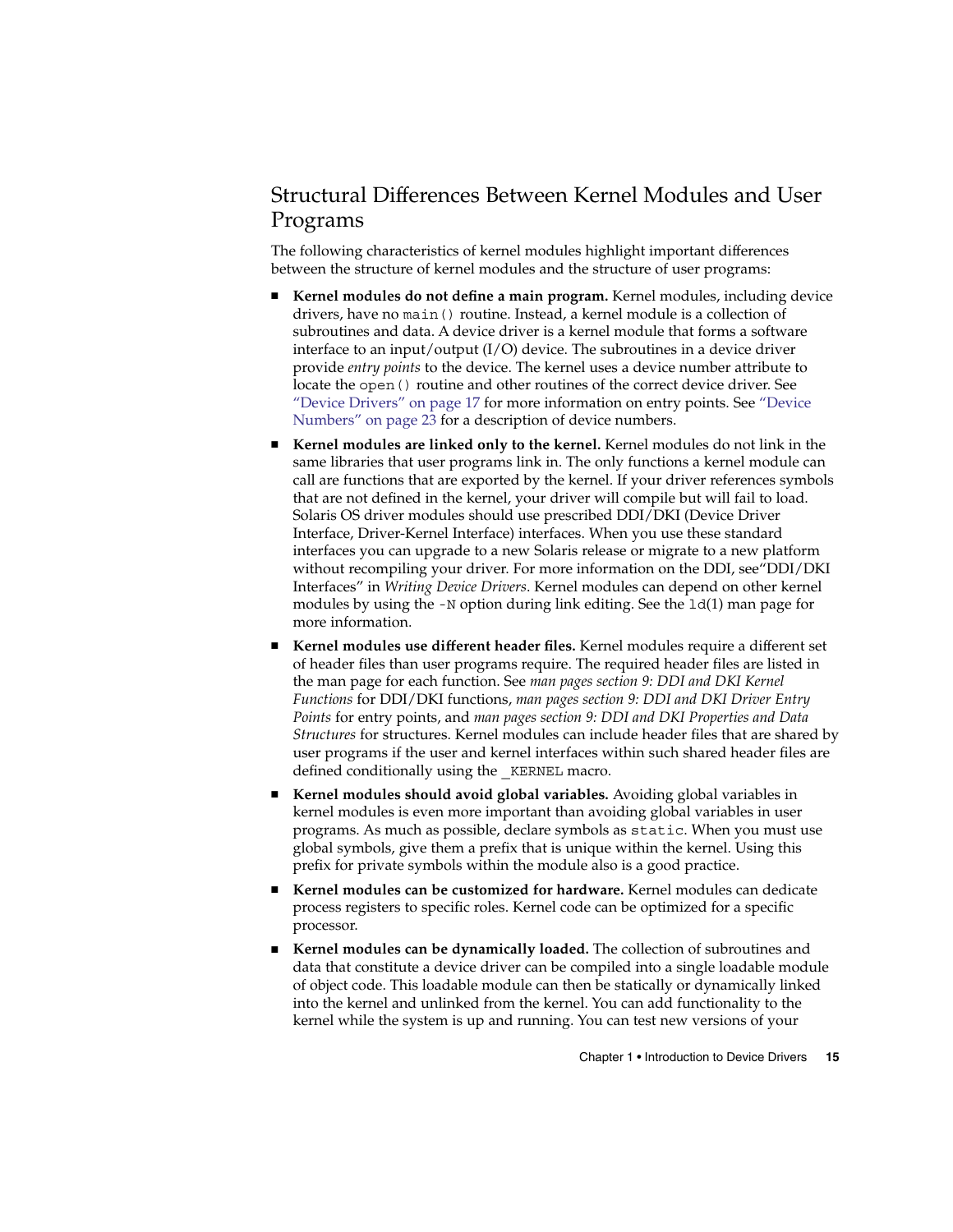## Structural Differences Between Kernel Modules and User Programs

The following characteristics of kernel modules highlight important differences between the structure of kernel modules and the structure of user programs:

- **Kernel modules do not define a main program.** Kernel modules, including device drivers, have no `main()` routine. Instead, a kernel module is a collection of subroutines and data. A device driver is a kernel module that forms a software interface to an input/output (I/O) device. The subroutines in a device driver provide *entry points* to the device. The kernel uses a device number attribute to locate the `open()` routine and other routines of the correct device driver. See "Device Drivers" on page 17 for more information on entry points. See "Device Numbers" on page 23 for a description of device numbers.
- **Kernel modules are linked only to the kernel.** Kernel modules do not link in the same libraries that user programs link in. The only functions a kernel module can call are functions that are exported by the kernel. If your driver references symbols that are not defined in the kernel, your driver will compile but will fail to load. Solaris OS driver modules should use prescribed DDI/DKI (Device Driver Interface, Driver-Kernel Interface) interfaces. When you use these standard interfaces you can upgrade to a new Solaris release or migrate to a new platform without recompiling your driver. For more information on the DDI, see"DDI/DKI Interfaces" in *Writing Device Drivers*. Kernel modules can depend on other kernel modules by using the `-N` option during link editing. See the `ld`(1) man page for more information.
- **Kernel modules use different header files.** Kernel modules require a different set of header files than user programs require. The required header files are listed in the man page for each function. See *man pages section 9: DDI and DKI Kernel Functions* for DDI/DKI functions, *man pages section 9: DDI and DKI Driver Entry Points* for entry points, and *man pages section 9: DDI and DKI Properties and Data Structures* for structures. Kernel modules can include header files that are shared by user programs if the user and kernel interfaces within such shared header files are defined conditionally using the `_KERNEL` macro.
- **Kernel modules should avoid global variables.** Avoiding global variables in kernel modules is even more important than avoiding global variables in user programs. As much as possible, declare symbols as `static`. When you must use global symbols, give them a prefix that is unique within the kernel. Using this prefix for private symbols within the module also is a good practice.
- **Kernel modules can be customized for hardware.** Kernel modules can dedicate process registers to specific roles. Kernel code can be optimized for a specific processor.
- **Kernel modules can be dynamically loaded.** The collection of subroutines and data that constitute a device driver can be compiled into a single loadable module of object code. This loadable module can then be statically or dynamically linked into the kernel and unlinked from the kernel. You can add functionality to the kernel while the system is up and running. You can test new versions of your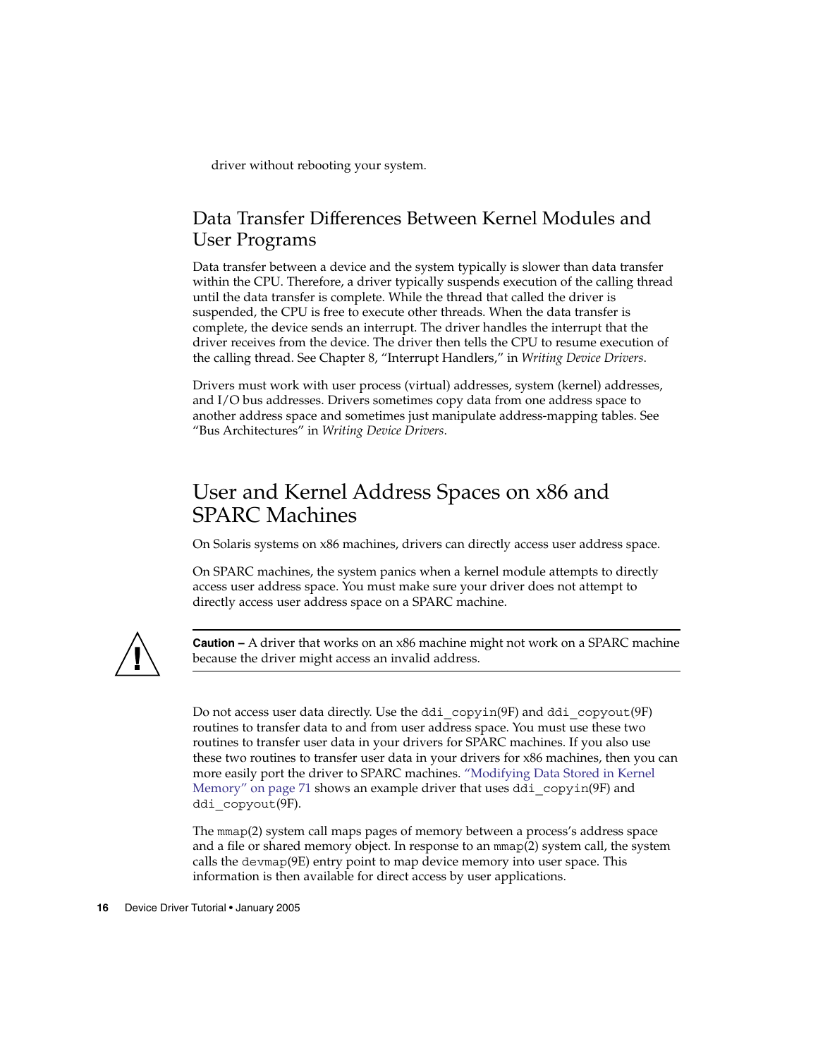driver without rebooting your system.

## Data Transfer Differences Between Kernel Modules and User Programs

Data transfer between a device and the system typically is slower than data transfer within the CPU. Therefore, a driver typically suspends execution of the calling thread until the data transfer is complete. While the thread that called the driver is suspended, the CPU is free to execute other threads. When the data transfer is complete, the device sends an interrupt. The driver handles the interrupt that the driver receives from the device. The driver then tells the CPU to resume execution of the calling thread. See Chapter 8, "Interrupt Handlers," in *Writing Device Drivers*.

Drivers must work with user process (virtual) addresses, system (kernel) addresses, and I/O bus addresses. Drivers sometimes copy data from one address space to another address space and sometimes just manipulate address-mapping tables. See "Bus Architectures" in *Writing Device Drivers*.

# User and Kernel Address Spaces on x86 and SPARC Machines

On Solaris systems on x86 machines, drivers can directly access user address space.

On SPARC machines, the system panics when a kernel module attempts to directly access user address space. You must make sure your driver does not attempt to directly access user address space on a SPARC machine.

---

**Caution –** A driver that works on an x86 machine might not work on a SPARC machine because the driver might access an invalid address.

---

Do not access user data directly. Use the `ddi_copyin`(9F) and `ddi_copyout`(9F) routines to transfer data to and from user address space. You must use these two routines to transfer user data in your drivers for SPARC machines. If you also use these two routines to transfer user data in your drivers for x86 machines, then you can more easily port the driver to SPARC machines. "Modifying Data Stored in Kernel Memory" on page 71 shows an example driver that uses `ddi_copyin`(9F) and `ddi_copyout`(9F).

The `mmap`(2) system call maps pages of memory between a process's address space and a file or shared memory object. In response to an `mmap`(2) system call, the system calls the `devmap`(9E) entry point to map device memory into user space. This information is then available for direct access by user applications.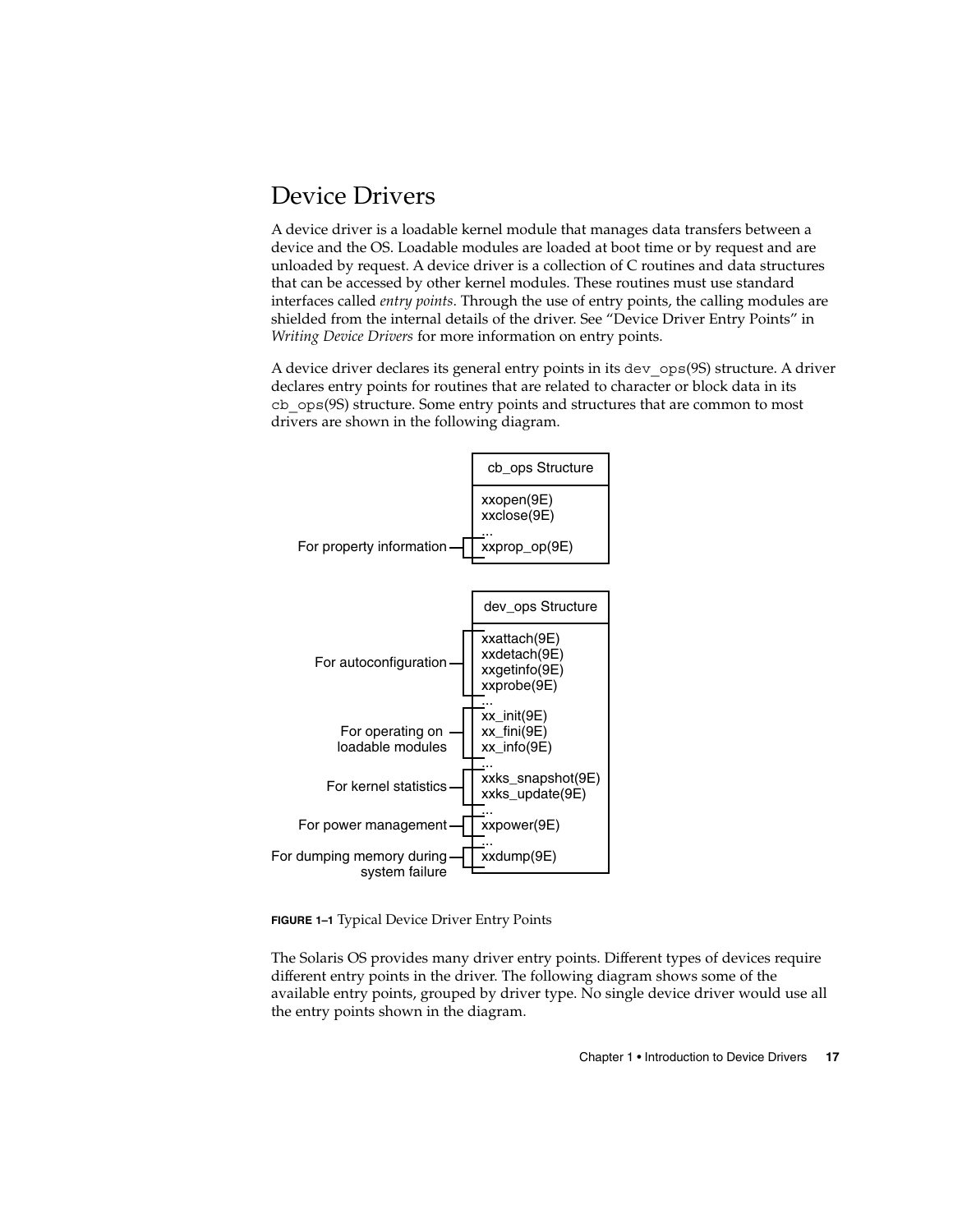## Device Drivers

A device driver is a loadable kernel module that manages data transfers between a device and the OS. Loadable modules are loaded at boot time or by request and are unloaded by request. A device driver is a collection of C routines and data structures that can be accessed by other kernel modules. These routines must use standard interfaces called *entry points*. Through the use of entry points, the calling modules are shielded from the internal details of the driver. See "Device Driver Entry Points" in *Writing Device Drivers* for more information on entry points.

A device driver declares its general entry points in its `dev_ops`(9S) structure. A driver declares entry points for routines that are related to character or block data in its `cb_ops`(9S) structure. Some entry points and structures that are common to most drivers are shown in the following diagram.

**cb_ops Structure**

- xxopen(9E)
- xxclose(9E)
- ...
- For property information: xxprop_op(9E)

**dev_ops Structure**

- For autoconfiguration: xxattach(9E), xxdetach(9E), xxgetinfo(9E), xxprobe(9E)
- ...
- For operating on loadable modules: xx_init(9E), xx_fini(9E), xx_info(9E)
- ...
- For kernel statistics: xxks_snapshot(9E), xxks_update(9E)
- ...
- For power management: xxpower(9E)
- ...
- For dumping memory during system failure: xxdump(9E)

**FIGURE 1–1** Typical Device Driver Entry Points

The Solaris OS provides many driver entry points. Different types of devices require different entry points in the driver. The following diagram shows some of the available entry points, grouped by driver type. No single device driver would use all the entry points shown in the diagram.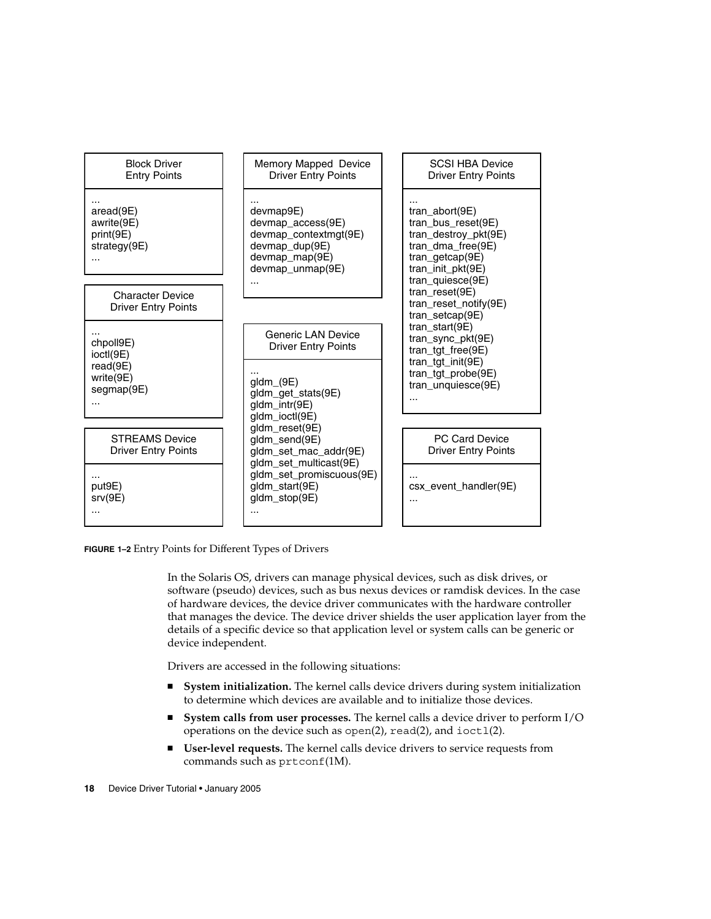**Block Driver Entry Points**

...
aread(9E)
awrite(9E)
print(9E)
strategy(9E)
...

**Character Device Driver Entry Points**

...
chpoll9E)
ioctl(9E)
read(9E)
write(9E)
segmap(9E)
...

**STREAMS Device Driver Entry Points**

...
put9E)
srv(9E)
...

**Memory Mapped Device Driver Entry Points**

...
devmap9E)
devmap_access(9E)
devmap_contextmgt(9E)
devmap_dup(9E)
devmap_map(9E)
devmap_unmap(9E)
...

**Generic LAN Device Driver Entry Points**

...
gldm_(9E)
gldm_get_stats(9E)
gldm_intr(9E)
gldm_ioctl(9E)
gldm_reset(9E)
gldm_send(9E)
gldm_set_mac_addr(9E)
gldm_set_multicast(9E)
gldm_set_promiscuous(9E)
gldm_start(9E)
gldm_stop(9E)
...

**SCSI HBA Device Driver Entry Points**

...
tran_abort(9E)
tran_bus_reset(9E)
tran_destroy_pkt(9E)
tran_dma_free(9E)
tran_getcap(9E)
tran_init_pkt(9E)
tran_quiesce(9E)
tran_reset(9E)
tran_reset_notify(9E)
tran_setcap(9E)
tran_start(9E)
tran_sync_pkt(9E)
tran_tgt_free(9E)
tran_tgt_init(9E)
tran_tgt_probe(9E)
tran_unquiesce(9E)
...

**PC Card Device Driver Entry Points**

...
csx_event_handler(9E)
...

**FIGURE 1–2** Entry Points for Different Types of Drivers

In the Solaris OS, drivers can manage physical devices, such as disk drives, or software (pseudo) devices, such as bus nexus devices or ramdisk devices. In the case of hardware devices, the device driver communicates with the hardware controller that manages the device. The device driver shields the user application layer from the details of a specific device so that application level or system calls can be generic or device independent.

Drivers are accessed in the following situations:

- **System initialization.** The kernel calls device drivers during system initialization to determine which devices are available and to initialize those devices.
- **System calls from user processes.** The kernel calls a device driver to perform I/O operations on the device such as `open`(2), `read`(2), and `ioctl`(2).
- **User-level requests.** The kernel calls device drivers to service requests from commands such as `prtconf`(1M).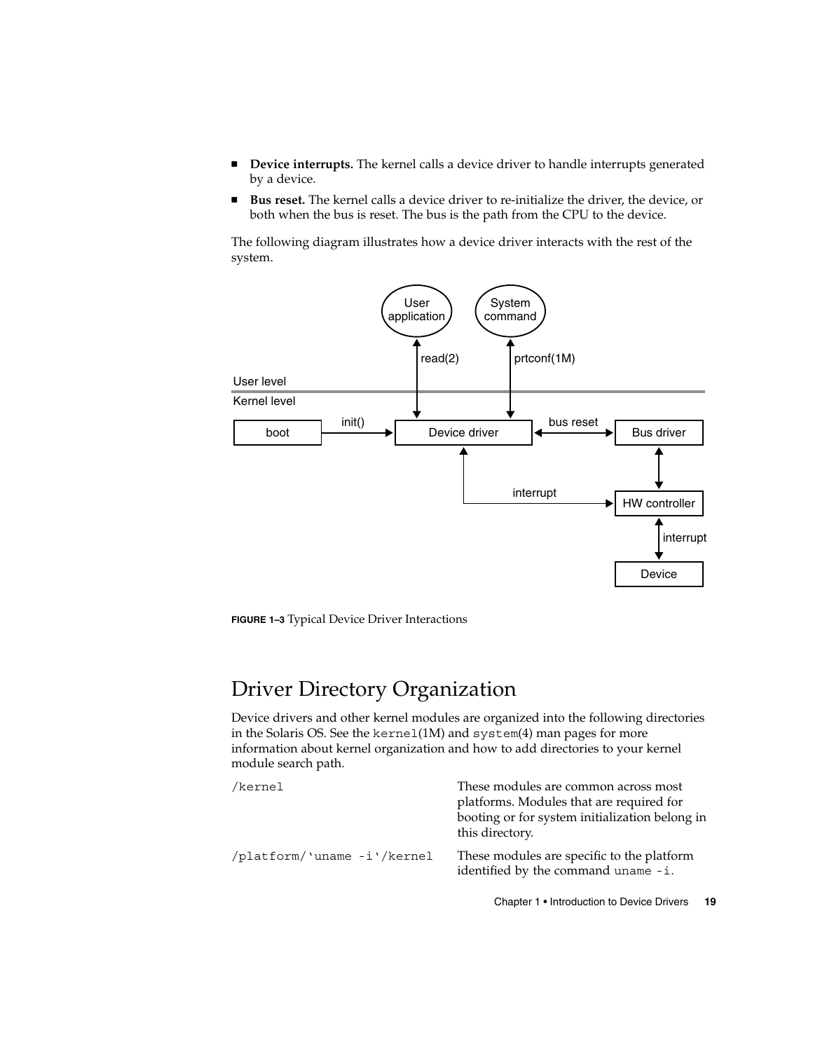- **Device interrupts.** The kernel calls a device driver to handle interrupts generated by a device.
- **Bus reset.** The kernel calls a device driver to re-initialize the driver, the device, or both when the bus is reset. The bus is the path from the CPU to the device.

The following diagram illustrates how a device driver interacts with the rest of the system.

**FIGURE 1–3** Typical Device Driver Interactions

## Driver Directory Organization

Device drivers and other kernel modules are organized into the following directories in the Solaris OS. See the `kernel`(1M) and `system`(4) man pages for more information about kernel organization and how to add directories to your kernel module search path.

| | |
|---|---|
| `/kernel` | These modules are common across most platforms. Modules that are required for booting or for system initialization belong in this directory. |
| `/platform/‘uname -i‘/kernel` | These modules are specific to the platform identified by the command `uname -i`. |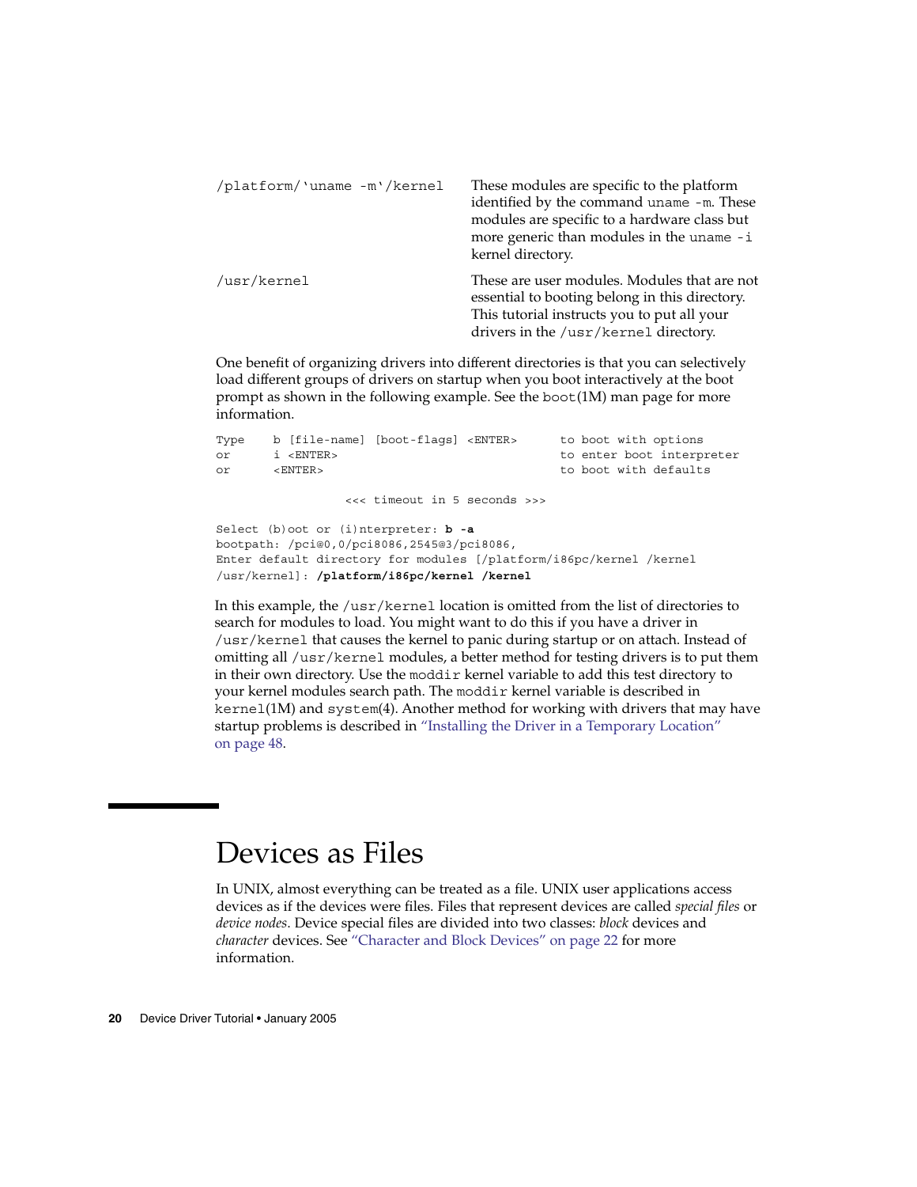| | |
|---|---|
| `/platform/'uname -m'/kernel` | These modules are specific to the platform identified by the command `uname -m`. These modules are specific to a hardware class but more generic than modules in the `uname -i` kernel directory. |
| `/usr/kernel` | These are user modules. Modules that are not essential to booting belong in this directory. This tutorial instructs you to put all your drivers in the `/usr/kernel` directory. |

One benefit of organizing drivers into different directories is that you can selectively load different groups of drivers on startup when you boot interactively at the boot prompt as shown in the following example. See the `boot`(1M) man page for more information.

```
Type    b [file-name] [boot-flags] <ENTER>      to boot with options
or      i <ENTER>                               to enter boot interpreter
or      <ENTER>                                 to boot with defaults

                 <<< timeout in 5 seconds >>>

Select (b)oot or (i)nterpreter: b -a
bootpath: /pci@0,0/pci8086,2545@3/pci8086,
Enter default directory for modules [/platform/i86pc/kernel /kernel
/usr/kernel]: /platform/i86pc/kernel /kernel
```

In this example, the `/usr/kernel` location is omitted from the list of directories to search for modules to load. You might want to do this if you have a driver in `/usr/kernel` that causes the kernel to panic during startup or on attach. Instead of omitting all `/usr/kernel` modules, a better method for testing drivers is to put them in their own directory. Use the `moddir` kernel variable to add this test directory to your kernel modules search path. The `moddir` kernel variable is described in `kernel`(1M) and `system`(4). Another method for working with drivers that may have startup problems is described in "Installing the Driver in a Temporary Location" on page 48.

# Devices as Files

In UNIX, almost everything can be treated as a file. UNIX user applications access devices as if the devices were files. Files that represent devices are called *special files* or *device nodes*. Device special files are divided into two classes: *block* devices and *character* devices. See "Character and Block Devices" on page 22 for more information.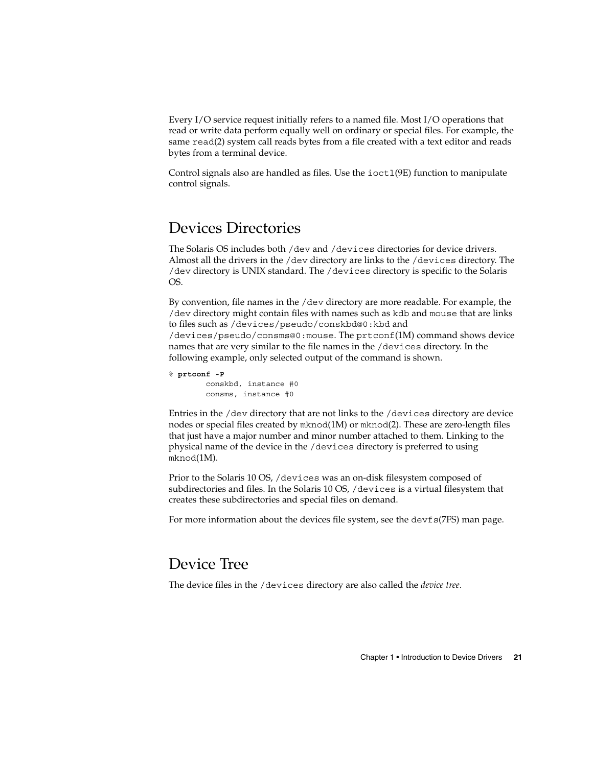Every I/O service request initially refers to a named file. Most I/O operations that read or write data perform equally well on ordinary or special files. For example, the same `read`(2) system call reads bytes from a file created with a text editor and reads bytes from a terminal device.

Control signals also are handled as files. Use the `ioctl`(9E) function to manipulate control signals.

## Devices Directories

The Solaris OS includes both `/dev` and `/devices` directories for device drivers. Almost all the drivers in the `/dev` directory are links to the `/devices` directory. The `/dev` directory is UNIX standard. The `/devices` directory is specific to the Solaris OS.

By convention, file names in the `/dev` directory are more readable. For example, the `/dev` directory might contain files with names such as `kdb` and `mouse` that are links to files such as `/devices/pseudo/conskbd@0:kbd` and `/devices/pseudo/consms@0:mouse`. The `prtconf`(1M) command shows device names that are very similar to the file names in the `/devices` directory. In the following example, only selected output of the command is shown.

```
% prtconf -P
        conskbd, instance #0
        consms, instance #0
```

Entries in the `/dev` directory that are not links to the `/devices` directory are device nodes or special files created by `mknod`(1M) or `mknod`(2). These are zero-length files that just have a major number and minor number attached to them. Linking to the physical name of the device in the `/devices` directory is preferred to using `mknod`(1M).

Prior to the Solaris 10 OS, `/devices` was an on-disk filesystem composed of subdirectories and files. In the Solaris 10 OS, `/devices` is a virtual filesystem that creates these subdirectories and special files on demand.

For more information about the devices file system, see the `devfs`(7FS) man page.

## Device Tree

The device files in the `/devices` directory are also called the *device tree*.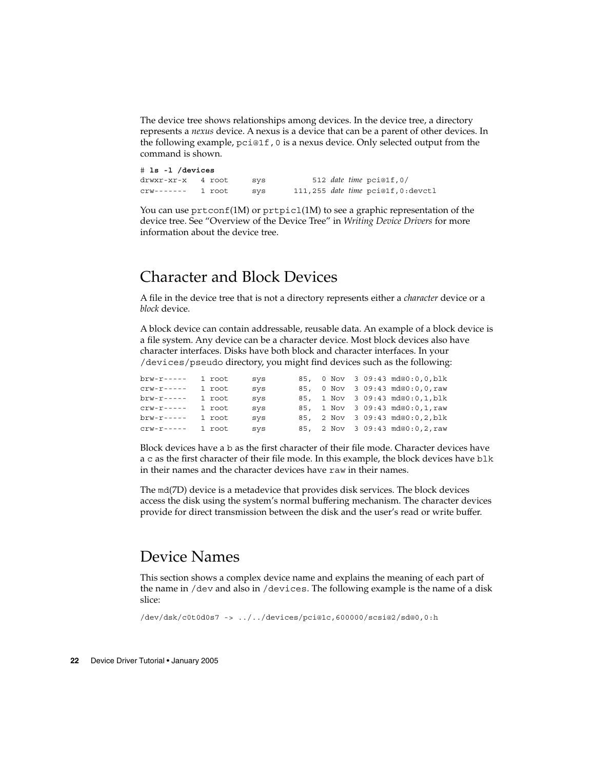The device tree shows relationships among devices. In the device tree, a directory represents a *nexus* device. A nexus is a device that can be a parent of other devices. In the following example, `pci@1f,0` is a nexus device. Only selected output from the command is shown.

```
# ls -l /devices
drwxr-xr-x   4 root     sys          512 date time pci@1f,0/
crw-------   1 root     sys      111,255 date time pci@1f,0:devctl
```

You can use `prtconf`(1M) or `prtpicl`(1M) to see a graphic representation of the device tree. See "Overview of the Device Tree" in *Writing Device Drivers* for more information about the device tree.

## Character and Block Devices

A file in the device tree that is not a directory represents either a *character* device or a *block* device.

A block device can contain addressable, reusable data. An example of a block device is a file system. Any device can be a character device. Most block devices also have character interfaces. Disks have both block and character interfaces. In your `/devices/pseudo` directory, you might find devices such as the following:

```
brw-r-----   1 root     sys       85,  0 Nov  3 09:43 md@0:0,0,blk
crw-r-----   1 root     sys       85,  0 Nov  3 09:43 md@0:0,0,raw
brw-r-----   1 root     sys       85,  1 Nov  3 09:43 md@0:0,1,blk
crw-r-----   1 root     sys       85,  1 Nov  3 09:43 md@0:0,1,raw
brw-r-----   1 root     sys       85,  2 Nov  3 09:43 md@0:0,2,blk
crw-r-----   1 root     sys       85,  2 Nov  3 09:43 md@0:0,2,raw
```

Block devices have a `b` as the first character of their file mode. Character devices have a `c` as the first character of their file mode. In this example, the block devices have `blk` in their names and the character devices have `raw` in their names.

The `md`(7D) device is a metadevice that provides disk services. The block devices access the disk using the system's normal buffering mechanism. The character devices provide for direct transmission between the disk and the user's read or write buffer.

## Device Names

This section shows a complex device name and explains the meaning of each part of the name in `/dev` and also in `/devices`. The following example is the name of a disk slice:

```
/dev/dsk/c0t0d0s7 -> ../../devices/pci@1c,600000/scsi@2/sd@0,0:h
```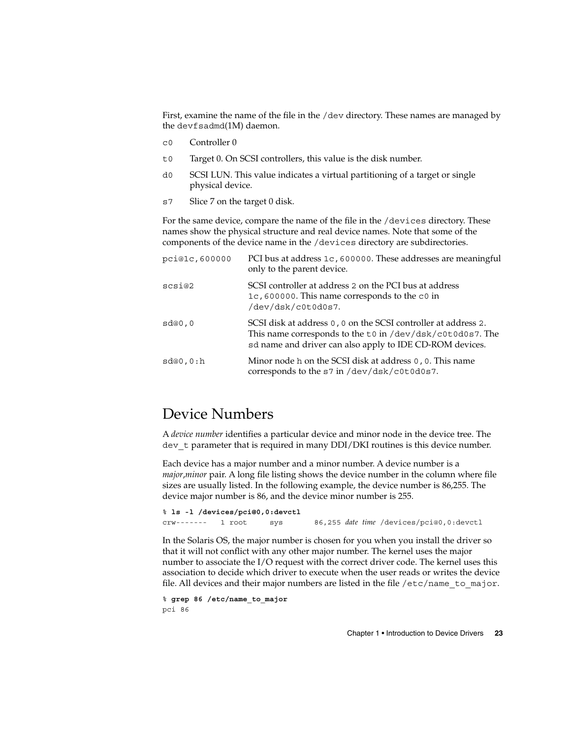First, examine the name of the file in the `/dev` directory. These names are managed by the `devfsadmd`(1M) daemon.

| | |
|---|---|
| `c0` | Controller 0 |
| `t0` | Target 0. On SCSI controllers, this value is the disk number. |
| `d0` | SCSI LUN. This value indicates a virtual partitioning of a target or single physical device. |
| `s7` | Slice 7 on the target 0 disk. |

For the same device, compare the name of the file in the `/devices` directory. These names show the physical structure and real device names. Note that some of the components of the device name in the `/devices` directory are subdirectories.

| | |
|---|---|
| `pci@1c,600000` | PCI bus at address `1c,600000`. These addresses are meaningful only to the parent device. |
| `scsi@2` | SCSI controller at address `2` on the PCI bus at address `1c,600000`. This name corresponds to the `c0` in `/dev/dsk/c0t0d0s7`. |
| `sd@0,0` | SCSI disk at address `0,0` on the SCSI controller at address `2`. This name corresponds to the `t0` in `/dev/dsk/c0t0d0s7`. The `sd` name and driver can also apply to IDE CD-ROM devices. |
| `sd@0,0:h` | Minor node `h` on the SCSI disk at address `0,0`. This name corresponds to the `s7` in `/dev/dsk/c0t0d0s7`. |

## Device Numbers

A *device number* identifies a particular device and minor node in the device tree. The `dev_t` parameter that is required in many DDI/DKI routines is this device number.

Each device has a major number and a minor number. A device number is a *major*,*minor* pair. A long file listing shows the device number in the column where file sizes are usually listed. In the following example, the device number is 86,255. The device major number is 86, and the device minor number is 255.

```
% ls -l /devices/pci@0,0:devctl
crw-------   1 root     sys       86,255 date time /devices/pci@0,0:devctl
```

In the Solaris OS, the major number is chosen for you when you install the driver so that it will not conflict with any other major number. The kernel uses the major number to associate the I/O request with the correct driver code. The kernel uses this association to decide which driver to execute when the user reads or writes the device file. All devices and their major numbers are listed in the file `/etc/name_to_major`.

```
% grep 86 /etc/name_to_major
pci 86
```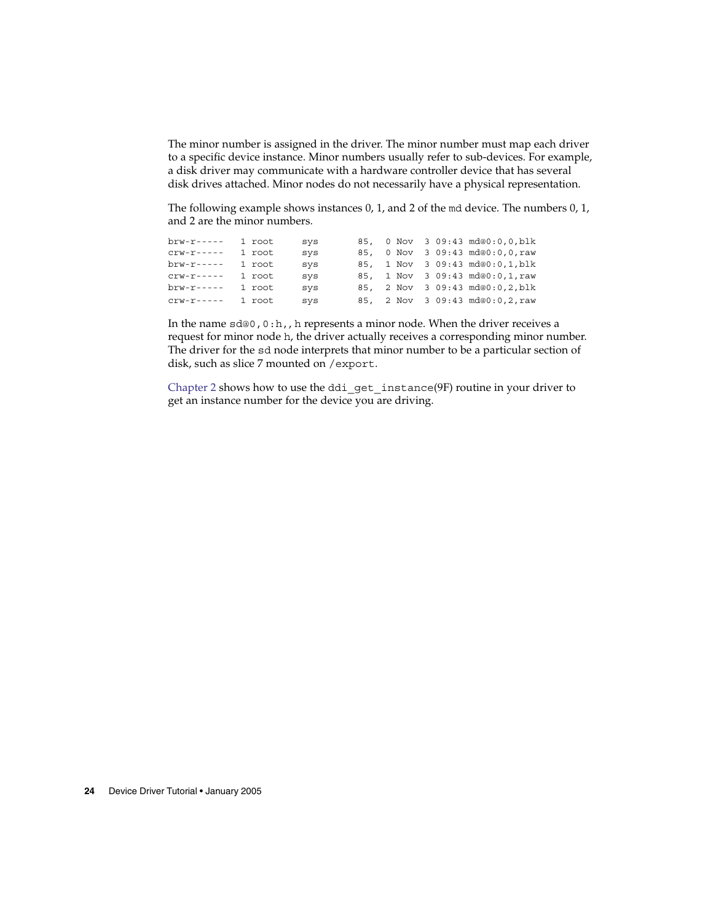The minor number is assigned in the driver. The minor number must map each driver to a specific device instance. Minor numbers usually refer to sub-devices. For example, a disk driver may communicate with a hardware controller device that has several disk drives attached. Minor nodes do not necessarily have a physical representation.

The following example shows instances 0, 1, and 2 of the `md` device. The numbers 0, 1, and 2 are the minor numbers.

```
brw-r-----   1 root     sys       85,  0 Nov  3 09:43 md@0:0,0,blk
crw-r-----   1 root     sys       85,  0 Nov  3 09:43 md@0:0,0,raw
brw-r-----   1 root     sys       85,  1 Nov  3 09:43 md@0:0,1,blk
crw-r-----   1 root     sys       85,  1 Nov  3 09:43 md@0:0,1,raw
brw-r-----   1 root     sys       85,  2 Nov  3 09:43 md@0:0,2,blk
crw-r-----   1 root     sys       85,  2 Nov  3 09:43 md@0:0,2,raw
```

In the name `sd@0,0:h,`, `h` represents a minor node. When the driver receives a request for minor node `h`, the driver actually receives a corresponding minor number. The driver for the `sd` node interprets that minor number to be a particular section of disk, such as slice 7 mounted on `/export`.

Chapter 2 shows how to use the `ddi_get_instance`(9F) routine in your driver to get an instance number for the device you are driving.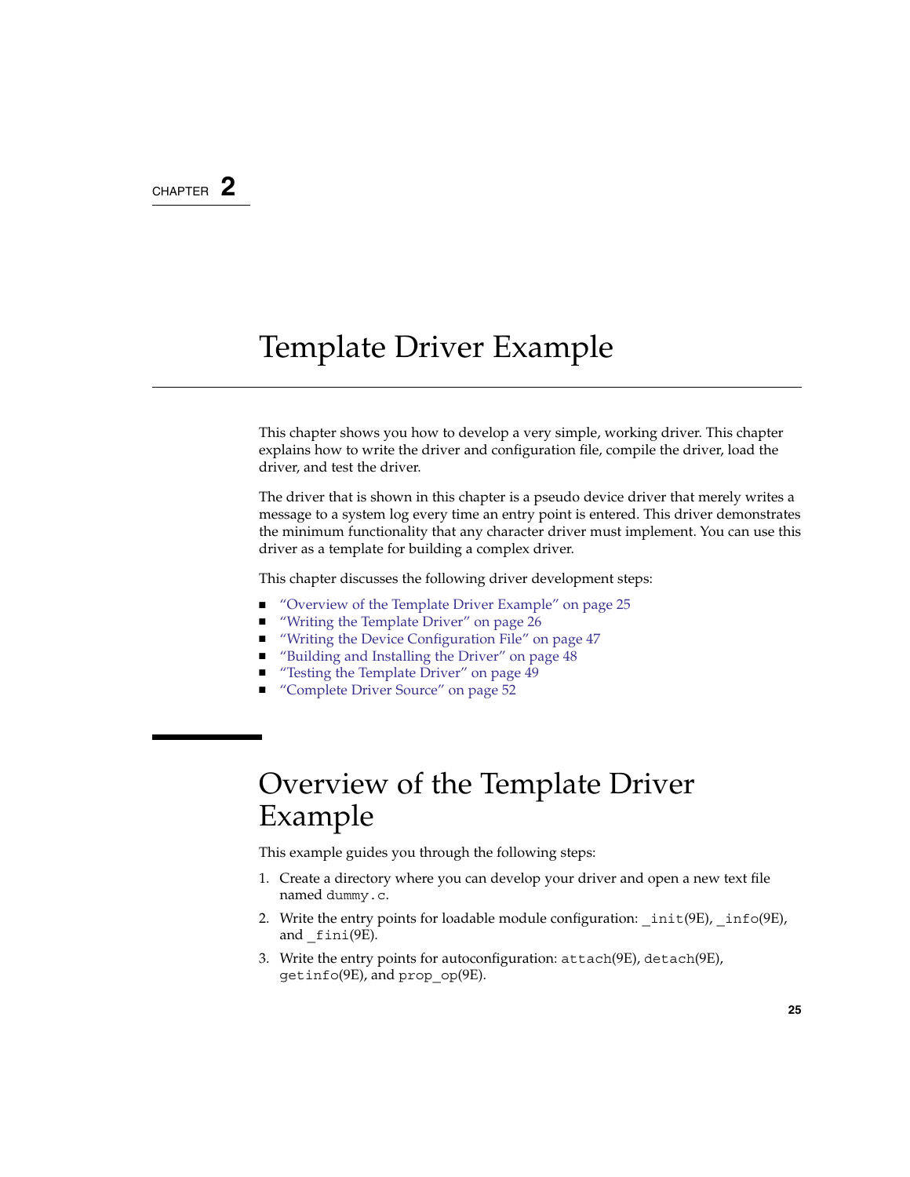CHAPTER 2

# Template Driver Example

This chapter shows you how to develop a very simple, working driver. This chapter explains how to write the driver and configuration file, compile the driver, load the driver, and test the driver.

The driver that is shown in this chapter is a pseudo device driver that merely writes a message to a system log every time an entry point is entered. This driver demonstrates the minimum functionality that any character driver must implement. You can use this driver as a template for building a complex driver.

This chapter discusses the following driver development steps:

- "Overview of the Template Driver Example" on page 25
- "Writing the Template Driver" on page 26
- "Writing the Device Configuration File" on page 47
- "Building and Installing the Driver" on page 48
- "Testing the Template Driver" on page 49
- "Complete Driver Source" on page 52

## Overview of the Template Driver Example

This example guides you through the following steps:

1. Create a directory where you can develop your driver and open a new text file named `dummy.c`.
2. Write the entry points for loadable module configuration: `_init`(9E), `_info`(9E), and `_fini`(9E).
3. Write the entry points for autoconfiguration: `attach`(9E), `detach`(9E), `getinfo`(9E), and `prop_op`(9E).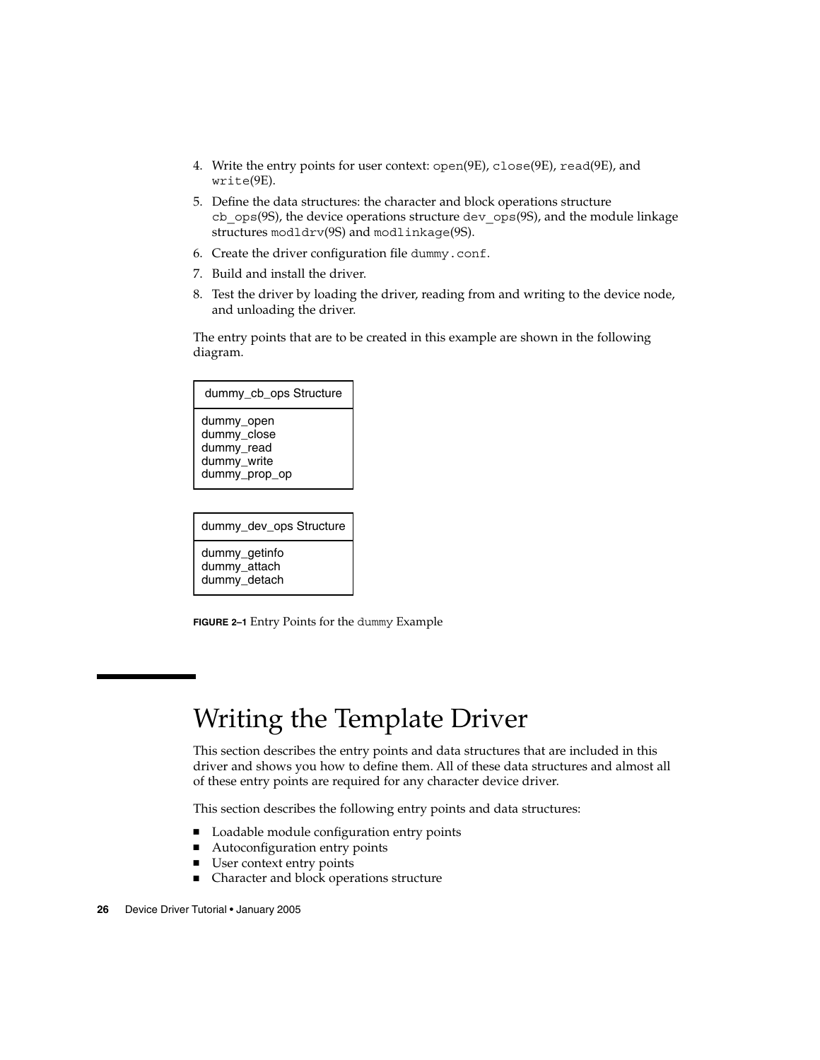4. Write the entry points for user context: `open`(9E), `close`(9E), `read`(9E), and `write`(9E).
5. Define the data structures: the character and block operations structure `cb_ops`(9S), the device operations structure `dev_ops`(9S), and the module linkage structures `modldrv`(9S) and `modlinkage`(9S).
6. Create the driver configuration file `dummy.conf`.
7. Build and install the driver.
8. Test the driver by loading the driver, reading from and writing to the device node, and unloading the driver.

The entry points that are to be created in this example are shown in the following diagram.

| dummy_cb_ops Structure |
| --- |
| dummy_open<br>dummy_close<br>dummy_read<br>dummy_write<br>dummy_prop_op |

| dummy_dev_ops Structure |
| --- |
| dummy_getinfo<br>dummy_attach<br>dummy_detach |

**FIGURE 2–1** Entry Points for the `dummy` Example

# Writing the Template Driver

This section describes the entry points and data structures that are included in this driver and shows you how to define them. All of these data structures and almost all of these entry points are required for any character device driver.

This section describes the following entry points and data structures:

- Loadable module configuration entry points
- Autoconfiguration entry points
- User context entry points
- Character and block operations structure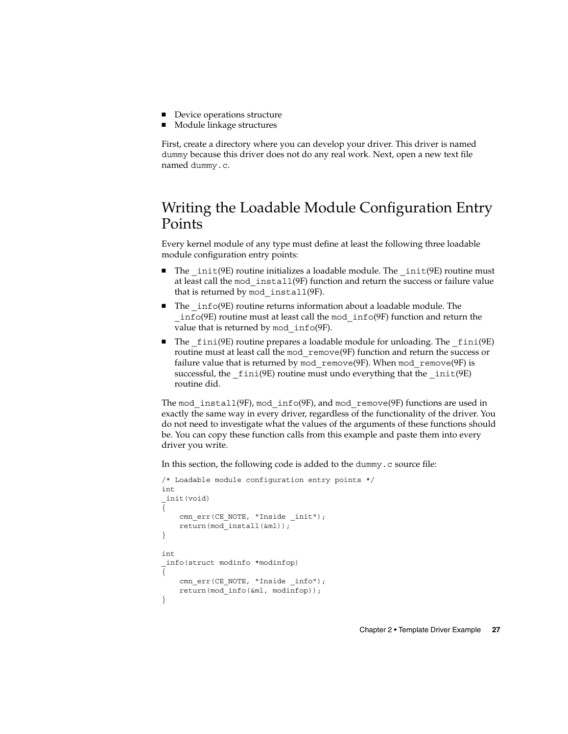- Device operations structure
- Module linkage structures

First, create a directory where you can develop your driver. This driver is named `dummy` because this driver does not do any real work. Next, open a new text file named `dummy.c`.

## Writing the Loadable Module Configuration Entry Points

Every kernel module of any type must define at least the following three loadable module configuration entry points:

- The `_init`(9E) routine initializes a loadable module. The `_init`(9E) routine must at least call the `mod_install`(9F) function and return the success or failure value that is returned by `mod_install`(9F).
- The `_info`(9E) routine returns information about a loadable module. The `_info`(9E) routine must at least call the `mod_info`(9F) function and return the value that is returned by `mod_info`(9F).
- The `_fini`(9E) routine prepares a loadable module for unloading. The `_fini`(9E) routine must at least call the `mod_remove`(9F) function and return the success or failure value that is returned by `mod_remove`(9F). When `mod_remove`(9F) is successful, the `_fini`(9E) routine must undo everything that the `_init`(9E) routine did.

The `mod_install`(9F), `mod_info`(9F), and `mod_remove`(9F) functions are used in exactly the same way in every driver, regardless of the functionality of the driver. You do not need to investigate what the values of the arguments of these functions should be. You can copy these function calls from this example and paste them into every driver you write.

In this section, the following code is added to the `dummy.c` source file:

```
/* Loadable module configuration entry points */
int
_init(void)
{
    cmn_err(CE_NOTE, "Inside _init");
    return(mod_install(&ml));
}

int
_info(struct modinfo *modinfop)
{
    cmn_err(CE_NOTE, "Inside _info");
    return(mod_info(&ml, modinfop));
}
```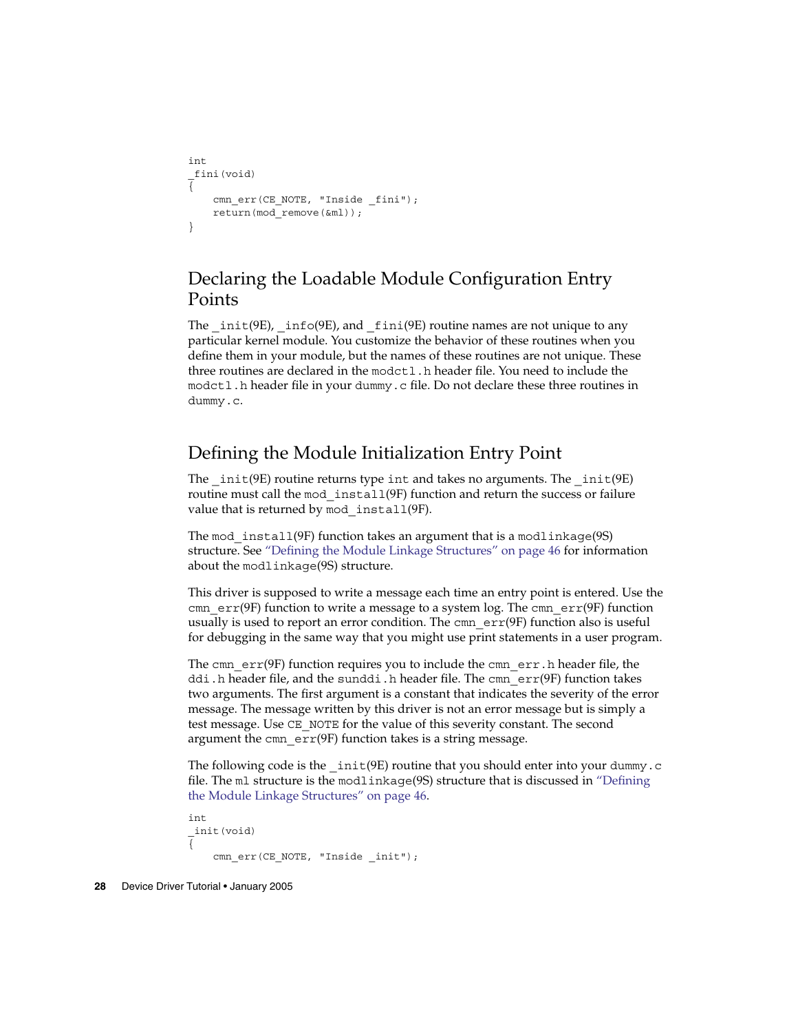```
int
_fini(void)
{
    cmn_err(CE_NOTE, "Inside _fini");
    return(mod_remove(&ml));
}
```

## Declaring the Loadable Module Configuration Entry Points

The `_init`(9E), `_info`(9E), and `_fini`(9E) routine names are not unique to any particular kernel module. You customize the behavior of these routines when you define them in your module, but the names of these routines are not unique. These three routines are declared in the `modctl.h` header file. You need to include the `modctl.h` header file in your `dummy.c` file. Do not declare these three routines in `dummy.c`.

## Defining the Module Initialization Entry Point

The `_init`(9E) routine returns type `int` and takes no arguments. The `_init`(9E) routine must call the `mod_install`(9F) function and return the success or failure value that is returned by `mod_install`(9F).

The `mod_install`(9F) function takes an argument that is a `modlinkage`(9S) structure. See "Defining the Module Linkage Structures" on page 46 for information about the `modlinkage`(9S) structure.

This driver is supposed to write a message each time an entry point is entered. Use the `cmn_err`(9F) function to write a message to a system log. The `cmn_err`(9F) function usually is used to report an error condition. The `cmn_err`(9F) function also is useful for debugging in the same way that you might use print statements in a user program.

The `cmn_err`(9F) function requires you to include the `cmn_err.h` header file, the `ddi.h` header file, and the `sunddi.h` header file. The `cmn_err`(9F) function takes two arguments. The first argument is a constant that indicates the severity of the error message. The message written by this driver is not an error message but is simply a test message. Use `CE_NOTE` for the value of this severity constant. The second argument the `cmn_err`(9F) function takes is a string message.

The following code is the `_init`(9E) routine that you should enter into your `dummy.c` file. The `ml` structure is the `modlinkage`(9S) structure that is discussed in "Defining the Module Linkage Structures" on page 46.

```
int
_init(void)
{
    cmn_err(CE_NOTE, "Inside _init");
```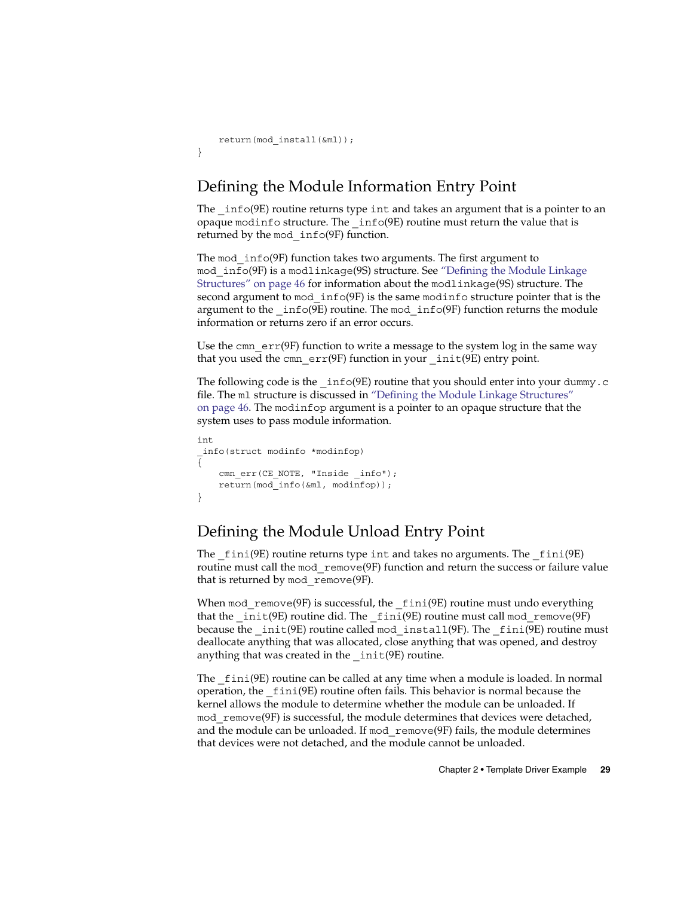```
    return(mod_install(&ml));
}
```

## Defining the Module Information Entry Point

The `_info`(9E) routine returns type `int` and takes an argument that is a pointer to an opaque `modinfo` structure. The `_info`(9E) routine must return the value that is returned by the `mod_info`(9F) function.

The `mod_info`(9F) function takes two arguments. The first argument to `mod_info`(9F) is a `modlinkage`(9S) structure. See "Defining the Module Linkage Structures" on page 46 for information about the `modlinkage`(9S) structure. The second argument to `mod_info`(9F) is the same `modinfo` structure pointer that is the argument to the `_info`(9E) routine. The `mod_info`(9F) function returns the module information or returns zero if an error occurs.

Use the `cmn_err`(9F) function to write a message to the system log in the same way that you used the `cmn_err`(9F) function in your `_init`(9E) entry point.

The following code is the `_info`(9E) routine that you should enter into your `dummy.c` file. The `ml` structure is discussed in "Defining the Module Linkage Structures" on page 46. The `modinfop` argument is a pointer to an opaque structure that the system uses to pass module information.

```
int
_info(struct modinfo *modinfop)
{
    cmn_err(CE_NOTE, "Inside _info");
    return(mod_info(&ml, modinfop));
}
```

## Defining the Module Unload Entry Point

The `_fini`(9E) routine returns type `int` and takes no arguments. The `_fini`(9E) routine must call the `mod_remove`(9F) function and return the success or failure value that is returned by `mod_remove`(9F).

When `mod_remove`(9F) is successful, the `_fini`(9E) routine must undo everything that the `_init`(9E) routine did. The `_fini`(9E) routine must call `mod_remove`(9F) because the `_init`(9E) routine called `mod_install`(9F). The `_fini`(9E) routine must deallocate anything that was allocated, close anything that was opened, and destroy anything that was created in the `_init`(9E) routine.

The `_fini`(9E) routine can be called at any time when a module is loaded. In normal operation, the `_fini`(9E) routine often fails. This behavior is normal because the kernel allows the module to determine whether the module can be unloaded. If `mod_remove`(9F) is successful, the module determines that devices were detached, and the module can be unloaded. If `mod_remove`(9F) fails, the module determines that devices were not detached, and the module cannot be unloaded.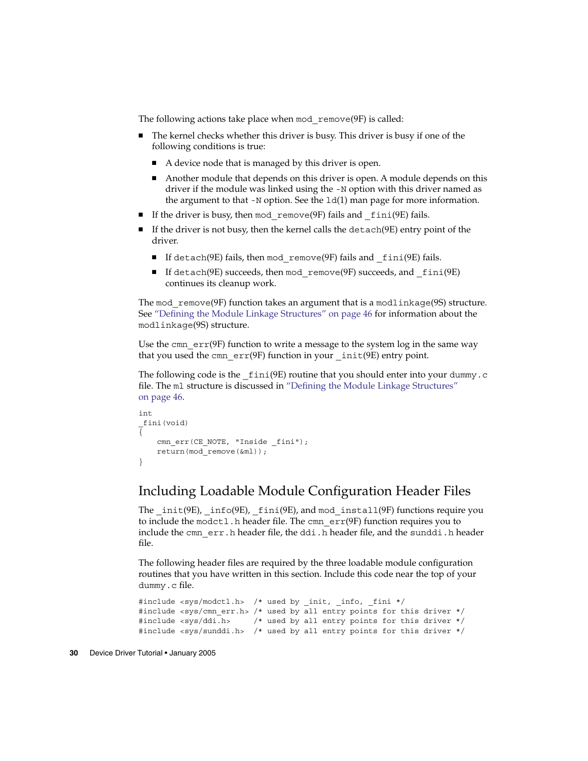The following actions take place when mod_remove(9F) is called:

- The kernel checks whether this driver is busy. This driver is busy if one of the following conditions is true:
  - A device node that is managed by this driver is open.
  - Another module that depends on this driver is open. A module depends on this driver if the module was linked using the -N option with this driver named as the argument to that -N option. See the ld(1) man page for more information.
- If the driver is busy, then mod_remove(9F) fails and _fini(9E) fails.
- If the driver is not busy, then the kernel calls the detach(9E) entry point of the driver.
  - If detach(9E) fails, then mod_remove(9F) fails and _fini(9E) fails.
  - If detach(9E) succeeds, then mod_remove(9F) succeeds, and _fini(9E) continues its cleanup work.

The mod_remove(9F) function takes an argument that is a modlinkage(9S) structure. See "Defining the Module Linkage Structures" on page 46 for information about the modlinkage(9S) structure.

Use the cmn_err(9F) function to write a message to the system log in the same way that you used the cmn_err(9F) function in your _init(9E) entry point.

The following code is the _fini(9E) routine that you should enter into your dummy.c file. The ml structure is discussed in "Defining the Module Linkage Structures" on page 46.

```
int
_fini(void)
{
    cmn_err(CE_NOTE, "Inside _fini");
    return(mod_remove(&ml));
}
```

## Including Loadable Module Configuration Header Files

The _init(9E), _info(9E), _fini(9E), and mod_install(9F) functions require you to include the modctl.h header file. The cmn_err(9F) function requires you to include the cmn_err.h header file, the ddi.h header file, and the sunddi.h header file.

The following header files are required by the three loadable module configuration routines that you have written in this section. Include this code near the top of your dummy.c file.

```
#include <sys/modctl.h>  /* used by _init, _info, _fini */
#include <sys/cmn_err.h> /* used by all entry points for this driver */
#include <sys/ddi.h>     /* used by all entry points for this driver */
#include <sys/sunddi.h>  /* used by all entry points for this driver */
```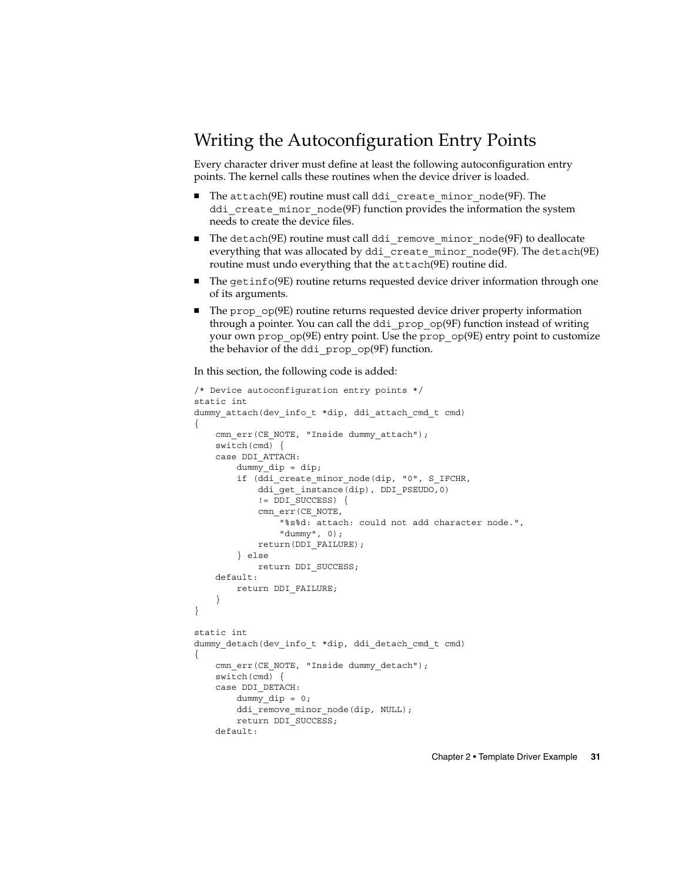## Writing the Autoconfiguration Entry Points

Every character driver must define at least the following autoconfiguration entry points. The kernel calls these routines when the device driver is loaded.

- The `attach`(9E) routine must call `ddi_create_minor_node`(9F). The `ddi_create_minor_node`(9F) function provides the information the system needs to create the device files.
- The `detach`(9E) routine must call `ddi_remove_minor_node`(9F) to deallocate everything that was allocated by `ddi_create_minor_node`(9F). The `detach`(9E) routine must undo everything that the `attach`(9E) routine did.
- The `getinfo`(9E) routine returns requested device driver information through one of its arguments.
- The `prop_op`(9E) routine returns requested device driver property information through a pointer. You can call the `ddi_prop_op`(9F) function instead of writing your own `prop_op`(9E) entry point. Use the `prop_op`(9E) entry point to customize the behavior of the `ddi_prop_op`(9F) function.

In this section, the following code is added:

```
/* Device autoconfiguration entry points */
static int
dummy_attach(dev_info_t *dip, ddi_attach_cmd_t cmd)
{
    cmn_err(CE_NOTE, "Inside dummy_attach");
    switch(cmd) {
    case DDI_ATTACH:
        dummy_dip = dip;
        if (ddi_create_minor_node(dip, "0", S_IFCHR,
            ddi_get_instance(dip), DDI_PSEUDO,0)
            != DDI_SUCCESS) {
            cmn_err(CE_NOTE,
                "%s%d: attach: could not add character node.",
                "dummy", 0);
            return(DDI_FAILURE);
        } else
            return DDI_SUCCESS;
    default:
        return DDI_FAILURE;
    }
}

static int
dummy_detach(dev_info_t *dip, ddi_detach_cmd_t cmd)
{
    cmn_err(CE_NOTE, "Inside dummy_detach");
    switch(cmd) {
    case DDI_DETACH:
        dummy_dip = 0;
        ddi_remove_minor_node(dip, NULL);
        return DDI_SUCCESS;
    default:
```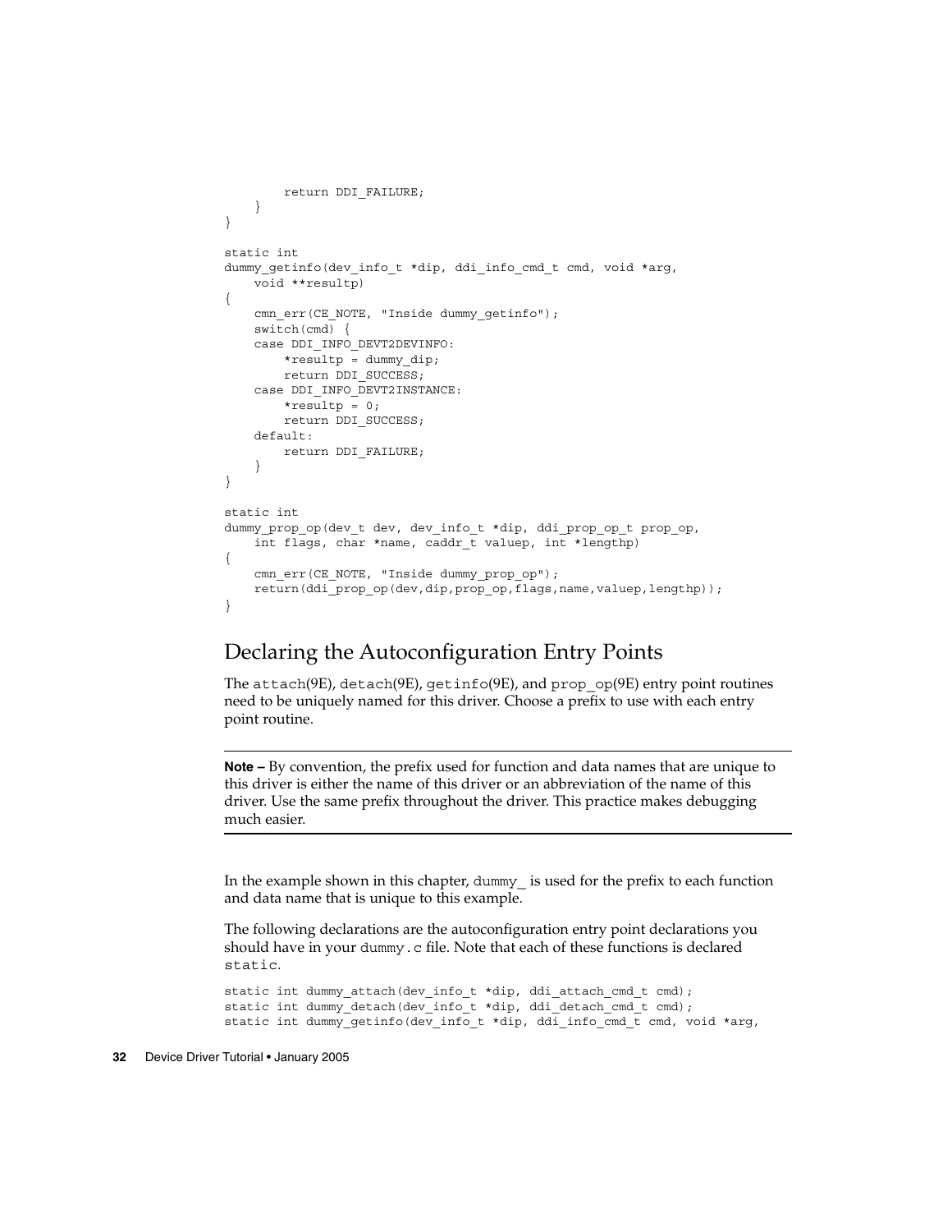```
        return DDI_FAILURE;
    }
}

static int
dummy_getinfo(dev_info_t *dip, ddi_info_cmd_t cmd, void *arg,
    void **resultp)
{
    cmn_err(CE_NOTE, "Inside dummy_getinfo");
    switch(cmd) {
    case DDI_INFO_DEVT2DEVINFO:
        *resultp = dummy_dip;
        return DDI_SUCCESS;
    case DDI_INFO_DEVT2INSTANCE:
        *resultp = 0;
        return DDI_SUCCESS;
    default:
        return DDI_FAILURE;
    }
}

static int
dummy_prop_op(dev_t dev, dev_info_t *dip, ddi_prop_op_t prop_op,
    int flags, char *name, caddr_t valuep, int *lengthp)
{
    cmn_err(CE_NOTE, "Inside dummy_prop_op");
    return(ddi_prop_op(dev,dip,prop_op,flags,name,valuep,lengthp));
}
```

## Declaring the Autoconfiguration Entry Points

The `attach`(9E), `detach`(9E), `getinfo`(9E), and `prop_op`(9E) entry point routines need to be uniquely named for this driver. Choose a prefix to use with each entry point routine.

---

**Note –** By convention, the prefix used for function and data names that are unique to this driver is either the name of this driver or an abbreviation of the name of this driver. Use the same prefix throughout the driver. This practice makes debugging much easier.

---

In the example shown in this chapter, `dummy_` is used for the prefix to each function and data name that is unique to this example.

The following declarations are the autoconfiguration entry point declarations you should have in your `dummy.c` file. Note that each of these functions is declared `static`.

```
static int dummy_attach(dev_info_t *dip, ddi_attach_cmd_t cmd);
static int dummy_detach(dev_info_t *dip, ddi_detach_cmd_t cmd);
static int dummy_getinfo(dev_info_t *dip, ddi_info_cmd_t cmd, void *arg,
```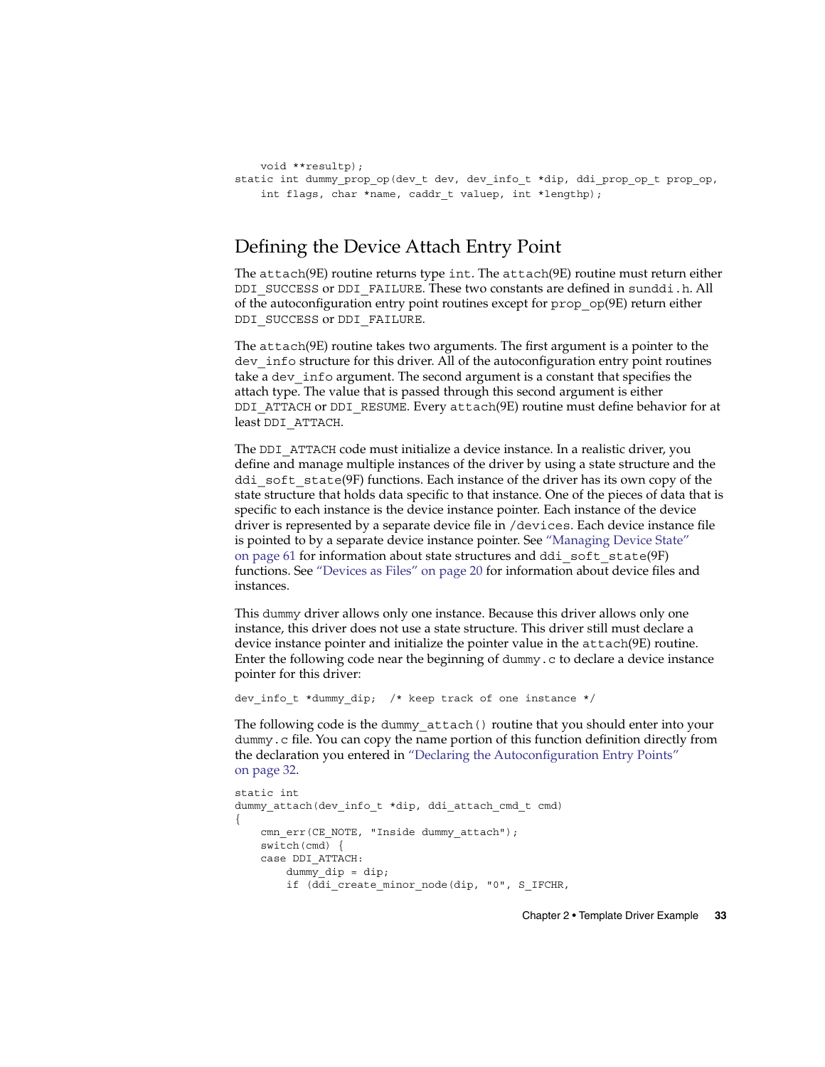```
    void **resultp);
static int dummy_prop_op(dev_t dev, dev_info_t *dip, ddi_prop_op_t prop_op,
    int flags, char *name, caddr_t valuep, int *lengthp);
```

## Defining the Device Attach Entry Point

The `attach`(9E) routine returns type `int`. The `attach`(9E) routine must return either `DDI_SUCCESS` or `DDI_FAILURE`. These two constants are defined in `sunddi.h`. All of the autoconfiguration entry point routines except for `prop_op`(9E) return either `DDI_SUCCESS` or `DDI_FAILURE`.

The `attach`(9E) routine takes two arguments. The first argument is a pointer to the `dev_info` structure for this driver. All of the autoconfiguration entry point routines take a `dev_info` argument. The second argument is a constant that specifies the attach type. The value that is passed through this second argument is either `DDI_ATTACH` or `DDI_RESUME`. Every `attach`(9E) routine must define behavior for at least `DDI_ATTACH`.

The `DDI_ATTACH` code must initialize a device instance. In a realistic driver, you define and manage multiple instances of the driver by using a state structure and the `ddi_soft_state`(9F) functions. Each instance of the driver has its own copy of the state structure that holds data specific to that instance. One of the pieces of data that is specific to each instance is the device instance pointer. Each instance of the device driver is represented by a separate device file in `/devices`. Each device instance file is pointed to by a separate device instance pointer. See "Managing Device State" on page 61 for information about state structures and `ddi_soft_state`(9F) functions. See "Devices as Files" on page 20 for information about device files and instances.

This `dummy` driver allows only one instance. Because this driver allows only one instance, this driver does not use a state structure. This driver still must declare a device instance pointer and initialize the pointer value in the `attach`(9E) routine. Enter the following code near the beginning of `dummy.c` to declare a device instance pointer for this driver:

```
dev_info_t *dummy_dip;  /* keep track of one instance */
```

The following code is the `dummy_attach()` routine that you should enter into your `dummy.c` file. You can copy the name portion of this function definition directly from the declaration you entered in "Declaring the Autoconfiguration Entry Points" on page 32.

```
static int
dummy_attach(dev_info_t *dip, ddi_attach_cmd_t cmd)
{
    cmn_err(CE_NOTE, "Inside dummy_attach");
    switch(cmd) {
    case DDI_ATTACH:
        dummy_dip = dip;
        if (ddi_create_minor_node(dip, "0", S_IFCHR,
```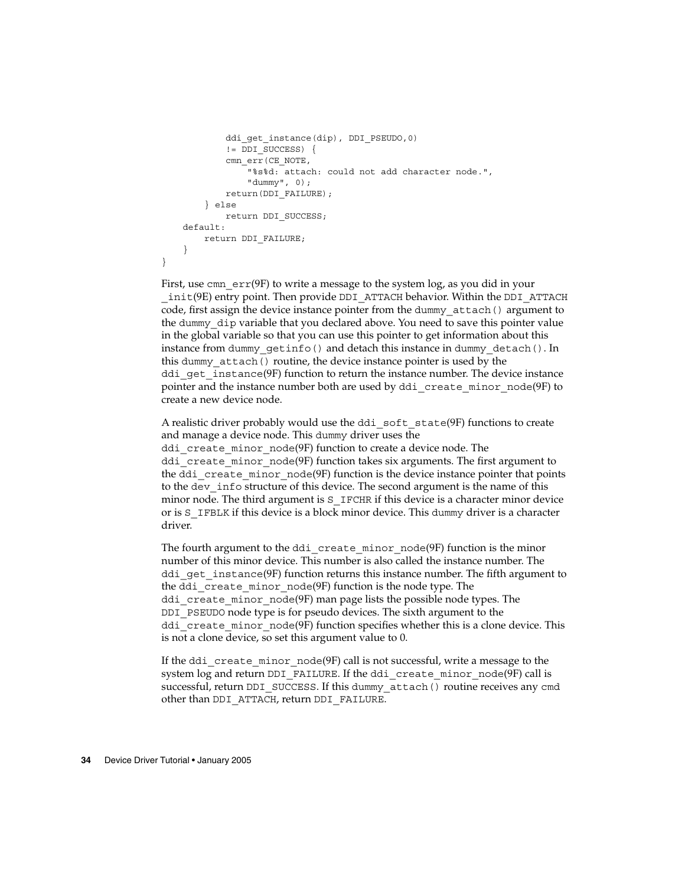```
            ddi_get_instance(dip), DDI_PSEUDO,0)
            != DDI_SUCCESS) {
            cmn_err(CE_NOTE,
                "%s%d: attach: could not add character node.",
                "dummy", 0);
            return(DDI_FAILURE);
        } else
            return DDI_SUCCESS;
    default:
        return DDI_FAILURE;
    }
}
```

First, use cmn_err(9F) to write a message to the system log, as you did in your _init(9E) entry point. Then provide DDI_ATTACH behavior. Within the DDI_ATTACH code, first assign the device instance pointer from the dummy_attach() argument to the dummy_dip variable that you declared above. You need to save this pointer value in the global variable so that you can use this pointer to get information about this instance from dummy_getinfo() and detach this instance in dummy_detach(). In this dummy_attach() routine, the device instance pointer is used by the ddi_get_instance(9F) function to return the instance number. The device instance pointer and the instance number both are used by ddi_create_minor_node(9F) to create a new device node.

A realistic driver probably would use the ddi_soft_state(9F) functions to create and manage a device node. This dummy driver uses the ddi_create_minor_node(9F) function to create a device node. The ddi_create_minor_node(9F) function takes six arguments. The first argument to the ddi_create_minor_node(9F) function is the device instance pointer that points to the dev_info structure of this device. The second argument is the name of this minor node. The third argument is S_IFCHR if this device is a character minor device or is S_IFBLK if this device is a block minor device. This dummy driver is a character driver.

The fourth argument to the ddi_create_minor_node(9F) function is the minor number of this minor device. This number is also called the instance number. The ddi_get_instance(9F) function returns this instance number. The fifth argument to the ddi_create_minor_node(9F) function is the node type. The ddi_create_minor_node(9F) man page lists the possible node types. The DDI_PSEUDO node type is for pseudo devices. The sixth argument to the ddi_create_minor_node(9F) function specifies whether this is a clone device. This is not a clone device, so set this argument value to 0.

If the ddi_create_minor_node(9F) call is not successful, write a message to the system log and return DDI_FAILURE. If the ddi_create_minor_node(9F) call is successful, return DDI_SUCCESS. If this dummy_attach() routine receives any cmd other than DDI_ATTACH, return DDI_FAILURE.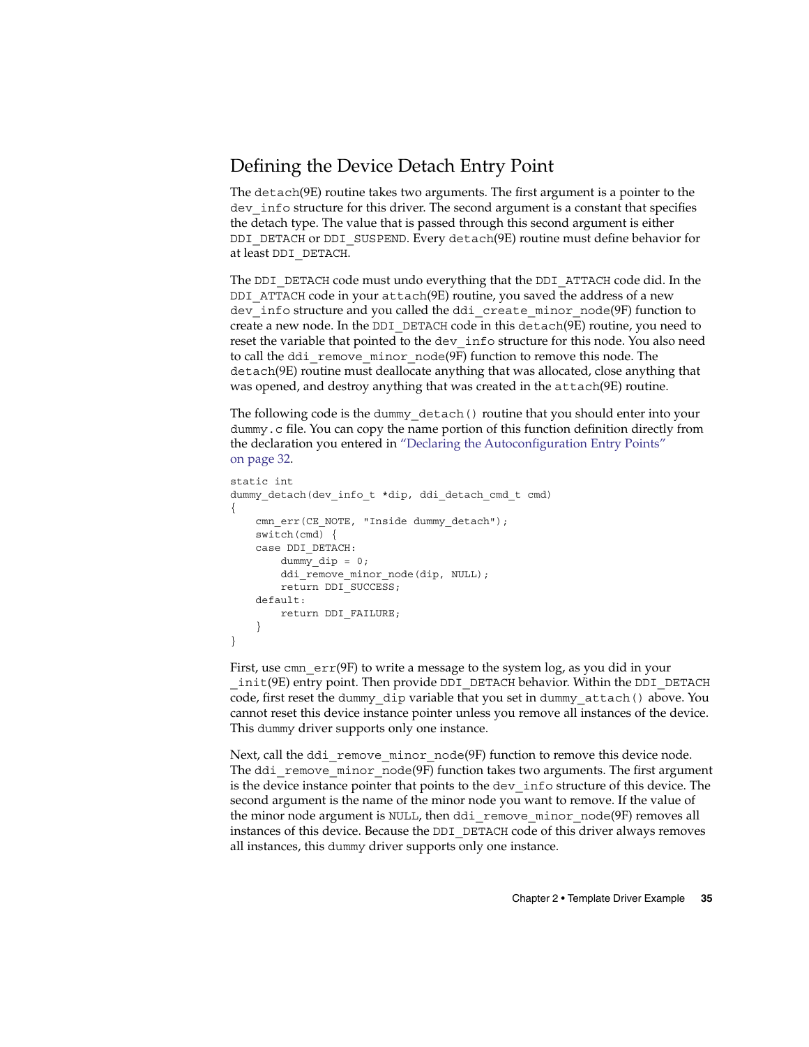## Defining the Device Detach Entry Point

The detach(9E) routine takes two arguments. The first argument is a pointer to the dev_info structure for this driver. The second argument is a constant that specifies the detach type. The value that is passed through this second argument is either DDI_DETACH or DDI_SUSPEND. Every detach(9E) routine must define behavior for at least DDI_DETACH.

The DDI_DETACH code must undo everything that the DDI_ATTACH code did. In the DDI_ATTACH code in your attach(9E) routine, you saved the address of a new dev_info structure and you called the ddi_create_minor_node(9F) function to create a new node. In the DDI_DETACH code in this detach(9E) routine, you need to reset the variable that pointed to the dev_info structure for this node. You also need to call the ddi_remove_minor_node(9F) function to remove this node. The detach(9E) routine must deallocate anything that was allocated, close anything that was opened, and destroy anything that was created in the attach(9E) routine.

The following code is the dummy_detach() routine that you should enter into your dummy.c file. You can copy the name portion of this function definition directly from the declaration you entered in "Declaring the Autoconfiguration Entry Points" on page 32.

```
static int
dummy_detach(dev_info_t *dip, ddi_detach_cmd_t cmd)
{
    cmn_err(CE_NOTE, "Inside dummy_detach");
    switch(cmd) {
    case DDI_DETACH:
        dummy_dip = 0;
        ddi_remove_minor_node(dip, NULL);
        return DDI_SUCCESS;
    default:
        return DDI_FAILURE;
    }
}
```

First, use cmn_err(9F) to write a message to the system log, as you did in your _init(9E) entry point. Then provide DDI_DETACH behavior. Within the DDI_DETACH code, first reset the dummy_dip variable that you set in dummy_attach() above. You cannot reset this device instance pointer unless you remove all instances of the device. This dummy driver supports only one instance.

Next, call the ddi_remove_minor_node(9F) function to remove this device node. The ddi_remove_minor_node(9F) function takes two arguments. The first argument is the device instance pointer that points to the dev_info structure of this device. The second argument is the name of the minor node you want to remove. If the value of the minor node argument is NULL, then ddi_remove_minor_node(9F) removes all instances of this device. Because the DDI_DETACH code of this driver always removes all instances, this dummy driver supports only one instance.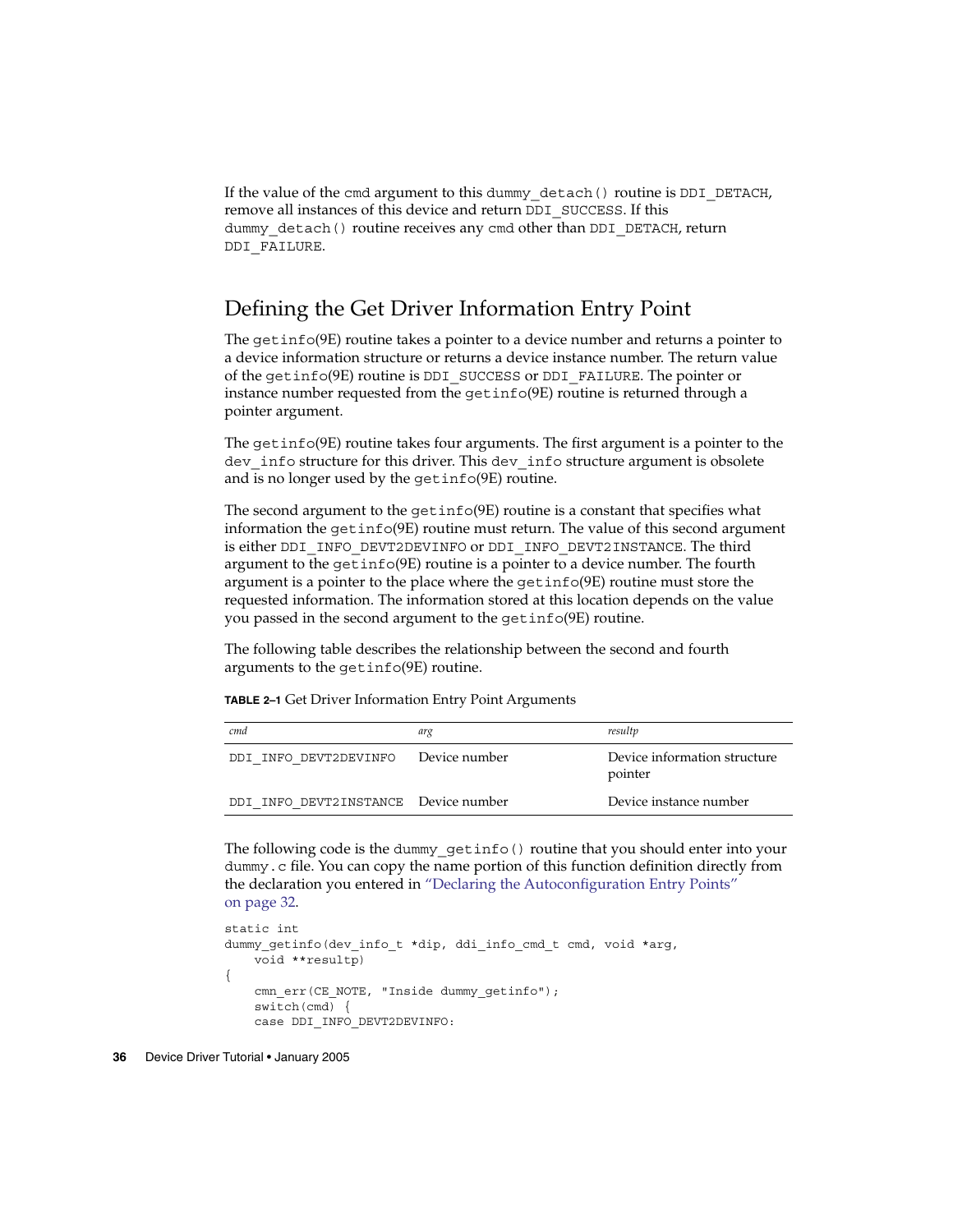If the value of the cmd argument to this dummy_detach() routine is DDI_DETACH, remove all instances of this device and return DDI_SUCCESS. If this dummy_detach() routine receives any cmd other than DDI_DETACH, return DDI_FAILURE.

## Defining the Get Driver Information Entry Point

The getinfo(9E) routine takes a pointer to a device number and returns a pointer to a device information structure or returns a device instance number. The return value of the getinfo(9E) routine is DDI_SUCCESS or DDI_FAILURE. The pointer or instance number requested from the getinfo(9E) routine is returned through a pointer argument.

The getinfo(9E) routine takes four arguments. The first argument is a pointer to the dev_info structure for this driver. This dev_info structure argument is obsolete and is no longer used by the getinfo(9E) routine.

The second argument to the getinfo(9E) routine is a constant that specifies what information the getinfo(9E) routine must return. The value of this second argument is either DDI_INFO_DEVT2DEVINFO or DDI_INFO_DEVT2INSTANCE. The third argument to the getinfo(9E) routine is a pointer to a device number. The fourth argument is a pointer to the place where the getinfo(9E) routine must store the requested information. The information stored at this location depends on the value you passed in the second argument to the getinfo(9E) routine.

The following table describes the relationship between the second and fourth arguments to the getinfo(9E) routine.

**TABLE 2–1** Get Driver Information Entry Point Arguments

| *cmd* | *arg* | *resultp* |
|---|---|---|
| DDI_INFO_DEVT2DEVINFO | Device number | Device information structure pointer |
| DDI_INFO_DEVT2INSTANCE | Device number | Device instance number |

The following code is the dummy_getinfo() routine that you should enter into your dummy.c file. You can copy the name portion of this function definition directly from the declaration you entered in "Declaring the Autoconfiguration Entry Points" on page 32.

```
static int
dummy_getinfo(dev_info_t *dip, ddi_info_cmd_t cmd, void *arg,
    void **resultp)
{
    cmn_err(CE_NOTE, "Inside dummy_getinfo");
    switch(cmd) {
    case DDI_INFO_DEVT2DEVINFO:
```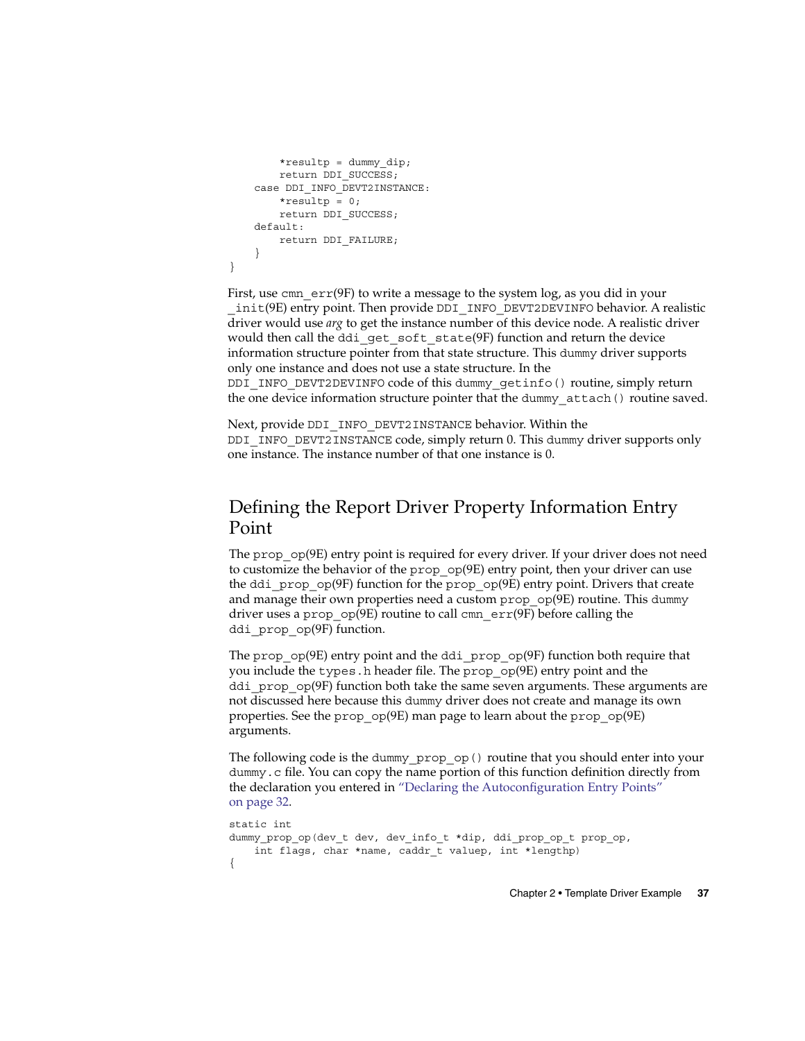```
        *resultp = dummy_dip;
        return DDI_SUCCESS;
    case DDI_INFO_DEVT2INSTANCE:
        *resultp = 0;
        return DDI_SUCCESS;
    default:
        return DDI_FAILURE;
    }
}
```

First, use `cmn_err`(9F) to write a message to the system log, as you did in your `_init`(9E) entry point. Then provide `DDI_INFO_DEVT2DEVINFO` behavior. A realistic driver would use *arg* to get the instance number of this device node. A realistic driver would then call the `ddi_get_soft_state`(9F) function and return the device information structure pointer from that state structure. This `dummy` driver supports only one instance and does not use a state structure. In the `DDI_INFO_DEVT2DEVINFO` code of this `dummy_getinfo()` routine, simply return the one device information structure pointer that the `dummy_attach()` routine saved.

Next, provide `DDI_INFO_DEVT2INSTANCE` behavior. Within the `DDI_INFO_DEVT2INSTANCE` code, simply return 0. This `dummy` driver supports only one instance. The instance number of that one instance is 0.

## Defining the Report Driver Property Information Entry Point

The `prop_op`(9E) entry point is required for every driver. If your driver does not need to customize the behavior of the `prop_op`(9E) entry point, then your driver can use the `ddi_prop_op`(9F) function for the `prop_op`(9E) entry point. Drivers that create and manage their own properties need a custom `prop_op`(9E) routine. This `dummy` driver uses a `prop_op`(9E) routine to call `cmn_err`(9F) before calling the `ddi_prop_op`(9F) function.

The `prop_op`(9E) entry point and the `ddi_prop_op`(9F) function both require that you include the `types.h` header file. The `prop_op`(9E) entry point and the `ddi_prop_op`(9F) function both take the same seven arguments. These arguments are not discussed here because this `dummy` driver does not create and manage its own properties. See the `prop_op`(9E) man page to learn about the `prop_op`(9E) arguments.

The following code is the `dummy_prop_op()` routine that you should enter into your `dummy.c` file. You can copy the name portion of this function definition directly from the declaration you entered in "Declaring the Autoconfiguration Entry Points" on page 32.

```
static int
dummy_prop_op(dev_t dev, dev_info_t *dip, ddi_prop_op_t prop_op,
    int flags, char *name, caddr_t valuep, int *lengthp)
{
```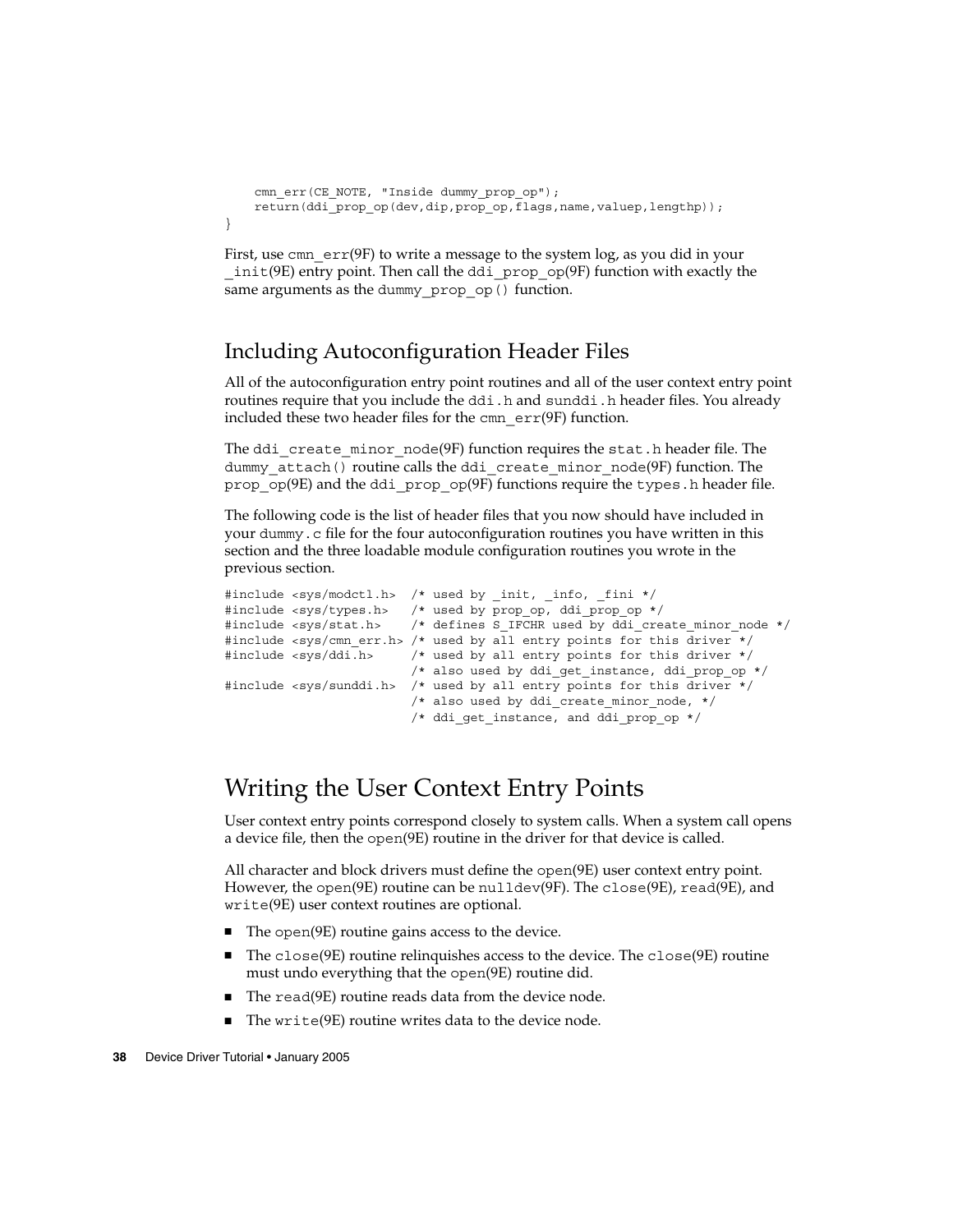```
    cmn_err(CE_NOTE, "Inside dummy_prop_op");
    return(ddi_prop_op(dev,dip,prop_op,flags,name,valuep,lengthp));
}
```

First, use `cmn_err`(9F) to write a message to the system log, as you did in your `_init`(9E) entry point. Then call the `ddi_prop_op`(9F) function with exactly the same arguments as the `dummy_prop_op()` function.

## Including Autoconfiguration Header Files

All of the autoconfiguration entry point routines and all of the user context entry point routines require that you include the `ddi.h` and `sunddi.h` header files. You already included these two header files for the `cmn_err`(9F) function.

The `ddi_create_minor_node`(9F) function requires the `stat.h` header file. The `dummy_attach()` routine calls the `ddi_create_minor_node`(9F) function. The `prop_op`(9E) and the `ddi_prop_op`(9F) functions require the `types.h` header file.

The following code is the list of header files that you now should have included in your `dummy.c` file for the four autoconfiguration routines you have written in this section and the three loadable module configuration routines you wrote in the previous section.

```
#include <sys/modctl.h>  /* used by _init, _info, _fini */
#include <sys/types.h>   /* used by prop_op, ddi_prop_op */
#include <sys/stat.h>    /* defines S_IFCHR used by ddi_create_minor_node */
#include <sys/cmn_err.h> /* used by all entry points for this driver */
#include <sys/ddi.h>     /* used by all entry points for this driver */
                         /* also used by ddi_get_instance, ddi_prop_op */
#include <sys/sunddi.h>  /* used by all entry points for this driver */
                         /* also used by ddi_create_minor_node, */
                         /* ddi_get_instance, and ddi_prop_op */
```

# Writing the User Context Entry Points

User context entry points correspond closely to system calls. When a system call opens a device file, then the `open`(9E) routine in the driver for that device is called.

All character and block drivers must define the `open`(9E) user context entry point. However, the `open`(9E) routine can be `nulldev`(9F). The `close`(9E), `read`(9E), and `write`(9E) user context routines are optional.

- The `open`(9E) routine gains access to the device.
- The `close`(9E) routine relinquishes access to the device. The `close`(9E) routine must undo everything that the `open`(9E) routine did.
- The `read`(9E) routine reads data from the device node.
- The `write`(9E) routine writes data to the device node.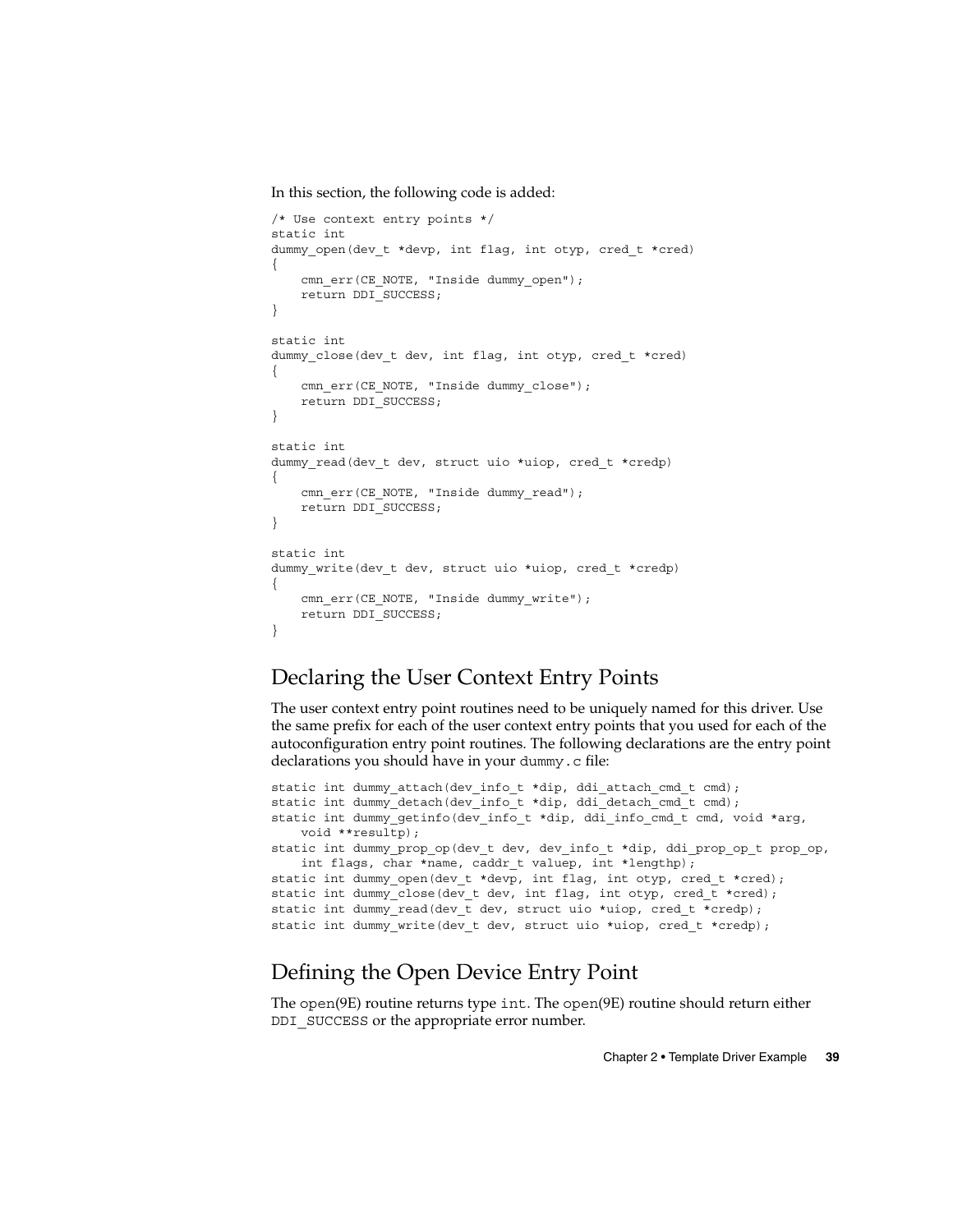In this section, the following code is added:

```
/* Use context entry points */
static int
dummy_open(dev_t *devp, int flag, int otyp, cred_t *cred)
{
    cmn_err(CE_NOTE, "Inside dummy_open");
    return DDI_SUCCESS;
}

static int
dummy_close(dev_t dev, int flag, int otyp, cred_t *cred)
{
    cmn_err(CE_NOTE, "Inside dummy_close");
    return DDI_SUCCESS;
}

static int
dummy_read(dev_t dev, struct uio *uiop, cred_t *credp)
{
    cmn_err(CE_NOTE, "Inside dummy_read");
    return DDI_SUCCESS;
}

static int
dummy_write(dev_t dev, struct uio *uiop, cred_t *credp)
{
    cmn_err(CE_NOTE, "Inside dummy_write");
    return DDI_SUCCESS;
}
```

## Declaring the User Context Entry Points

The user context entry point routines need to be uniquely named for this driver. Use the same prefix for each of the user context entry points that you used for each of the autoconfiguration entry point routines. The following declarations are the entry point declarations you should have in your `dummy.c` file:

```
static int dummy_attach(dev_info_t *dip, ddi_attach_cmd_t cmd);
static int dummy_detach(dev_info_t *dip, ddi_detach_cmd_t cmd);
static int dummy_getinfo(dev_info_t *dip, ddi_info_cmd_t cmd, void *arg,
    void **resultp);
static int dummy_prop_op(dev_t dev, dev_info_t *dip, ddi_prop_op_t prop_op,
    int flags, char *name, caddr_t valuep, int *lengthp);
static int dummy_open(dev_t *devp, int flag, int otyp, cred_t *cred);
static int dummy_close(dev_t dev, int flag, int otyp, cred_t *cred);
static int dummy_read(dev_t dev, struct uio *uiop, cred_t *credp);
static int dummy_write(dev_t dev, struct uio *uiop, cred_t *credp);
```

## Defining the Open Device Entry Point

The `open`(9E) routine returns type `int`. The `open`(9E) routine should return either `DDI_SUCCESS` or the appropriate error number.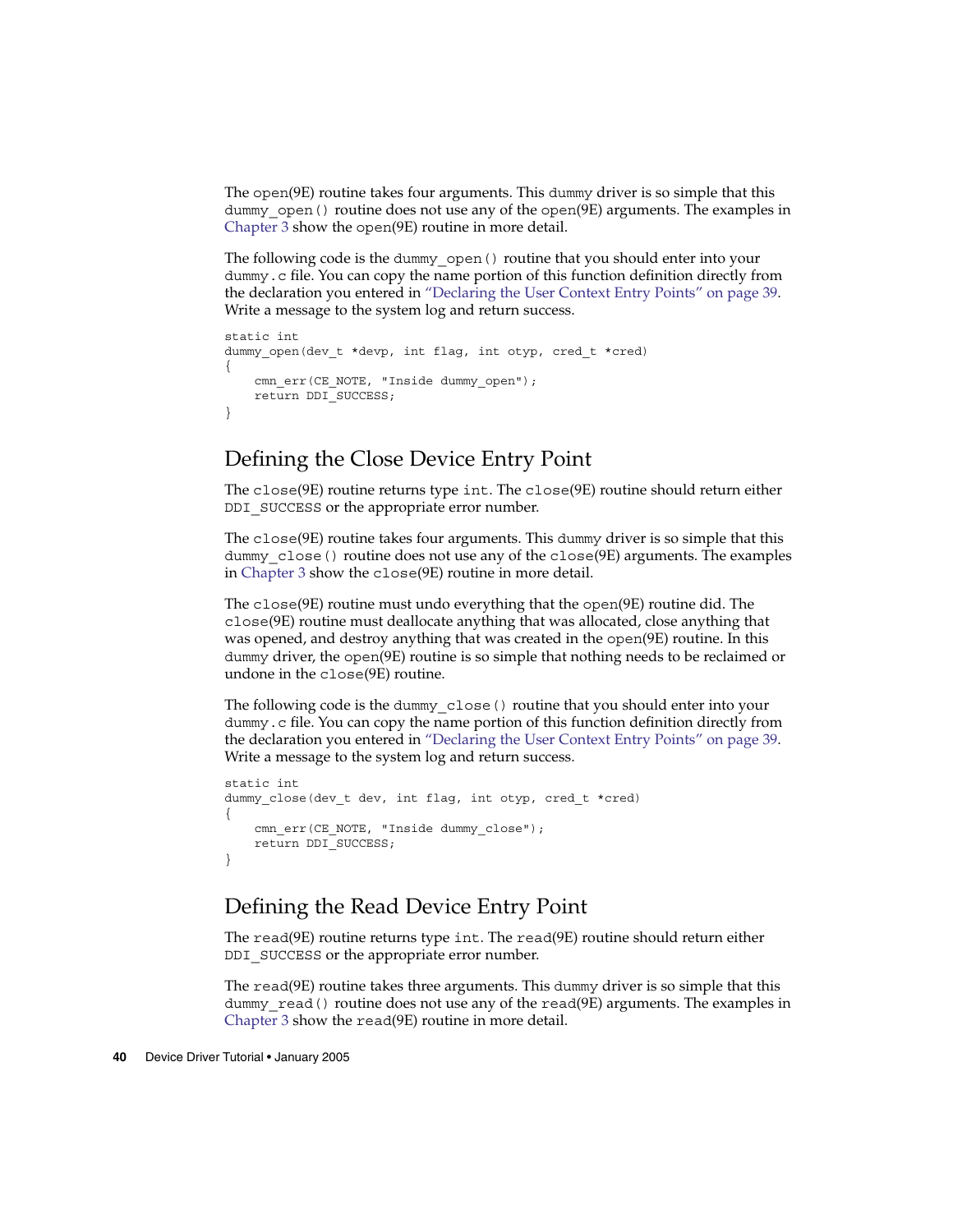The open(9E) routine takes four arguments. This dummy driver is so simple that this dummy_open() routine does not use any of the open(9E) arguments. The examples in Chapter 3 show the open(9E) routine in more detail.

The following code is the dummy_open() routine that you should enter into your dummy.c file. You can copy the name portion of this function definition directly from the declaration you entered in "Declaring the User Context Entry Points" on page 39. Write a message to the system log and return success.

```
static int
dummy_open(dev_t *devp, int flag, int otyp, cred_t *cred)
{
    cmn_err(CE_NOTE, "Inside dummy_open");
    return DDI_SUCCESS;
}
```

## Defining the Close Device Entry Point

The close(9E) routine returns type int. The close(9E) routine should return either DDI_SUCCESS or the appropriate error number.

The close(9E) routine takes four arguments. This dummy driver is so simple that this dummy_close() routine does not use any of the close(9E) arguments. The examples in Chapter 3 show the close(9E) routine in more detail.

The close(9E) routine must undo everything that the open(9E) routine did. The close(9E) routine must deallocate anything that was allocated, close anything that was opened, and destroy anything that was created in the open(9E) routine. In this dummy driver, the open(9E) routine is so simple that nothing needs to be reclaimed or undone in the close(9E) routine.

The following code is the dummy_close() routine that you should enter into your dummy.c file. You can copy the name portion of this function definition directly from the declaration you entered in "Declaring the User Context Entry Points" on page 39. Write a message to the system log and return success.

```
static int
dummy_close(dev_t dev, int flag, int otyp, cred_t *cred)
{
    cmn_err(CE_NOTE, "Inside dummy_close");
    return DDI_SUCCESS;
}
```

## Defining the Read Device Entry Point

The read(9E) routine returns type int. The read(9E) routine should return either DDI_SUCCESS or the appropriate error number.

The read(9E) routine takes three arguments. This dummy driver is so simple that this dummy_read() routine does not use any of the read(9E) arguments. The examples in Chapter 3 show the read(9E) routine in more detail.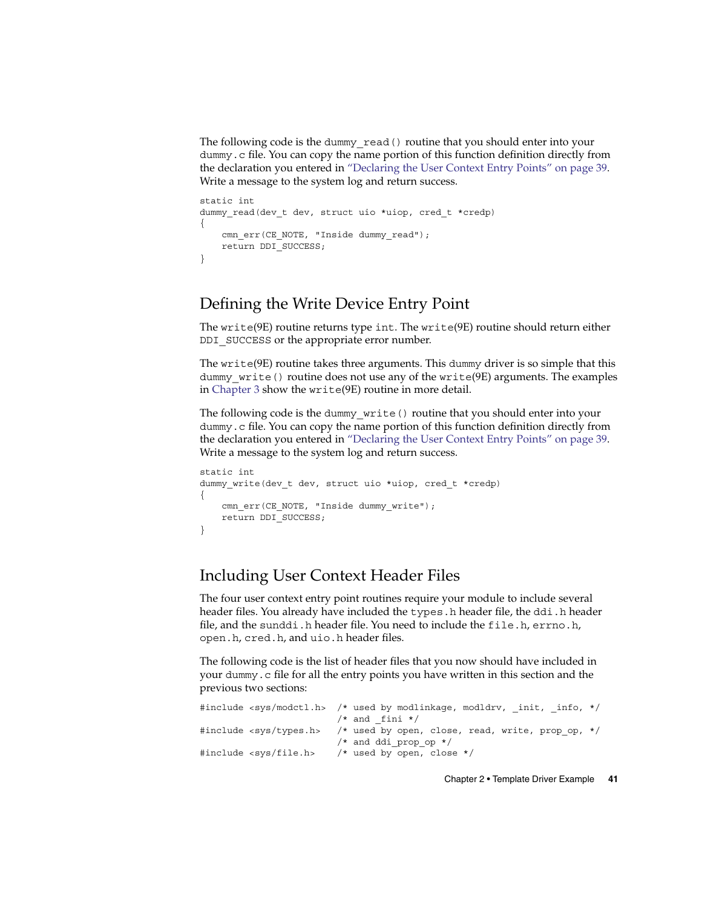The following code is the `dummy_read()` routine that you should enter into your `dummy.c` file. You can copy the name portion of this function definition directly from the declaration you entered in "Declaring the User Context Entry Points" on page 39. Write a message to the system log and return success.

```
static int
dummy_read(dev_t dev, struct uio *uiop, cred_t *credp)
{
    cmn_err(CE_NOTE, "Inside dummy_read");
    return DDI_SUCCESS;
}
```

## Defining the Write Device Entry Point

The `write`(9E) routine returns type `int`. The `write`(9E) routine should return either `DDI_SUCCESS` or the appropriate error number.

The `write`(9E) routine takes three arguments. This `dummy` driver is so simple that this `dummy_write()` routine does not use any of the `write`(9E) arguments. The examples in Chapter 3 show the `write`(9E) routine in more detail.

The following code is the `dummy_write()` routine that you should enter into your `dummy.c` file. You can copy the name portion of this function definition directly from the declaration you entered in "Declaring the User Context Entry Points" on page 39. Write a message to the system log and return success.

```
static int
dummy_write(dev_t dev, struct uio *uiop, cred_t *credp)
{
    cmn_err(CE_NOTE, "Inside dummy_write");
    return DDI_SUCCESS;
}
```

## Including User Context Header Files

The four user context entry point routines require your module to include several header files. You already have included the `types.h` header file, the `ddi.h` header file, and the `sunddi.h` header file. You need to include the `file.h`, `errno.h`, `open.h`, `cred.h`, and `uio.h` header files.

The following code is the list of header files that you now should have included in your `dummy.c` file for all the entry points you have written in this section and the previous two sections:

```
#include <sys/modctl.h>  /* used by modlinkage, modldrv, _init, _info, */
                         /* and _fini */
#include <sys/types.h>   /* used by open, close, read, write, prop_op, */
                         /* and ddi_prop_op */
#include <sys/file.h>    /* used by open, close */
```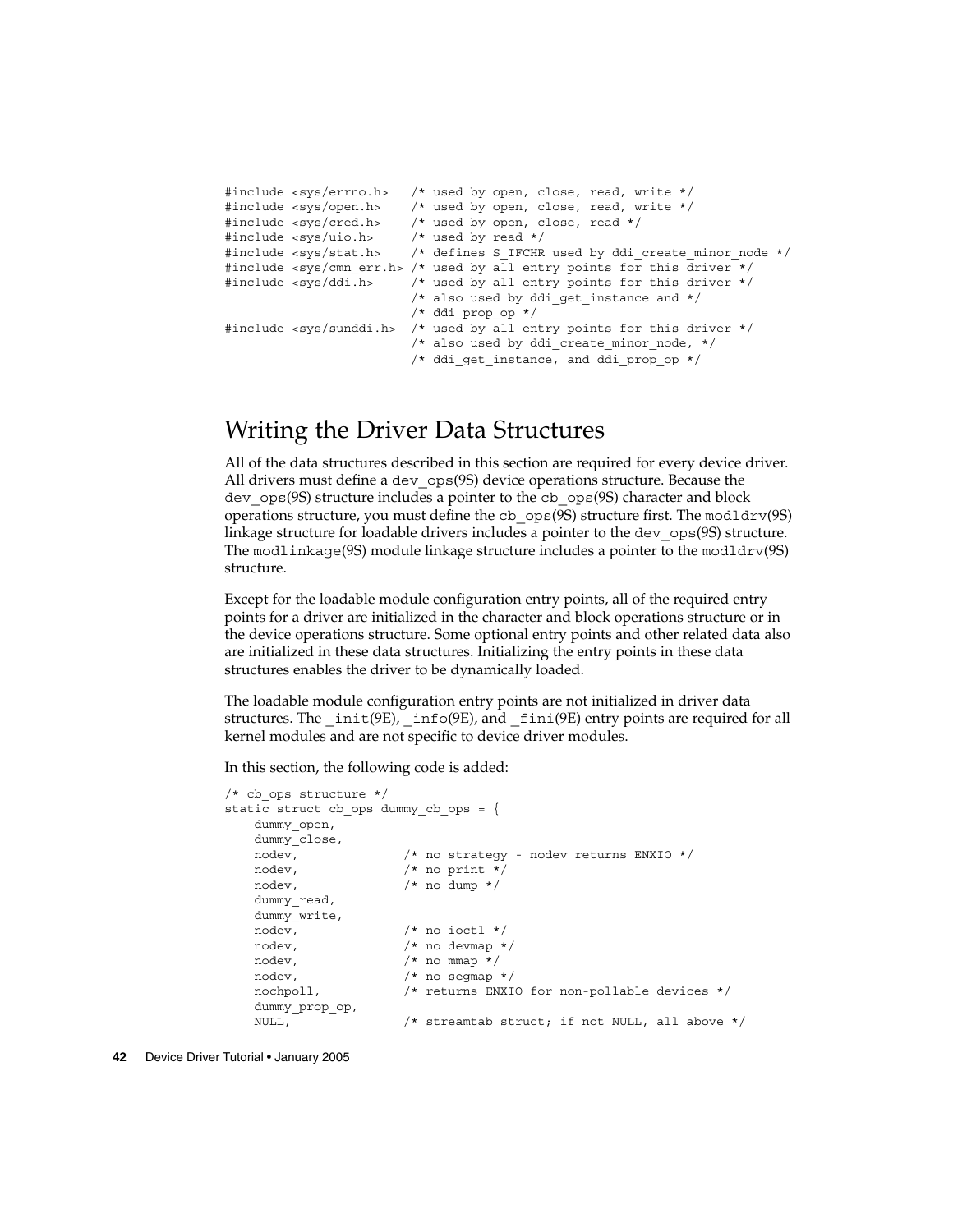```
#include <sys/errno.h>   /* used by open, close, read, write */
#include <sys/open.h>    /* used by open, close, read, write */
#include <sys/cred.h>    /* used by open, close, read */
#include <sys/uio.h>     /* used by read */
#include <sys/stat.h>    /* defines S_IFCHR used by ddi_create_minor_node */
#include <sys/cmn_err.h> /* used by all entry points for this driver */
#include <sys/ddi.h>     /* used by all entry points for this driver */
                         /* also used by ddi_get_instance and */
                         /* ddi_prop_op */
#include <sys/sunddi.h>  /* used by all entry points for this driver */
                         /* also used by ddi_create_minor_node, */
                         /* ddi_get_instance, and ddi_prop_op */
```

## Writing the Driver Data Structures

All of the data structures described in this section are required for every device driver. All drivers must define a `dev_ops`(9S) device operations structure. Because the `dev_ops`(9S) structure includes a pointer to the `cb_ops`(9S) character and block operations structure, you must define the `cb_ops`(9S) structure first. The `modldrv`(9S) linkage structure for loadable drivers includes a pointer to the `dev_ops`(9S) structure. The `modlinkage`(9S) module linkage structure includes a pointer to the `modldrv`(9S) structure.

Except for the loadable module configuration entry points, all of the required entry points for a driver are initialized in the character and block operations structure or in the device operations structure. Some optional entry points and other related data also are initialized in these data structures. Initializing the entry points in these data structures enables the driver to be dynamically loaded.

The loadable module configuration entry points are not initialized in driver data structures. The `_init`(9E), `_info`(9E), and `_fini`(9E) entry points are required for all kernel modules and are not specific to device driver modules.

In this section, the following code is added:

```
/* cb_ops structure */
static struct cb_ops dummy_cb_ops = {
    dummy_open,
    dummy_close,
    nodev,              /* no strategy - nodev returns ENXIO */
    nodev,              /* no print */
    nodev,              /* no dump */
    dummy_read,
    dummy_write,
    nodev,              /* no ioctl */
    nodev,              /* no devmap */
    nodev,              /* no mmap */
    nodev,              /* no segmap */
    nochpoll,           /* returns ENXIO for non-pollable devices */
    dummy_prop_op,
    NULL,               /* streamtab struct; if not NULL, all above */
```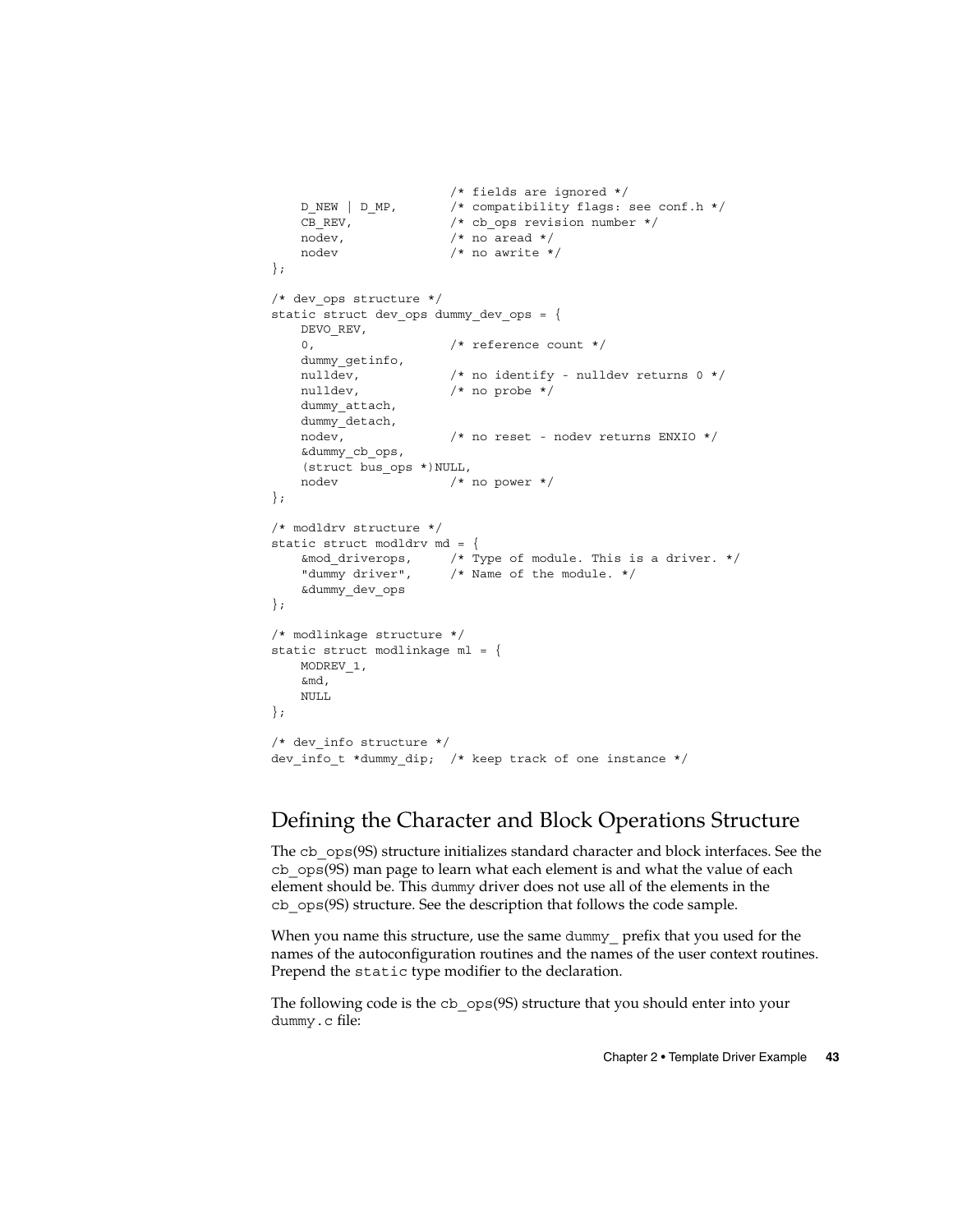```
                         /* fields are ignored */
    D_NEW | D_MP,        /* compatibility flags: see conf.h */
    CB_REV,              /* cb_ops revision number */
    nodev,               /* no aread */
    nodev                /* no awrite */
};

/* dev_ops structure */
static struct dev_ops dummy_dev_ops = {
    DEVO_REV,
    0,                   /* reference count */
    dummy_getinfo,
    nulldev,             /* no identify - nulldev returns 0 */
    nulldev,             /* no probe */
    dummy_attach,
    dummy_detach,
    nodev,               /* no reset - nodev returns ENXIO */
    &dummy_cb_ops,
    (struct bus_ops *)NULL,
    nodev                /* no power */
};

/* modldrv structure */
static struct modldrv md = {
    &mod_driverops,      /* Type of module. This is a driver. */
    "dummy driver",      /* Name of the module. */
    &dummy_dev_ops
};

/* modlinkage structure */
static struct modlinkage ml = {
    MODREV_1,
    &md,
    NULL
};

/* dev_info structure */
dev_info_t *dummy_dip;  /* keep track of one instance */
```

## Defining the Character and Block Operations Structure

The cb_ops(9S) structure initializes standard character and block interfaces. See the cb_ops(9S) man page to learn what each element is and what the value of each element should be. This dummy driver does not use all of the elements in the cb_ops(9S) structure. See the description that follows the code sample.

When you name this structure, use the same dummy_ prefix that you used for the names of the autoconfiguration routines and the names of the user context routines. Prepend the static type modifier to the declaration.

The following code is the cb_ops(9S) structure that you should enter into your dummy.c file: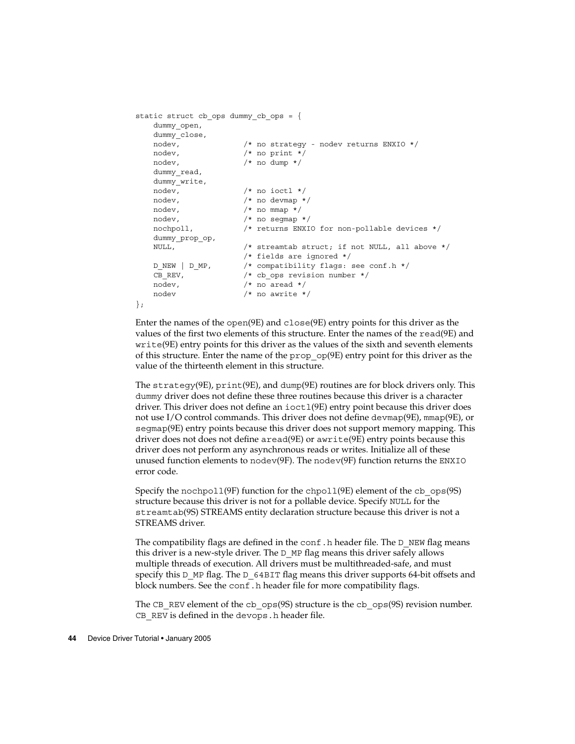```
static struct cb_ops dummy_cb_ops = {
    dummy_open,
    dummy_close,
    nodev,              /* no strategy - nodev returns ENXIO */
    nodev,              /* no print */
    nodev,              /* no dump */
    dummy_read,
    dummy_write,
    nodev,              /* no ioctl */
    nodev,              /* no devmap */
    nodev,              /* no mmap */
    nodev,              /* no segmap */
    nochpoll,           /* returns ENXIO for non-pollable devices */
    dummy_prop_op,
    NULL,               /* streamtab struct; if not NULL, all above */
                        /* fields are ignored */
    D_NEW | D_MP,       /* compatibility flags: see conf.h */
    CB_REV,             /* cb_ops revision number */
    nodev,              /* no aread */
    nodev               /* no awrite */
};
```

Enter the names of the `open`(9E) and `close`(9E) entry points for this driver as the values of the first two elements of this structure. Enter the names of the `read`(9E) and `write`(9E) entry points for this driver as the values of the sixth and seventh elements of this structure. Enter the name of the `prop_op`(9E) entry point for this driver as the value of the thirteenth element in this structure.

The `strategy`(9E), `print`(9E), and `dump`(9E) routines are for block drivers only. This `dummy` driver does not define these three routines because this driver is a character driver. This driver does not define an `ioctl`(9E) entry point because this driver does not use I/O control commands. This driver does not define `devmap`(9E), `mmap`(9E), or `segmap`(9E) entry points because this driver does not support memory mapping. This driver does not does not define `aread`(9E) or `awrite`(9E) entry points because this driver does not perform any asynchronous reads or writes. Initialize all of these unused function elements to `nodev`(9F). The `nodev`(9F) function returns the `ENXIO` error code.

Specify the `nochpoll`(9F) function for the `chpoll`(9E) element of the `cb_ops`(9S) structure because this driver is not for a pollable device. Specify `NULL` for the `streamtab`(9S) STREAMS entity declaration structure because this driver is not a STREAMS driver.

The compatibility flags are defined in the `conf.h` header file. The `D_NEW` flag means this driver is a new-style driver. The `D_MP` flag means this driver safely allows multiple threads of execution. All drivers must be multithreaded-safe, and must specify this `D_MP` flag. The `D_64BIT` flag means this driver supports 64-bit offsets and block numbers. See the `conf.h` header file for more compatibility flags.

The `CB_REV` element of the `cb_ops`(9S) structure is the `cb_ops`(9S) revision number. `CB_REV` is defined in the `devops.h` header file.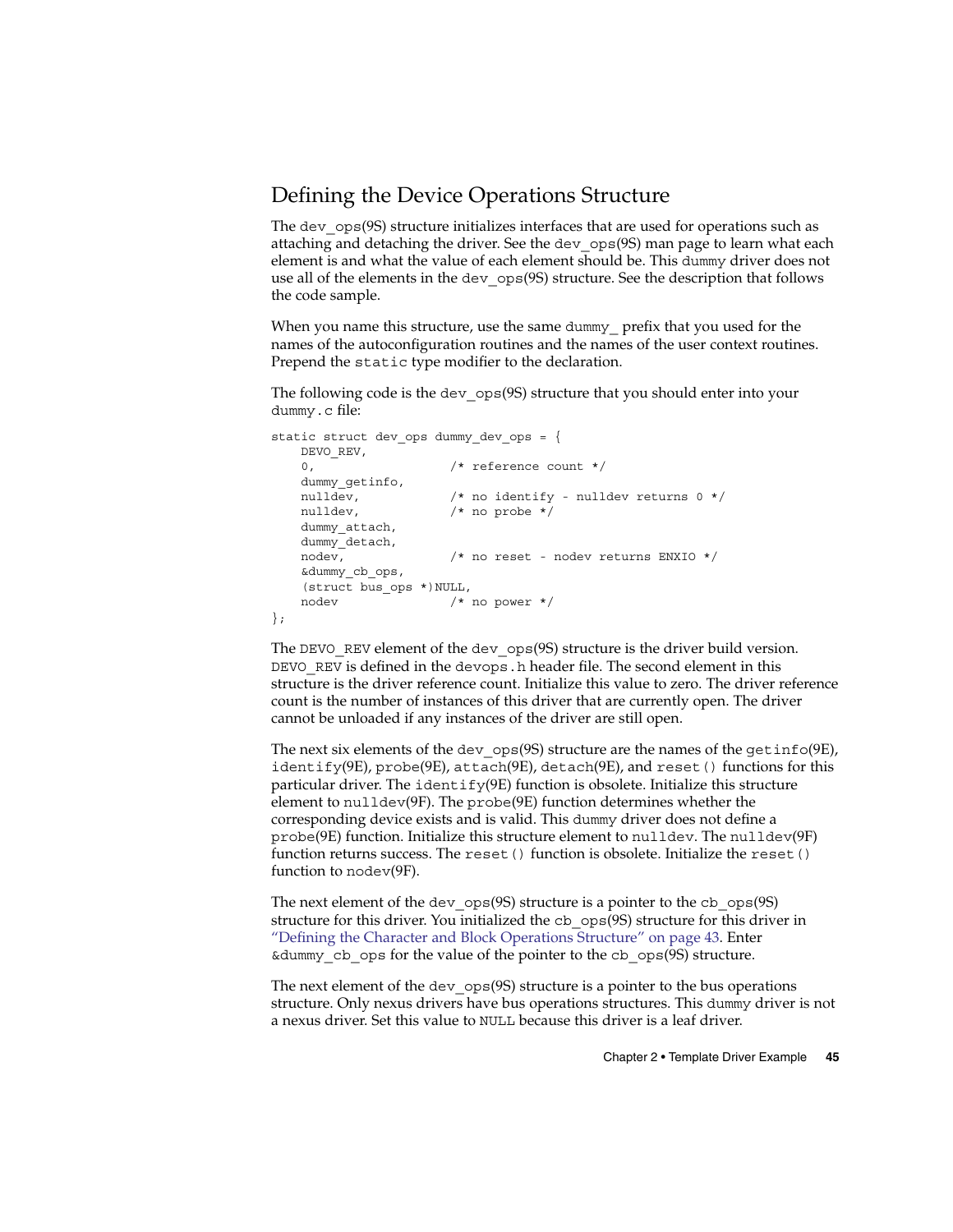## Defining the Device Operations Structure

The `dev_ops`(9S) structure initializes interfaces that are used for operations such as attaching and detaching the driver. See the `dev_ops`(9S) man page to learn what each element is and what the value of each element should be. This `dummy` driver does not use all of the elements in the `dev_ops`(9S) structure. See the description that follows the code sample.

When you name this structure, use the same `dummy_` prefix that you used for the names of the autoconfiguration routines and the names of the user context routines. Prepend the `static` type modifier to the declaration.

The following code is the `dev_ops`(9S) structure that you should enter into your `dummy.c` file:

```
static struct dev_ops dummy_dev_ops = {
    DEVO_REV,
    0,                  /* reference count */
    dummy_getinfo,
    nulldev,            /* no identify - nulldev returns 0 */
    nulldev,            /* no probe */
    dummy_attach,
    dummy_detach,
    nodev,              /* no reset - nodev returns ENXIO */
    &dummy_cb_ops,
    (struct bus_ops *)NULL,
    nodev               /* no power */
};
```

The `DEVO_REV` element of the `dev_ops`(9S) structure is the driver build version. `DEVO_REV` is defined in the `devops.h` header file. The second element in this structure is the driver reference count. Initialize this value to zero. The driver reference count is the number of instances of this driver that are currently open. The driver cannot be unloaded if any instances of the driver are still open.

The next six elements of the `dev_ops`(9S) structure are the names of the `getinfo`(9E), `identify`(9E), `probe`(9E), `attach`(9E), `detach`(9E), and `reset()` functions for this particular driver. The `identify`(9E) function is obsolete. Initialize this structure element to `nulldev`(9F). The `probe`(9E) function determines whether the corresponding device exists and is valid. This `dummy` driver does not define a `probe`(9E) function. Initialize this structure element to `nulldev`. The `nulldev`(9F) function returns success. The `reset()` function is obsolete. Initialize the `reset()` function to `nodev`(9F).

The next element of the `dev_ops`(9S) structure is a pointer to the `cb_ops`(9S) structure for this driver. You initialized the `cb_ops`(9S) structure for this driver in "Defining the Character and Block Operations Structure" on page 43. Enter `&dummy_cb_ops` for the value of the pointer to the `cb_ops`(9S) structure.

The next element of the `dev_ops`(9S) structure is a pointer to the bus operations structure. Only nexus drivers have bus operations structures. This `dummy` driver is not a nexus driver. Set this value to `NULL` because this driver is a leaf driver.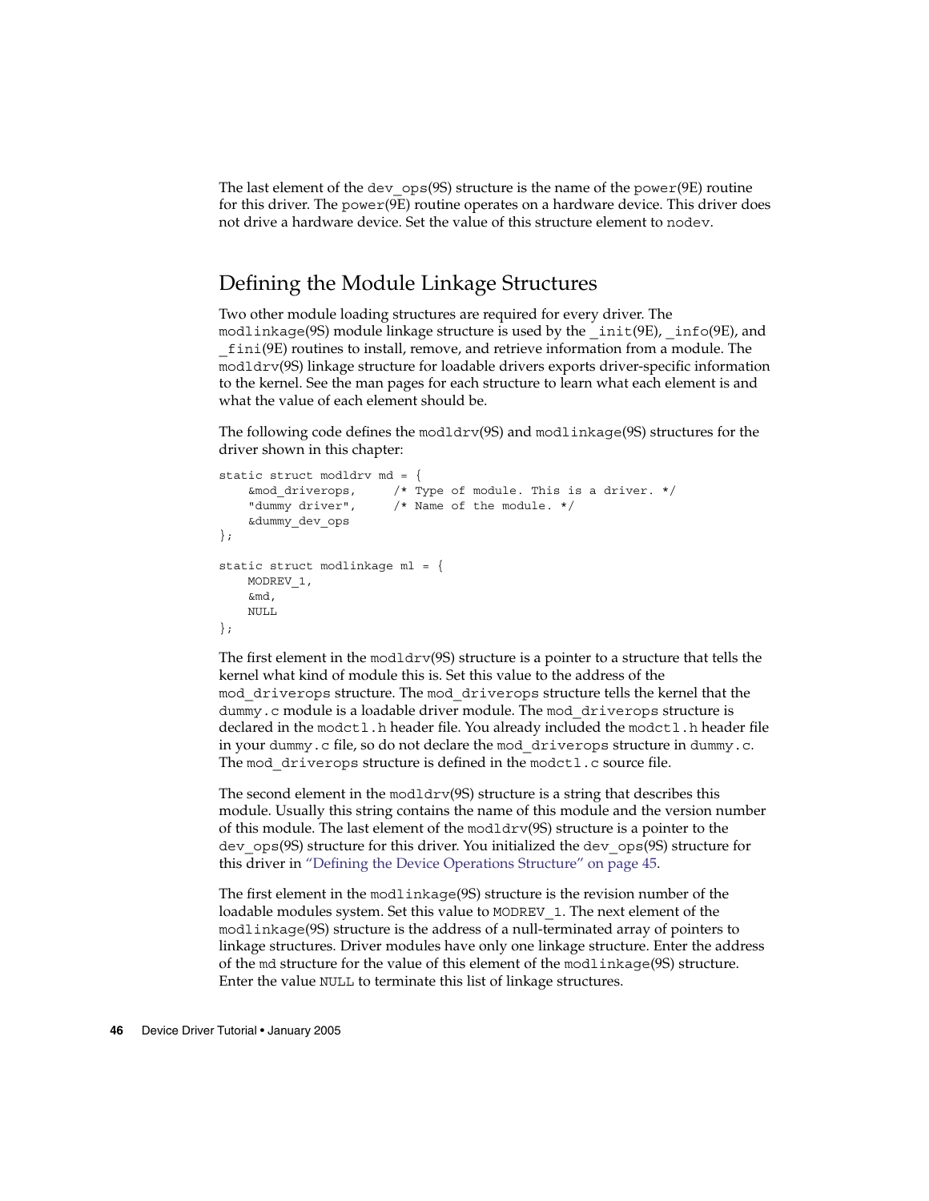The last element of the dev_ops(9S) structure is the name of the power(9E) routine for this driver. The power(9E) routine operates on a hardware device. This driver does not drive a hardware device. Set the value of this structure element to nodev.

## Defining the Module Linkage Structures

Two other module loading structures are required for every driver. The modlinkage(9S) module linkage structure is used by the _init(9E), _info(9E), and _fini(9E) routines to install, remove, and retrieve information from a module. The modldrv(9S) linkage structure for loadable drivers exports driver-specific information to the kernel. See the man pages for each structure to learn what each element is and what the value of each element should be.

The following code defines the modldrv(9S) and modlinkage(9S) structures for the driver shown in this chapter:

```
static struct modldrv md = {
    &mod_driverops,     /* Type of module. This is a driver. */
    "dummy driver",     /* Name of the module. */
    &dummy_dev_ops
};

static struct modlinkage ml = {
    MODREV_1,
    &md,
    NULL
};
```

The first element in the modldrv(9S) structure is a pointer to a structure that tells the kernel what kind of module this is. Set this value to the address of the mod_driverops structure. The mod_driverops structure tells the kernel that the dummy.c module is a loadable driver module. The mod_driverops structure is declared in the modctl.h header file. You already included the modctl.h header file in your dummy.c file, so do not declare the mod_driverops structure in dummy.c. The mod_driverops structure is defined in the modctl.c source file.

The second element in the modldrv(9S) structure is a string that describes this module. Usually this string contains the name of this module and the version number of this module. The last element of the modldrv(9S) structure is a pointer to the dev_ops(9S) structure for this driver. You initialized the dev_ops(9S) structure for this driver in "Defining the Device Operations Structure" on page 45.

The first element in the modlinkage(9S) structure is the revision number of the loadable modules system. Set this value to MODREV_1. The next element of the modlinkage(9S) structure is the address of a null-terminated array of pointers to linkage structures. Driver modules have only one linkage structure. Enter the address of the md structure for the value of this element of the modlinkage(9S) structure. Enter the value NULL to terminate this list of linkage structures.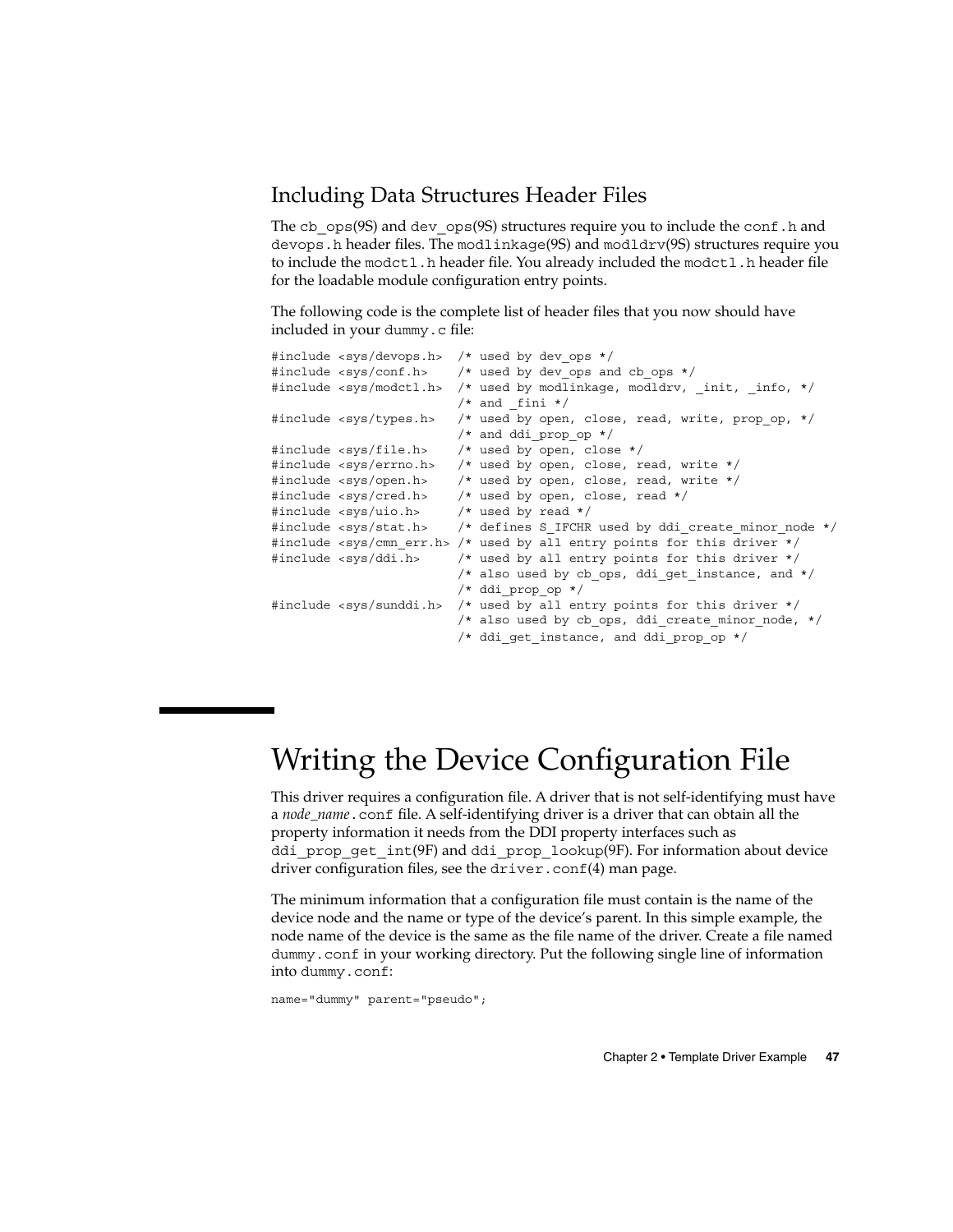## Including Data Structures Header Files

The `cb_ops`(9S) and `dev_ops`(9S) structures require you to include the `conf.h` and `devops.h` header files. The `modlinkage`(9S) and `modldrv`(9S) structures require you to include the `modctl.h` header file. You already included the `modctl.h` header file for the loadable module configuration entry points.

The following code is the complete list of header files that you now should have included in your `dummy.c` file:

```
#include <sys/devops.h>  /* used by dev_ops */
#include <sys/conf.h>    /* used by dev_ops and cb_ops */
#include <sys/modctl.h>  /* used by modlinkage, modldrv, _init, _info, */
                         /* and _fini */
#include <sys/types.h>   /* used by open, close, read, write, prop_op, */
                         /* and ddi_prop_op */
#include <sys/file.h>    /* used by open, close */
#include <sys/errno.h>   /* used by open, close, read, write */
#include <sys/open.h>    /* used by open, close, read, write */
#include <sys/cred.h>    /* used by open, close, read */
#include <sys/uio.h>     /* used by read */
#include <sys/stat.h>    /* defines S_IFCHR used by ddi_create_minor_node */
#include <sys/cmn_err.h> /* used by all entry points for this driver */
#include <sys/ddi.h>     /* used by all entry points for this driver */
                         /* also used by cb_ops, ddi_get_instance, and */
                         /* ddi_prop_op */
#include <sys/sunddi.h>  /* used by all entry points for this driver */
                         /* also used by cb_ops, ddi_create_minor_node, */
                         /* ddi_get_instance, and ddi_prop_op */
```

# Writing the Device Configuration File

This driver requires a configuration file. A driver that is not self-identifying must have a *node_name*`.conf` file. A self-identifying driver is a driver that can obtain all the property information it needs from the DDI property interfaces such as `ddi_prop_get_int`(9F) and `ddi_prop_lookup`(9F). For information about device driver configuration files, see the `driver.conf`(4) man page.

The minimum information that a configuration file must contain is the name of the device node and the name or type of the device's parent. In this simple example, the node name of the device is the same as the file name of the driver. Create a file named `dummy.conf` in your working directory. Put the following single line of information into `dummy.conf`:

```
name="dummy" parent="pseudo";
```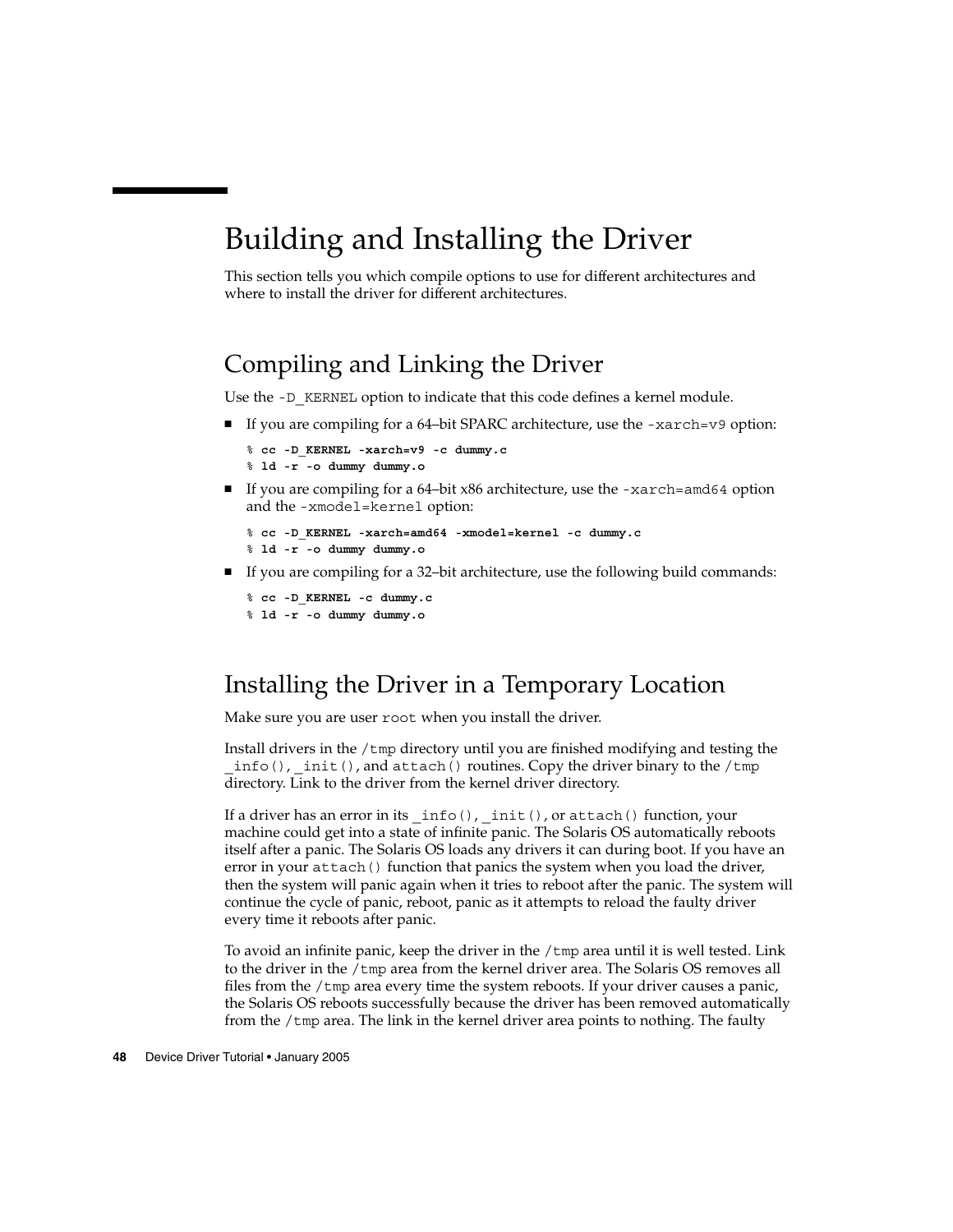# Building and Installing the Driver

This section tells you which compile options to use for different architectures and where to install the driver for different architectures.

## Compiling and Linking the Driver

Use the `-D_KERNEL` option to indicate that this code defines a kernel module.

- If you are compiling for a 64–bit SPARC architecture, use the `-xarch=v9` option:

```
% cc -D_KERNEL -xarch=v9 -c dummy.c
% ld -r -o dummy dummy.o
```

- If you are compiling for a 64–bit x86 architecture, use the `-xarch=amd64` option and the `-xmodel=kernel` option:

```
% cc -D_KERNEL -xarch=amd64 -xmodel=kernel -c dummy.c
% ld -r -o dummy dummy.o
```

- If you are compiling for a 32–bit architecture, use the following build commands:

```
% cc -D_KERNEL -c dummy.c
% ld -r -o dummy dummy.o
```

## Installing the Driver in a Temporary Location

Make sure you are user `root` when you install the driver.

Install drivers in the `/tmp` directory until you are finished modifying and testing the `_info()`, `_init()`, and `attach()` routines. Copy the driver binary to the `/tmp` directory. Link to the driver from the kernel driver directory.

If a driver has an error in its `_info()`, `_init()`, or `attach()` function, your machine could get into a state of infinite panic. The Solaris OS automatically reboots itself after a panic. The Solaris OS loads any drivers it can during boot. If you have an error in your `attach()` function that panics the system when you load the driver, then the system will panic again when it tries to reboot after the panic. The system will continue the cycle of panic, reboot, panic as it attempts to reload the faulty driver every time it reboots after panic.

To avoid an infinite panic, keep the driver in the `/tmp` area until it is well tested. Link to the driver in the `/tmp` area from the kernel driver area. The Solaris OS removes all files from the `/tmp` area every time the system reboots. If your driver causes a panic, the Solaris OS reboots successfully because the driver has been removed automatically from the `/tmp` area. The link in the kernel driver area points to nothing. The faulty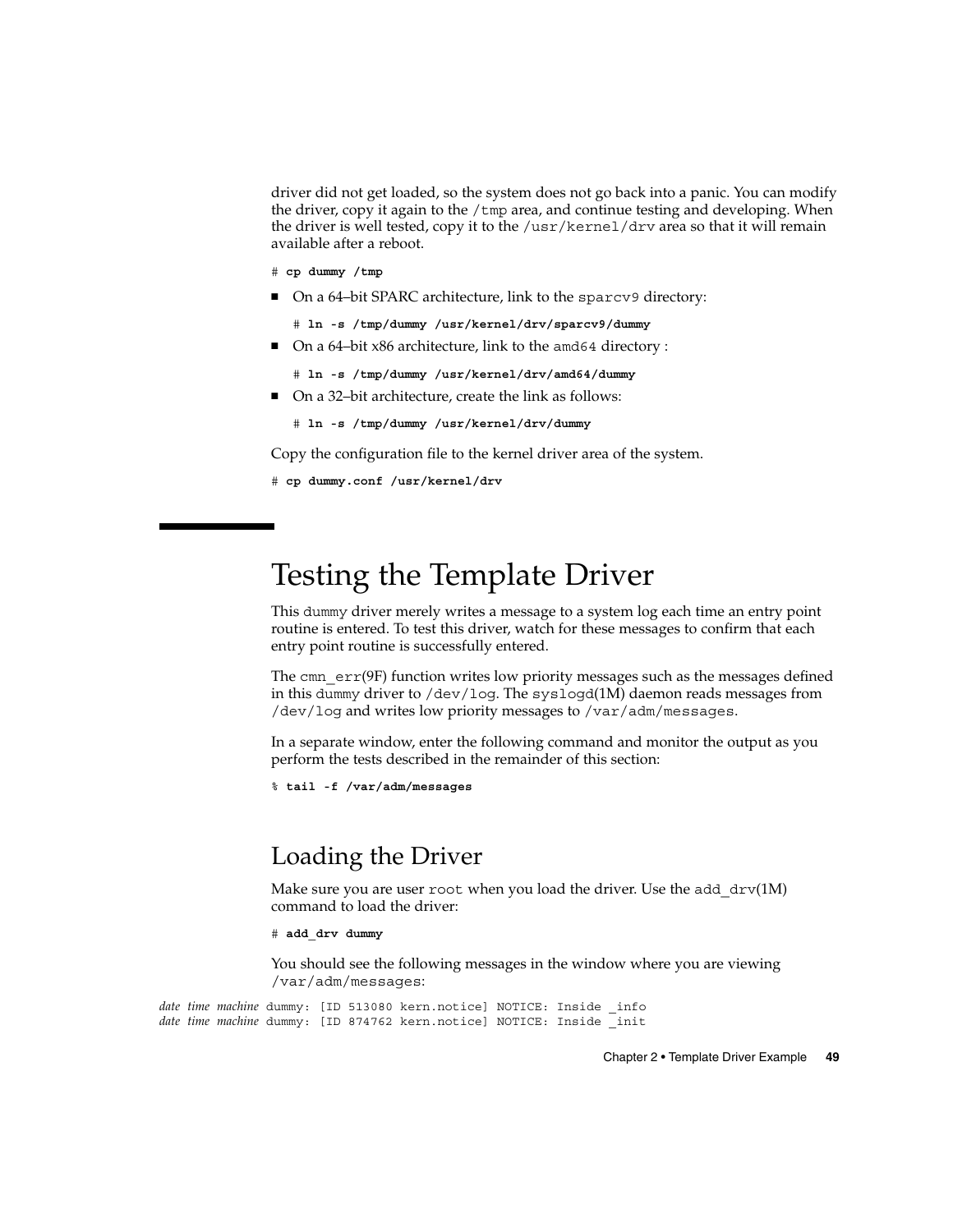driver did not get loaded, so the system does not go back into a panic. You can modify the driver, copy it again to the /tmp area, and continue testing and developing. When the driver is well tested, copy it to the /usr/kernel/drv area so that it will remain available after a reboot.

```
# cp dummy /tmp
```

- On a 64–bit SPARC architecture, link to the sparcv9 directory:

  ```
  # ln -s /tmp/dummy /usr/kernel/drv/sparcv9/dummy
  ```

- On a 64–bit x86 architecture, link to the amd64 directory :

  ```
  # ln -s /tmp/dummy /usr/kernel/drv/amd64/dummy
  ```

- On a 32–bit architecture, create the link as follows:

  ```
  # ln -s /tmp/dummy /usr/kernel/drv/dummy
  ```

Copy the configuration file to the kernel driver area of the system.

```
# cp dummy.conf /usr/kernel/drv
```

# Testing the Template Driver

This dummy driver merely writes a message to a system log each time an entry point routine is entered. To test this driver, watch for these messages to confirm that each entry point routine is successfully entered.

The cmn_err(9F) function writes low priority messages such as the messages defined in this dummy driver to /dev/log. The syslogd(1M) daemon reads messages from /dev/log and writes low priority messages to /var/adm/messages.

In a separate window, enter the following command and monitor the output as you perform the tests described in the remainder of this section:

```
% tail -f /var/adm/messages
```

## Loading the Driver

Make sure you are user root when you load the driver. Use the add_drv(1M) command to load the driver:

```
# add_drv dummy
```

You should see the following messages in the window where you are viewing /var/adm/messages:

```
date time machine dummy: [ID 513080 kern.notice] NOTICE: Inside _info
date time machine dummy: [ID 874762 kern.notice] NOTICE: Inside _init
```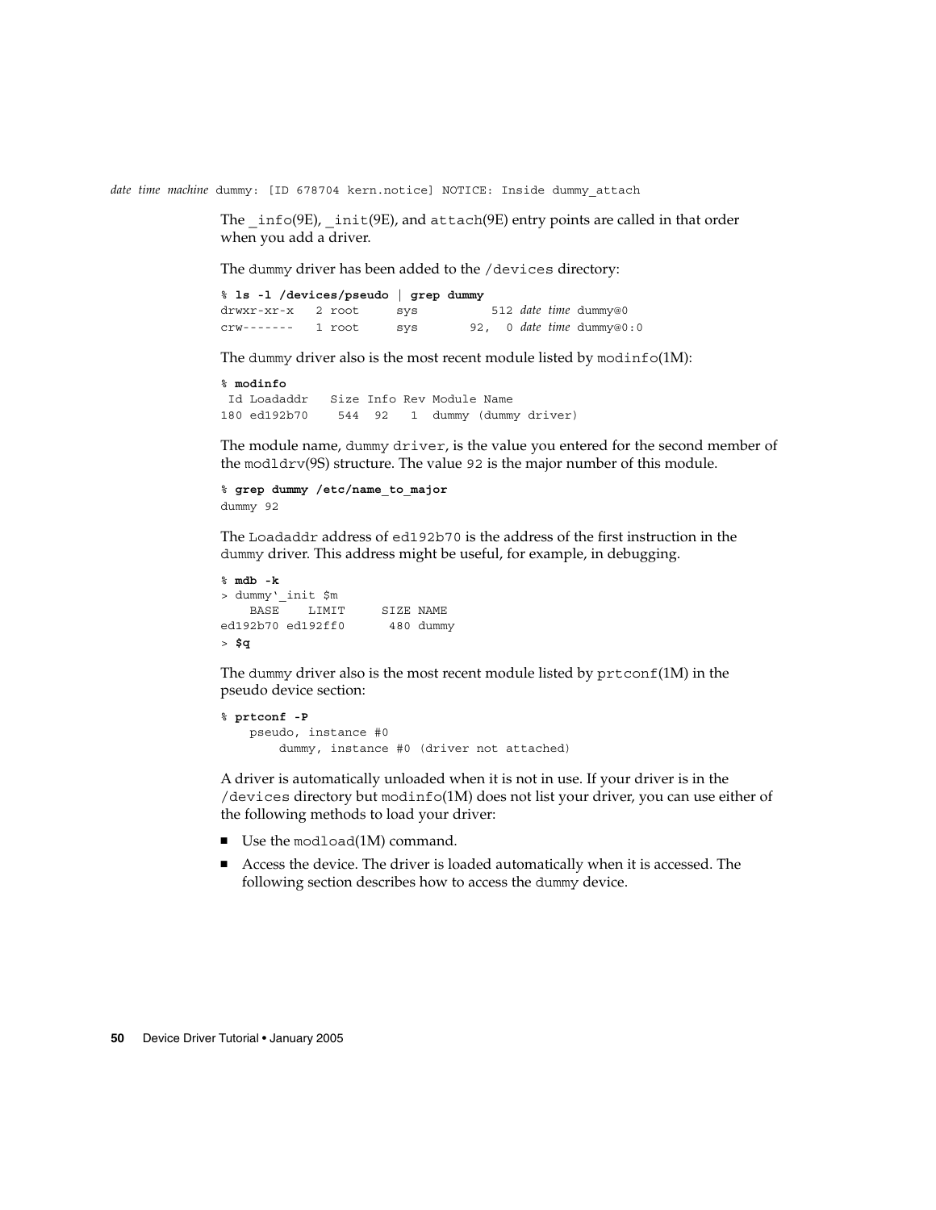```
date time machine dummy: [ID 678704 kern.notice] NOTICE: Inside dummy_attach
```

The `_info`(9E), `_init`(9E), and `attach`(9E) entry points are called in that order when you add a driver.

The `dummy` driver has been added to the `/devices` directory:

```
% ls -l /devices/pseudo | grep dummy
drwxr-xr-x   2 root     sys          512 date time dummy@0
crw-------   1 root     sys       92,  0 date time dummy@0:0
```

The `dummy` driver also is the most recent module listed by `modinfo`(1M):

```
% modinfo
 Id Loadaddr   Size Info Rev Module Name
180 ed192b70    544  92   1  dummy (dummy driver)
```

The module name, `dummy driver`, is the value you entered for the second member of the `modldrv`(9S) structure. The value `92` is the major number of this module.

```
% grep dummy /etc/name_to_major
dummy 92
```

The `Loadaddr` address of `ed192b70` is the address of the first instruction in the `dummy` driver. This address might be useful, for example, in debugging.

```
% mdb -k
> dummy`_init $m
    BASE    LIMIT     SIZE NAME
ed192b70 ed192ff0      480 dummy
> $q
```

The `dummy` driver also is the most recent module listed by `prtconf`(1M) in the pseudo device section:

```
% prtconf -P
    pseudo, instance #0
        dummy, instance #0 (driver not attached)
```

A driver is automatically unloaded when it is not in use. If your driver is in the `/devices` directory but `modinfo`(1M) does not list your driver, you can use either of the following methods to load your driver:

- Use the `modload`(1M) command.
- Access the device. The driver is loaded automatically when it is accessed. The following section describes how to access the `dummy` device.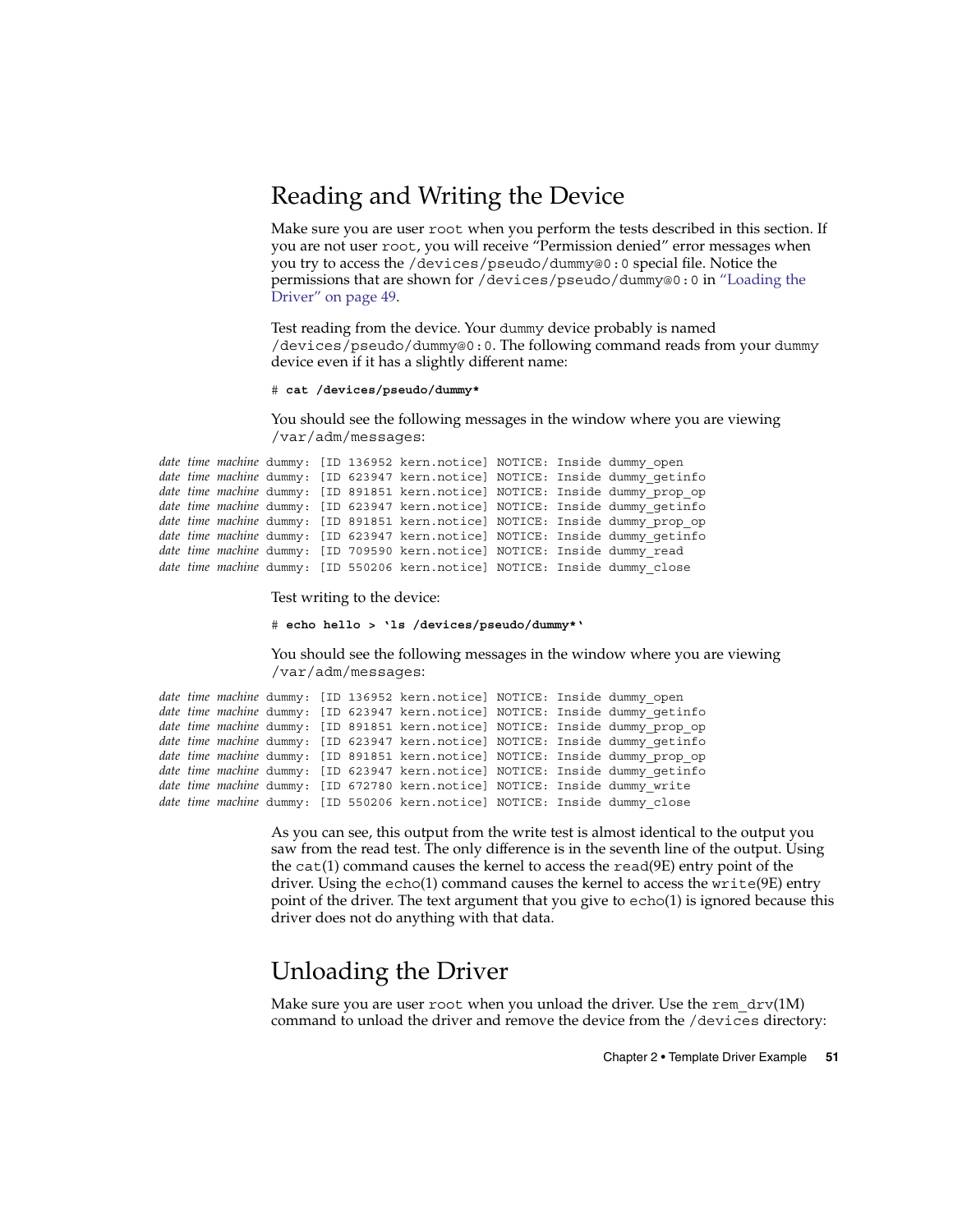## Reading and Writing the Device

Make sure you are user `root` when you perform the tests described in this section. If you are not user `root`, you will receive "Permission denied" error messages when you try to access the `/devices/pseudo/dummy@0:0` special file. Notice the permissions that are shown for `/devices/pseudo/dummy@0:0` in "Loading the Driver" on page 49.

Test reading from the device. Your `dummy` device probably is named `/devices/pseudo/dummy@0:0`. The following command reads from your `dummy` device even if it has a slightly different name:

```
# cat /devices/pseudo/dummy*
```

You should see the following messages in the window where you are viewing `/var/adm/messages`:

```
date time machine dummy: [ID 136952 kern.notice] NOTICE: Inside dummy_open
date time machine dummy: [ID 623947 kern.notice] NOTICE: Inside dummy_getinfo
date time machine dummy: [ID 891851 kern.notice] NOTICE: Inside dummy_prop_op
date time machine dummy: [ID 623947 kern.notice] NOTICE: Inside dummy_getinfo
date time machine dummy: [ID 891851 kern.notice] NOTICE: Inside dummy_prop_op
date time machine dummy: [ID 623947 kern.notice] NOTICE: Inside dummy_getinfo
date time machine dummy: [ID 709590 kern.notice] NOTICE: Inside dummy_read
date time machine dummy: [ID 550206 kern.notice] NOTICE: Inside dummy_close
```

Test writing to the device:

```
# echo hello > `ls /devices/pseudo/dummy*`
```

You should see the following messages in the window where you are viewing `/var/adm/messages`:

```
date time machine dummy: [ID 136952 kern.notice] NOTICE: Inside dummy_open
date time machine dummy: [ID 623947 kern.notice] NOTICE: Inside dummy_getinfo
date time machine dummy: [ID 891851 kern.notice] NOTICE: Inside dummy_prop_op
date time machine dummy: [ID 623947 kern.notice] NOTICE: Inside dummy_getinfo
date time machine dummy: [ID 891851 kern.notice] NOTICE: Inside dummy_prop_op
date time machine dummy: [ID 623947 kern.notice] NOTICE: Inside dummy_getinfo
date time machine dummy: [ID 672780 kern.notice] NOTICE: Inside dummy_write
date time machine dummy: [ID 550206 kern.notice] NOTICE: Inside dummy_close
```

As you can see, this output from the write test is almost identical to the output you saw from the read test. The only difference is in the seventh line of the output. Using the `cat`(1) command causes the kernel to access the `read`(9E) entry point of the driver. Using the `echo`(1) command causes the kernel to access the `write`(9E) entry point of the driver. The text argument that you give to `echo`(1) is ignored because this driver does not do anything with that data.

## Unloading the Driver

Make sure you are user `root` when you unload the driver. Use the `rem_drv`(1M) command to unload the driver and remove the device from the `/devices` directory: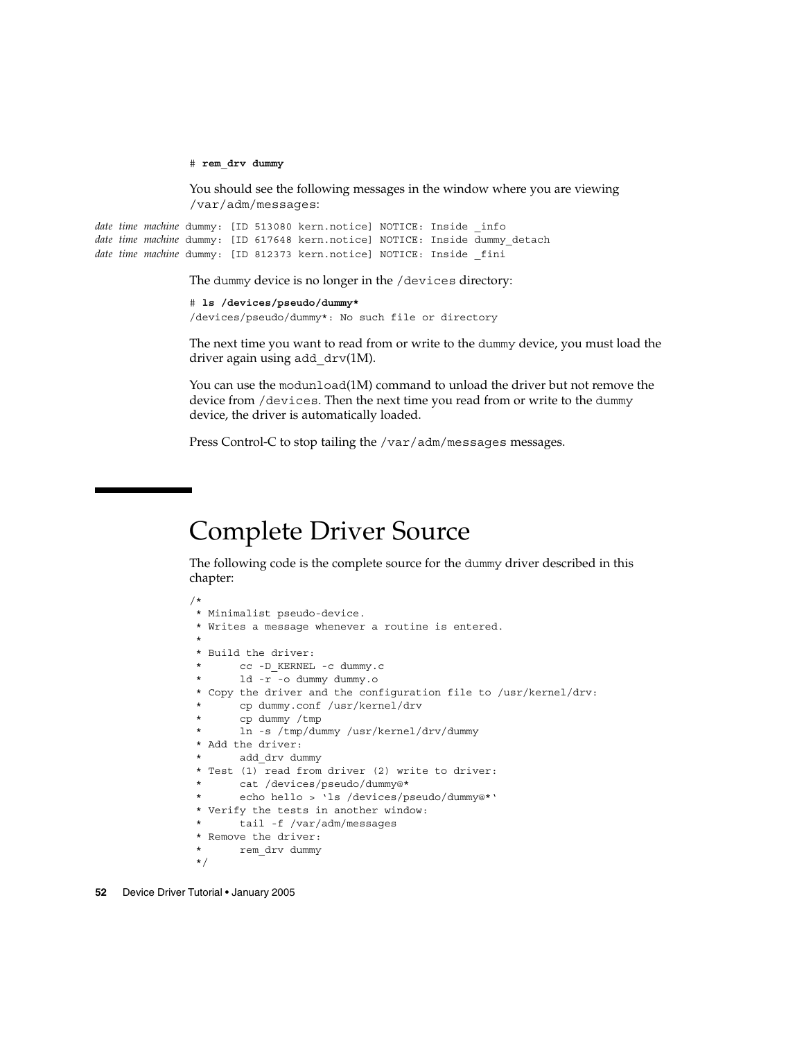```
# rem_drv dummy
```

You should see the following messages in the window where you are viewing /var/adm/messages:

```
date time machine dummy: [ID 513080 kern.notice] NOTICE: Inside _info
date time machine dummy: [ID 617648 kern.notice] NOTICE: Inside dummy_detach
date time machine dummy: [ID 812373 kern.notice] NOTICE: Inside _fini
```

The dummy device is no longer in the /devices directory:

```
# ls /devices/pseudo/dummy*
/devices/pseudo/dummy*: No such file or directory
```

The next time you want to read from or write to the dummy device, you must load the driver again using add_drv(1M).

You can use the modunload(1M) command to unload the driver but not remove the device from /devices. Then the next time you read from or write to the dummy device, the driver is automatically loaded.

Press Control-C to stop tailing the /var/adm/messages messages.

# Complete Driver Source

The following code is the complete source for the dummy driver described in this chapter:

```
/*
 * Minimalist pseudo-device.
 * Writes a message whenever a routine is entered.
 *
 * Build the driver:
 *      cc -D_KERNEL -c dummy.c
 *      ld -r -o dummy dummy.o
 * Copy the driver and the configuration file to /usr/kernel/drv:
 *      cp dummy.conf /usr/kernel/drv
 *      cp dummy /tmp
 *      ln -s /tmp/dummy /usr/kernel/drv/dummy
 * Add the driver:
 *      add_drv dummy
 * Test (1) read from driver (2) write to driver:
 *      cat /devices/pseudo/dummy@*
 *      echo hello > `ls /devices/pseudo/dummy@*`
 * Verify the tests in another window:
 *      tail -f /var/adm/messages
 * Remove the driver:
 *      rem_drv dummy
 */
```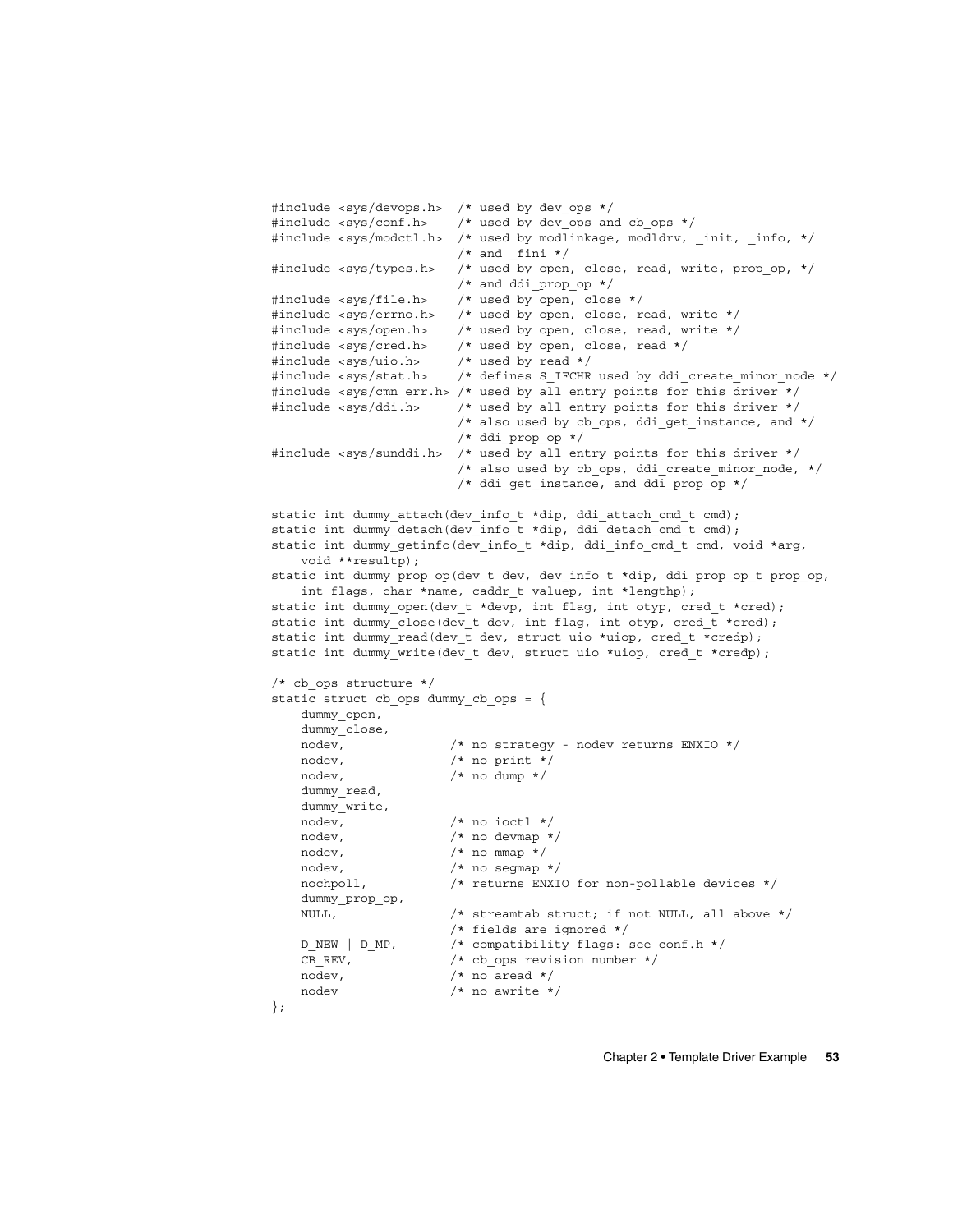```
#include <sys/devops.h>  /* used by dev_ops */
#include <sys/conf.h>    /* used by dev_ops and cb_ops */
#include <sys/modctl.h>  /* used by modlinkage, modldrv, _init, _info, */
                         /* and _fini */
#include <sys/types.h>   /* used by open, close, read, write, prop_op, */
                         /* and ddi_prop_op */
#include <sys/file.h>    /* used by open, close */
#include <sys/errno.h>   /* used by open, close, read, write */
#include <sys/open.h>    /* used by open, close, read, write */
#include <sys/cred.h>    /* used by open, close, read */
#include <sys/uio.h>     /* used by read */
#include <sys/stat.h>    /* defines S_IFCHR used by ddi_create_minor_node */
#include <sys/cmn_err.h> /* used by all entry points for this driver */
#include <sys/ddi.h>     /* used by all entry points for this driver */
                         /* also used by cb_ops, ddi_get_instance, and */
                         /* ddi_prop_op */
#include <sys/sunddi.h>  /* used by all entry points for this driver */
                         /* also used by cb_ops, ddi_create_minor_node, */
                         /* ddi_get_instance, and ddi_prop_op */

static int dummy_attach(dev_info_t *dip, ddi_attach_cmd_t cmd);
static int dummy_detach(dev_info_t *dip, ddi_detach_cmd_t cmd);
static int dummy_getinfo(dev_info_t *dip, ddi_info_cmd_t cmd, void *arg,
    void **resultp);
static int dummy_prop_op(dev_t dev, dev_info_t *dip, ddi_prop_op_t prop_op,
    int flags, char *name, caddr_t valuep, int *lengthp);
static int dummy_open(dev_t *devp, int flag, int otyp, cred_t *cred);
static int dummy_close(dev_t dev, int flag, int otyp, cred_t *cred);
static int dummy_read(dev_t dev, struct uio *uiop, cred_t *credp);
static int dummy_write(dev_t dev, struct uio *uiop, cred_t *credp);

/* cb_ops structure */
static struct cb_ops dummy_cb_ops = {
    dummy_open,
    dummy_close,
    nodev,              /* no strategy - nodev returns ENXIO */
    nodev,              /* no print */
    nodev,              /* no dump */
    dummy_read,
    dummy_write,
    nodev,              /* no ioctl */
    nodev,              /* no devmap */
    nodev,              /* no mmap */
    nodev,              /* no segmap */
    nochpoll,           /* returns ENXIO for non-pollable devices */
    dummy_prop_op,
    NULL,               /* streamtab struct; if not NULL, all above */
                        /* fields are ignored */
    D_NEW | D_MP,       /* compatibility flags: see conf.h */
    CB_REV,             /* cb_ops revision number */
    nodev,              /* no aread */
    nodev               /* no awrite */
};
```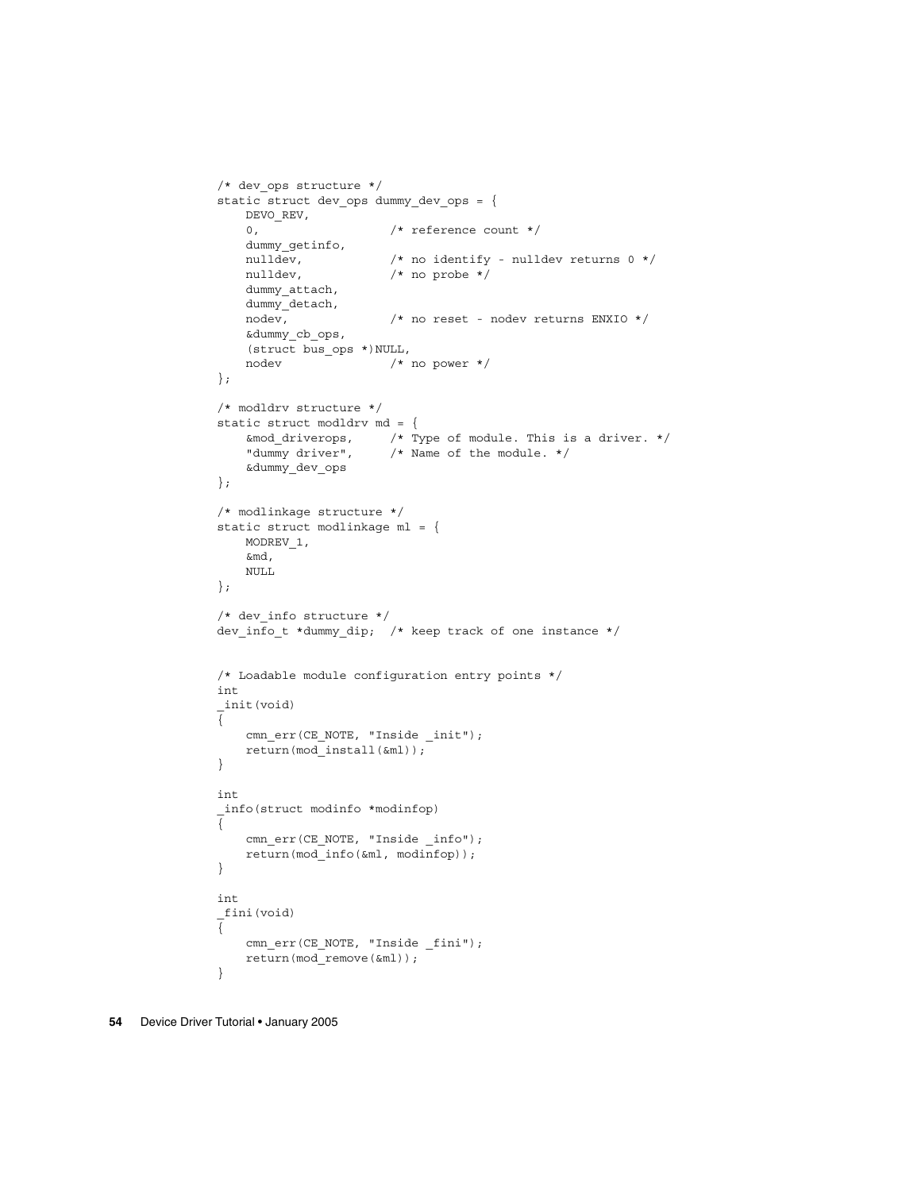```
/* dev_ops structure */
static struct dev_ops dummy_dev_ops = {
    DEVO_REV,
    0,                  /* reference count */
    dummy_getinfo,
    nulldev,            /* no identify - nulldev returns 0 */
    nulldev,            /* no probe */
    dummy_attach,
    dummy_detach,
    nodev,              /* no reset - nodev returns ENXIO */
    &dummy_cb_ops,
    (struct bus_ops *)NULL,
    nodev               /* no power */
};

/* modldrv structure */
static struct modldrv md = {
    &mod_driverops,     /* Type of module. This is a driver. */
    "dummy driver",     /* Name of the module. */
    &dummy_dev_ops
};

/* modlinkage structure */
static struct modlinkage ml = {
    MODREV_1,
    &md,
    NULL
};

/* dev_info structure */
dev_info_t *dummy_dip;  /* keep track of one instance */


/* Loadable module configuration entry points */
int
_init(void)
{
    cmn_err(CE_NOTE, "Inside _init");
    return(mod_install(&ml));
}

int
_info(struct modinfo *modinfop)
{
    cmn_err(CE_NOTE, "Inside _info");
    return(mod_info(&ml, modinfop));
}

int
_fini(void)
{
    cmn_err(CE_NOTE, "Inside _fini");
    return(mod_remove(&ml));
}
```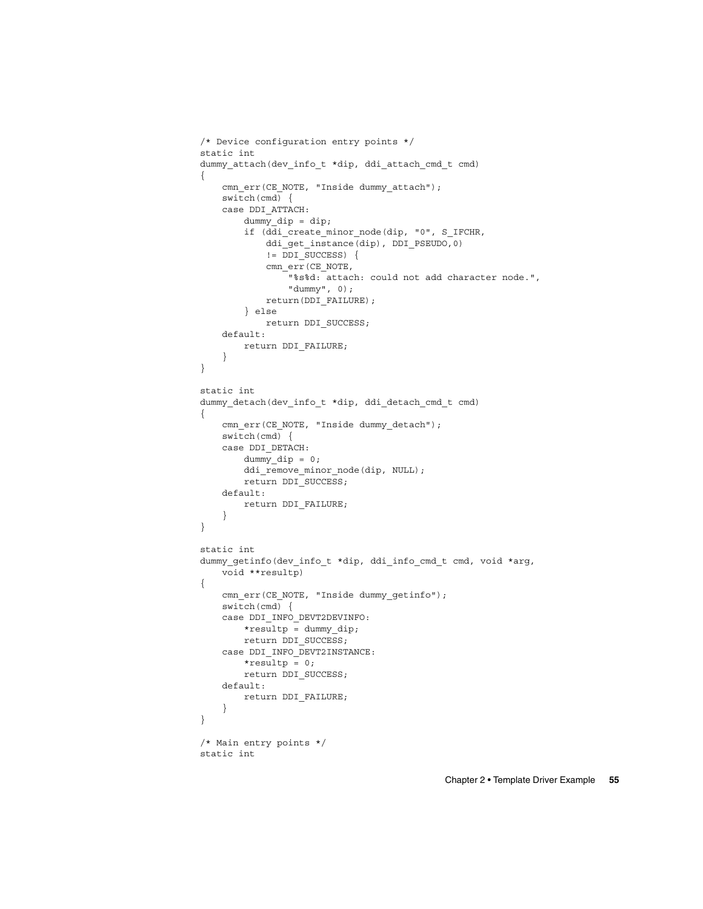```
/* Device configuration entry points */
static int
dummy_attach(dev_info_t *dip, ddi_attach_cmd_t cmd)
{
    cmn_err(CE_NOTE, "Inside dummy_attach");
    switch(cmd) {
    case DDI_ATTACH:
        dummy_dip = dip;
        if (ddi_create_minor_node(dip, "0", S_IFCHR,
            ddi_get_instance(dip), DDI_PSEUDO,0)
            != DDI_SUCCESS) {
            cmn_err(CE_NOTE,
                "%s%d: attach: could not add character node.",
                "dummy", 0);
            return(DDI_FAILURE);
        } else
            return DDI_SUCCESS;
    default:
        return DDI_FAILURE;
    }
}

static int
dummy_detach(dev_info_t *dip, ddi_detach_cmd_t cmd)
{
    cmn_err(CE_NOTE, "Inside dummy_detach");
    switch(cmd) {
    case DDI_DETACH:
        dummy_dip = 0;
        ddi_remove_minor_node(dip, NULL);
        return DDI_SUCCESS;
    default:
        return DDI_FAILURE;
    }
}

static int
dummy_getinfo(dev_info_t *dip, ddi_info_cmd_t cmd, void *arg,
    void **resultp)
{
    cmn_err(CE_NOTE, "Inside dummy_getinfo");
    switch(cmd) {
    case DDI_INFO_DEVT2DEVINFO:
        *resultp = dummy_dip;
        return DDI_SUCCESS;
    case DDI_INFO_DEVT2INSTANCE:
        *resultp = 0;
        return DDI_SUCCESS;
    default:
        return DDI_FAILURE;
    }
}

/* Main entry points */
static int
```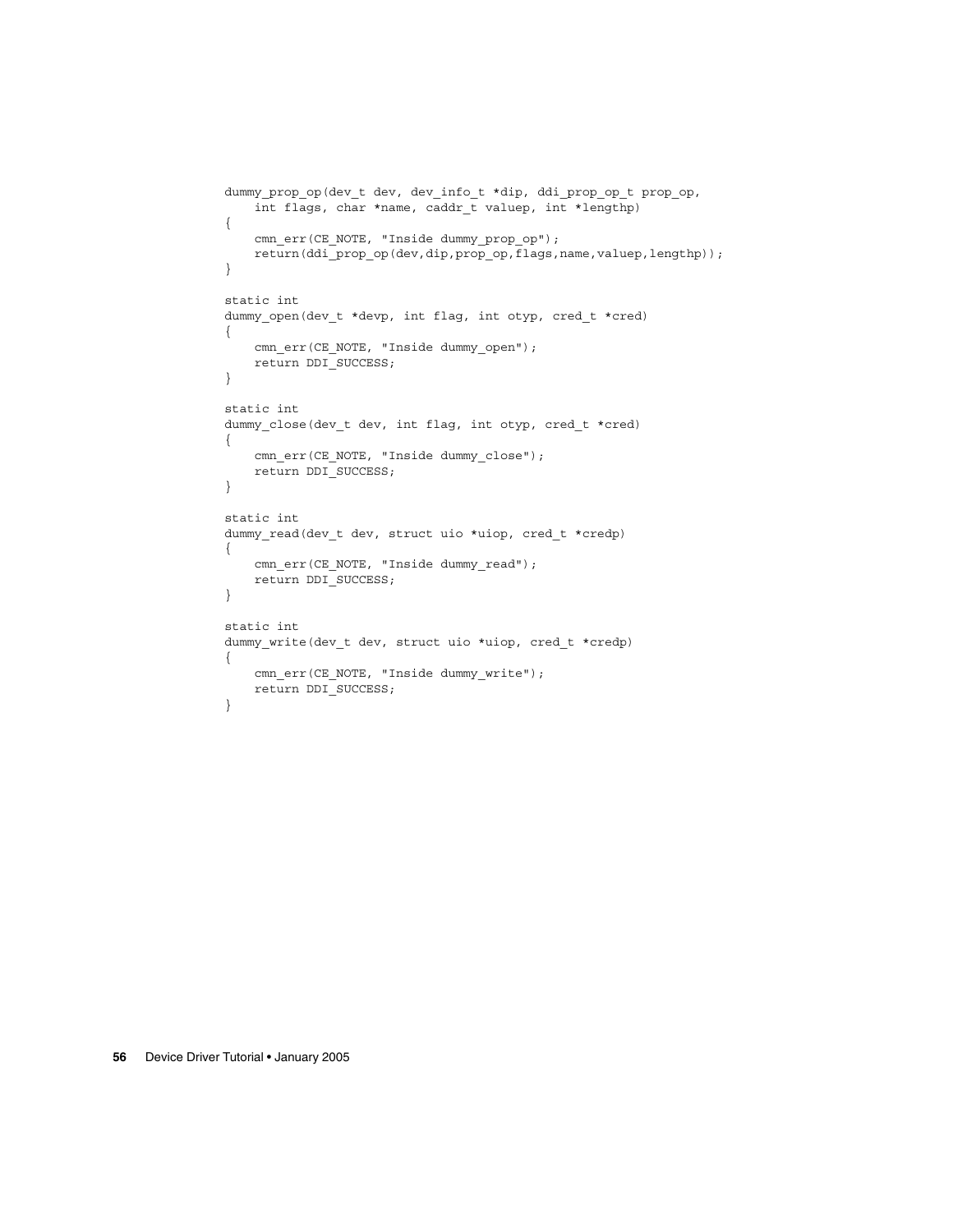```
dummy_prop_op(dev_t dev, dev_info_t *dip, ddi_prop_op_t prop_op,
    int flags, char *name, caddr_t valuep, int *lengthp)
{
    cmn_err(CE_NOTE, "Inside dummy_prop_op");
    return(ddi_prop_op(dev,dip,prop_op,flags,name,valuep,lengthp));
}

static int
dummy_open(dev_t *devp, int flag, int otyp, cred_t *cred)
{
    cmn_err(CE_NOTE, "Inside dummy_open");
    return DDI_SUCCESS;
}

static int
dummy_close(dev_t dev, int flag, int otyp, cred_t *cred)
{
    cmn_err(CE_NOTE, "Inside dummy_close");
    return DDI_SUCCESS;
}

static int
dummy_read(dev_t dev, struct uio *uiop, cred_t *credp)
{
    cmn_err(CE_NOTE, "Inside dummy_read");
    return DDI_SUCCESS;
}

static int
dummy_write(dev_t dev, struct uio *uiop, cred_t *credp)
{
    cmn_err(CE_NOTE, "Inside dummy_write");
    return DDI_SUCCESS;
}
```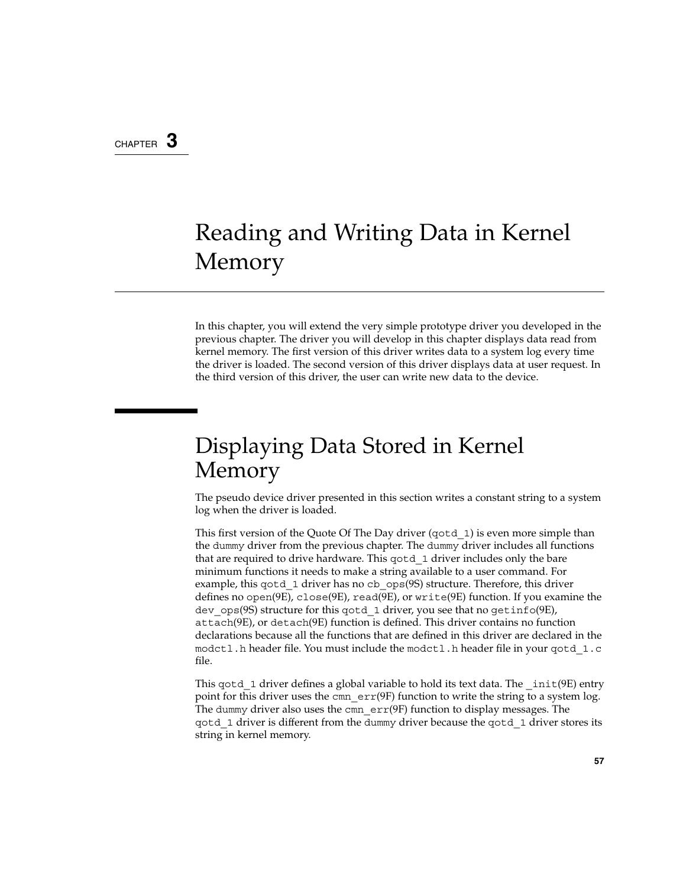CHAPTER 3

# Reading and Writing Data in Kernel Memory

In this chapter, you will extend the very simple prototype driver you developed in the previous chapter. The driver you will develop in this chapter displays data read from kernel memory. The first version of this driver writes data to a system log every time the driver is loaded. The second version of this driver displays data at user request. In the third version of this driver, the user can write new data to the device.

## Displaying Data Stored in Kernel Memory

The pseudo device driver presented in this section writes a constant string to a system log when the driver is loaded.

This first version of the Quote Of The Day driver (`qotd_1`) is even more simple than the `dummy` driver from the previous chapter. The `dummy` driver includes all functions that are required to drive hardware. This `qotd_1` driver includes only the bare minimum functions it needs to make a string available to a user command. For example, this `qotd_1` driver has no `cb_ops`(9S) structure. Therefore, this driver defines no `open`(9E), `close`(9E), `read`(9E), or `write`(9E) function. If you examine the `dev_ops`(9S) structure for this `qotd_1` driver, you see that no `getinfo`(9E), `attach`(9E), or `detach`(9E) function is defined. This driver contains no function declarations because all the functions that are defined in this driver are declared in the `modctl.h` header file. You must include the `modctl.h` header file in your `qotd_1.c` file.

This `qotd_1` driver defines a global variable to hold its text data. The `_init`(9E) entry point for this driver uses the `cmn_err`(9F) function to write the string to a system log. The `dummy` driver also uses the `cmn_err`(9F) function to display messages. The `qotd_1` driver is different from the `dummy` driver because the `qotd_1` driver stores its string in kernel memory.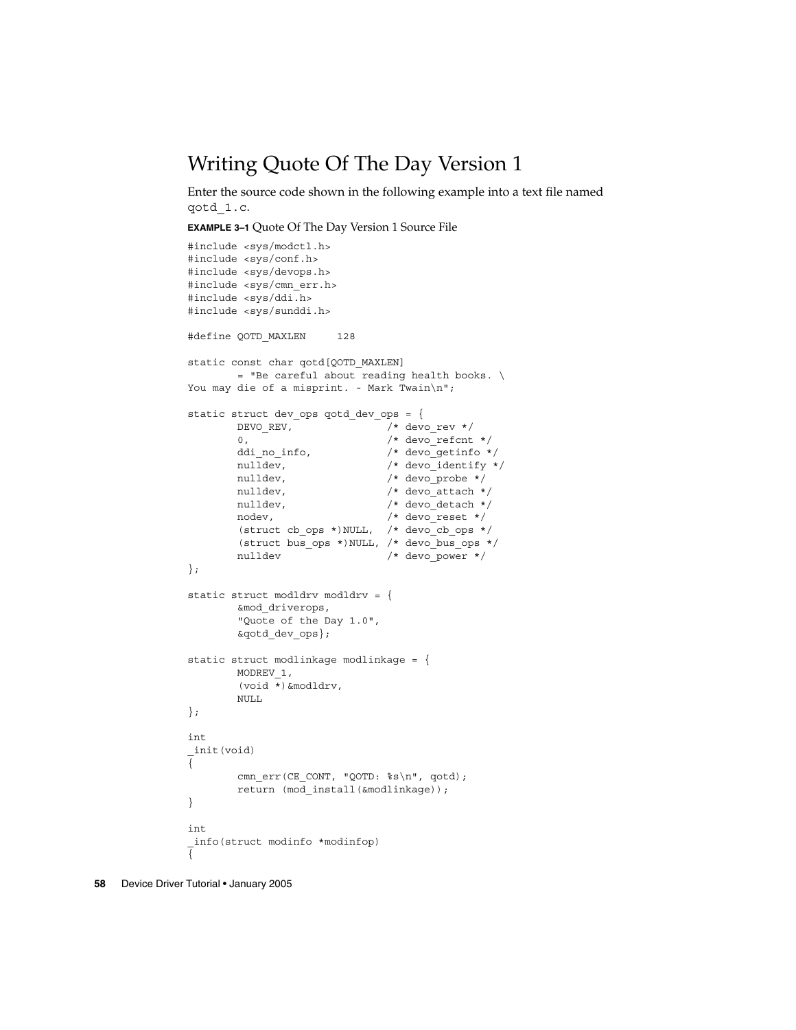## Writing Quote Of The Day Version 1

Enter the source code shown in the following example into a text file named `qotd_1.c`.

**EXAMPLE 3–1** Quote Of The Day Version 1 Source File

```
#include <sys/modctl.h>
#include <sys/conf.h>
#include <sys/devops.h>
#include <sys/cmn_err.h>
#include <sys/ddi.h>
#include <sys/sunddi.h>

#define QOTD_MAXLEN     128

static const char qotd[QOTD_MAXLEN]
        = "Be careful about reading health books. \
You may die of a misprint. - Mark Twain\n";

static struct dev_ops qotd_dev_ops = {
        DEVO_REV,               /* devo_rev */
        0,                      /* devo_refcnt */
        ddi_no_info,            /* devo_getinfo */
        nulldev,                /* devo_identify */
        nulldev,                /* devo_probe */
        nulldev,                /* devo_attach */
        nulldev,                /* devo_detach */
        nodev,                  /* devo_reset */
        (struct cb_ops *)NULL,  /* devo_cb_ops */
        (struct bus_ops *)NULL, /* devo_bus_ops */
        nulldev                 /* devo_power */
};

static struct modldrv modldrv = {
        &mod_driverops,
        "Quote of the Day 1.0",
        &qotd_dev_ops};

static struct modlinkage modlinkage = {
        MODREV_1,
        (void *)&modldrv,
        NULL
};

int
_init(void)
{
        cmn_err(CE_CONT, "QOTD: %s\n", qotd);
        return (mod_install(&modlinkage));
}

int
_info(struct modinfo *modinfop)
{
```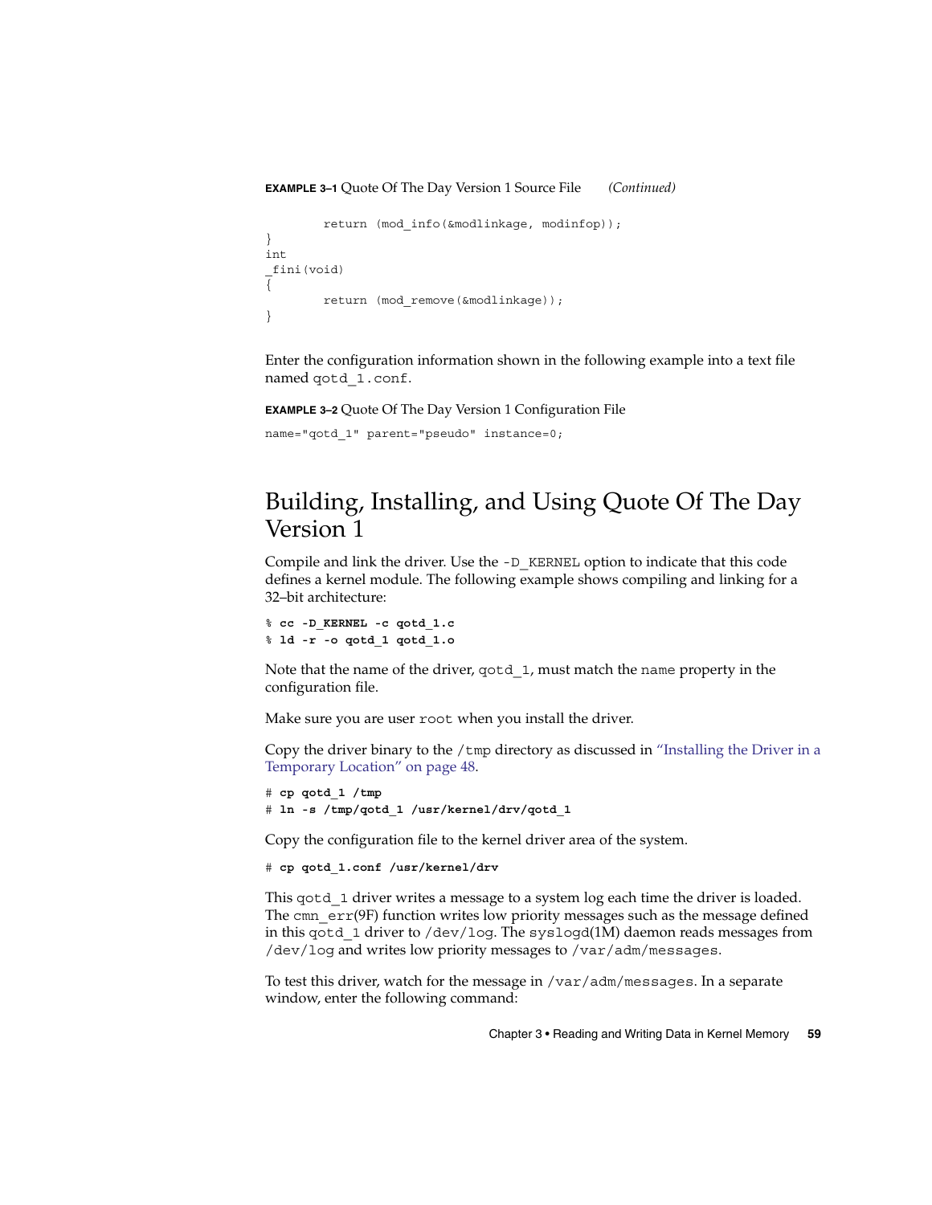**EXAMPLE 3–1** Quote Of The Day Version 1 Source File *(Continued)*

```
        return (mod_info(&modlinkage, modinfop));
}
int
_fini(void)
{
        return (mod_remove(&modlinkage));
}
```

Enter the configuration information shown in the following example into a text file named `qotd_1.conf`.

**EXAMPLE 3–2** Quote Of The Day Version 1 Configuration File

```
name="qotd_1" parent="pseudo" instance=0;
```

## Building, Installing, and Using Quote Of The Day Version 1

Compile and link the driver. Use the `-D_KERNEL` option to indicate that this code defines a kernel module. The following example shows compiling and linking for a 32–bit architecture:

```
% cc -D_KERNEL -c qotd_1.c
% ld -r -o qotd_1 qotd_1.o
```

Note that the name of the driver, `qotd_1`, must match the `name` property in the configuration file.

Make sure you are user `root` when you install the driver.

Copy the driver binary to the `/tmp` directory as discussed in "Installing the Driver in a Temporary Location" on page 48.

```
# cp qotd_1 /tmp
# ln -s /tmp/qotd_1 /usr/kernel/drv/qotd_1
```

Copy the configuration file to the kernel driver area of the system.

```
# cp qotd_1.conf /usr/kernel/drv
```

This `qotd_1` driver writes a message to a system log each time the driver is loaded. The `cmn_err`(9F) function writes low priority messages such as the message defined in this `qotd_1` driver to `/dev/log`. The `syslogd`(1M) daemon reads messages from `/dev/log` and writes low priority messages to `/var/adm/messages`.

To test this driver, watch for the message in `/var/adm/messages`. In a separate window, enter the following command: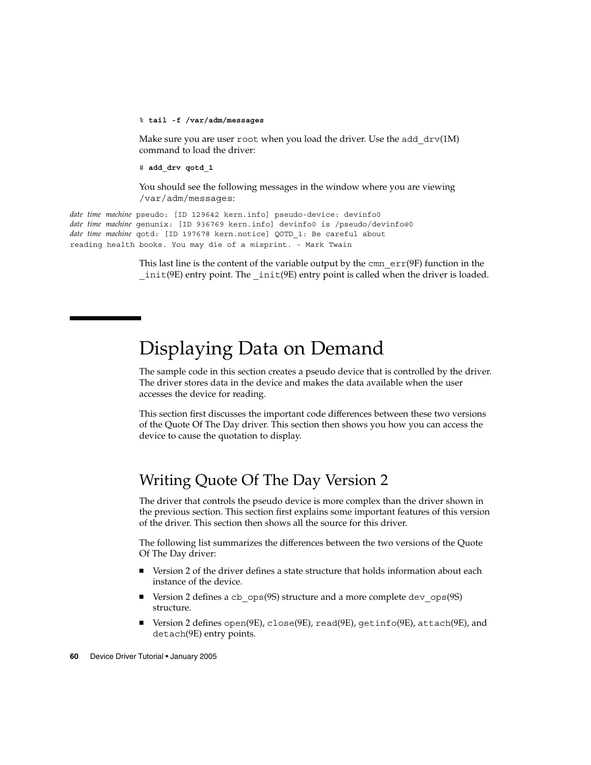```
% tail -f /var/adm/messages
```

Make sure you are user `root` when you load the driver. Use the `add_drv`(1M) command to load the driver:

```
# add_drv qotd_1
```

You should see the following messages in the window where you are viewing `/var/adm/messages`:

```
date time machine pseudo: [ID 129642 kern.info] pseudo-device: devinfo0
date time machine genunix: [ID 936769 kern.info] devinfo0 is /pseudo/devinfo@0
date time machine qotd: [ID 197678 kern.notice] QOTD_1: Be careful about
reading health books. You may die of a misprint. - Mark Twain
```

This last line is the content of the variable output by the `cmn_err`(9F) function in the `_init`(9E) entry point. The `_init`(9E) entry point is called when the driver is loaded.

# Displaying Data on Demand

The sample code in this section creates a pseudo device that is controlled by the driver. The driver stores data in the device and makes the data available when the user accesses the device for reading.

This section first discusses the important code differences between these two versions of the Quote Of The Day driver. This section then shows you how you can access the device to cause the quotation to display.

## Writing Quote Of The Day Version 2

The driver that controls the pseudo device is more complex than the driver shown in the previous section. This section first explains some important features of this version of the driver. This section then shows all the source for this driver.

The following list summarizes the differences between the two versions of the Quote Of The Day driver:

- Version 2 of the driver defines a state structure that holds information about each instance of the device.
- Version 2 defines a `cb_ops`(9S) structure and a more complete `dev_ops`(9S) structure.
- Version 2 defines `open`(9E), `close`(9E), `read`(9E), `getinfo`(9E), `attach`(9E), and `detach`(9E) entry points.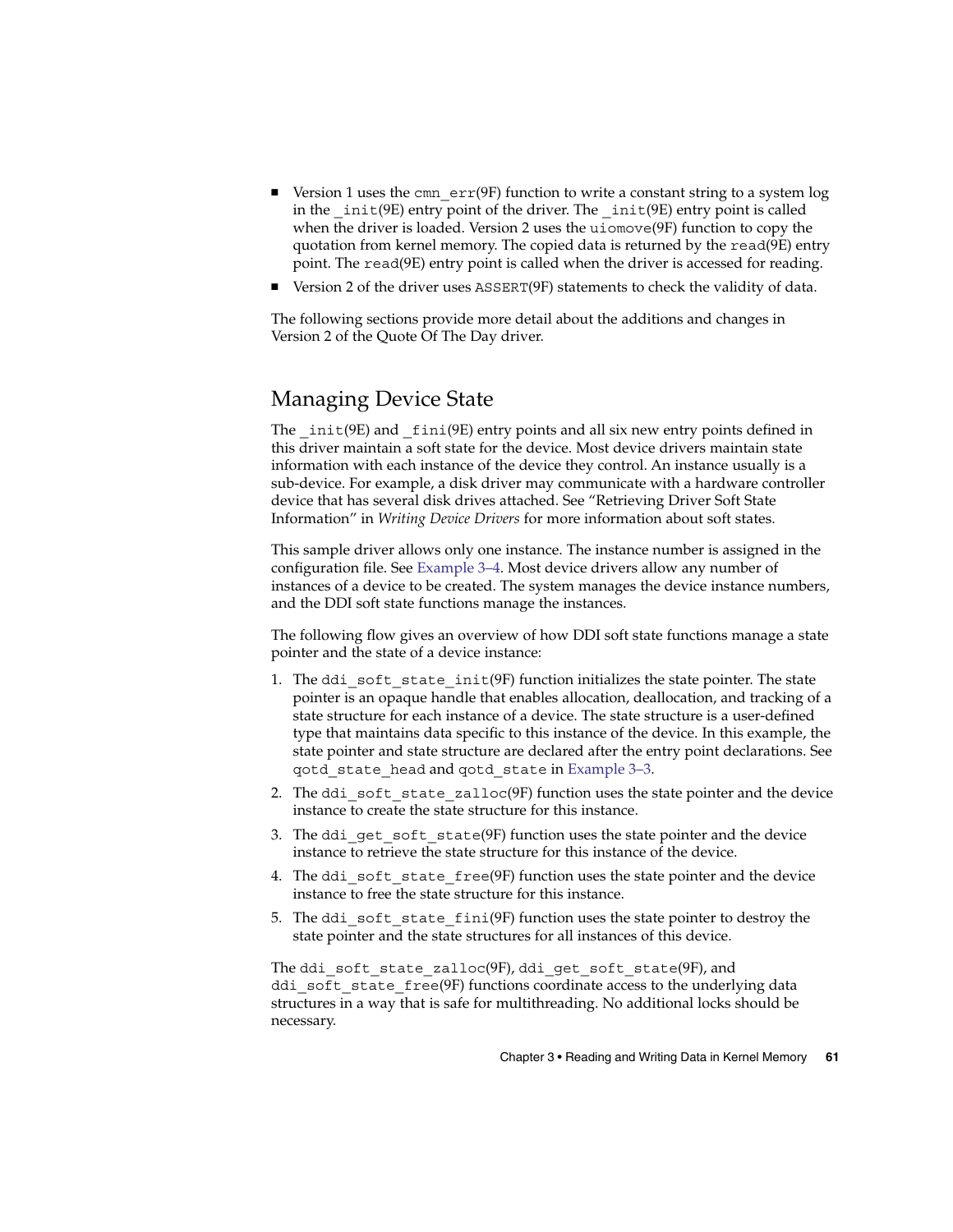- Version 1 uses the `cmn_err`(9F) function to write a constant string to a system log in the `_init`(9E) entry point of the driver. The `_init`(9E) entry point is called when the driver is loaded. Version 2 uses the `uiomove`(9F) function to copy the quotation from kernel memory. The copied data is returned by the `read`(9E) entry point. The `read`(9E) entry point is called when the driver is accessed for reading.
- Version 2 of the driver uses `ASSERT`(9F) statements to check the validity of data.

The following sections provide more detail about the additions and changes in Version 2 of the Quote Of The Day driver.

## Managing Device State

The `_init`(9E) and `_fini`(9E) entry points and all six new entry points defined in this driver maintain a soft state for the device. Most device drivers maintain state information with each instance of the device they control. An instance usually is a sub-device. For example, a disk driver may communicate with a hardware controller device that has several disk drives attached. See "Retrieving Driver Soft State Information" in *Writing Device Drivers* for more information about soft states.

This sample driver allows only one instance. The instance number is assigned in the configuration file. See Example 3–4. Most device drivers allow any number of instances of a device to be created. The system manages the device instance numbers, and the DDI soft state functions manage the instances.

The following flow gives an overview of how DDI soft state functions manage a state pointer and the state of a device instance:

1. The `ddi_soft_state_init`(9F) function initializes the state pointer. The state pointer is an opaque handle that enables allocation, deallocation, and tracking of a state structure for each instance of a device. The state structure is a user-defined type that maintains data specific to this instance of the device. In this example, the state pointer and state structure are declared after the entry point declarations. See `qotd_state_head` and `qotd_state` in Example 3–3.
2. The `ddi_soft_state_zalloc`(9F) function uses the state pointer and the device instance to create the state structure for this instance.
3. The `ddi_get_soft_state`(9F) function uses the state pointer and the device instance to retrieve the state structure for this instance of the device.
4. The `ddi_soft_state_free`(9F) function uses the state pointer and the device instance to free the state structure for this instance.
5. The `ddi_soft_state_fini`(9F) function uses the state pointer to destroy the state pointer and the state structures for all instances of this device.

The `ddi_soft_state_zalloc`(9F), `ddi_get_soft_state`(9F), and `ddi_soft_state_free`(9F) functions coordinate access to the underlying data structures in a way that is safe for multithreading. No additional locks should be necessary.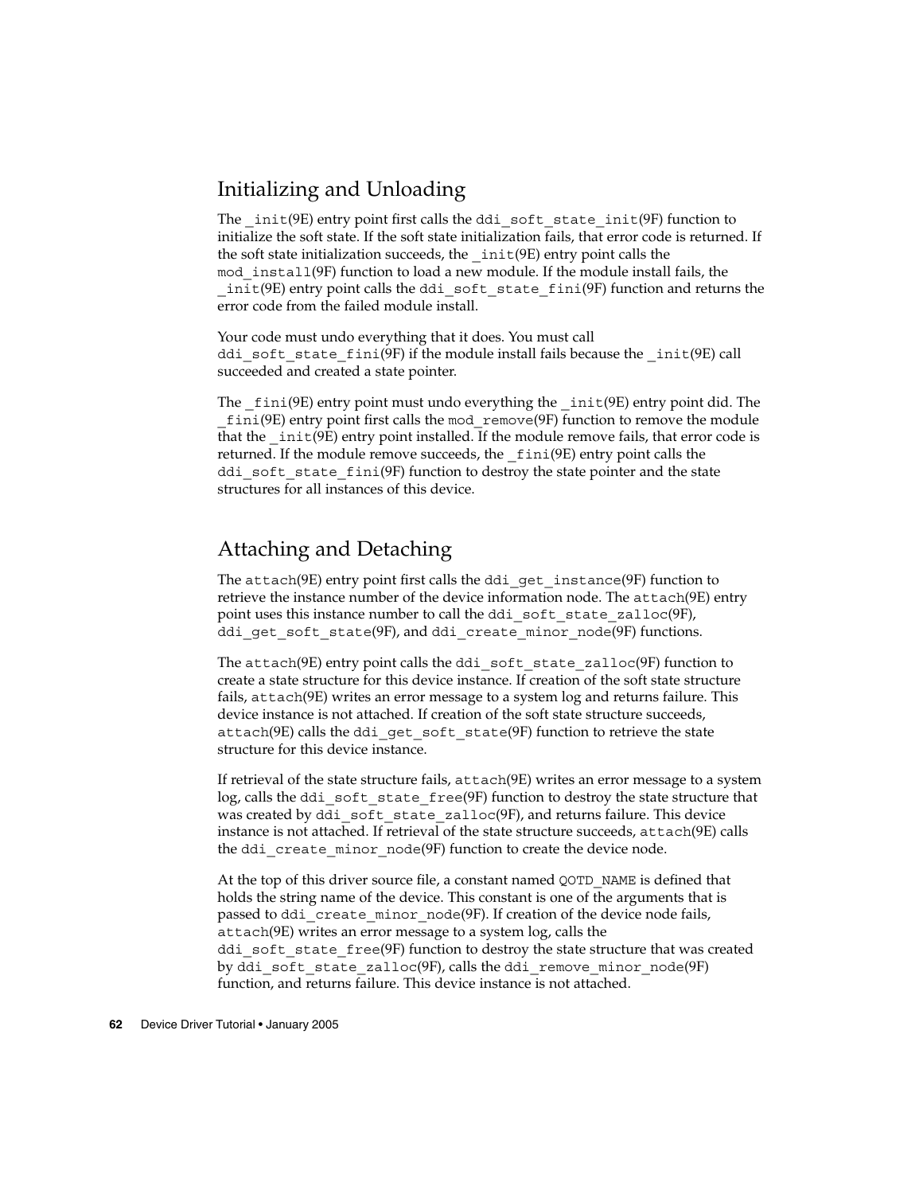## Initializing and Unloading

The `_init`(9E) entry point first calls the `ddi_soft_state_init`(9F) function to initialize the soft state. If the soft state initialization fails, that error code is returned. If the soft state initialization succeeds, the `_init`(9E) entry point calls the `mod_install`(9F) function to load a new module. If the module install fails, the `_init`(9E) entry point calls the `ddi_soft_state_fini`(9F) function and returns the error code from the failed module install.

Your code must undo everything that it does. You must call `ddi_soft_state_fini`(9F) if the module install fails because the `_init`(9E) call succeeded and created a state pointer.

The `_fini`(9E) entry point must undo everything the `_init`(9E) entry point did. The `_fini`(9E) entry point first calls the `mod_remove`(9F) function to remove the module that the `_init`(9E) entry point installed. If the module remove fails, that error code is returned. If the module remove succeeds, the `_fini`(9E) entry point calls the `ddi_soft_state_fini`(9F) function to destroy the state pointer and the state structures for all instances of this device.

## Attaching and Detaching

The `attach`(9E) entry point first calls the `ddi_get_instance`(9F) function to retrieve the instance number of the device information node. The `attach`(9E) entry point uses this instance number to call the `ddi_soft_state_zalloc`(9F), `ddi_get_soft_state`(9F), and `ddi_create_minor_node`(9F) functions.

The `attach`(9E) entry point calls the `ddi_soft_state_zalloc`(9F) function to create a state structure for this device instance. If creation of the soft state structure fails, `attach`(9E) writes an error message to a system log and returns failure. This device instance is not attached. If creation of the soft state structure succeeds, `attach`(9E) calls the `ddi_get_soft_state`(9F) function to retrieve the state structure for this device instance.

If retrieval of the state structure fails, `attach`(9E) writes an error message to a system log, calls the `ddi_soft_state_free`(9F) function to destroy the state structure that was created by `ddi_soft_state_zalloc`(9F), and returns failure. This device instance is not attached. If retrieval of the state structure succeeds, `attach`(9E) calls the `ddi_create_minor_node`(9F) function to create the device node.

At the top of this driver source file, a constant named `QOTD_NAME` is defined that holds the string name of the device. This constant is one of the arguments that is passed to `ddi_create_minor_node`(9F). If creation of the device node fails, `attach`(9E) writes an error message to a system log, calls the `ddi_soft_state_free`(9F) function to destroy the state structure that was created by `ddi_soft_state_zalloc`(9F), calls the `ddi_remove_minor_node`(9F) function, and returns failure. This device instance is not attached.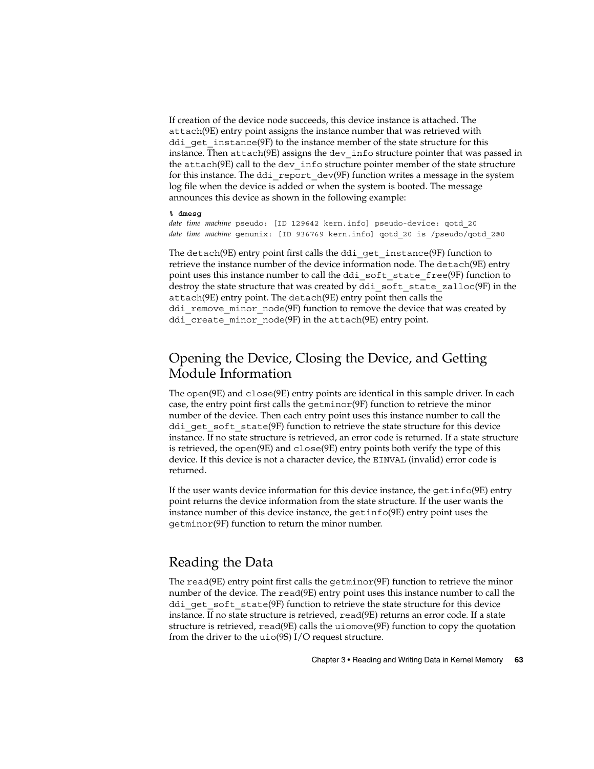If creation of the device node succeeds, this device instance is attached. The `attach`(9E) entry point assigns the instance number that was retrieved with `ddi_get_instance`(9F) to the instance member of the state structure for this instance. Then `attach`(9E) assigns the `dev_info` structure pointer that was passed in the `attach`(9E) call to the `dev_info` structure pointer member of the state structure for this instance. The `ddi_report_dev`(9F) function writes a message in the system log file when the device is added or when the system is booted. The message announces this device as shown in the following example:

```
% dmesg
date time machine pseudo: [ID 129642 kern.info] pseudo-device: qotd_20
date time machine genunix: [ID 936769 kern.info] qotd_20 is /pseudo/qotd_2@0
```

The `detach`(9E) entry point first calls the `ddi_get_instance`(9F) function to retrieve the instance number of the device information node. The `detach`(9E) entry point uses this instance number to call the `ddi_soft_state_free`(9F) function to destroy the state structure that was created by `ddi_soft_state_zalloc`(9F) in the `attach`(9E) entry point. The `detach`(9E) entry point then calls the `ddi_remove_minor_node`(9F) function to remove the device that was created by `ddi_create_minor_node`(9F) in the `attach`(9E) entry point.

## Opening the Device, Closing the Device, and Getting Module Information

The `open`(9E) and `close`(9E) entry points are identical in this sample driver. In each case, the entry point first calls the `getminor`(9F) function to retrieve the minor number of the device. Then each entry point uses this instance number to call the `ddi_get_soft_state`(9F) function to retrieve the state structure for this device instance. If no state structure is retrieved, an error code is returned. If a state structure is retrieved, the `open`(9E) and `close`(9E) entry points both verify the type of this device. If this device is not a character device, the `EINVAL` (invalid) error code is returned.

If the user wants device information for this device instance, the `getinfo`(9E) entry point returns the device information from the state structure. If the user wants the instance number of this device instance, the `getinfo`(9E) entry point uses the `getminor`(9F) function to return the minor number.

## Reading the Data

The `read`(9E) entry point first calls the `getminor`(9F) function to retrieve the minor number of the device. The `read`(9E) entry point uses this instance number to call the `ddi_get_soft_state`(9F) function to retrieve the state structure for this device instance. If no state structure is retrieved, `read`(9E) returns an error code. If a state structure is retrieved, `read`(9E) calls the `uiomove`(9F) function to copy the quotation from the driver to the `uio`(9S) I/O request structure.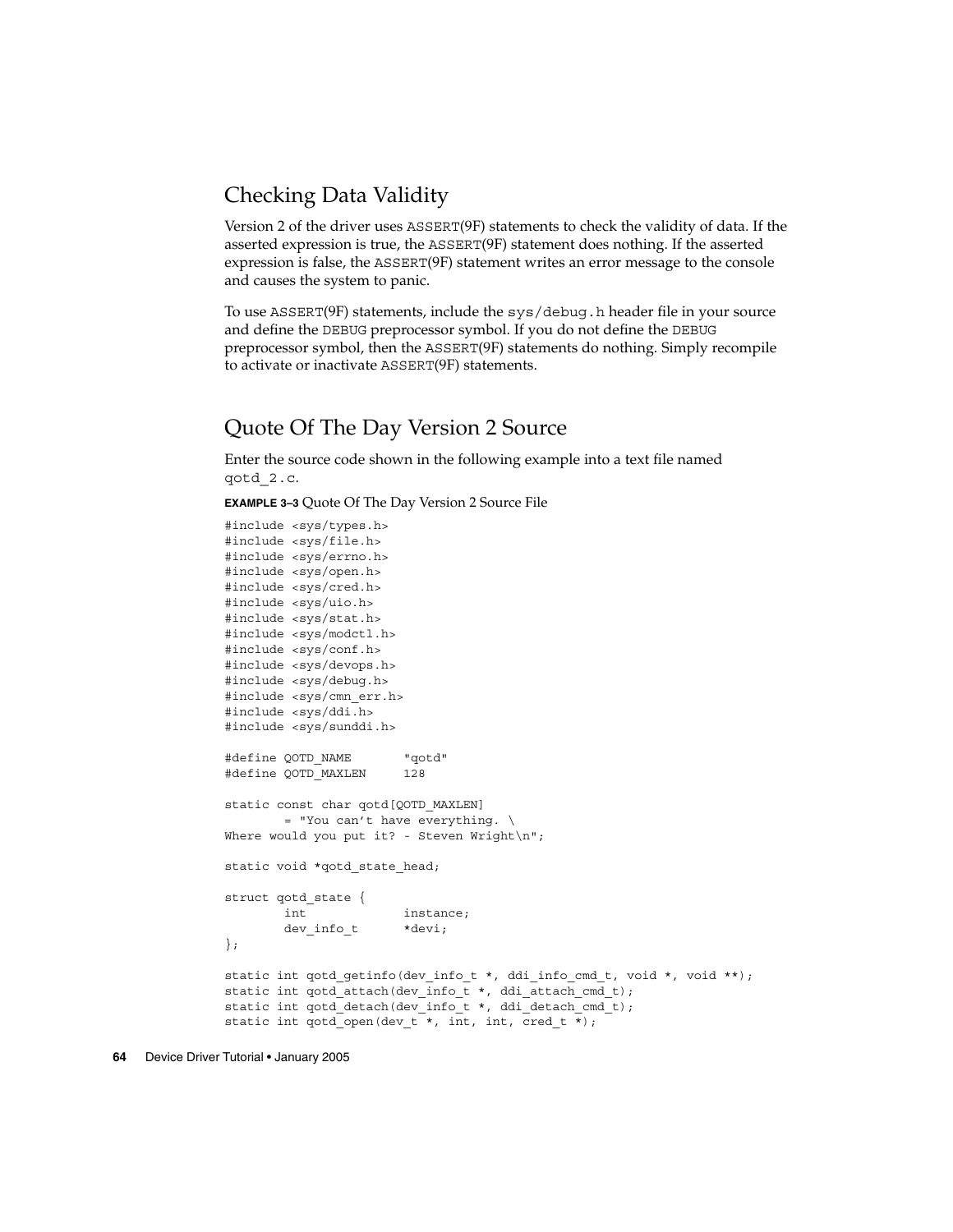## Checking Data Validity

Version 2 of the driver uses ASSERT(9F) statements to check the validity of data. If the asserted expression is true, the ASSERT(9F) statement does nothing. If the asserted expression is false, the ASSERT(9F) statement writes an error message to the console and causes the system to panic.

To use ASSERT(9F) statements, include the sys/debug.h header file in your source and define the DEBUG preprocessor symbol. If you do not define the DEBUG preprocessor symbol, then the ASSERT(9F) statements do nothing. Simply recompile to activate or inactivate ASSERT(9F) statements.

## Quote Of The Day Version 2 Source

Enter the source code shown in the following example into a text file named qotd_2.c.

**EXAMPLE 3–3** Quote Of The Day Version 2 Source File

```
#include <sys/types.h>
#include <sys/file.h>
#include <sys/errno.h>
#include <sys/open.h>
#include <sys/cred.h>
#include <sys/uio.h>
#include <sys/stat.h>
#include <sys/modctl.h>
#include <sys/conf.h>
#include <sys/devops.h>
#include <sys/debug.h>
#include <sys/cmn_err.h>
#include <sys/ddi.h>
#include <sys/sunddi.h>

#define QOTD_NAME       "qotd"
#define QOTD_MAXLEN     128

static const char qotd[QOTD_MAXLEN]
        = "You can’t have everything. \
Where would you put it? - Steven Wright\n";

static void *qotd_state_head;

struct qotd_state {
        int             instance;
        dev_info_t      *devi;
};

static int qotd_getinfo(dev_info_t *, ddi_info_cmd_t, void *, void **);
static int qotd_attach(dev_info_t *, ddi_attach_cmd_t);
static int qotd_detach(dev_info_t *, ddi_detach_cmd_t);
static int qotd_open(dev_t *, int, int, cred_t *);
```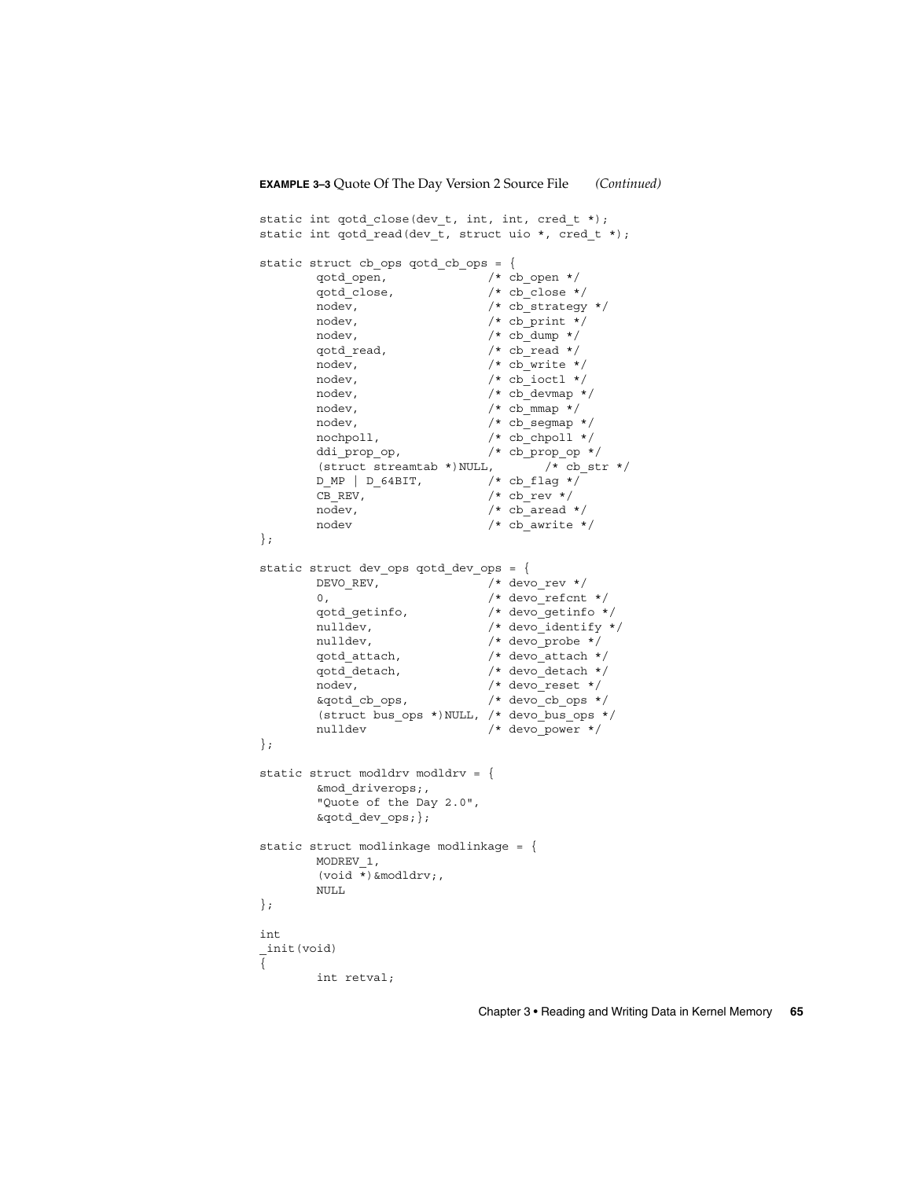**EXAMPLE 3–3** Quote Of The Day Version 2 Source File *(Continued)*

```
static int qotd_close(dev_t, int, int, cred_t *);
static int qotd_read(dev_t, struct uio *, cred_t *);

static struct cb_ops qotd_cb_ops = {
        qotd_open,              /* cb_open */
        qotd_close,             /* cb_close */
        nodev,                  /* cb_strategy */
        nodev,                  /* cb_print */
        nodev,                  /* cb_dump */
        qotd_read,              /* cb_read */
        nodev,                  /* cb_write */
        nodev,                  /* cb_ioctl */
        nodev,                  /* cb_devmap */
        nodev,                  /* cb_mmap */
        nodev,                  /* cb_segmap */
        nochpoll,               /* cb_chpoll */
        ddi_prop_op,            /* cb_prop_op */
        (struct streamtab *)NULL,       /* cb_str */
        D_MP | D_64BIT,         /* cb_flag */
        CB_REV,                 /* cb_rev */
        nodev,                  /* cb_aread */
        nodev                   /* cb_awrite */
};

static struct dev_ops qotd_dev_ops = {
        DEVO_REV,               /* devo_rev */
        0,                      /* devo_refcnt */
        qotd_getinfo,           /* devo_getinfo */
        nulldev,                /* devo_identify */
        nulldev,                /* devo_probe */
        qotd_attach,            /* devo_attach */
        qotd_detach,            /* devo_detach */
        nodev,                  /* devo_reset */
        &qotd_cb_ops,           /* devo_cb_ops */
        (struct bus_ops *)NULL, /* devo_bus_ops */
        nulldev                 /* devo_power */
};

static struct modldrv modldrv = {
        &mod_driverops;,
        "Quote of the Day 2.0",
        &qotd_dev_ops;};

static struct modlinkage modlinkage = {
        MODREV_1,
        (void *)&modldrv;,
        NULL
};

int
_init(void)
{
        int retval;
```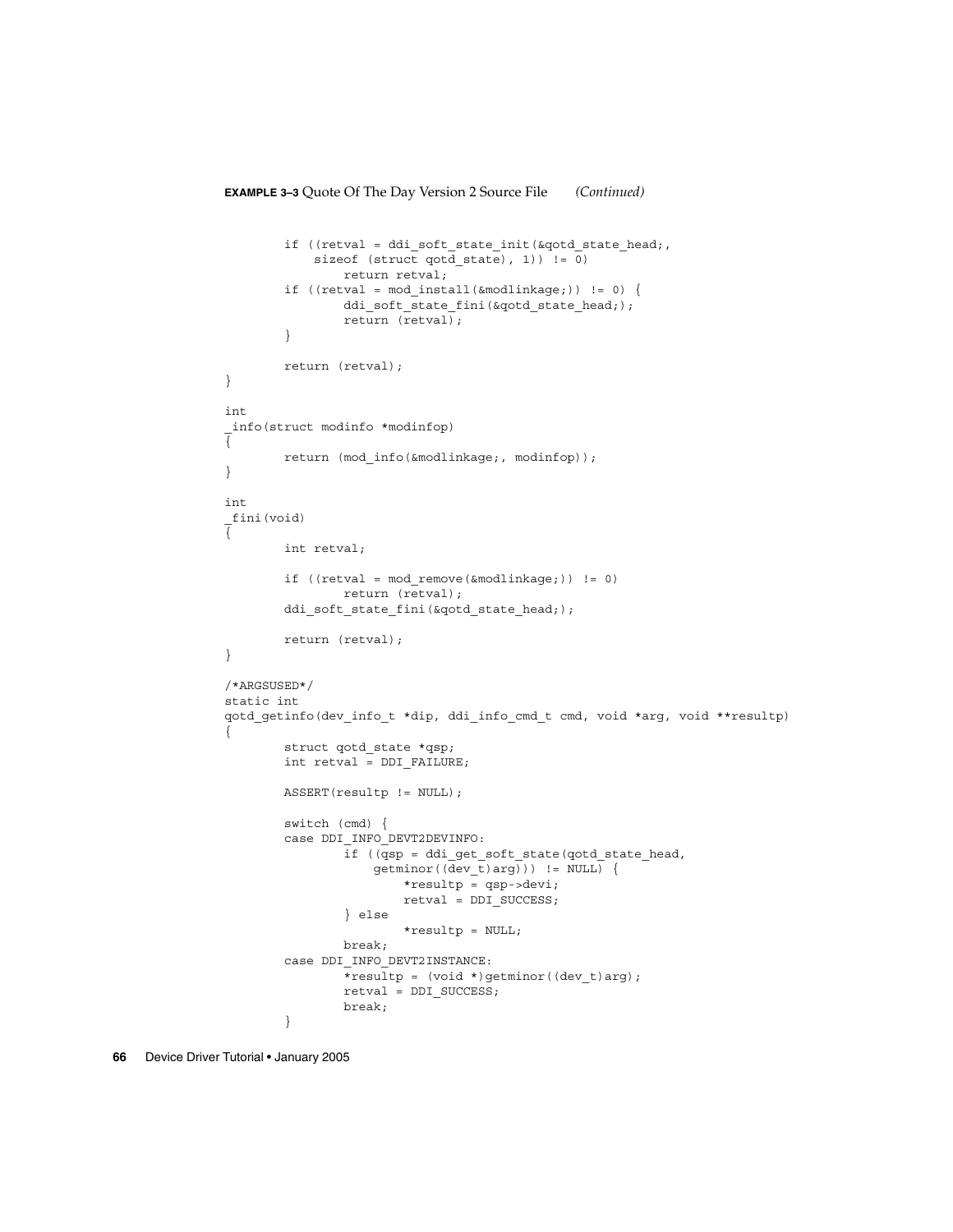**EXAMPLE 3–3** Quote Of The Day Version 2 Source File *(Continued)*

```
        if ((retval = ddi_soft_state_init(&qotd_state_head;,
            sizeof (struct qotd_state), 1)) != 0)
                return retval;
        if ((retval = mod_install(&modlinkage;)) != 0) {
                ddi_soft_state_fini(&qotd_state_head;);
                return (retval);
        }

        return (retval);
}

int
_info(struct modinfo *modinfop)
{
        return (mod_info(&modlinkage;, modinfop));
}

int
_fini(void)
{
        int retval;

        if ((retval = mod_remove(&modlinkage;)) != 0)
                return (retval);
        ddi_soft_state_fini(&qotd_state_head;);

        return (retval);
}

/*ARGSUSED*/
static int
qotd_getinfo(dev_info_t *dip, ddi_info_cmd_t cmd, void *arg, void **resultp)
{
        struct qotd_state *qsp;
        int retval = DDI_FAILURE;

        ASSERT(resultp != NULL);

        switch (cmd) {
        case DDI_INFO_DEVT2DEVINFO:
                if ((qsp = ddi_get_soft_state(qotd_state_head,
                    getminor((dev_t)arg))) != NULL) {
                        *resultp = qsp->devi;
                        retval = DDI_SUCCESS;
                } else
                        *resultp = NULL;
                break;
        case DDI_INFO_DEVT2INSTANCE:
                *resultp = (void *)getminor((dev_t)arg);
                retval = DDI_SUCCESS;
                break;
        }
```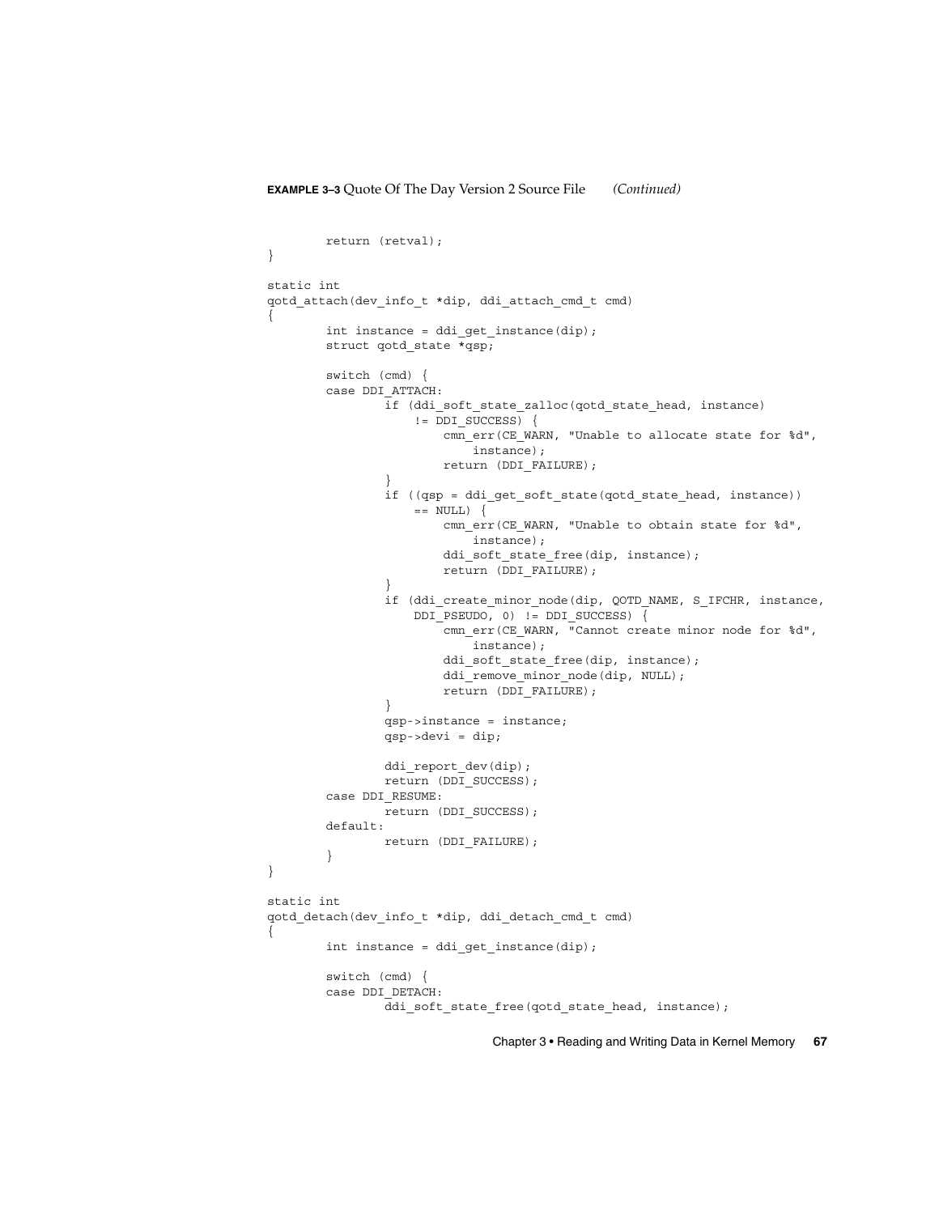**EXAMPLE 3–3** Quote Of The Day Version 2 Source File *(Continued)*

```
        return (retval);
}

static int
qotd_attach(dev_info_t *dip, ddi_attach_cmd_t cmd)
{
        int instance = ddi_get_instance(dip);
        struct qotd_state *qsp;

        switch (cmd) {
        case DDI_ATTACH:
                if (ddi_soft_state_zalloc(qotd_state_head, instance)
                    != DDI_SUCCESS) {
                        cmn_err(CE_WARN, "Unable to allocate state for %d",
                            instance);
                        return (DDI_FAILURE);
                }
                if ((qsp = ddi_get_soft_state(qotd_state_head, instance))
                    == NULL) {
                        cmn_err(CE_WARN, "Unable to obtain state for %d",
                            instance);
                        ddi_soft_state_free(dip, instance);
                        return (DDI_FAILURE);
                }
                if (ddi_create_minor_node(dip, QOTD_NAME, S_IFCHR, instance,
                    DDI_PSEUDO, 0) != DDI_SUCCESS) {
                        cmn_err(CE_WARN, "Cannot create minor node for %d",
                            instance);
                        ddi_soft_state_free(dip, instance);
                        ddi_remove_minor_node(dip, NULL);
                        return (DDI_FAILURE);
                }
                qsp->instance = instance;
                qsp->devi = dip;

                ddi_report_dev(dip);
                return (DDI_SUCCESS);
        case DDI_RESUME:
                return (DDI_SUCCESS);
        default:
                return (DDI_FAILURE);
        }
}

static int
qotd_detach(dev_info_t *dip, ddi_detach_cmd_t cmd)
{
        int instance = ddi_get_instance(dip);

        switch (cmd) {
        case DDI_DETACH:
                ddi_soft_state_free(qotd_state_head, instance);
```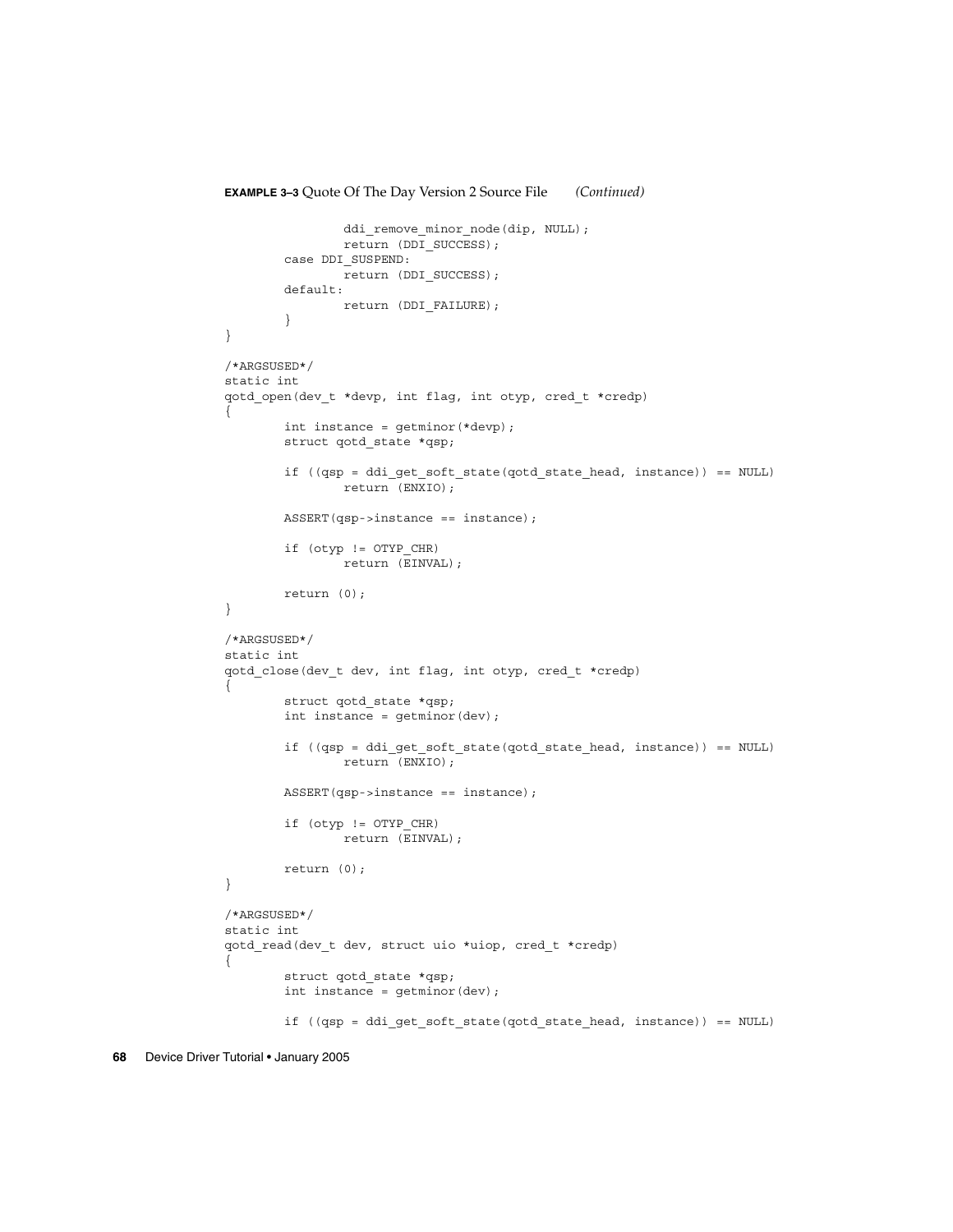**EXAMPLE 3–3** Quote Of The Day Version 2 Source File *(Continued)*

```
                ddi_remove_minor_node(dip, NULL);
                return (DDI_SUCCESS);
        case DDI_SUSPEND:
                return (DDI_SUCCESS);
        default:
                return (DDI_FAILURE);
        }
}

/*ARGSUSED*/
static int
qotd_open(dev_t *devp, int flag, int otyp, cred_t *credp)
{
        int instance = getminor(*devp);
        struct qotd_state *qsp;

        if ((qsp = ddi_get_soft_state(qotd_state_head, instance)) == NULL)
                return (ENXIO);

        ASSERT(qsp->instance == instance);

        if (otyp != OTYP_CHR)
                return (EINVAL);

        return (0);
}

/*ARGSUSED*/
static int
qotd_close(dev_t dev, int flag, int otyp, cred_t *credp)
{
        struct qotd_state *qsp;
        int instance = getminor(dev);

        if ((qsp = ddi_get_soft_state(qotd_state_head, instance)) == NULL)
                return (ENXIO);

        ASSERT(qsp->instance == instance);

        if (otyp != OTYP_CHR)
                return (EINVAL);

        return (0);
}

/*ARGSUSED*/
static int
qotd_read(dev_t dev, struct uio *uiop, cred_t *credp)
{
        struct qotd_state *qsp;
        int instance = getminor(dev);

        if ((qsp = ddi_get_soft_state(qotd_state_head, instance)) == NULL)
```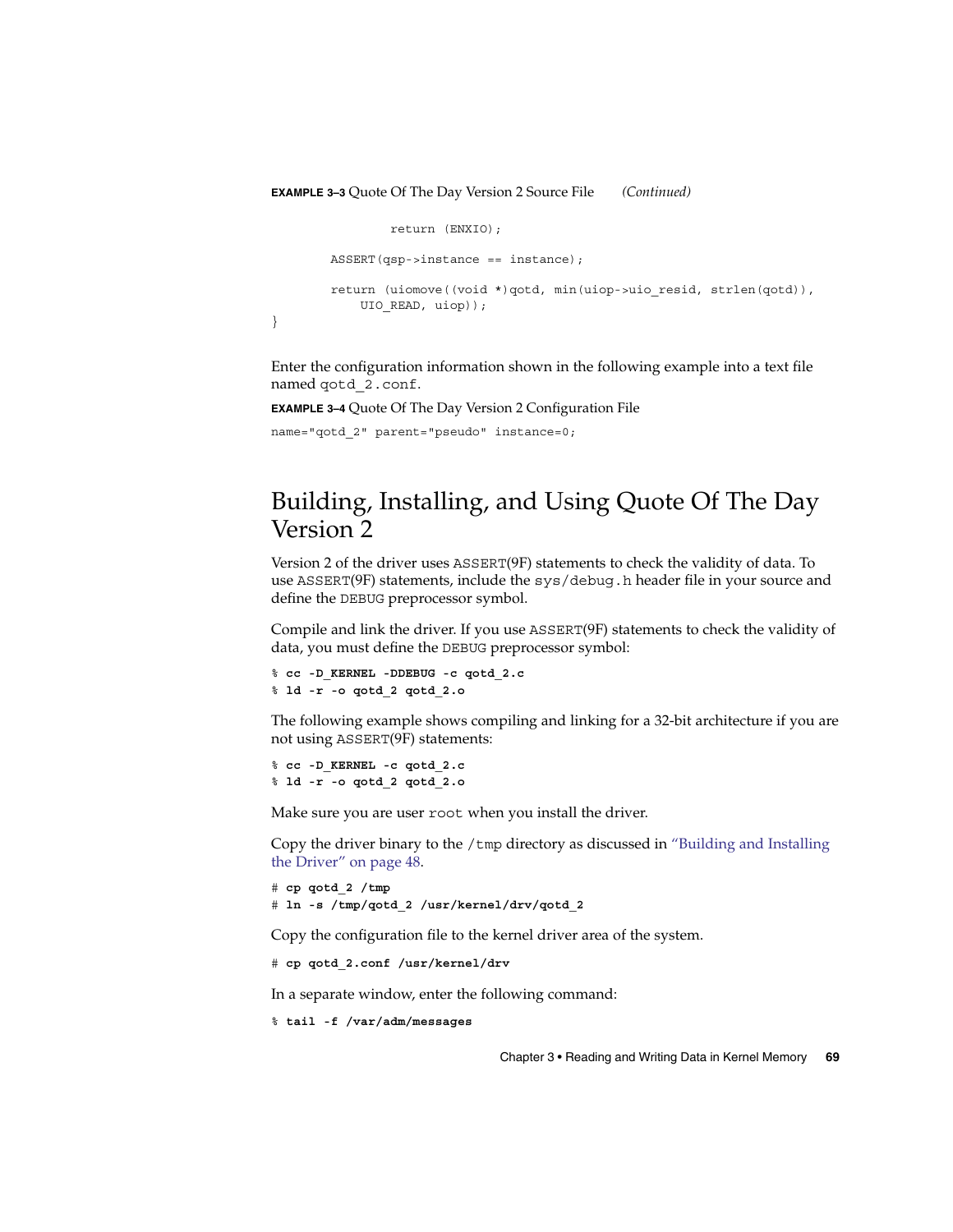**EXAMPLE 3–3** Quote Of The Day Version 2 Source File *(Continued)*

```
                return (ENXIO);

        ASSERT(qsp->instance == instance);

        return (uiomove((void *)qotd, min(uiop->uio_resid, strlen(qotd)),
            UIO_READ, uiop));
}
```

Enter the configuration information shown in the following example into a text file named qotd_2.conf.

**EXAMPLE 3–4** Quote Of The Day Version 2 Configuration File

```
name="qotd_2" parent="pseudo" instance=0;
```

# Building, Installing, and Using Quote Of The Day Version 2

Version 2 of the driver uses ASSERT(9F) statements to check the validity of data. To use ASSERT(9F) statements, include the sys/debug.h header file in your source and define the DEBUG preprocessor symbol.

Compile and link the driver. If you use ASSERT(9F) statements to check the validity of data, you must define the DEBUG preprocessor symbol:

```
% cc -D_KERNEL -DDEBUG -c qotd_2.c
% ld -r -o qotd_2 qotd_2.o
```

The following example shows compiling and linking for a 32-bit architecture if you are not using ASSERT(9F) statements:

```
% cc -D_KERNEL -c qotd_2.c
% ld -r -o qotd_2 qotd_2.o
```

Make sure you are user root when you install the driver.

Copy the driver binary to the /tmp directory as discussed in "Building and Installing the Driver" on page 48.

```
# cp qotd_2 /tmp
# ln -s /tmp/qotd_2 /usr/kernel/drv/qotd_2
```

Copy the configuration file to the kernel driver area of the system.

```
# cp qotd_2.conf /usr/kernel/drv
```

In a separate window, enter the following command:

```
% tail -f /var/adm/messages
```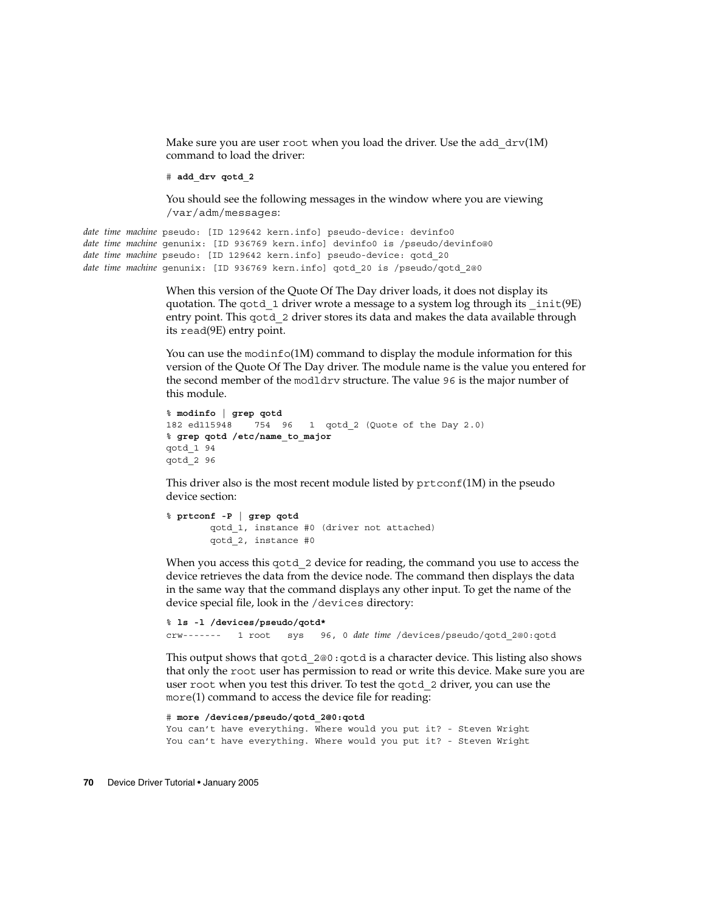Make sure you are user `root` when you load the driver. Use the `add_drv`(1M) command to load the driver:

```
# add_drv qotd_2
```

You should see the following messages in the window where you are viewing `/var/adm/messages`:

```
date time machine pseudo: [ID 129642 kern.info] pseudo-device: devinfo0
date time machine genunix: [ID 936769 kern.info] devinfo0 is /pseudo/devinfo@0
date time machine pseudo: [ID 129642 kern.info] pseudo-device: qotd_20
date time machine genunix: [ID 936769 kern.info] qotd_20 is /pseudo/qotd_2@0
```

When this version of the Quote Of The Day driver loads, it does not display its quotation. The `qotd_1` driver wrote a message to a system log through its `_init`(9E) entry point. This `qotd_2` driver stores its data and makes the data available through its `read`(9E) entry point.

You can use the `modinfo`(1M) command to display the module information for this version of the Quote Of The Day driver. The module name is the value you entered for the second member of the `modldrv` structure. The value `96` is the major number of this module.

```
% modinfo | grep qotd
182 ed115948    754  96   1  qotd_2 (Quote of the Day 2.0)
% grep qotd /etc/name_to_major
qotd_1 94
qotd_2 96
```

This driver also is the most recent module listed by `prtconf`(1M) in the pseudo device section:

```
% prtconf -P | grep qotd
        qotd_1, instance #0 (driver not attached)
        qotd_2, instance #0
```

When you access this `qotd_2` device for reading, the command you use to access the device retrieves the data from the device node. The command then displays the data in the same way that the command displays any other input. To get the name of the device special file, look in the `/devices` directory:

```
% ls -l /devices/pseudo/qotd*
crw-------   1 root   sys   96, 0 date time /devices/pseudo/qotd_2@0:qotd
```

This output shows that `qotd_2@0:qotd` is a character device. This listing also shows that only the `root` user has permission to read or write this device. Make sure you are user `root` when you test this driver. To test the `qotd_2` driver, you can use the `more`(1) command to access the device file for reading:

```
# more /devices/pseudo/qotd_2@0:qotd
You can't have everything. Where would you put it? - Steven Wright
You can't have everything. Where would you put it? - Steven Wright
```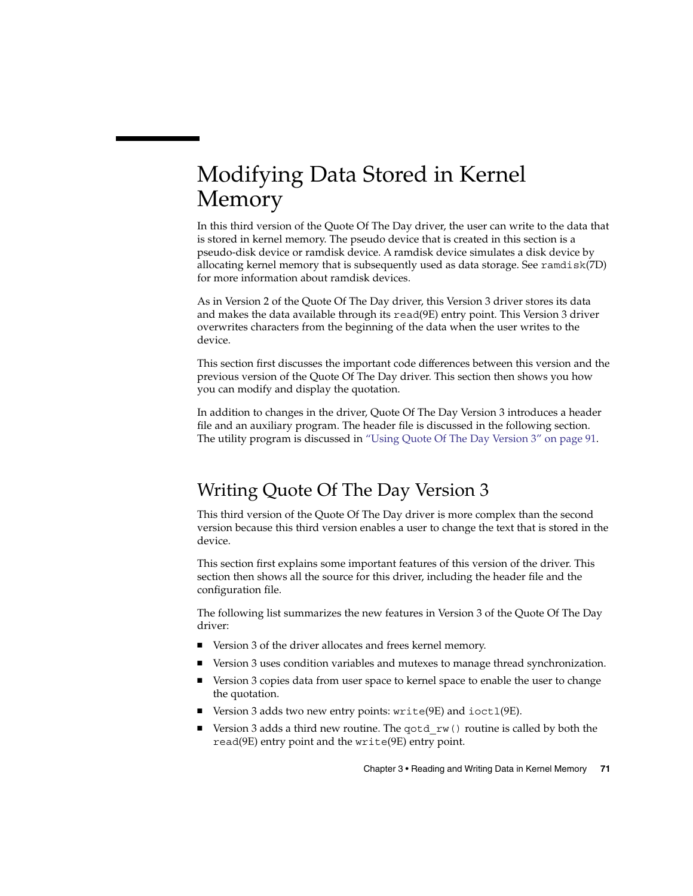// Modifying Data Stored in Kernel Memory

In this third version of the Quote Of The Day driver, the user can write to the data that is stored in kernel memory. The pseudo device that is created in this section is a pseudo-disk device or ramdisk device. A ramdisk device simulates a disk device by allocating kernel memory that is subsequently used as data storage. See `ramdisk`(7D) for more information about ramdisk devices.

As in Version 2 of the Quote Of The Day driver, this Version 3 driver stores its data and makes the data available through its `read`(9E) entry point. This Version 3 driver overwrites characters from the beginning of the data when the user writes to the device.

This section first discusses the important code differences between this version and the previous version of the Quote Of The Day driver. This section then shows you how you can modify and display the quotation.

In addition to changes in the driver, Quote Of The Day Version 3 introduces a header file and an auxiliary program. The header file is discussed in the following section. The utility program is discussed in "Using Quote Of The Day Version 3" on page 91.

## Writing Quote Of The Day Version 3

This third version of the Quote Of The Day driver is more complex than the second version because this third version enables a user to change the text that is stored in the device.

This section first explains some important features of this version of the driver. This section then shows all the source for this driver, including the header file and the configuration file.

The following list summarizes the new features in Version 3 of the Quote Of The Day driver:

- Version 3 of the driver allocates and frees kernel memory.
- Version 3 uses condition variables and mutexes to manage thread synchronization.
- Version 3 copies data from user space to kernel space to enable the user to change the quotation.
- Version 3 adds two new entry points: `write`(9E) and `ioctl`(9E).
- Version 3 adds a third new routine. The `qotd_rw()` routine is called by both the `read`(9E) entry point and the `write`(9E) entry point.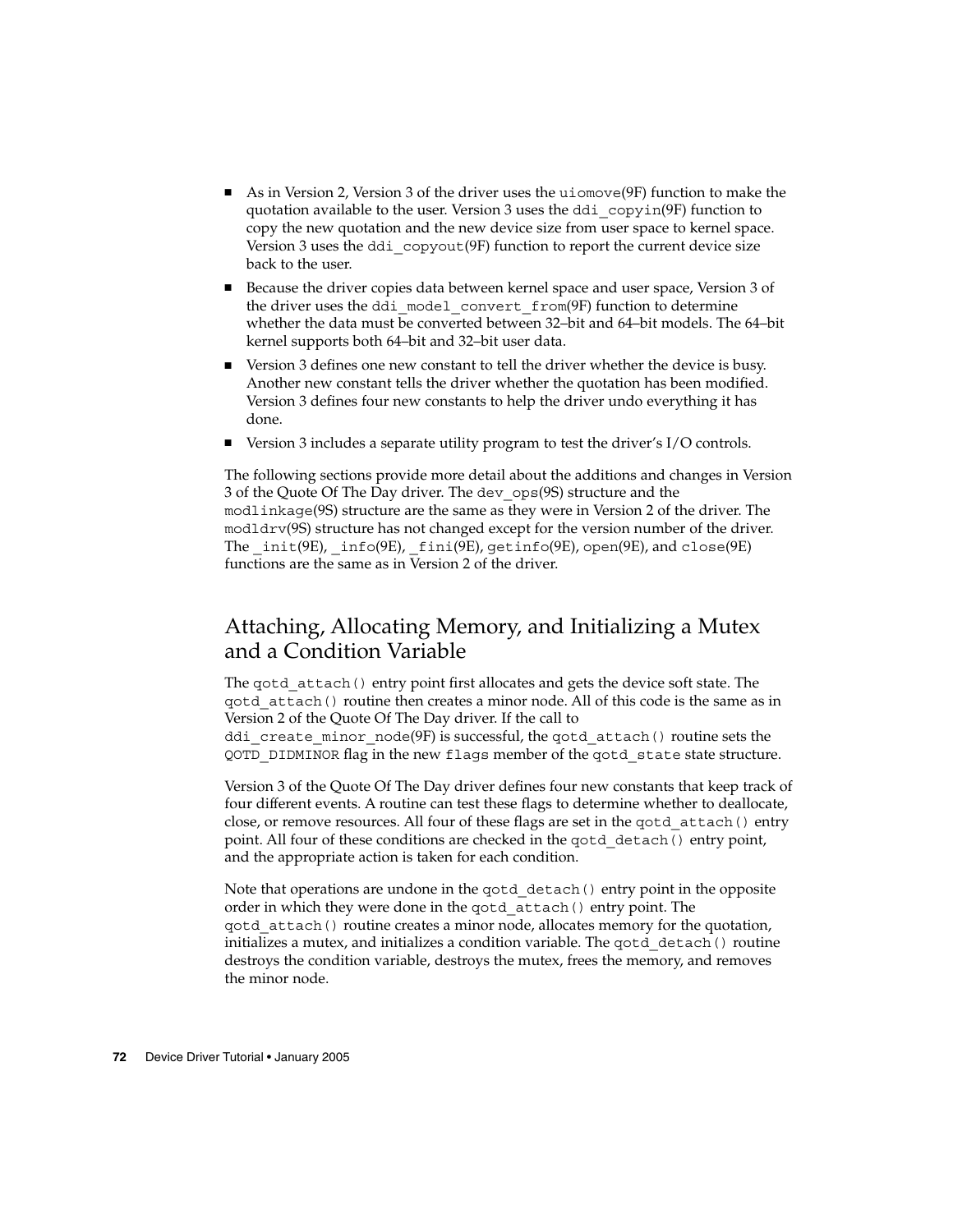- As in Version 2, Version 3 of the driver uses the `uiomove`(9F) function to make the quotation available to the user. Version 3 uses the `ddi_copyin`(9F) function to copy the new quotation and the new device size from user space to kernel space. Version 3 uses the `ddi_copyout`(9F) function to report the current device size back to the user.
- Because the driver copies data between kernel space and user space, Version 3 of the driver uses the `ddi_model_convert_from`(9F) function to determine whether the data must be converted between 32–bit and 64–bit models. The 64–bit kernel supports both 64–bit and 32–bit user data.
- Version 3 defines one new constant to tell the driver whether the device is busy. Another new constant tells the driver whether the quotation has been modified. Version 3 defines four new constants to help the driver undo everything it has done.
- Version 3 includes a separate utility program to test the driver's I/O controls.

The following sections provide more detail about the additions and changes in Version 3 of the Quote Of The Day driver. The `dev_ops`(9S) structure and the `modlinkage`(9S) structure are the same as they were in Version 2 of the driver. The `modldrv`(9S) structure has not changed except for the version number of the driver. The `_init`(9E), `_info`(9E), `_fini`(9E), `getinfo`(9E), `open`(9E), and `close`(9E) functions are the same as in Version 2 of the driver.

## Attaching, Allocating Memory, and Initializing a Mutex and a Condition Variable

The `qotd_attach()` entry point first allocates and gets the device soft state. The `qotd_attach()` routine then creates a minor node. All of this code is the same as in Version 2 of the Quote Of The Day driver. If the call to `ddi_create_minor_node`(9F) is successful, the `qotd_attach()` routine sets the `QOTD_DIDMINOR` flag in the new `flags` member of the `qotd_state` state structure.

Version 3 of the Quote Of The Day driver defines four new constants that keep track of four different events. A routine can test these flags to determine whether to deallocate, close, or remove resources. All four of these flags are set in the `qotd_attach()` entry point. All four of these conditions are checked in the `qotd_detach()` entry point, and the appropriate action is taken for each condition.

Note that operations are undone in the `qotd_detach()` entry point in the opposite order in which they were done in the `qotd_attach()` entry point. The `qotd_attach()` routine creates a minor node, allocates memory for the quotation, initializes a mutex, and initializes a condition variable. The `qotd_detach()` routine destroys the condition variable, destroys the mutex, frees the memory, and removes the minor node.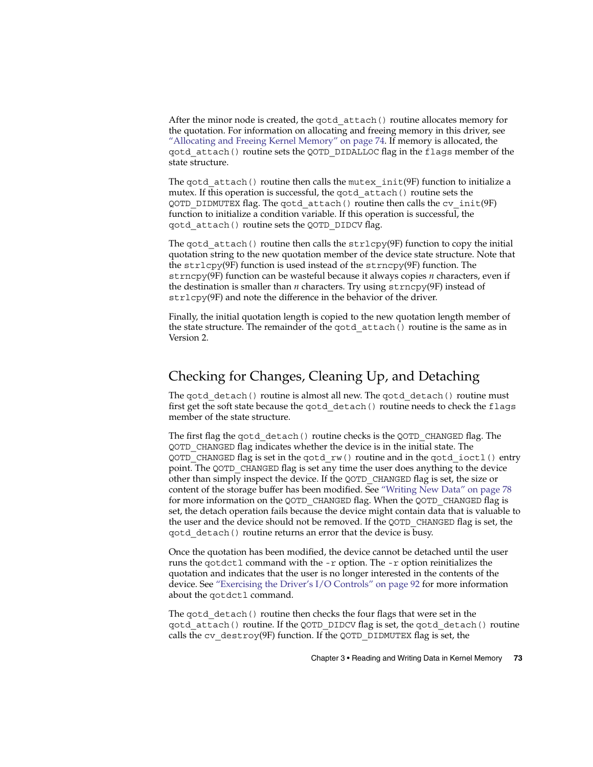After the minor node is created, the `qotd_attach()` routine allocates memory for the quotation. For information on allocating and freeing memory in this driver, see "Allocating and Freeing Kernel Memory" on page 74. If memory is allocated, the `qotd_attach()` routine sets the `QOTD_DIDALLOC` flag in the `flags` member of the state structure.

The `qotd_attach()` routine then calls the `mutex_init`(9F) function to initialize a mutex. If this operation is successful, the `qotd_attach()` routine sets the `QOTD_DIDMUTEX` flag. The `qotd_attach()` routine then calls the `cv_init`(9F) function to initialize a condition variable. If this operation is successful, the `qotd_attach()` routine sets the `QOTD_DIDCV` flag.

The `qotd_attach()` routine then calls the `strlcpy`(9F) function to copy the initial quotation string to the new quotation member of the device state structure. Note that the `strlcpy`(9F) function is used instead of the `strncpy`(9F) function. The `strncpy`(9F) function can be wasteful because it always copies *n* characters, even if the destination is smaller than *n* characters. Try using `strncpy`(9F) instead of `strlcpy`(9F) and note the difference in the behavior of the driver.

Finally, the initial quotation length is copied to the new quotation length member of the state structure. The remainder of the `qotd_attach()` routine is the same as in Version 2.

## Checking for Changes, Cleaning Up, and Detaching

The `qotd_detach()` routine is almost all new. The `qotd_detach()` routine must first get the soft state because the `qotd_detach()` routine needs to check the `flags` member of the state structure.

The first flag the `qotd_detach()` routine checks is the `QOTD_CHANGED` flag. The `QOTD_CHANGED` flag indicates whether the device is in the initial state. The `QOTD_CHANGED` flag is set in the `qotd_rw()` routine and in the `qotd_ioctl()` entry point. The `QOTD_CHANGED` flag is set any time the user does anything to the device other than simply inspect the device. If the `QOTD_CHANGED` flag is set, the size or content of the storage buffer has been modified. See "Writing New Data" on page 78 for more information on the `QOTD_CHANGED` flag. When the `QOTD_CHANGED` flag is set, the detach operation fails because the device might contain data that is valuable to the user and the device should not be removed. If the `QOTD_CHANGED` flag is set, the `qotd_detach()` routine returns an error that the device is busy.

Once the quotation has been modified, the device cannot be detached until the user runs the `qotdctl` command with the `-r` option. The `-r` option reinitializes the quotation and indicates that the user is no longer interested in the contents of the device. See "Exercising the Driver's I/O Controls" on page 92 for more information about the `qotdctl` command.

The `qotd_detach()` routine then checks the four flags that were set in the `qotd_attach()` routine. If the `QOTD_DIDCV` flag is set, the `qotd_detach()` routine calls the `cv_destroy`(9F) function. If the `QOTD_DIDMUTEX` flag is set, the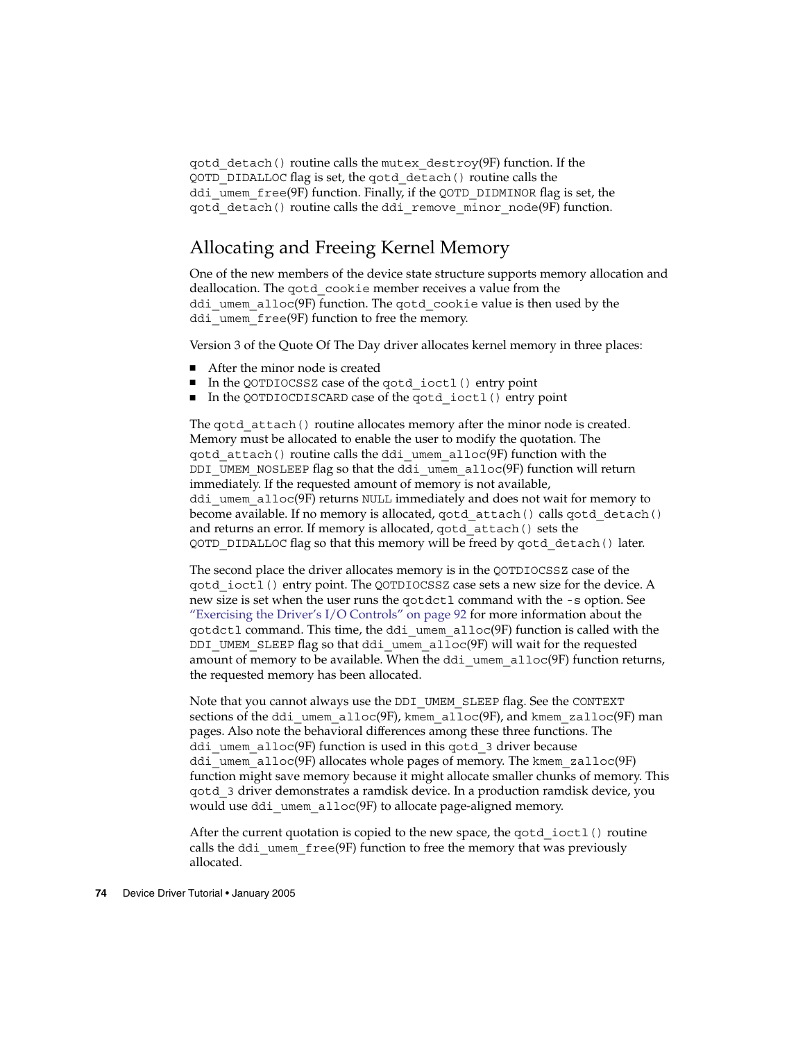qotd_detach() routine calls the mutex_destroy(9F) function. If the QOTD_DIDALLOC flag is set, the qotd_detach() routine calls the ddi_umem_free(9F) function. Finally, if the QOTD_DIDMINOR flag is set, the qotd_detach() routine calls the ddi_remove_minor_node(9F) function.

## Allocating and Freeing Kernel Memory

One of the new members of the device state structure supports memory allocation and deallocation. The qotd_cookie member receives a value from the ddi_umem_alloc(9F) function. The qotd_cookie value is then used by the ddi_umem_free(9F) function to free the memory.

Version 3 of the Quote Of The Day driver allocates kernel memory in three places:

- After the minor node is created
- In the QOTDIOCSSZ case of the qotd_ioctl() entry point
- In the QOTDIOCDISCARD case of the qotd_ioctl() entry point

The qotd_attach() routine allocates memory after the minor node is created. Memory must be allocated to enable the user to modify the quotation. The qotd_attach() routine calls the ddi_umem_alloc(9F) function with the DDI_UMEM_NOSLEEP flag so that the ddi_umem_alloc(9F) function will return immediately. If the requested amount of memory is not available, ddi_umem_alloc(9F) returns NULL immediately and does not wait for memory to become available. If no memory is allocated, qotd_attach() calls qotd_detach() and returns an error. If memory is allocated, qotd_attach() sets the QOTD_DIDALLOC flag so that this memory will be freed by qotd_detach() later.

The second place the driver allocates memory is in the QOTDIOCSSZ case of the qotd_ioctl() entry point. The QOTDIOCSSZ case sets a new size for the device. A new size is set when the user runs the qotdctl command with the -s option. See "Exercising the Driver's I/O Controls" on page 92 for more information about the qotdctl command. This time, the ddi_umem_alloc(9F) function is called with the DDI_UMEM_SLEEP flag so that ddi_umem_alloc(9F) will wait for the requested amount of memory to be available. When the ddi_umem_alloc(9F) function returns, the requested memory has been allocated.

Note that you cannot always use the DDI_UMEM_SLEEP flag. See the CONTEXT sections of the ddi_umem_alloc(9F), kmem_alloc(9F), and kmem_zalloc(9F) man pages. Also note the behavioral differences among these three functions. The ddi_umem_alloc(9F) function is used in this qotd_3 driver because ddi_umem_alloc(9F) allocates whole pages of memory. The kmem_zalloc(9F) function might save memory because it might allocate smaller chunks of memory. This qotd_3 driver demonstrates a ramdisk device. In a production ramdisk device, you would use ddi_umem_alloc(9F) to allocate page-aligned memory.

After the current quotation is copied to the new space, the qotd_ioctl() routine calls the ddi_umem_free(9F) function to free the memory that was previously allocated.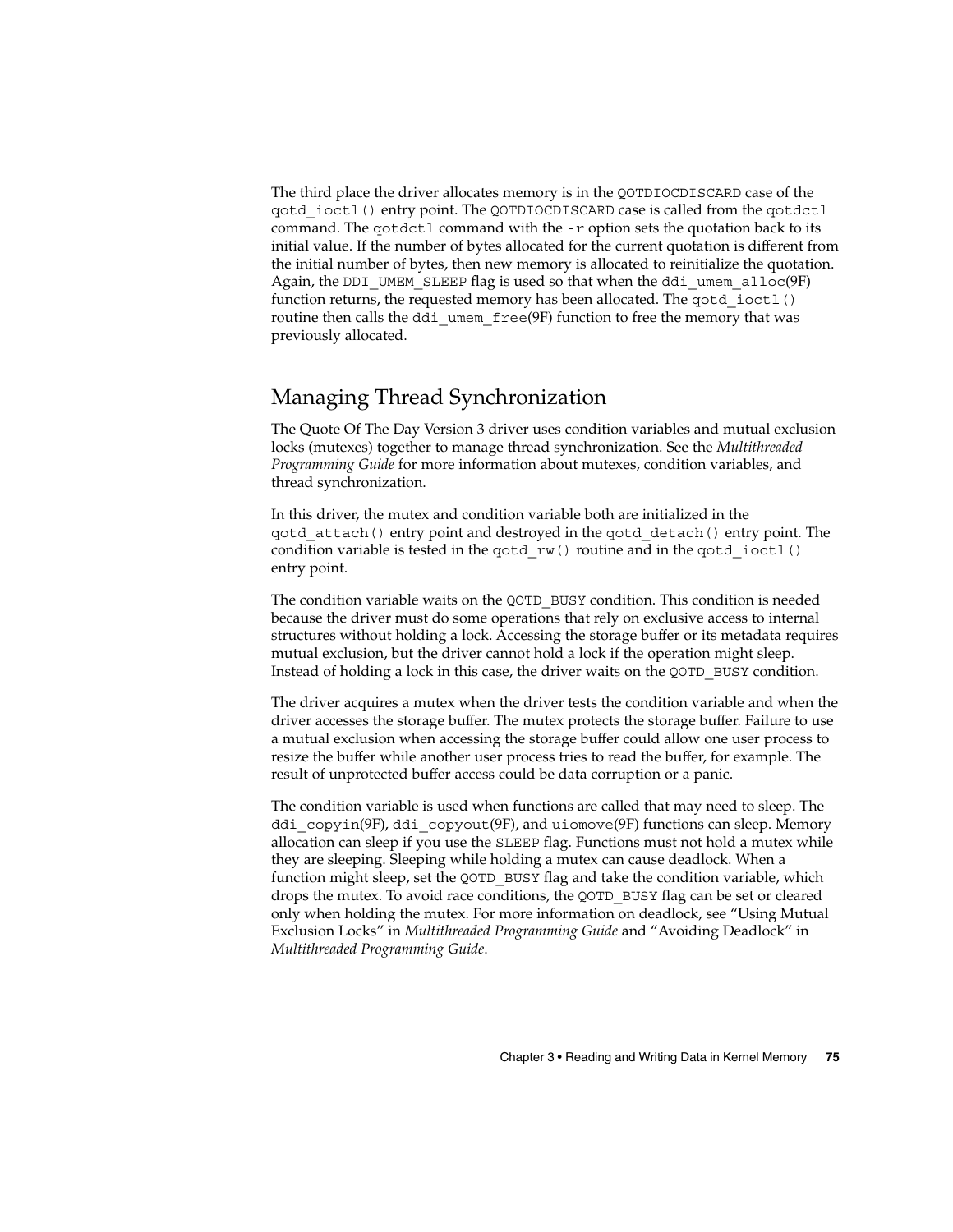The third place the driver allocates memory is in the `QOTDIOCDISCARD` case of the `qotd_ioctl()` entry point. The `QOTDIOCDISCARD` case is called from the `qotdctl` command. The `qotdctl` command with the `-r` option sets the quotation back to its initial value. If the number of bytes allocated for the current quotation is different from the initial number of bytes, then new memory is allocated to reinitialize the quotation. Again, the `DDI_UMEM_SLEEP` flag is used so that when the `ddi_umem_alloc`(9F) function returns, the requested memory has been allocated. The `qotd_ioctl()` routine then calls the `ddi_umem_free`(9F) function to free the memory that was previously allocated.

## Managing Thread Synchronization

The Quote Of The Day Version 3 driver uses condition variables and mutual exclusion locks (mutexes) together to manage thread synchronization. See the *Multithreaded Programming Guide* for more information about mutexes, condition variables, and thread synchronization.

In this driver, the mutex and condition variable both are initialized in the `qotd_attach()` entry point and destroyed in the `qotd_detach()` entry point. The condition variable is tested in the `qotd_rw()` routine and in the `qotd_ioctl()` entry point.

The condition variable waits on the `QOTD_BUSY` condition. This condition is needed because the driver must do some operations that rely on exclusive access to internal structures without holding a lock. Accessing the storage buffer or its metadata requires mutual exclusion, but the driver cannot hold a lock if the operation might sleep. Instead of holding a lock in this case, the driver waits on the `QOTD_BUSY` condition.

The driver acquires a mutex when the driver tests the condition variable and when the driver accesses the storage buffer. The mutex protects the storage buffer. Failure to use a mutual exclusion when accessing the storage buffer could allow one user process to resize the buffer while another user process tries to read the buffer, for example. The result of unprotected buffer access could be data corruption or a panic.

The condition variable is used when functions are called that may need to sleep. The `ddi_copyin`(9F), `ddi_copyout`(9F), and `uiomove`(9F) functions can sleep. Memory allocation can sleep if you use the `SLEEP` flag. Functions must not hold a mutex while they are sleeping. Sleeping while holding a mutex can cause deadlock. When a function might sleep, set the `QOTD_BUSY` flag and take the condition variable, which drops the mutex. To avoid race conditions, the `QOTD_BUSY` flag can be set or cleared only when holding the mutex. For more information on deadlock, see "Using Mutual Exclusion Locks" in *Multithreaded Programming Guide* and "Avoiding Deadlock" in *Multithreaded Programming Guide*.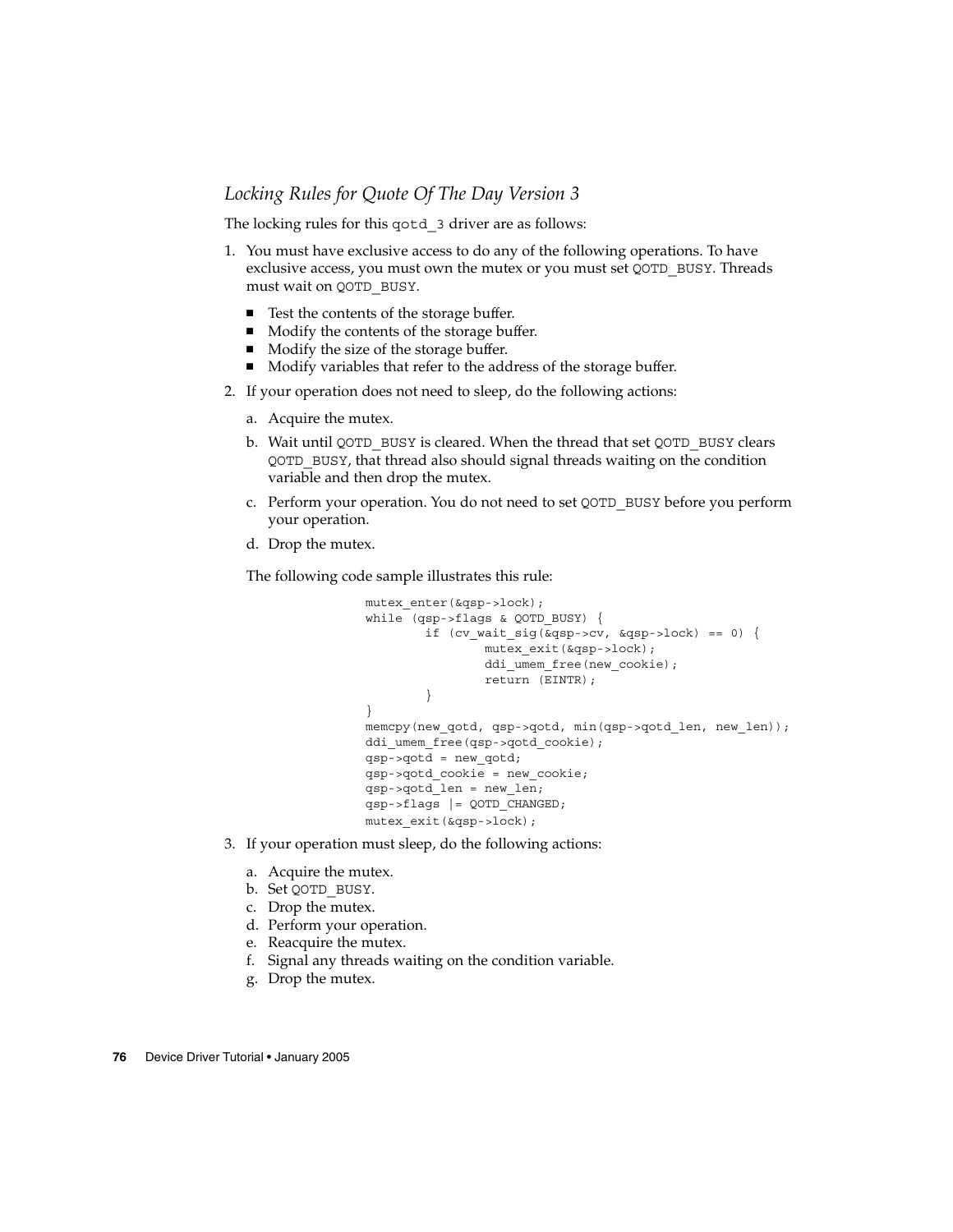### *Locking Rules for Quote Of The Day Version 3*

The locking rules for this qotd_3 driver are as follows:

1. You must have exclusive access to do any of the following operations. To have exclusive access, you must own the mutex or you must set QOTD_BUSY. Threads must wait on QOTD_BUSY.

   - Test the contents of the storage buffer.
   - Modify the contents of the storage buffer.
   - Modify the size of the storage buffer.
   - Modify variables that refer to the address of the storage buffer.

2. If your operation does not need to sleep, do the following actions:

   a. Acquire the mutex.

   b. Wait until QOTD_BUSY is cleared. When the thread that set QOTD_BUSY clears QOTD_BUSY, that thread also should signal threads waiting on the condition variable and then drop the mutex.

   c. Perform your operation. You do not need to set QOTD_BUSY before you perform your operation.

   d. Drop the mutex.

   The following code sample illustrates this rule:

```
mutex_enter(&qsp->lock);
while (qsp->flags & QOTD_BUSY) {
        if (cv_wait_sig(&qsp->cv, &qsp->lock) == 0) {
                mutex_exit(&qsp->lock);
                ddi_umem_free(new_cookie);
                return (EINTR);
        }
}
memcpy(new_qotd, qsp->qotd, min(qsp->qotd_len, new_len));
ddi_umem_free(qsp->qotd_cookie);
qsp->qotd = new_qotd;
qsp->qotd_cookie = new_cookie;
qsp->qotd_len = new_len;
qsp->flags |= QOTD_CHANGED;
mutex_exit(&qsp->lock);
```

3. If your operation must sleep, do the following actions:

   a. Acquire the mutex.
   b. Set QOTD_BUSY.
   c. Drop the mutex.
   d. Perform your operation.
   e. Reacquire the mutex.
   f. Signal any threads waiting on the condition variable.
   g. Drop the mutex.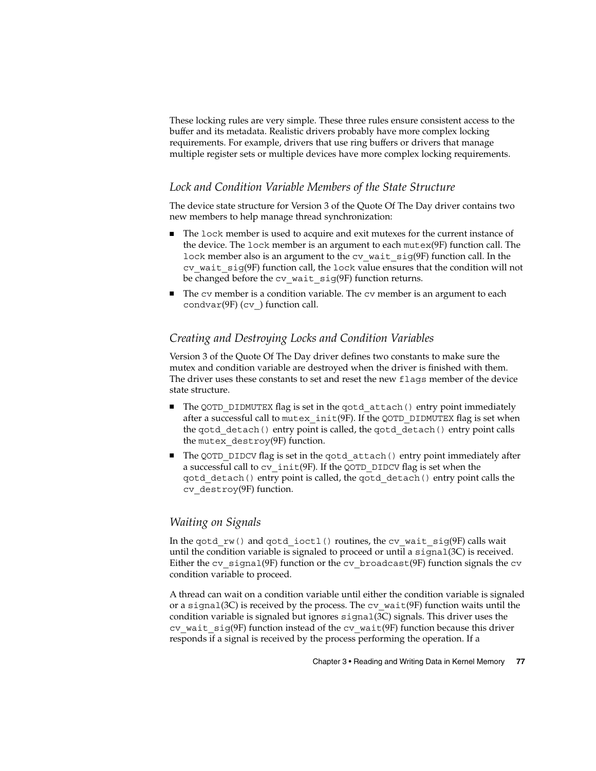These locking rules are very simple. These three rules ensure consistent access to the buffer and its metadata. Realistic drivers probably have more complex locking requirements. For example, drivers that use ring buffers or drivers that manage multiple register sets or multiple devices have more complex locking requirements.

### *Lock and Condition Variable Members of the State Structure*

The device state structure for Version 3 of the Quote Of The Day driver contains two new members to help manage thread synchronization:

- The `lock` member is used to acquire and exit mutexes for the current instance of the device. The `lock` member is an argument to each `mutex`(9F) function call. The `lock` member also is an argument to the `cv_wait_sig`(9F) function call. In the `cv_wait_sig`(9F) function call, the `lock` value ensures that the condition will not be changed before the `cv_wait_sig`(9F) function returns.
- The `cv` member is a condition variable. The `cv` member is an argument to each `condvar`(9F) (`cv_`) function call.

### *Creating and Destroying Locks and Condition Variables*

Version 3 of the Quote Of The Day driver defines two constants to make sure the mutex and condition variable are destroyed when the driver is finished with them. The driver uses these constants to set and reset the new `flags` member of the device state structure.

- The `QOTD_DIDMUTEX` flag is set in the `qotd_attach()` entry point immediately after a successful call to `mutex_init`(9F). If the `QOTD_DIDMUTEX` flag is set when the `qotd_detach()` entry point is called, the `qotd_detach()` entry point calls the `mutex_destroy`(9F) function.
- The `QOTD_DIDCV` flag is set in the `qotd_attach()` entry point immediately after a successful call to `cv_init`(9F). If the `QOTD_DIDCV` flag is set when the `qotd_detach()` entry point is called, the `qotd_detach()` entry point calls the `cv_destroy`(9F) function.

### *Waiting on Signals*

In the `qotd_rw()` and `qotd_ioctl()` routines, the `cv_wait_sig`(9F) calls wait until the condition variable is signaled to proceed or until a `signal`(3C) is received. Either the `cv_signal`(9F) function or the `cv_broadcast`(9F) function signals the `cv` condition variable to proceed.

A thread can wait on a condition variable until either the condition variable is signaled or a `signal`(3C) is received by the process. The `cv_wait`(9F) function waits until the condition variable is signaled but ignores `signal`(3C) signals. This driver uses the `cv_wait_sig`(9F) function instead of the `cv_wait`(9F) function because this driver responds if a signal is received by the process performing the operation. If a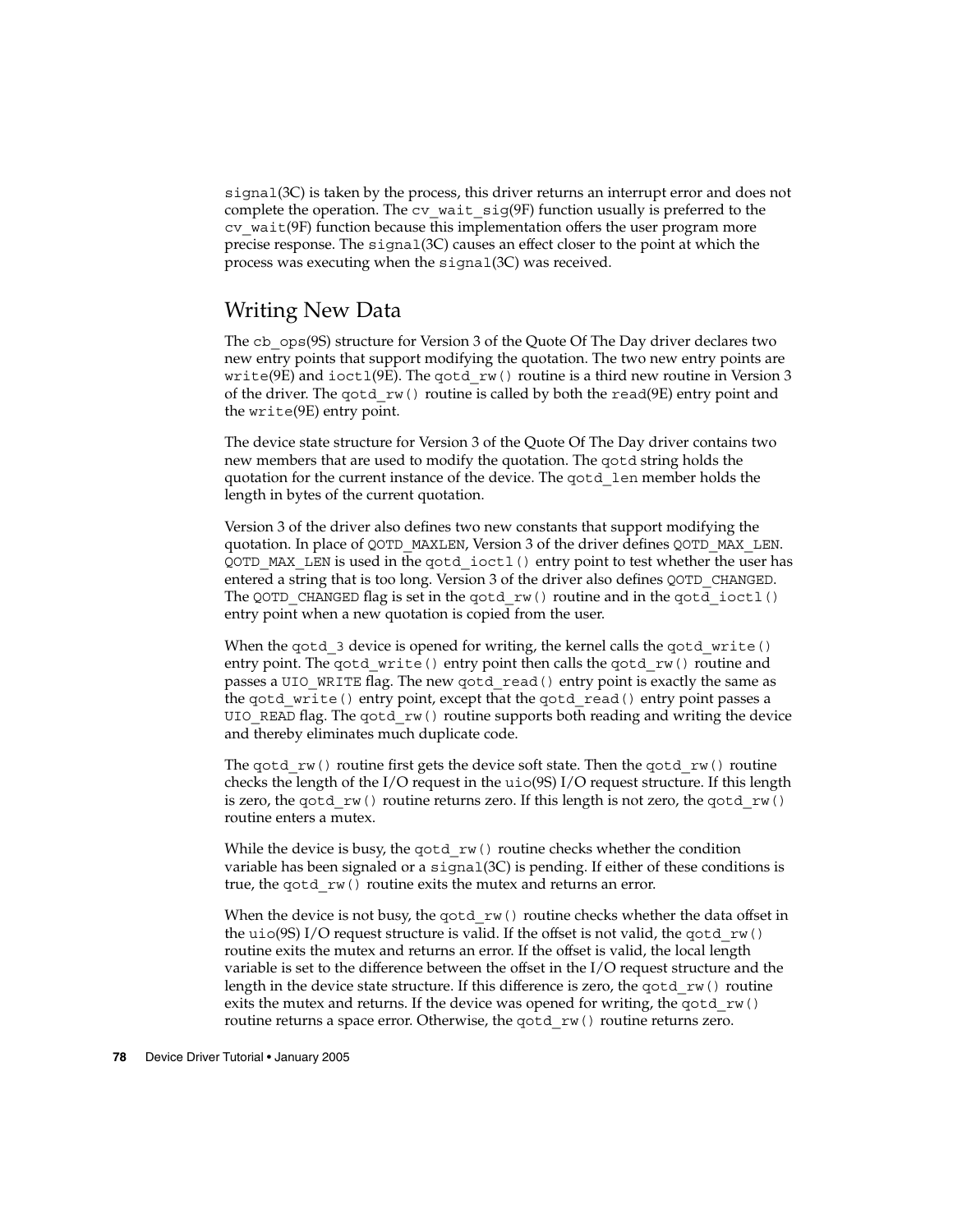signal(3C) is taken by the process, this driver returns an interrupt error and does not complete the operation. The cv_wait_sig(9F) function usually is preferred to the cv_wait(9F) function because this implementation offers the user program more precise response. The signal(3C) causes an effect closer to the point at which the process was executing when the signal(3C) was received.

## Writing New Data

The cb_ops(9S) structure for Version 3 of the Quote Of The Day driver declares two new entry points that support modifying the quotation. The two new entry points are write(9E) and ioctl(9E). The qotd_rw() routine is a third new routine in Version 3 of the driver. The qotd_rw() routine is called by both the read(9E) entry point and the write(9E) entry point.

The device state structure for Version 3 of the Quote Of The Day driver contains two new members that are used to modify the quotation. The qotd string holds the quotation for the current instance of the device. The qotd_len member holds the length in bytes of the current quotation.

Version 3 of the driver also defines two new constants that support modifying the quotation. In place of QOTD_MAXLEN, Version 3 of the driver defines QOTD_MAX_LEN. QOTD_MAX_LEN is used in the qotd_ioctl() entry point to test whether the user has entered a string that is too long. Version 3 of the driver also defines QOTD_CHANGED. The QOTD_CHANGED flag is set in the qotd_rw() routine and in the qotd_ioctl() entry point when a new quotation is copied from the user.

When the qotd_3 device is opened for writing, the kernel calls the qotd_write() entry point. The qotd_write() entry point then calls the qotd_rw() routine and passes a UIO_WRITE flag. The new qotd_read() entry point is exactly the same as the qotd_write() entry point, except that the qotd_read() entry point passes a UIO_READ flag. The qotd_rw() routine supports both reading and writing the device and thereby eliminates much duplicate code.

The qotd_rw() routine first gets the device soft state. Then the qotd_rw() routine checks the length of the I/O request in the uio(9S) I/O request structure. If this length is zero, the qotd_rw() routine returns zero. If this length is not zero, the qotd_rw() routine enters a mutex.

While the device is busy, the qotd_rw() routine checks whether the condition variable has been signaled or a signal(3C) is pending. If either of these conditions is true, the qotd_rw() routine exits the mutex and returns an error.

When the device is not busy, the qotd_rw() routine checks whether the data offset in the uio(9S) I/O request structure is valid. If the offset is not valid, the qotd_rw() routine exits the mutex and returns an error. If the offset is valid, the local length variable is set to the difference between the offset in the I/O request structure and the length in the device state structure. If this difference is zero, the qotd_rw() routine exits the mutex and returns. If the device was opened for writing, the qotd_rw() routine returns a space error. Otherwise, the qotd_rw() routine returns zero.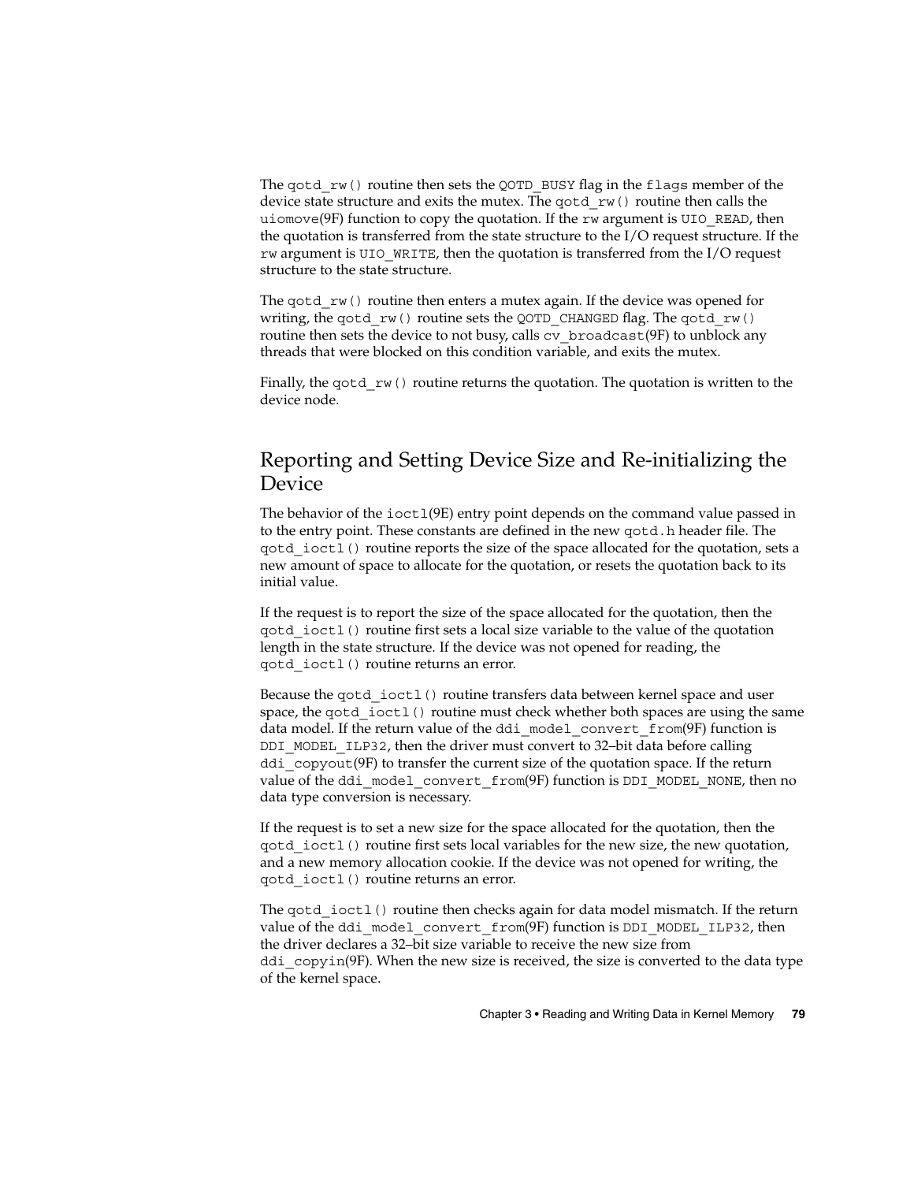The `qotd_rw()` routine then sets the `QOTD_BUSY` flag in the `flags` member of the device state structure and exits the mutex. The `qotd_rw()` routine then calls the `uiomove`(9F) function to copy the quotation. If the `rw` argument is `UIO_READ`, then the quotation is transferred from the state structure to the I/O request structure. If the `rw` argument is `UIO_WRITE`, then the quotation is transferred from the I/O request structure to the state structure.

The `qotd_rw()` routine then enters a mutex again. If the device was opened for writing, the `qotd_rw()` routine sets the `QOTD_CHANGED` flag. The `qotd_rw()` routine then sets the device to not busy, calls `cv_broadcast`(9F) to unblock any threads that were blocked on this condition variable, and exits the mutex.

Finally, the `qotd_rw()` routine returns the quotation. The quotation is written to the device node.

## Reporting and Setting Device Size and Re-initializing the Device

The behavior of the `ioctl`(9E) entry point depends on the command value passed in to the entry point. These constants are defined in the new `qotd.h` header file. The `qotd_ioctl()` routine reports the size of the space allocated for the quotation, sets a new amount of space to allocate for the quotation, or resets the quotation back to its initial value.

If the request is to report the size of the space allocated for the quotation, then the `qotd_ioctl()` routine first sets a local size variable to the value of the quotation length in the state structure. If the device was not opened for reading, the `qotd_ioctl()` routine returns an error.

Because the `qotd_ioctl()` routine transfers data between kernel space and user space, the `qotd_ioctl()` routine must check whether both spaces are using the same data model. If the return value of the `ddi_model_convert_from`(9F) function is `DDI_MODEL_ILP32`, then the driver must convert to 32–bit data before calling `ddi_copyout`(9F) to transfer the current size of the quotation space. If the return value of the `ddi_model_convert_from`(9F) function is `DDI_MODEL_NONE`, then no data type conversion is necessary.

If the request is to set a new size for the space allocated for the quotation, then the `qotd_ioctl()` routine first sets local variables for the new size, the new quotation, and a new memory allocation cookie. If the device was not opened for writing, the `qotd_ioctl()` routine returns an error.

The `qotd_ioctl()` routine then checks again for data model mismatch. If the return value of the `ddi_model_convert_from`(9F) function is `DDI_MODEL_ILP32`, then the driver declares a 32–bit size variable to receive the new size from `ddi_copyin`(9F). When the new size is received, the size is converted to the data type of the kernel space.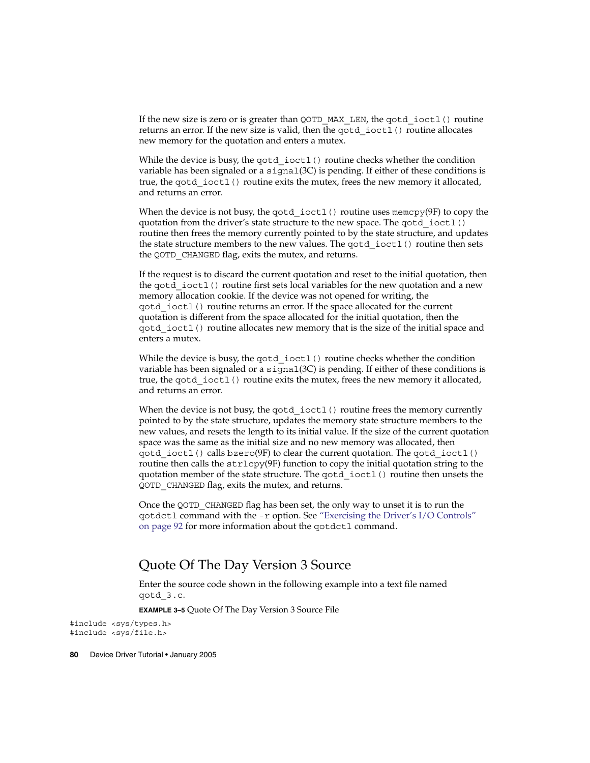If the new size is zero or is greater than `QOTD_MAX_LEN`, the `qotd_ioctl()` routine returns an error. If the new size is valid, then the `qotd_ioctl()` routine allocates new memory for the quotation and enters a mutex.

While the device is busy, the `qotd_ioctl()` routine checks whether the condition variable has been signaled or a `signal`(3C) is pending. If either of these conditions is true, the `qotd_ioctl()` routine exits the mutex, frees the new memory it allocated, and returns an error.

When the device is not busy, the `qotd_ioctl()` routine uses `memcpy`(9F) to copy the quotation from the driver's state structure to the new space. The `qotd_ioctl()` routine then frees the memory currently pointed to by the state structure, and updates the state structure members to the new values. The `qotd_ioctl()` routine then sets the `QOTD_CHANGED` flag, exits the mutex, and returns.

If the request is to discard the current quotation and reset to the initial quotation, then the `qotd_ioctl()` routine first sets local variables for the new quotation and a new memory allocation cookie. If the device was not opened for writing, the `qotd_ioctl()` routine returns an error. If the space allocated for the current quotation is different from the space allocated for the initial quotation, then the `qotd_ioctl()` routine allocates new memory that is the size of the initial space and enters a mutex.

While the device is busy, the `qotd_ioctl()` routine checks whether the condition variable has been signaled or a `signal`(3C) is pending. If either of these conditions is true, the `qotd_ioctl()` routine exits the mutex, frees the new memory it allocated, and returns an error.

When the device is not busy, the `qotd_ioctl()` routine frees the memory currently pointed to by the state structure, updates the memory state structure members to the new values, and resets the length to its initial value. If the size of the current quotation space was the same as the initial size and no new memory was allocated, then `qotd_ioctl()` calls `bzero`(9F) to clear the current quotation. The `qotd_ioctl()` routine then calls the `strlcpy`(9F) function to copy the initial quotation string to the quotation member of the state structure. The `qotd_ioctl()` routine then unsets the `QOTD_CHANGED` flag, exits the mutex, and returns.

Once the `QOTD_CHANGED` flag has been set, the only way to unset it is to run the `qotdctl` command with the `-r` option. See "Exercising the Driver's I/O Controls" on page 92 for more information about the `qotdctl` command.

## Quote Of The Day Version 3 Source

Enter the source code shown in the following example into a text file named `qotd_3.c`.

**EXAMPLE 3–5** Quote Of The Day Version 3 Source File

```
#include <sys/types.h>
#include <sys/file.h>
```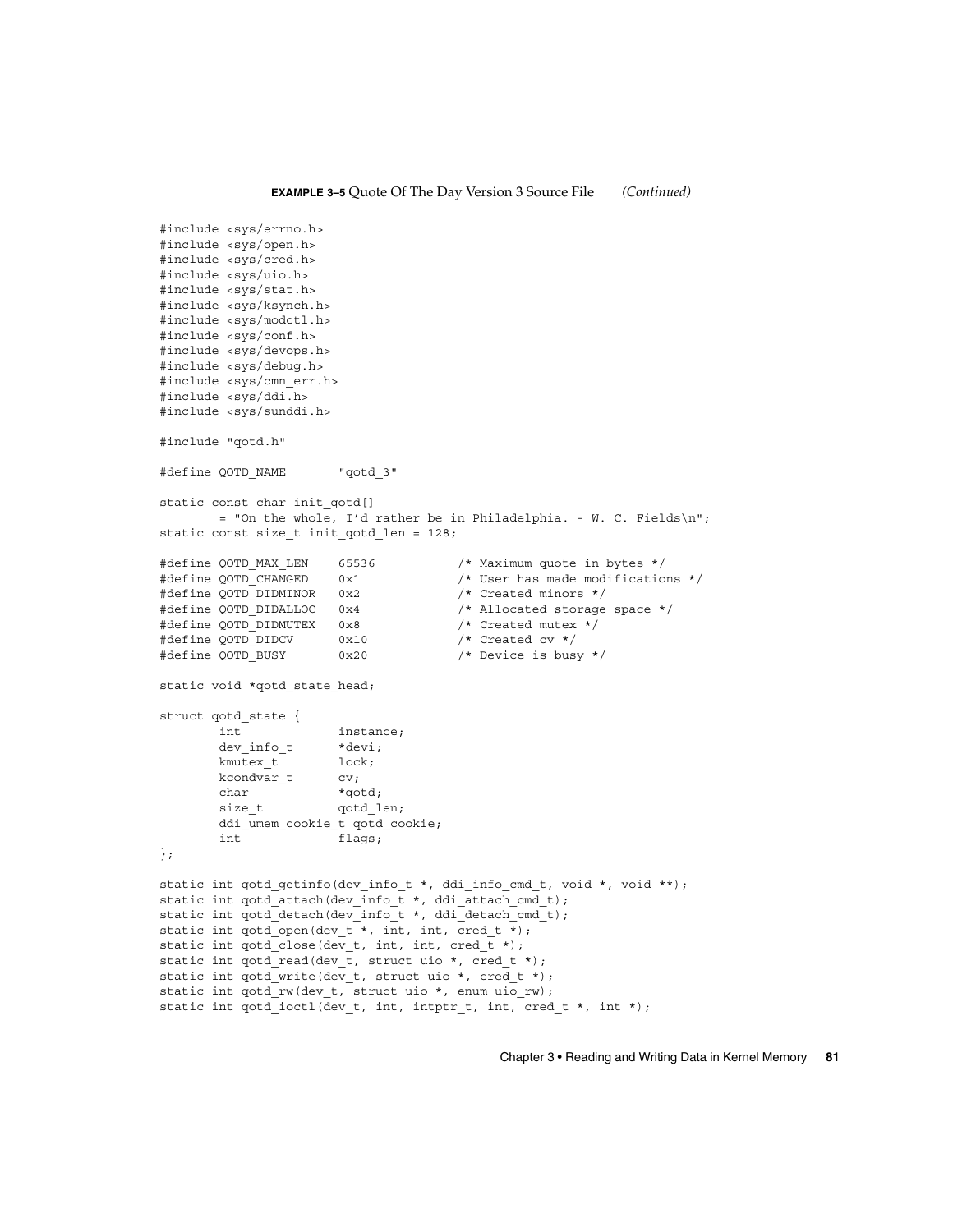**EXAMPLE 3–5** Quote Of The Day Version 3 Source File *(Continued)*

```
#include <sys/errno.h>
#include <sys/open.h>
#include <sys/cred.h>
#include <sys/uio.h>
#include <sys/stat.h>
#include <sys/ksynch.h>
#include <sys/modctl.h>
#include <sys/conf.h>
#include <sys/devops.h>
#include <sys/debug.h>
#include <sys/cmn_err.h>
#include <sys/ddi.h>
#include <sys/sunddi.h>

#include "qotd.h"

#define QOTD_NAME       "qotd_3"

static const char init_qotd[]
        = "On the whole, I'd rather be in Philadelphia. - W. C. Fields\n";
static const size_t init_qotd_len = 128;

#define QOTD_MAX_LEN    65536           /* Maximum quote in bytes */
#define QOTD_CHANGED    0x1             /* User has made modifications */
#define QOTD_DIDMINOR   0x2             /* Created minors */
#define QOTD_DIDALLOC   0x4             /* Allocated storage space */
#define QOTD_DIDMUTEX   0x8             /* Created mutex */
#define QOTD_DIDCV      0x10            /* Created cv */
#define QOTD_BUSY       0x20            /* Device is busy */

static void *qotd_state_head;

struct qotd_state {
        int             instance;
        dev_info_t      *devi;
        kmutex_t        lock;
        kcondvar_t      cv;
        char            *qotd;
        size_t          qotd_len;
        ddi_umem_cookie_t qotd_cookie;
        int             flags;
};

static int qotd_getinfo(dev_info_t *, ddi_info_cmd_t, void *, void **);
static int qotd_attach(dev_info_t *, ddi_attach_cmd_t);
static int qotd_detach(dev_info_t *, ddi_detach_cmd_t);
static int qotd_open(dev_t *, int, int, cred_t *);
static int qotd_close(dev_t, int, int, cred_t *);
static int qotd_read(dev_t, struct uio *, cred_t *);
static int qotd_write(dev_t, struct uio *, cred_t *);
static int qotd_rw(dev_t, struct uio *, enum uio_rw);
static int qotd_ioctl(dev_t, int, intptr_t, int, cred_t *, int *);
```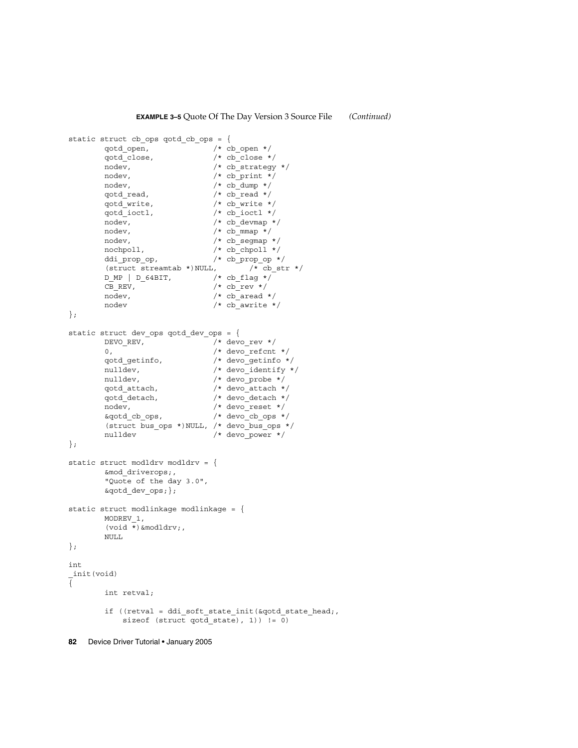**EXAMPLE 3–5** Quote Of The Day Version 3 Source File *(Continued)*

```
static struct cb_ops qotd_cb_ops = {
        qotd_open,              /* cb_open */
        qotd_close,             /* cb_close */
        nodev,                  /* cb_strategy */
        nodev,                  /* cb_print */
        nodev,                  /* cb_dump */
        qotd_read,              /* cb_read */
        qotd_write,             /* cb_write */
        qotd_ioctl,             /* cb_ioctl */
        nodev,                  /* cb_devmap */
        nodev,                  /* cb_mmap */
        nodev,                  /* cb_segmap */
        nochpoll,               /* cb_chpoll */
        ddi_prop_op,            /* cb_prop_op */
        (struct streamtab *)NULL,       /* cb_str */
        D_MP | D_64BIT,         /* cb_flag */
        CB_REV,                 /* cb_rev */
        nodev,                  /* cb_aread */
        nodev                   /* cb_awrite */
};

static struct dev_ops qotd_dev_ops = {
        DEVO_REV,               /* devo_rev */
        0,                      /* devo_refcnt */
        qotd_getinfo,           /* devo_getinfo */
        nulldev,                /* devo_identify */
        nulldev,                /* devo_probe */
        qotd_attach,            /* devo_attach */
        qotd_detach,            /* devo_detach */
        nodev,                  /* devo_reset */
        &qotd_cb_ops,           /* devo_cb_ops */
        (struct bus_ops *)NULL, /* devo_bus_ops */
        nulldev                 /* devo_power */
};

static struct modldrv modldrv = {
        &mod_driverops;,
        "Quote of the day 3.0",
        &qotd_dev_ops;};

static struct modlinkage modlinkage = {
        MODREV_1,
        (void *)&modldrv;,
        NULL
};

int
_init(void)
{
        int retval;

        if ((retval = ddi_soft_state_init(&qotd_state_head;,
            sizeof (struct qotd_state), 1)) != 0)
```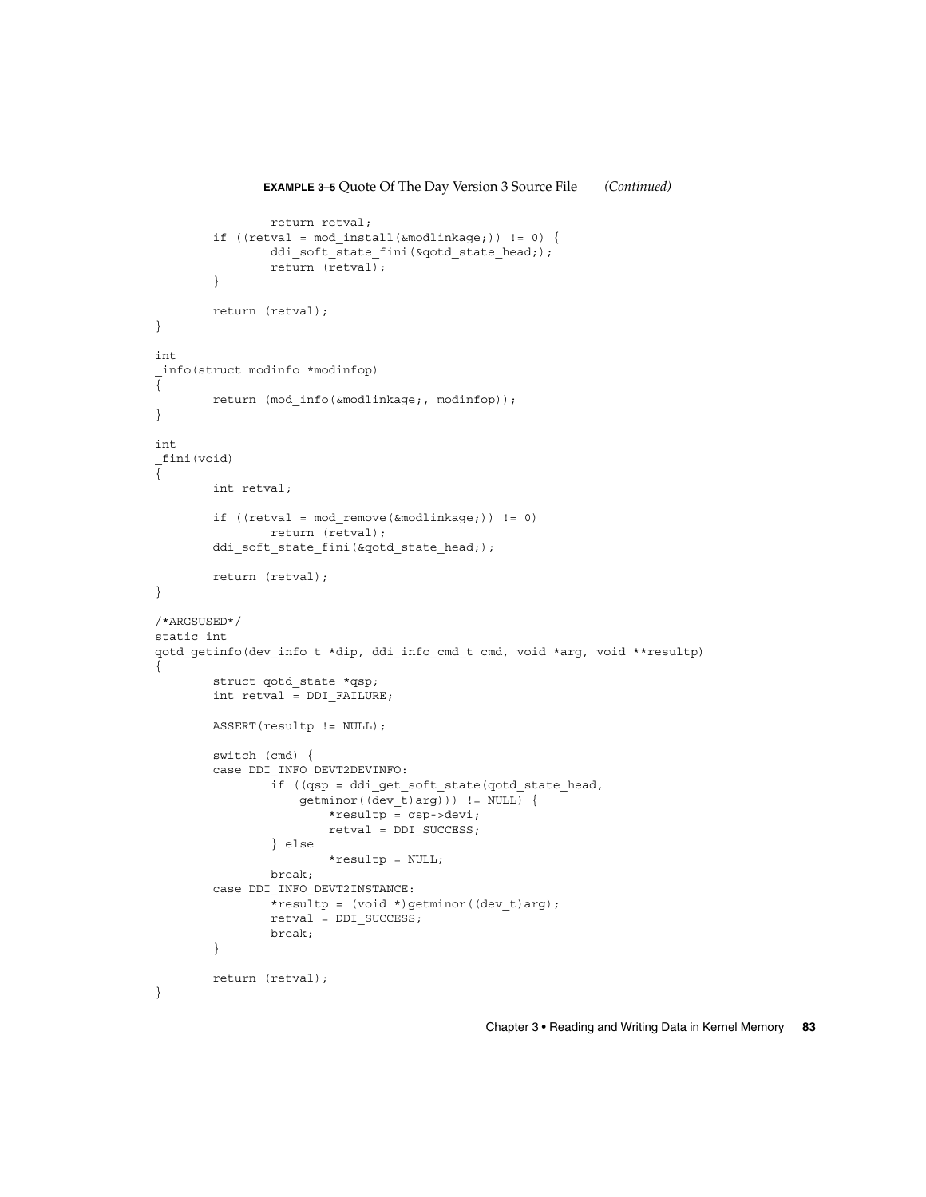**EXAMPLE 3–5** Quote Of The Day Version 3 Source File *(Continued)*

```
                return retval;
        if ((retval = mod_install(&modlinkage;)) != 0) {
                ddi_soft_state_fini(&qotd_state_head;);
                return (retval);
        }

        return (retval);
}

int
_info(struct modinfo *modinfop)
{
        return (mod_info(&modlinkage;, modinfop));
}

int
_fini(void)
{
        int retval;

        if ((retval = mod_remove(&modlinkage;)) != 0)
                return (retval);
        ddi_soft_state_fini(&qotd_state_head;);

        return (retval);
}

/*ARGSUSED*/
static int
qotd_getinfo(dev_info_t *dip, ddi_info_cmd_t cmd, void *arg, void **resultp)
{
        struct qotd_state *qsp;
        int retval = DDI_FAILURE;

        ASSERT(resultp != NULL);

        switch (cmd) {
        case DDI_INFO_DEVT2DEVINFO:
                if ((qsp = ddi_get_soft_state(qotd_state_head,
                    getminor((dev_t)arg))) != NULL) {
                        *resultp = qsp->devi;
                        retval = DDI_SUCCESS;
                } else
                        *resultp = NULL;
                break;
        case DDI_INFO_DEVT2INSTANCE:
                *resultp = (void *)getminor((dev_t)arg);
                retval = DDI_SUCCESS;
                break;
        }

        return (retval);
}
```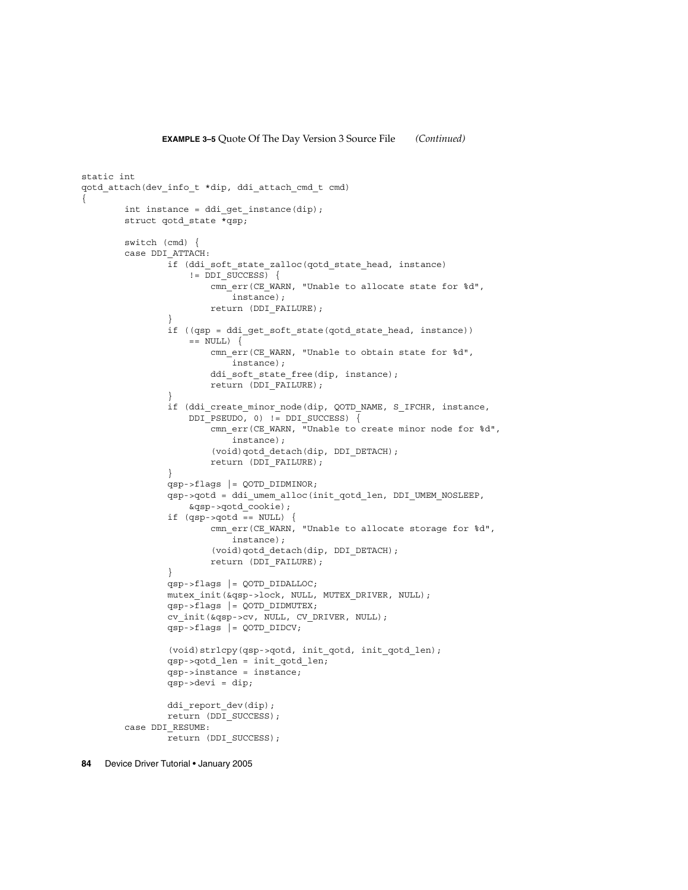**EXAMPLE 3–5** Quote Of The Day Version 3 Source File *(Continued)*

```
static int
qotd_attach(dev_info_t *dip, ddi_attach_cmd_t cmd)
{
        int instance = ddi_get_instance(dip);
        struct qotd_state *qsp;

        switch (cmd) {
        case DDI_ATTACH:
                if (ddi_soft_state_zalloc(qotd_state_head, instance)
                    != DDI_SUCCESS) {
                        cmn_err(CE_WARN, "Unable to allocate state for %d",
                            instance);
                        return (DDI_FAILURE);
                }
                if ((qsp = ddi_get_soft_state(qotd_state_head, instance))
                    == NULL) {
                        cmn_err(CE_WARN, "Unable to obtain state for %d",
                            instance);
                        ddi_soft_state_free(dip, instance);
                        return (DDI_FAILURE);
                }
                if (ddi_create_minor_node(dip, QOTD_NAME, S_IFCHR, instance,
                    DDI_PSEUDO, 0) != DDI_SUCCESS) {
                        cmn_err(CE_WARN, "Unable to create minor node for %d",
                            instance);
                        (void)qotd_detach(dip, DDI_DETACH);
                        return (DDI_FAILURE);
                }
                qsp->flags |= QOTD_DIDMINOR;
                qsp->qotd = ddi_umem_alloc(init_qotd_len, DDI_UMEM_NOSLEEP,
                    &qsp->qotd_cookie);
                if (qsp->qotd == NULL) {
                        cmn_err(CE_WARN, "Unable to allocate storage for %d",
                            instance);
                        (void)qotd_detach(dip, DDI_DETACH);
                        return (DDI_FAILURE);
                }
                qsp->flags |= QOTD_DIDALLOC;
                mutex_init(&qsp->lock, NULL, MUTEX_DRIVER, NULL);
                qsp->flags |= QOTD_DIDMUTEX;
                cv_init(&qsp->cv, NULL, CV_DRIVER, NULL);
                qsp->flags |= QOTD_DIDCV;

                (void)strlcpy(qsp->qotd, init_qotd, init_qotd_len);
                qsp->qotd_len = init_qotd_len;
                qsp->instance = instance;
                qsp->devi = dip;

                ddi_report_dev(dip);
                return (DDI_SUCCESS);
        case DDI_RESUME:
                return (DDI_SUCCESS);
```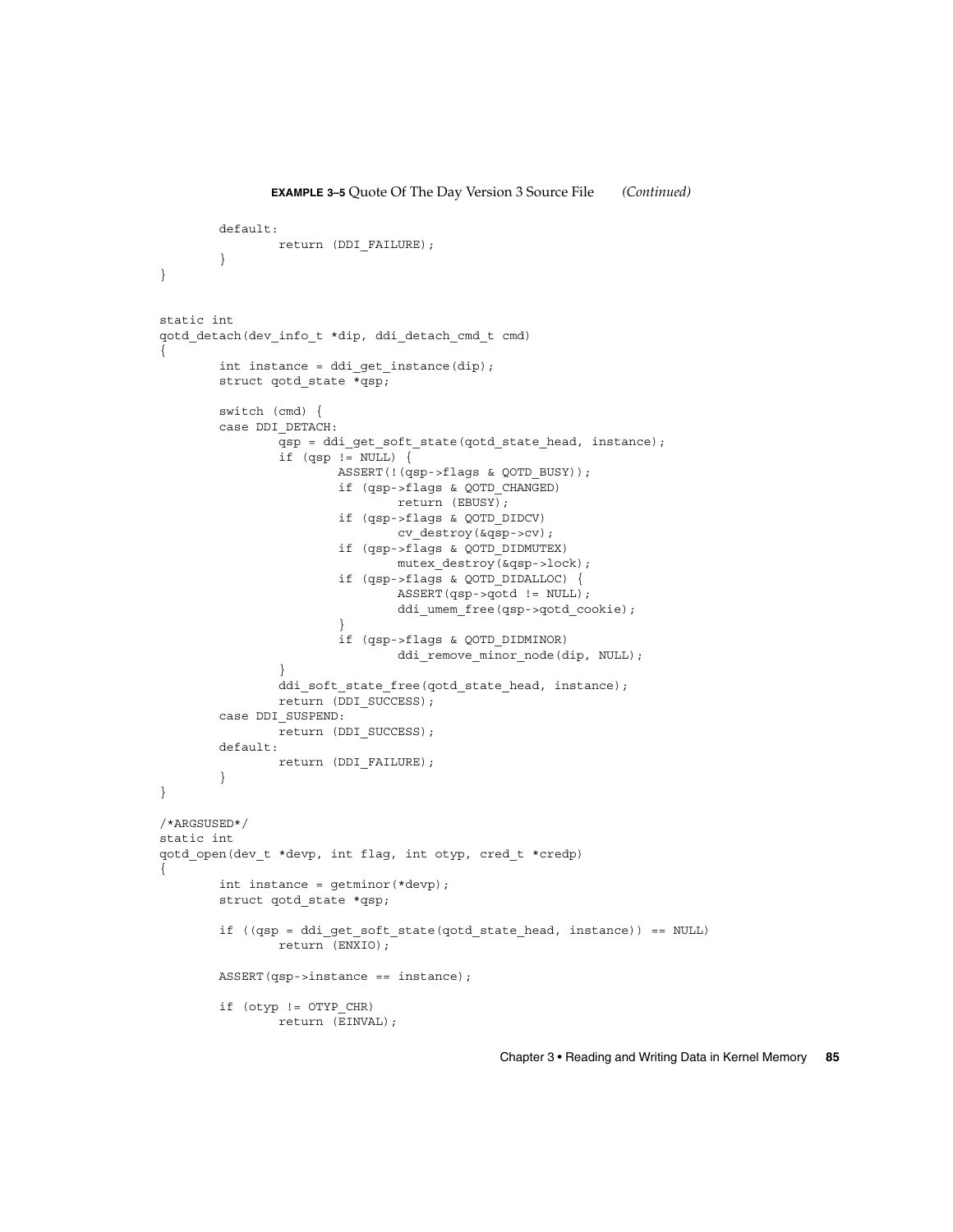**EXAMPLE 3–5** Quote Of The Day Version 3 Source File *(Continued)*

```
        default:
                return (DDI_FAILURE);
        }
}


static int
qotd_detach(dev_info_t *dip, ddi_detach_cmd_t cmd)
{
        int instance = ddi_get_instance(dip);
        struct qotd_state *qsp;

        switch (cmd) {
        case DDI_DETACH:
                qsp = ddi_get_soft_state(qotd_state_head, instance);
                if (qsp != NULL) {
                        ASSERT(!(qsp->flags & QOTD_BUSY));
                        if (qsp->flags & QOTD_CHANGED)
                                return (EBUSY);
                        if (qsp->flags & QOTD_DIDCV)
                                cv_destroy(&qsp->cv);
                        if (qsp->flags & QOTD_DIDMUTEX)
                                mutex_destroy(&qsp->lock);
                        if (qsp->flags & QOTD_DIDALLOC) {
                                ASSERT(qsp->qotd != NULL);
                                ddi_umem_free(qsp->qotd_cookie);
                        }
                        if (qsp->flags & QOTD_DIDMINOR)
                                ddi_remove_minor_node(dip, NULL);
                }
                ddi_soft_state_free(qotd_state_head, instance);
                return (DDI_SUCCESS);
        case DDI_SUSPEND:
                return (DDI_SUCCESS);
        default:
                return (DDI_FAILURE);
        }
}

/*ARGSUSED*/
static int
qotd_open(dev_t *devp, int flag, int otyp, cred_t *credp)
{
        int instance = getminor(*devp);
        struct qotd_state *qsp;

        if ((qsp = ddi_get_soft_state(qotd_state_head, instance)) == NULL)
                return (ENXIO);

        ASSERT(qsp->instance == instance);

        if (otyp != OTYP_CHR)
                return (EINVAL);
```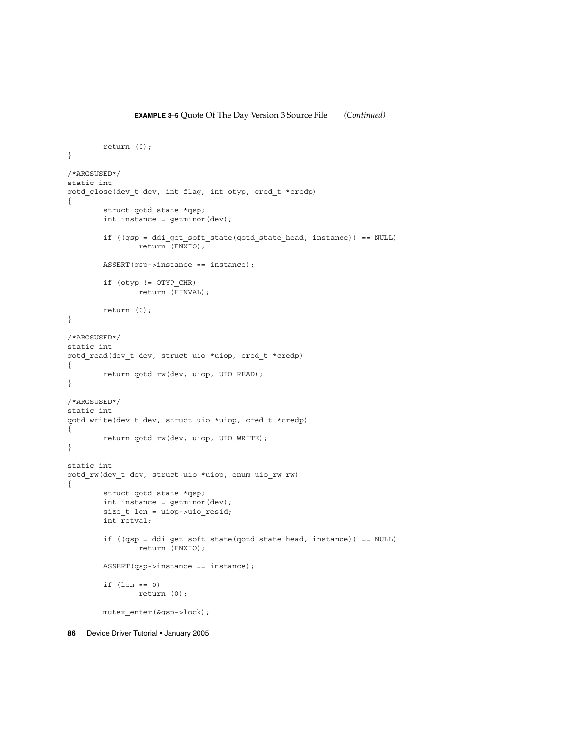**EXAMPLE 3–5** Quote Of The Day Version 3 Source File *(Continued)*

```
        return (0);
}

/*ARGSUSED*/
static int
qotd_close(dev_t dev, int flag, int otyp, cred_t *credp)
{
        struct qotd_state *qsp;
        int instance = getminor(dev);

        if ((qsp = ddi_get_soft_state(qotd_state_head, instance)) == NULL)
                return (ENXIO);

        ASSERT(qsp->instance == instance);

        if (otyp != OTYP_CHR)
                return (EINVAL);

        return (0);
}

/*ARGSUSED*/
static int
qotd_read(dev_t dev, struct uio *uiop, cred_t *credp)
{
        return qotd_rw(dev, uiop, UIO_READ);
}

/*ARGSUSED*/
static int
qotd_write(dev_t dev, struct uio *uiop, cred_t *credp)
{
        return qotd_rw(dev, uiop, UIO_WRITE);
}

static int
qotd_rw(dev_t dev, struct uio *uiop, enum uio_rw rw)
{
        struct qotd_state *qsp;
        int instance = getminor(dev);
        size_t len = uiop->uio_resid;
        int retval;

        if ((qsp = ddi_get_soft_state(qotd_state_head, instance)) == NULL)
                return (ENXIO);

        ASSERT(qsp->instance == instance);

        if (len == 0)
                return (0);

        mutex_enter(&qsp->lock);
```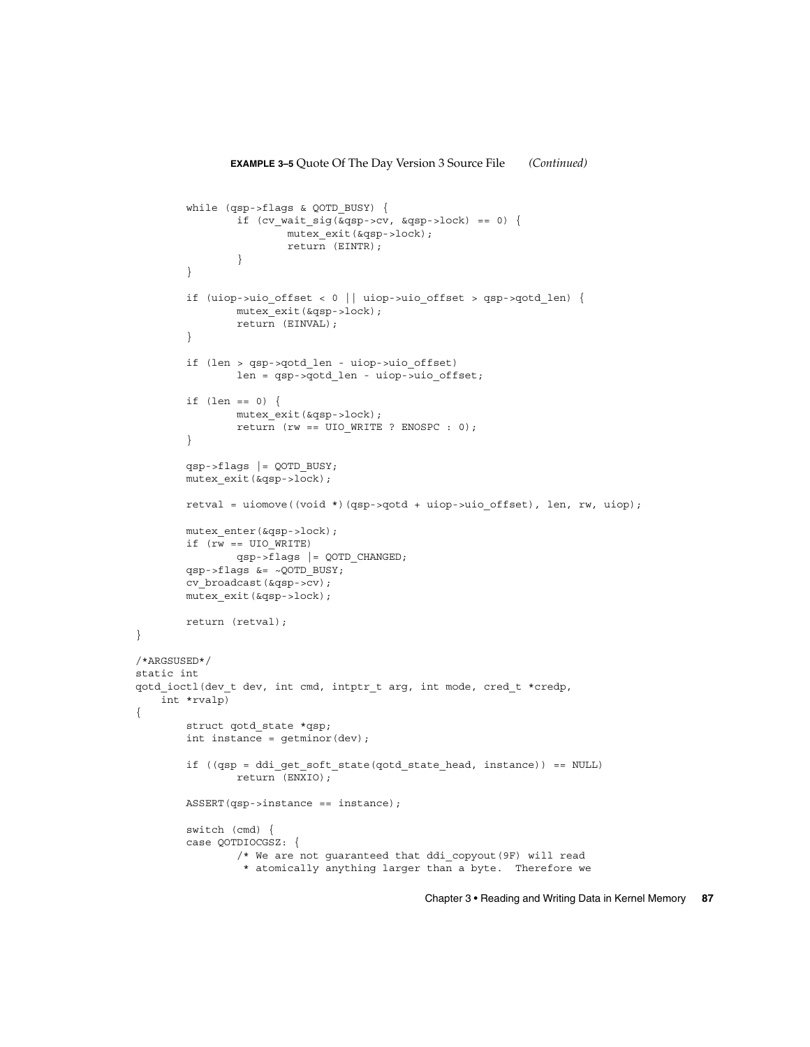**EXAMPLE 3–5** Quote Of The Day Version 3 Source File *(Continued)*

```
        while (qsp->flags & QOTD_BUSY) {
                if (cv_wait_sig(&qsp->cv, &qsp->lock) == 0) {
                        mutex_exit(&qsp->lock);
                        return (EINTR);
                }
        }

        if (uiop->uio_offset < 0 || uiop->uio_offset > qsp->qotd_len) {
                mutex_exit(&qsp->lock);
                return (EINVAL);
        }

        if (len > qsp->qotd_len - uiop->uio_offset)
                len = qsp->qotd_len - uiop->uio_offset;

        if (len == 0) {
                mutex_exit(&qsp->lock);
                return (rw == UIO_WRITE ? ENOSPC : 0);
        }

        qsp->flags |= QOTD_BUSY;
        mutex_exit(&qsp->lock);

        retval = uiomove((void *)(qsp->qotd + uiop->uio_offset), len, rw, uiop);

        mutex_enter(&qsp->lock);
        if (rw == UIO_WRITE)
                qsp->flags |= QOTD_CHANGED;
        qsp->flags &= ~QOTD_BUSY;
        cv_broadcast(&qsp->cv);
        mutex_exit(&qsp->lock);

        return (retval);
}

/*ARGSUSED*/
static int
qotd_ioctl(dev_t dev, int cmd, intptr_t arg, int mode, cred_t *credp,
    int *rvalp)
{
        struct qotd_state *qsp;
        int instance = getminor(dev);

        if ((qsp = ddi_get_soft_state(qotd_state_head, instance)) == NULL)
                return (ENXIO);

        ASSERT(qsp->instance == instance);

        switch (cmd) {
        case QOTDIOCGSZ: {
                /* We are not guaranteed that ddi_copyout(9F) will read
                 * atomically anything larger than a byte.  Therefore we
```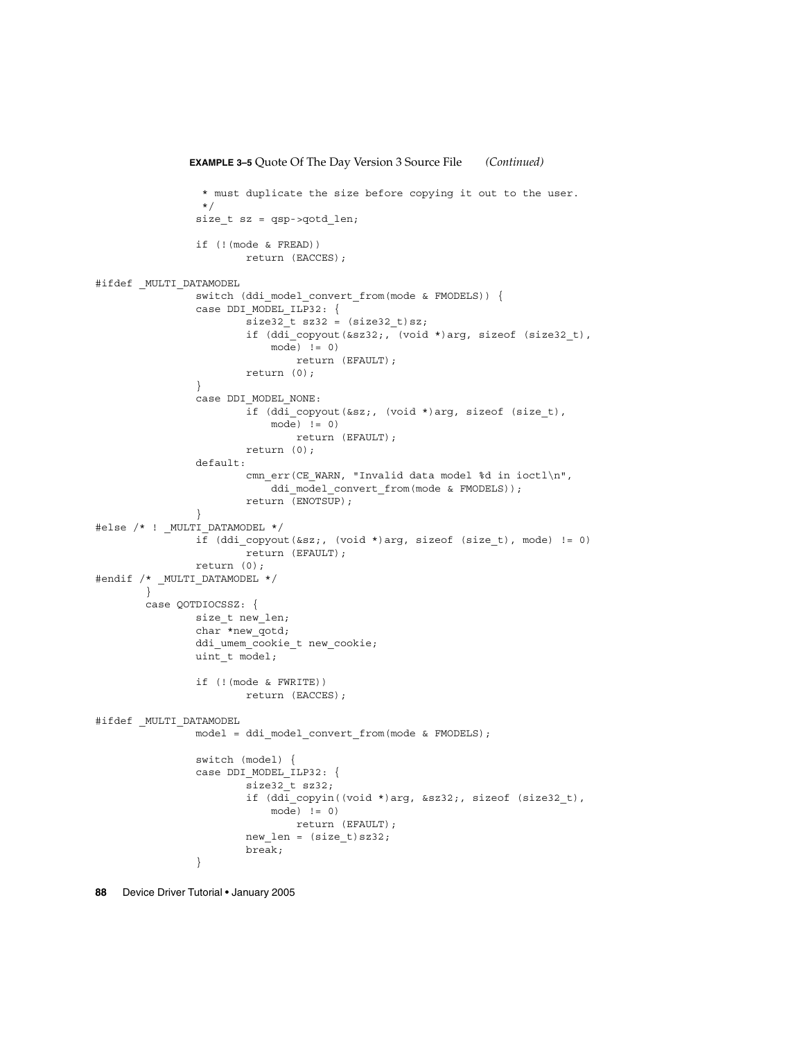**EXAMPLE 3–5** Quote Of The Day Version 3 Source File *(Continued)*

```
                 * must duplicate the size before copying it out to the user.
                 */
                size_t sz = qsp->qotd_len;

                if (!(mode & FREAD))
                        return (EACCES);

#ifdef _MULTI_DATAMODEL
                switch (ddi_model_convert_from(mode & FMODELS)) {
                case DDI_MODEL_ILP32: {
                        size32_t sz32 = (size32_t)sz;
                        if (ddi_copyout(&sz32;, (void *)arg, sizeof (size32_t),
                            mode) != 0)
                                return (EFAULT);
                        return (0);
                }
                case DDI_MODEL_NONE:
                        if (ddi_copyout(&sz;, (void *)arg, sizeof (size_t),
                            mode) != 0)
                                return (EFAULT);
                        return (0);
                default:
                        cmn_err(CE_WARN, "Invalid data model %d in ioctl\n",
                            ddi_model_convert_from(mode & FMODELS));
                        return (ENOTSUP);
                }
#else /* ! _MULTI_DATAMODEL */
                if (ddi_copyout(&sz;, (void *)arg, sizeof (size_t), mode) != 0)
                        return (EFAULT);
                return (0);
#endif /* _MULTI_DATAMODEL */
        }
        case QOTDIOCSSZ: {
                size_t new_len;
                char *new_qotd;
                ddi_umem_cookie_t new_cookie;
                uint_t model;

                if (!(mode & FWRITE))
                        return (EACCES);

#ifdef _MULTI_DATAMODEL
                model = ddi_model_convert_from(mode & FMODELS);

                switch (model) {
                case DDI_MODEL_ILP32: {
                        size32_t sz32;
                        if (ddi_copyin((void *)arg, &sz32;, sizeof (size32_t),
                            mode) != 0)
                                return (EFAULT);
                        new_len = (size_t)sz32;
                        break;
                }
```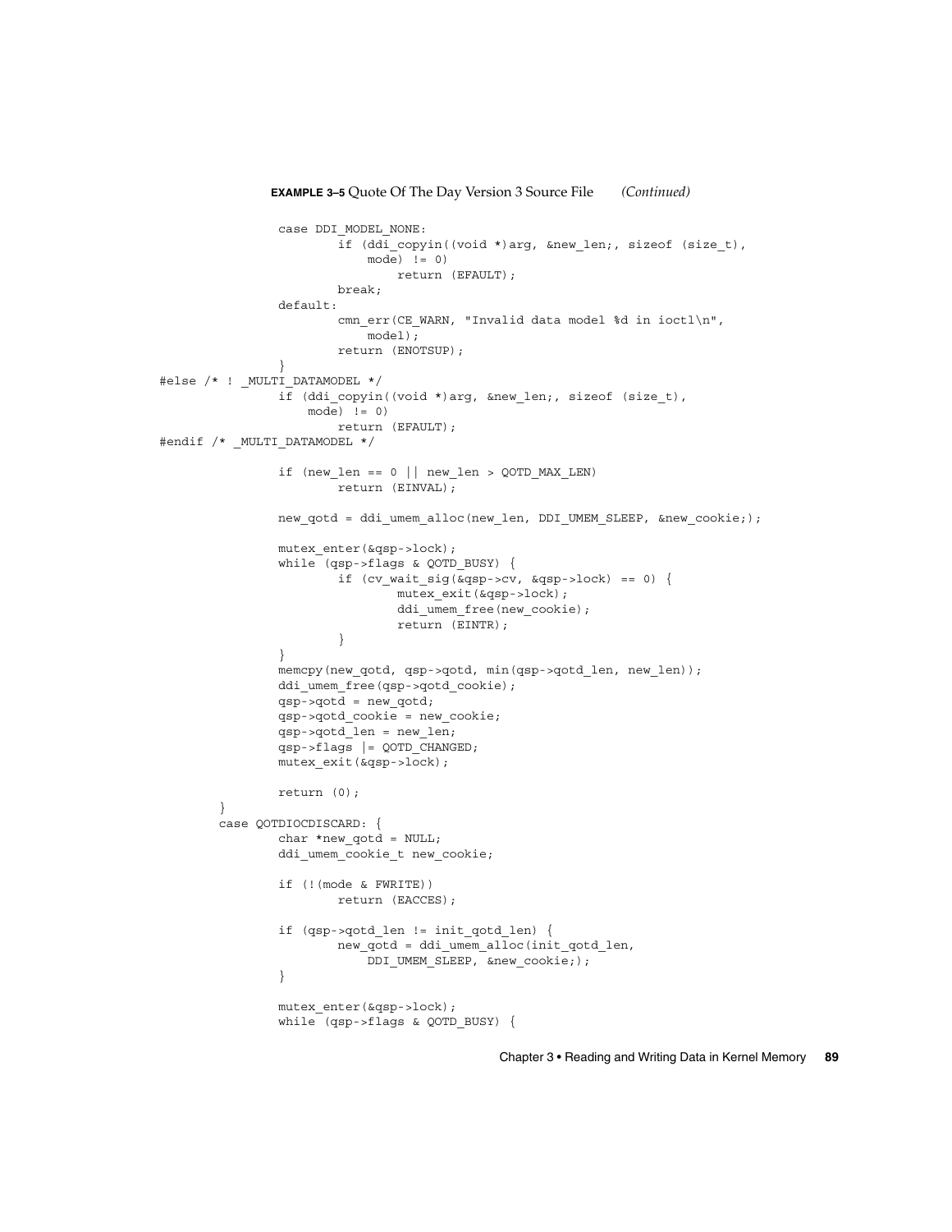**EXAMPLE 3–5** Quote Of The Day Version 3 Source File *(Continued)*

```
                case DDI_MODEL_NONE:
                        if (ddi_copyin((void *)arg, &new_len;, sizeof (size_t),
                            mode) != 0)
                                return (EFAULT);
                        break;
                default:
                        cmn_err(CE_WARN, "Invalid data model %d in ioctl\n",
                            model);
                        return (ENOTSUP);
                }
#else /* ! _MULTI_DATAMODEL */
                if (ddi_copyin((void *)arg, &new_len;, sizeof (size_t),
                    mode) != 0)
                        return (EFAULT);
#endif /* _MULTI_DATAMODEL */

                if (new_len == 0 || new_len > QOTD_MAX_LEN)
                        return (EINVAL);

                new_qotd = ddi_umem_alloc(new_len, DDI_UMEM_SLEEP, &new_cookie;);

                mutex_enter(&qsp->lock);
                while (qsp->flags & QOTD_BUSY) {
                        if (cv_wait_sig(&qsp->cv, &qsp->lock) == 0) {
                                mutex_exit(&qsp->lock);
                                ddi_umem_free(new_cookie);
                                return (EINTR);
                        }
                }
                memcpy(new_qotd, qsp->qotd, min(qsp->qotd_len, new_len));
                ddi_umem_free(qsp->qotd_cookie);
                qsp->qotd = new_qotd;
                qsp->qotd_cookie = new_cookie;
                qsp->qotd_len = new_len;
                qsp->flags |= QOTD_CHANGED;
                mutex_exit(&qsp->lock);

                return (0);
        }
        case QOTDIOCDISCARD: {
                char *new_qotd = NULL;
                ddi_umem_cookie_t new_cookie;

                if (!(mode & FWRITE))
                        return (EACCES);

                if (qsp->qotd_len != init_qotd_len) {
                        new_qotd = ddi_umem_alloc(init_qotd_len,
                            DDI_UMEM_SLEEP, &new_cookie;);
                }

                mutex_enter(&qsp->lock);
                while (qsp->flags & QOTD_BUSY) {
```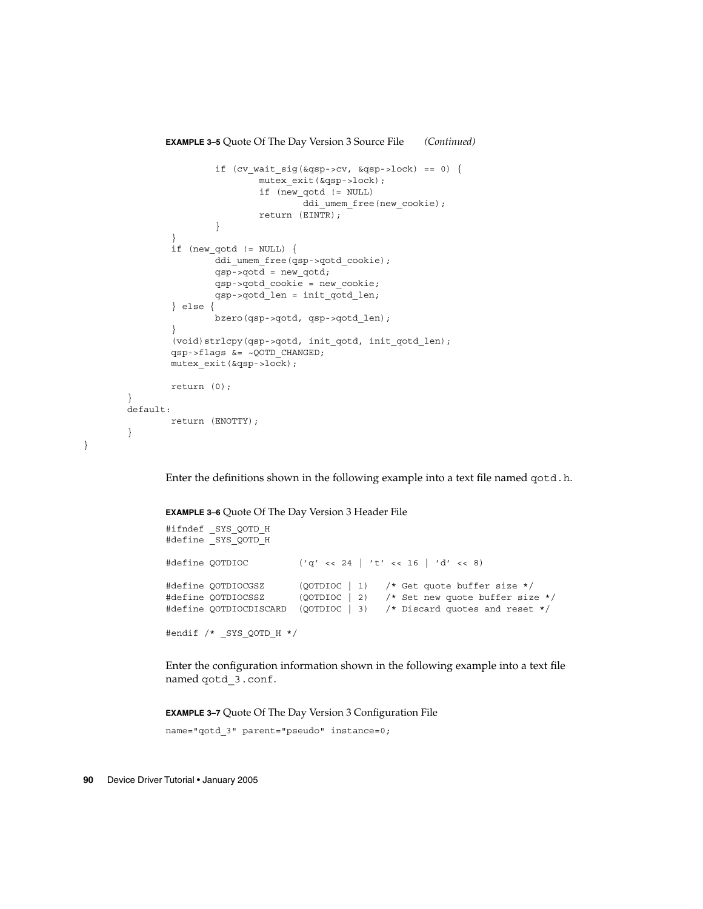**EXAMPLE 3–5** Quote Of The Day Version 3 Source File *(Continued)*

```
                        if (cv_wait_sig(&qsp->cv, &qsp->lock) == 0) {
                                mutex_exit(&qsp->lock);
                                if (new_qotd != NULL)
                                        ddi_umem_free(new_cookie);
                                return (EINTR);
                        }
                }
                if (new_qotd != NULL) {
                        ddi_umem_free(qsp->qotd_cookie);
                        qsp->qotd = new_qotd;
                        qsp->qotd_cookie = new_cookie;
                        qsp->qotd_len = init_qotd_len;
                } else {
                        bzero(qsp->qotd, qsp->qotd_len);
                }
                (void)strlcpy(qsp->qotd, init_qotd, init_qotd_len);
                qsp->flags &= ~QOTD_CHANGED;
                mutex_exit(&qsp->lock);

                return (0);
        }
        default:
                return (ENOTTY);
        }
}
```

Enter the definitions shown in the following example into a text file named `qotd.h`.

**EXAMPLE 3–6** Quote Of The Day Version 3 Header File

```
#ifndef _SYS_QOTD_H
#define _SYS_QOTD_H

#define QOTDIOC         ('q' << 24 | 't' << 16 | 'd' << 8)

#define QOTDIOCGSZ      (QOTDIOC | 1)   /* Get quote buffer size */
#define QOTDIOCSSZ      (QOTDIOC | 2)   /* Set new quote buffer size */
#define QOTDIOCDISCARD  (QOTDIOC | 3)   /* Discard quotes and reset */

#endif /* _SYS_QOTD_H */
```

Enter the configuration information shown in the following example into a text file named `qotd_3.conf`.

**EXAMPLE 3–7** Quote Of The Day Version 3 Configuration File

```
name="qotd_3" parent="pseudo" instance=0;
```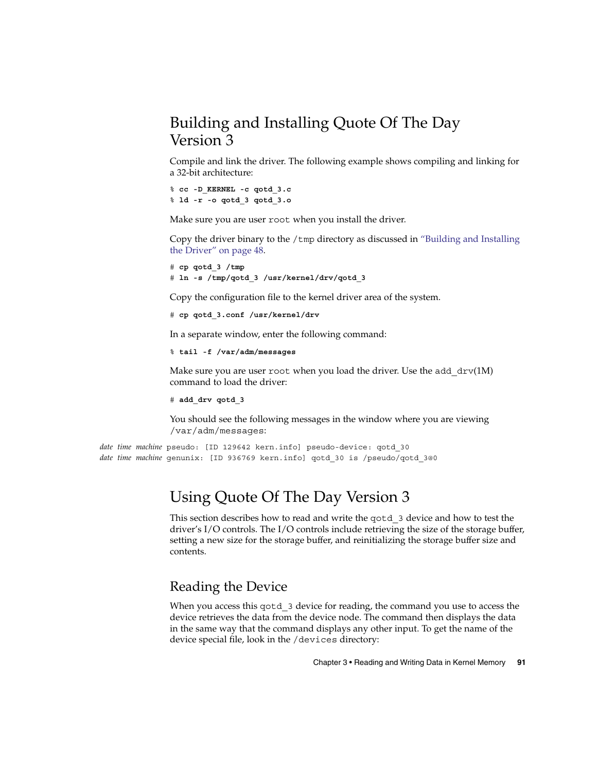## Building and Installing Quote Of The Day Version 3

Compile and link the driver. The following example shows compiling and linking for a 32-bit architecture:

```
% cc -D_KERNEL -c qotd_3.c
% ld -r -o qotd_3 qotd_3.o
```

Make sure you are user `root` when you install the driver.

Copy the driver binary to the `/tmp` directory as discussed in "Building and Installing the Driver" on page 48.

```
# cp qotd_3 /tmp
# ln -s /tmp/qotd_3 /usr/kernel/drv/qotd_3
```

Copy the configuration file to the kernel driver area of the system.

```
# cp qotd_3.conf /usr/kernel/drv
```

In a separate window, enter the following command:

```
% tail -f /var/adm/messages
```

Make sure you are user `root` when you load the driver. Use the `add_drv`(1M) command to load the driver:

```
# add_drv qotd_3
```

You should see the following messages in the window where you are viewing `/var/adm/messages`:

```
date time machine pseudo: [ID 129642 kern.info] pseudo-device: qotd_30
date time machine genunix: [ID 936769 kern.info] qotd_30 is /pseudo/qotd_3@0
```

## Using Quote Of The Day Version 3

This section describes how to read and write the `qotd_3` device and how to test the driver's I/O controls. The I/O controls include retrieving the size of the storage buffer, setting a new size for the storage buffer, and reinitializing the storage buffer size and contents.

### Reading the Device

When you access this `qotd_3` device for reading, the command you use to access the device retrieves the data from the device node. The command then displays the data in the same way that the command displays any other input. To get the name of the device special file, look in the `/devices` directory: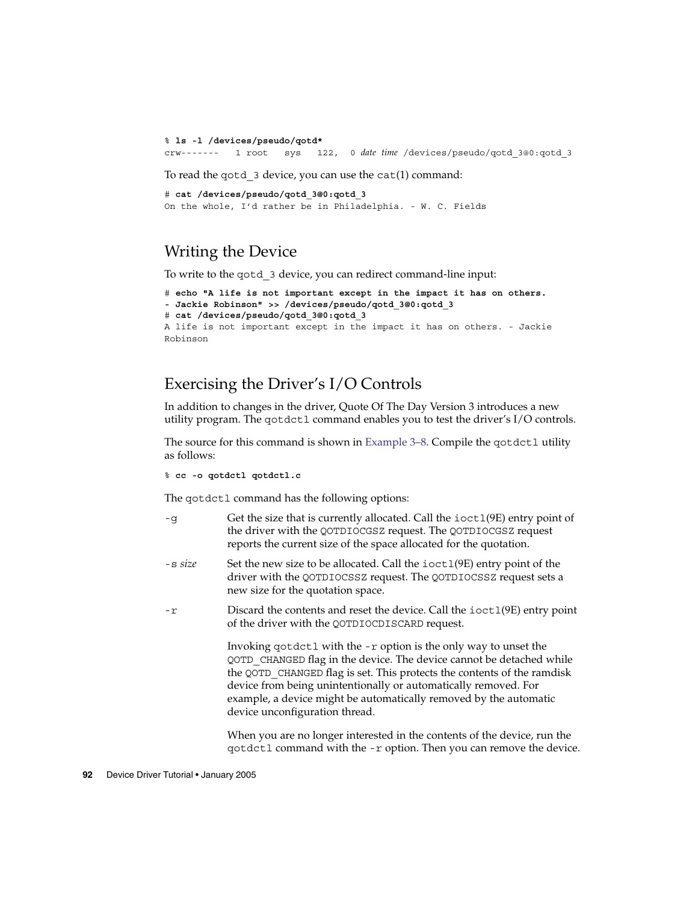```
% ls -l /devices/pseudo/qotd*
crw-------   1 root   sys   122,  0 date  time  /devices/pseudo/qotd_3@0:qotd_3
```

To read the `qotd_3` device, you can use the `cat(1)` command:

```
# cat /devices/pseudo/qotd_3@0:qotd_3
On the whole, I'd rather be in Philadelphia. - W. C. Fields
```

## Writing the Device

To write to the `qotd_3` device, you can redirect command-line input:

```
# echo "A life is not important except in the impact it has on others.
- Jackie Robinson" >> /devices/pseudo/qotd_3@0:qotd_3
# cat /devices/pseudo/qotd_3@0:qotd_3
A life is not important except in the impact it has on others. - Jackie
Robinson
```

## Exercising the Driver's I/O Controls

In addition to changes in the driver, Quote Of The Day Version 3 introduces a new utility program. The `qotdctl` command enables you to test the driver's I/O controls.

The source for this command is shown in Example 3–8. Compile the `qotdctl` utility as follows:

```
% cc -o qotdctl qotdctl.c
```

The `qotdctl` command has the following options:

`-g`
: Get the size that is currently allocated. Call the `ioctl`(9E) entry point of the driver with the `QOTDIOCGSZ` request. The `QOTDIOCGSZ` request reports the current size of the space allocated for the quotation.

`-s` *size*
: Set the new size to be allocated. Call the `ioctl`(9E) entry point of the driver with the `QOTDIOCSSZ` request. The `QOTDIOCSSZ` request sets a new size for the quotation space.

`-r`
: Discard the contents and reset the device. Call the `ioctl`(9E) entry point of the driver with the `QOTDIOCDISCARD` request.

  Invoking `qotdctl` with the `-r` option is the only way to unset the `QOTD_CHANGED` flag in the device. The device cannot be detached while the `QOTD_CHANGED` flag is set. This protects the contents of the ramdisk device from being unintentionally or automatically removed. For example, a device might be automatically removed by the automatic device unconfiguration thread.

  When you are no longer interested in the contents of the device, run the `qotdctl` command with the `-r` option. Then you can remove the device.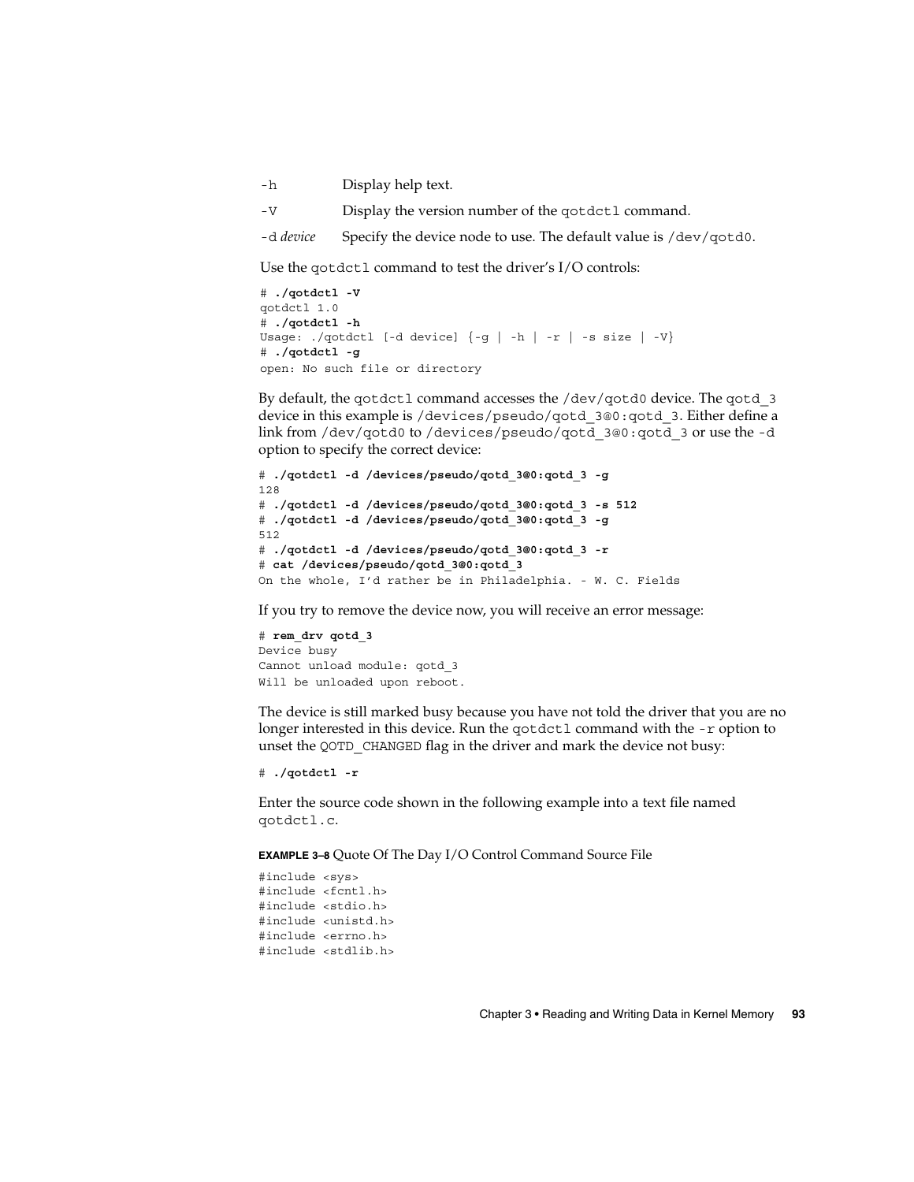-h Display help text.

-V Display the version number of the qotdctl command.

-d *device* Specify the device node to use. The default value is /dev/qotd0.

Use the qotdctl command to test the driver's I/O controls:

```
# ./qotdctl -V
qotdctl 1.0
# ./qotdctl -h
Usage: ./qotdctl [-d device] {-g | -h | -r | -s size | -V}
# ./qotdctl -g
open: No such file or directory
```

By default, the qotdctl command accesses the /dev/qotd0 device. The qotd_3 device in this example is /devices/pseudo/qotd_3@0:qotd_3. Either define a link from /dev/qotd0 to /devices/pseudo/qotd_3@0:qotd_3 or use the -d option to specify the correct device:

```
# ./qotdctl -d /devices/pseudo/qotd_3@0:qotd_3 -g
128
# ./qotdctl -d /devices/pseudo/qotd_3@0:qotd_3 -s 512
# ./qotdctl -d /devices/pseudo/qotd_3@0:qotd_3 -g
512
# ./qotdctl -d /devices/pseudo/qotd_3@0:qotd_3 -r
# cat /devices/pseudo/qotd_3@0:qotd_3
On the whole, I'd rather be in Philadelphia. - W. C. Fields
```

If you try to remove the device now, you will receive an error message:

```
# rem_drv qotd_3
Device busy
Cannot unload module: qotd_3
Will be unloaded upon reboot.
```

The device is still marked busy because you have not told the driver that you are no longer interested in this device. Run the qotdctl command with the -r option to unset the QOTD_CHANGED flag in the driver and mark the device not busy:

```
# ./qotdctl -r
```

Enter the source code shown in the following example into a text file named qotdctl.c.

**EXAMPLE 3–8** Quote Of The Day I/O Control Command Source File

```
#include <sys>
#include <fcntl.h>
#include <stdio.h>
#include <unistd.h>
#include <errno.h>
#include <stdlib.h>
```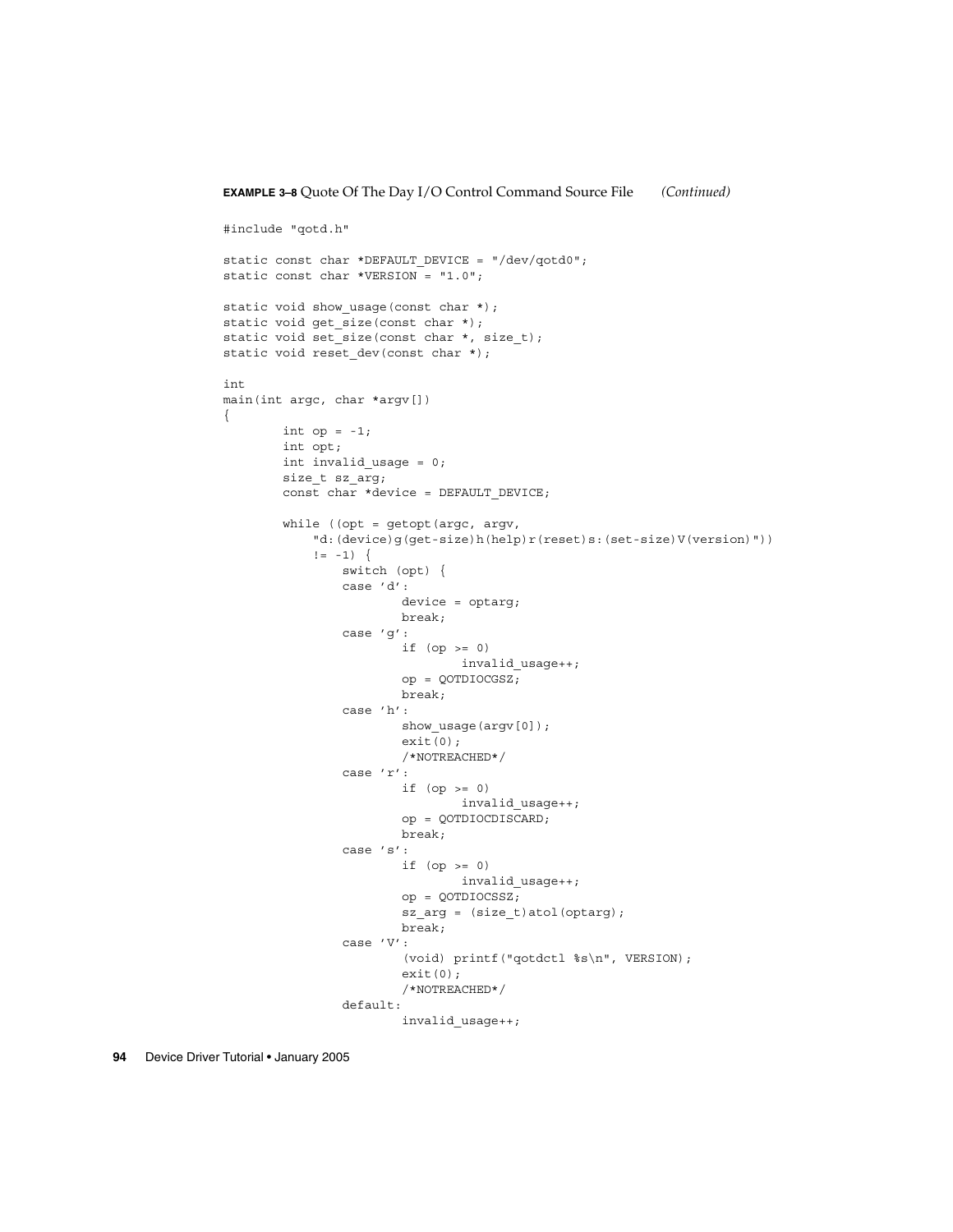**EXAMPLE 3–8** Quote Of The Day I/O Control Command Source File *(Continued)*

```
#include "qotd.h"

static const char *DEFAULT_DEVICE = "/dev/qotd0";
static const char *VERSION = "1.0";

static void show_usage(const char *);
static void get_size(const char *);
static void set_size(const char *, size_t);
static void reset_dev(const char *);

int
main(int argc, char *argv[])
{
        int op = -1;
        int opt;
        int invalid_usage = 0;
        size_t sz_arg;
        const char *device = DEFAULT_DEVICE;

        while ((opt = getopt(argc, argv,
            "d:(device)g(get-size)h(help)r(reset)s:(set-size)V(version)"))
            != -1) {
                switch (opt) {
                case 'd':
                        device = optarg;
                        break;
                case 'g':
                        if (op >= 0)
                                invalid_usage++;
                        op = QOTDIOCGSZ;
                        break;
                case 'h':
                        show_usage(argv[0]);
                        exit(0);
                        /*NOTREACHED*/
                case 'r':
                        if (op >= 0)
                                invalid_usage++;
                        op = QOTDIOCDISCARD;
                        break;
                case 's':
                        if (op >= 0)
                                invalid_usage++;
                        op = QOTDIOCSSZ;
                        sz_arg = (size_t)atol(optarg);
                        break;
                case 'V':
                        (void) printf("qotdctl %s\n", VERSION);
                        exit(0);
                        /*NOTREACHED*/
                default:
                        invalid_usage++;
```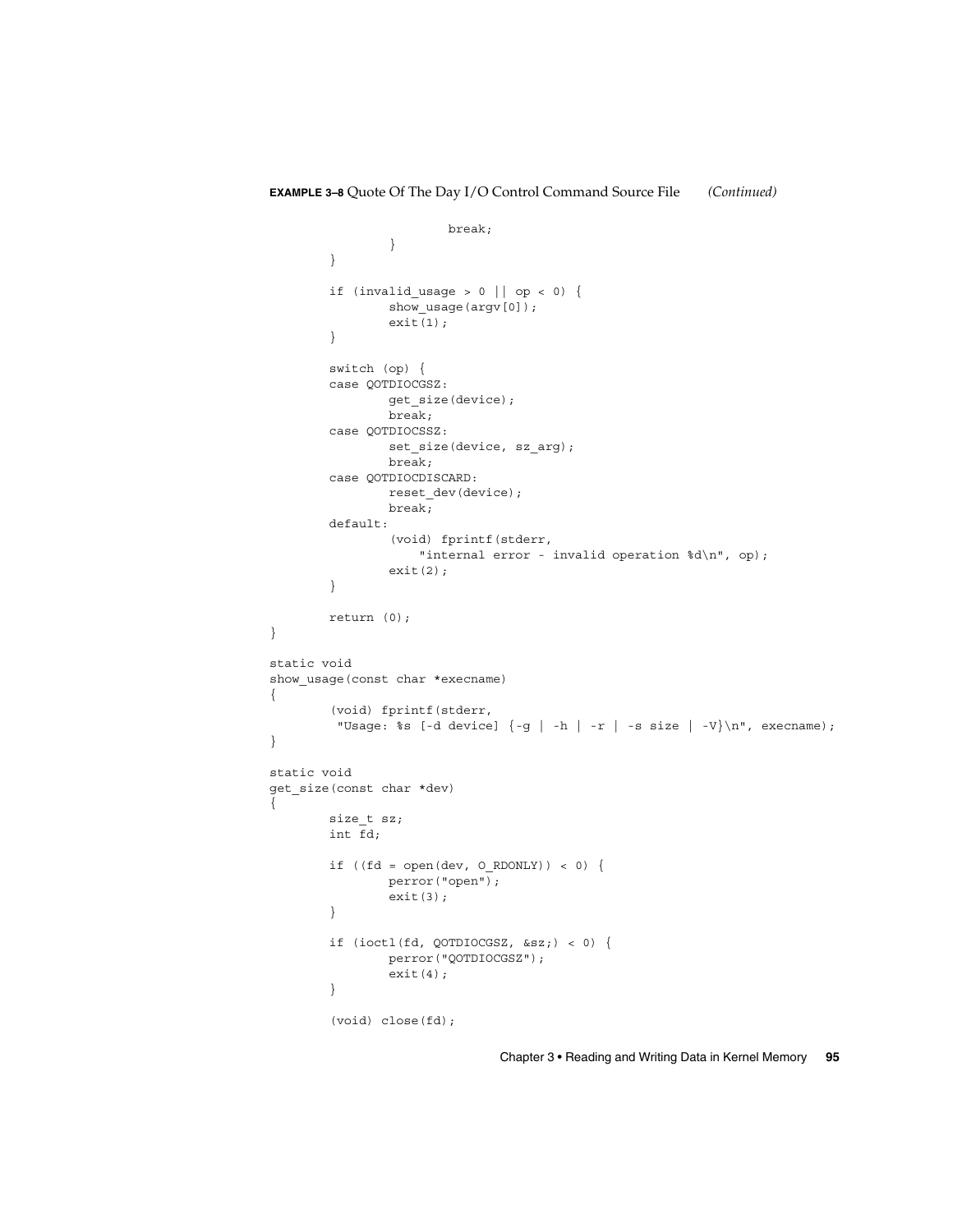**EXAMPLE 3–8** Quote Of The Day I/O Control Command Source File *(Continued)*

```
                        break;
                }
        }

        if (invalid_usage > 0 || op < 0) {
                show_usage(argv[0]);
                exit(1);
        }

        switch (op) {
        case QOTDIOCGSZ:
                get_size(device);
                break;
        case QOTDIOCSSZ:
                set_size(device, sz_arg);
                break;
        case QOTDIOCDISCARD:
                reset_dev(device);
                break;
        default:
                (void) fprintf(stderr,
                    "internal error - invalid operation %d\n", op);
                exit(2);
        }

        return (0);
}

static void
show_usage(const char *execname)
{
        (void) fprintf(stderr,
         "Usage: %s [-d device] {-g | -h | -r | -s size | -V}\n", execname);
}

static void
get_size(const char *dev)
{
        size_t sz;
        int fd;

        if ((fd = open(dev, O_RDONLY)) < 0) {
                perror("open");
                exit(3);
        }

        if (ioctl(fd, QOTDIOCGSZ, &sz;) < 0) {
                perror("QOTDIOCGSZ");
                exit(4);
        }

        (void) close(fd);
```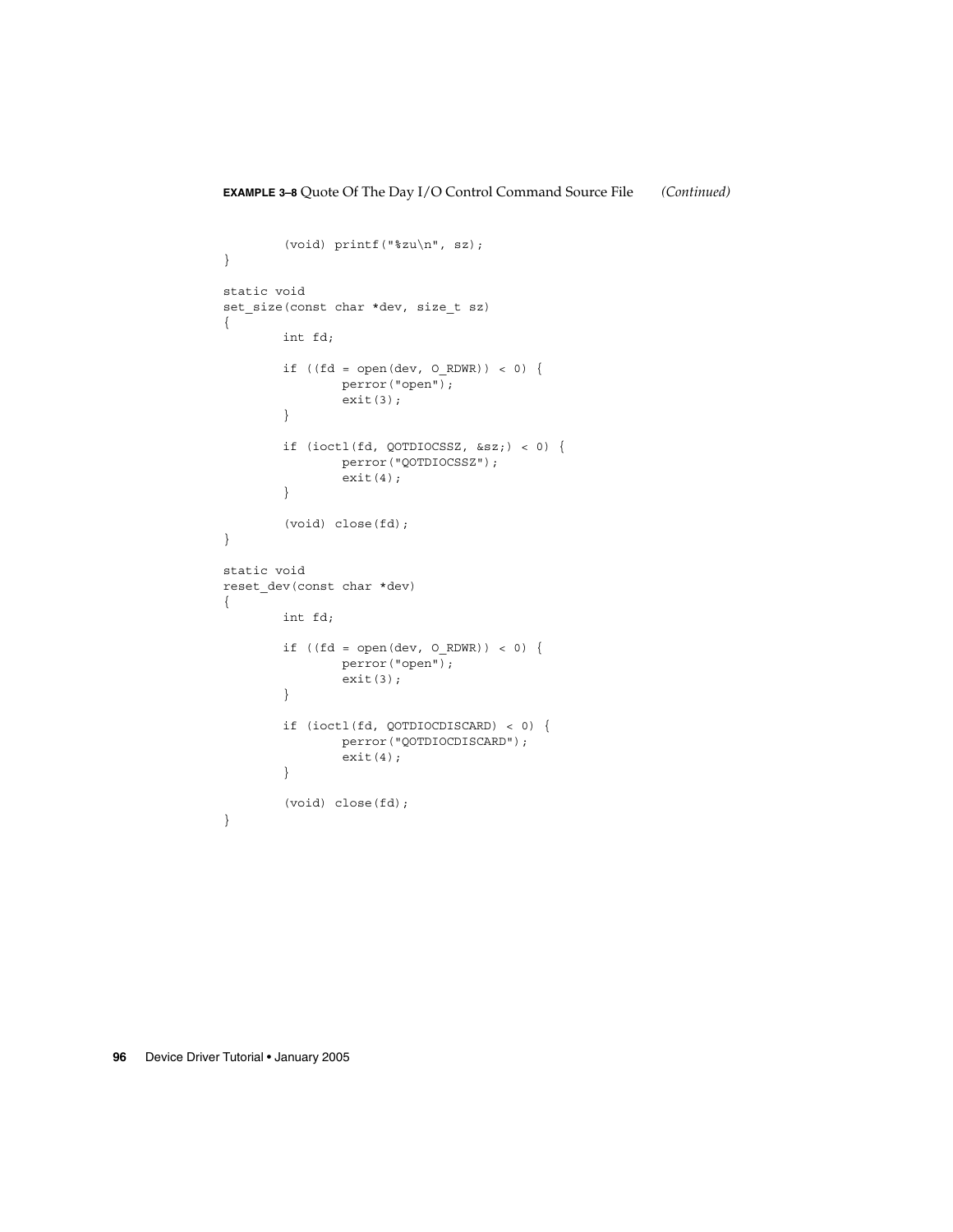**EXAMPLE 3–8** Quote Of The Day I/O Control Command Source File *(Continued)*

```
        (void) printf("%zu\n", sz);
}

static void
set_size(const char *dev, size_t sz)
{
        int fd;

        if ((fd = open(dev, O_RDWR)) < 0) {
                perror("open");
                exit(3);
        }

        if (ioctl(fd, QOTDIOCSSZ, &sz;) < 0) {
                perror("QOTDIOCSSZ");
                exit(4);
        }

        (void) close(fd);
}

static void
reset_dev(const char *dev)
{
        int fd;

        if ((fd = open(dev, O_RDWR)) < 0) {
                perror("open");
                exit(3);
        }

        if (ioctl(fd, QOTDIOCDISCARD) < 0) {
                perror("QOTDIOCDISCARD");
                exit(4);
        }

        (void) close(fd);
}
```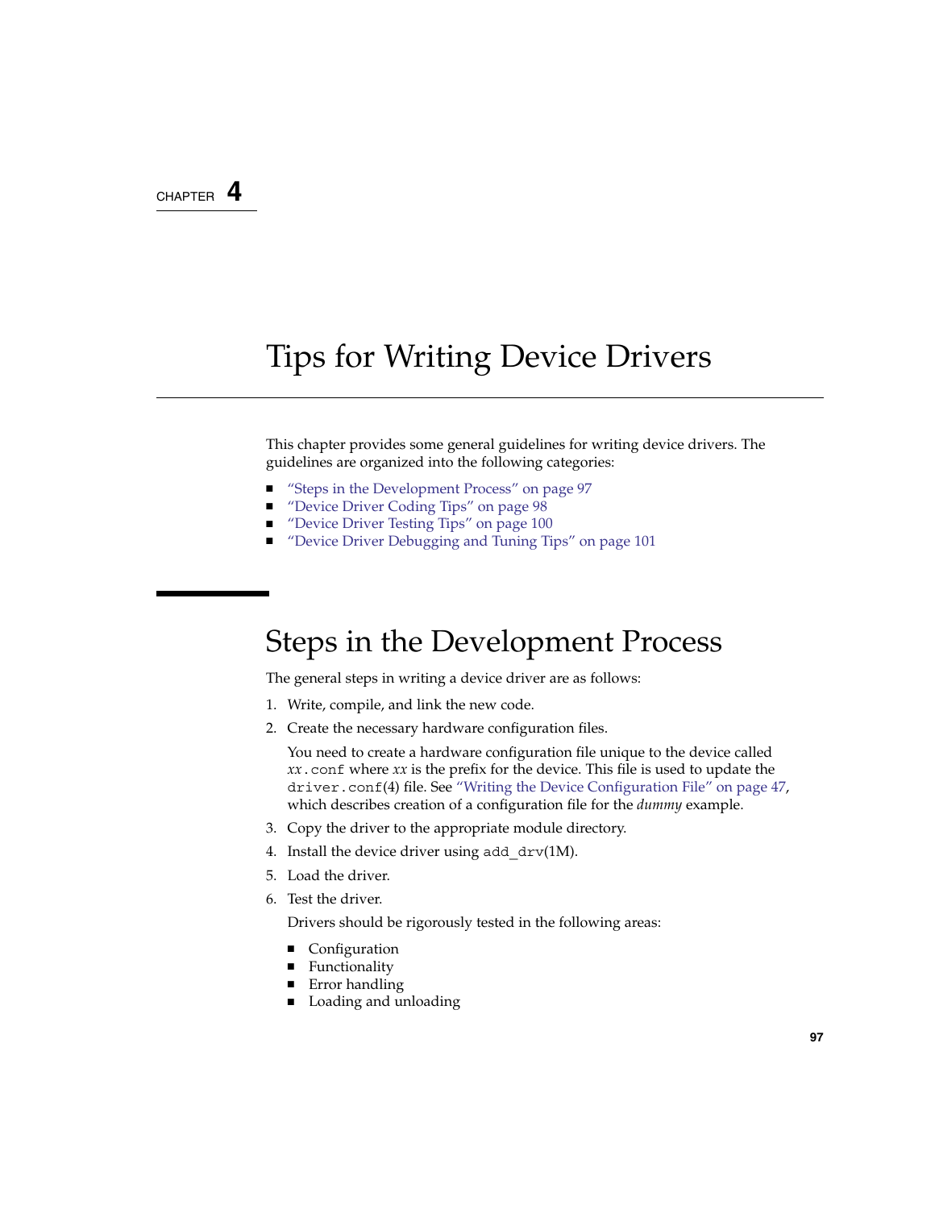CHAPTER 4

# Tips for Writing Device Drivers

This chapter provides some general guidelines for writing device drivers. The guidelines are organized into the following categories:

- "Steps in the Development Process" on page 97
- "Device Driver Coding Tips" on page 98
- "Device Driver Testing Tips" on page 100
- "Device Driver Debugging and Tuning Tips" on page 101

## Steps in the Development Process

The general steps in writing a device driver are as follows:

1. Write, compile, and link the new code.
2. Create the necessary hardware configuration files.

   You need to create a hardware configuration file unique to the device called `xx.conf` where *xx* is the prefix for the device. This file is used to update the `driver.conf`(4) file. See "Writing the Device Configuration File" on page 47, which describes creation of a configuration file for the *dummy* example.
3. Copy the driver to the appropriate module directory.
4. Install the device driver using `add_drv`(1M).
5. Load the driver.
6. Test the driver.

   Drivers should be rigorously tested in the following areas:

   - Configuration
   - Functionality
   - Error handling
   - Loading and unloading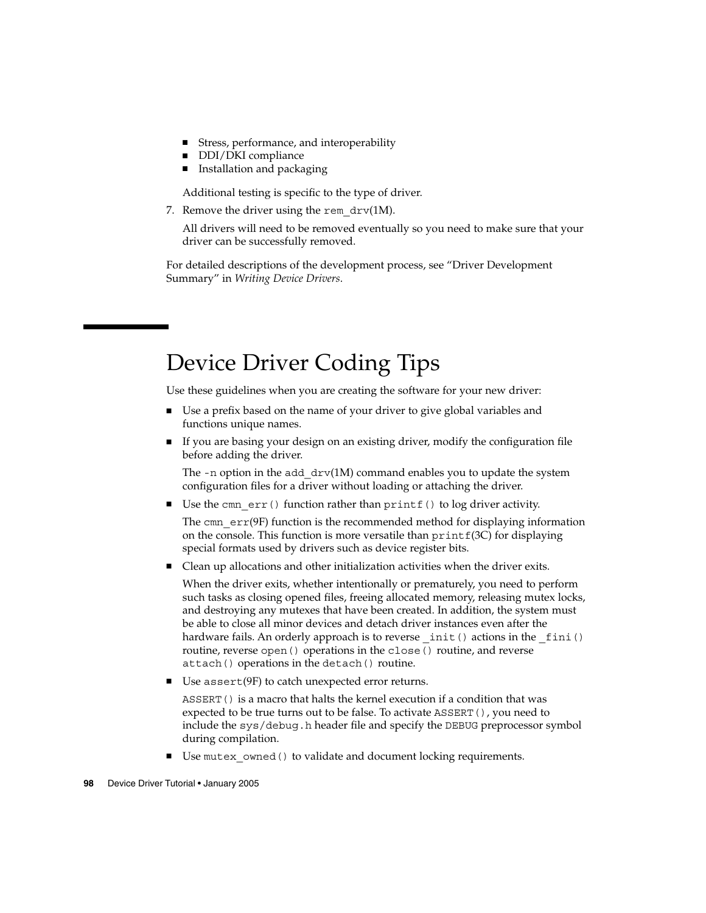- Stress, performance, and interoperability
- DDI/DKI compliance
- Installation and packaging

   Additional testing is specific to the type of driver.

7. Remove the driver using the `rem_drv`(1M).

   All drivers will need to be removed eventually so you need to make sure that your driver can be successfully removed.

For detailed descriptions of the development process, see "Driver Development Summary" in *Writing Device Drivers*.

# Device Driver Coding Tips

Use these guidelines when you are creating the software for your new driver:

- Use a prefix based on the name of your driver to give global variables and functions unique names.
- If you are basing your design on an existing driver, modify the configuration file before adding the driver.

  The `-n` option in the `add_drv`(1M) command enables you to update the system configuration files for a driver without loading or attaching the driver.
- Use the `cmn_err()` function rather than `printf()` to log driver activity.

  The `cmn_err`(9F) function is the recommended method for displaying information on the console. This function is more versatile than `printf`(3C) for displaying special formats used by drivers such as device register bits.
- Clean up allocations and other initialization activities when the driver exits.

  When the driver exits, whether intentionally or prematurely, you need to perform such tasks as closing opened files, freeing allocated memory, releasing mutex locks, and destroying any mutexes that have been created. In addition, the system must be able to close all minor devices and detach driver instances even after the hardware fails. An orderly approach is to reverse `_init()` actions in the `_fini()` routine, reverse `open()` operations in the `close()` routine, and reverse `attach()` operations in the `detach()` routine.
- Use `assert`(9F) to catch unexpected error returns.

  `ASSERT()` is a macro that halts the kernel execution if a condition that was expected to be true turns out to be false. To activate `ASSERT()`, you need to include the `sys/debug.h` header file and specify the `DEBUG` preprocessor symbol during compilation.
- Use `mutex_owned()` to validate and document locking requirements.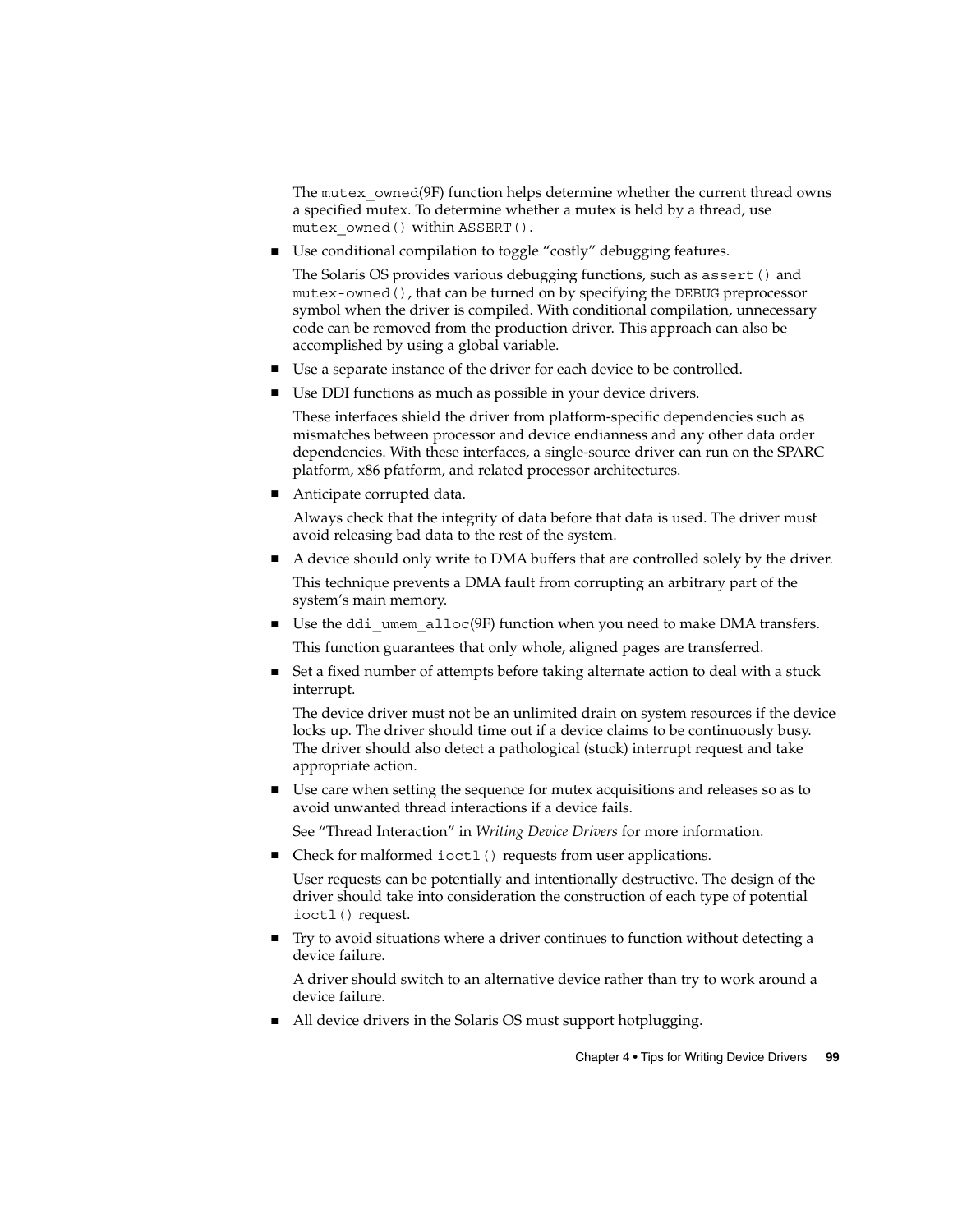The `mutex_owned`(9F) function helps determine whether the current thread owns a specified mutex. To determine whether a mutex is held by a thread, use `mutex_owned()` within `ASSERT()`.

- Use conditional compilation to toggle "costly" debugging features.

  The Solaris OS provides various debugging functions, such as `assert()` and `mutex-owned()`, that can be turned on by specifying the `DEBUG` preprocessor symbol when the driver is compiled. With conditional compilation, unnecessary code can be removed from the production driver. This approach can also be accomplished by using a global variable.

- Use a separate instance of the driver for each device to be controlled.
- Use DDI functions as much as possible in your device drivers.

  These interfaces shield the driver from platform-specific dependencies such as mismatches between processor and device endianness and any other data order dependencies. With these interfaces, a single-source driver can run on the SPARC platform, x86 pfatform, and related processor architectures.

- Anticipate corrupted data.

  Always check that the integrity of data before that data is used. The driver must avoid releasing bad data to the rest of the system.

- A device should only write to DMA buffers that are controlled solely by the driver.

  This technique prevents a DMA fault from corrupting an arbitrary part of the system's main memory.

- Use the `ddi_umem_alloc`(9F) function when you need to make DMA transfers.

  This function guarantees that only whole, aligned pages are transferred.

- Set a fixed number of attempts before taking alternate action to deal with a stuck interrupt.

  The device driver must not be an unlimited drain on system resources if the device locks up. The driver should time out if a device claims to be continuously busy. The driver should also detect a pathological (stuck) interrupt request and take appropriate action.

- Use care when setting the sequence for mutex acquisitions and releases so as to avoid unwanted thread interactions if a device fails.

  See "Thread Interaction" in *Writing Device Drivers* for more information.

- Check for malformed `ioctl()` requests from user applications.

  User requests can be potentially and intentionally destructive. The design of the driver should take into consideration the construction of each type of potential `ioctl()` request.

- Try to avoid situations where a driver continues to function without detecting a device failure.

  A driver should switch to an alternative device rather than try to work around a device failure.

- All device drivers in the Solaris OS must support hotplugging.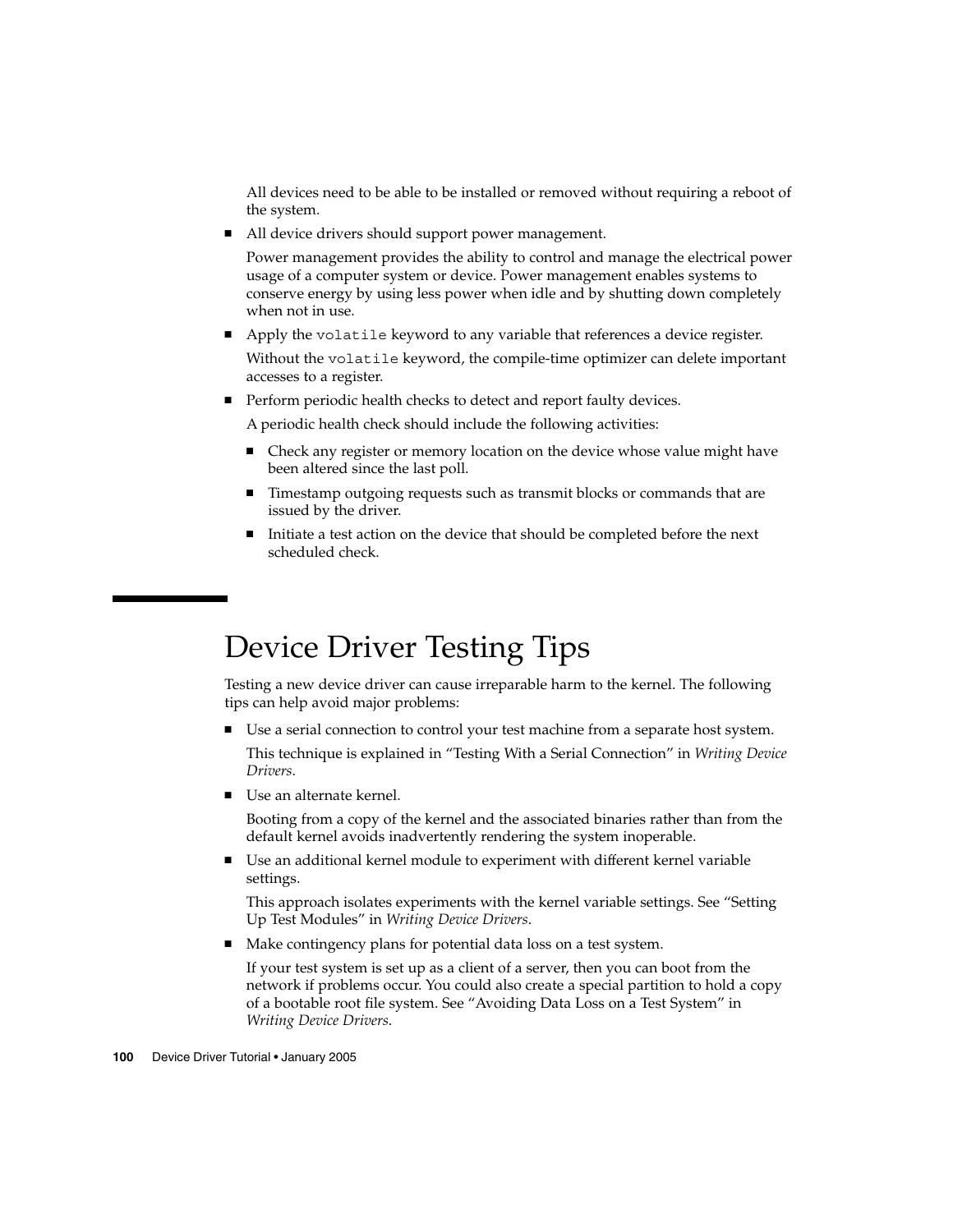All devices need to be able to be installed or removed without requiring a reboot of the system.

- All device drivers should support power management.

  Power management provides the ability to control and manage the electrical power usage of a computer system or device. Power management enables systems to conserve energy by using less power when idle and by shutting down completely when not in use.

- Apply the `volatile` keyword to any variable that references a device register.

  Without the `volatile` keyword, the compile-time optimizer can delete important accesses to a register.

- Perform periodic health checks to detect and report faulty devices.

  A periodic health check should include the following activities:

  - Check any register or memory location on the device whose value might have been altered since the last poll.
  - Timestamp outgoing requests such as transmit blocks or commands that are issued by the driver.
  - Initiate a test action on the device that should be completed before the next scheduled check.

# Device Driver Testing Tips

Testing a new device driver can cause irreparable harm to the kernel. The following tips can help avoid major problems:

- Use a serial connection to control your test machine from a separate host system.

  This technique is explained in “Testing With a Serial Connection” in *Writing Device Drivers*.

- Use an alternate kernel.

  Booting from a copy of the kernel and the associated binaries rather than from the default kernel avoids inadvertently rendering the system inoperable.

- Use an additional kernel module to experiment with different kernel variable settings.

  This approach isolates experiments with the kernel variable settings. See “Setting Up Test Modules” in *Writing Device Drivers*.

- Make contingency plans for potential data loss on a test system.

  If your test system is set up as a client of a server, then you can boot from the network if problems occur. You could also create a special partition to hold a copy of a bootable root file system. See “Avoiding Data Loss on a Test System” in *Writing Device Drivers*.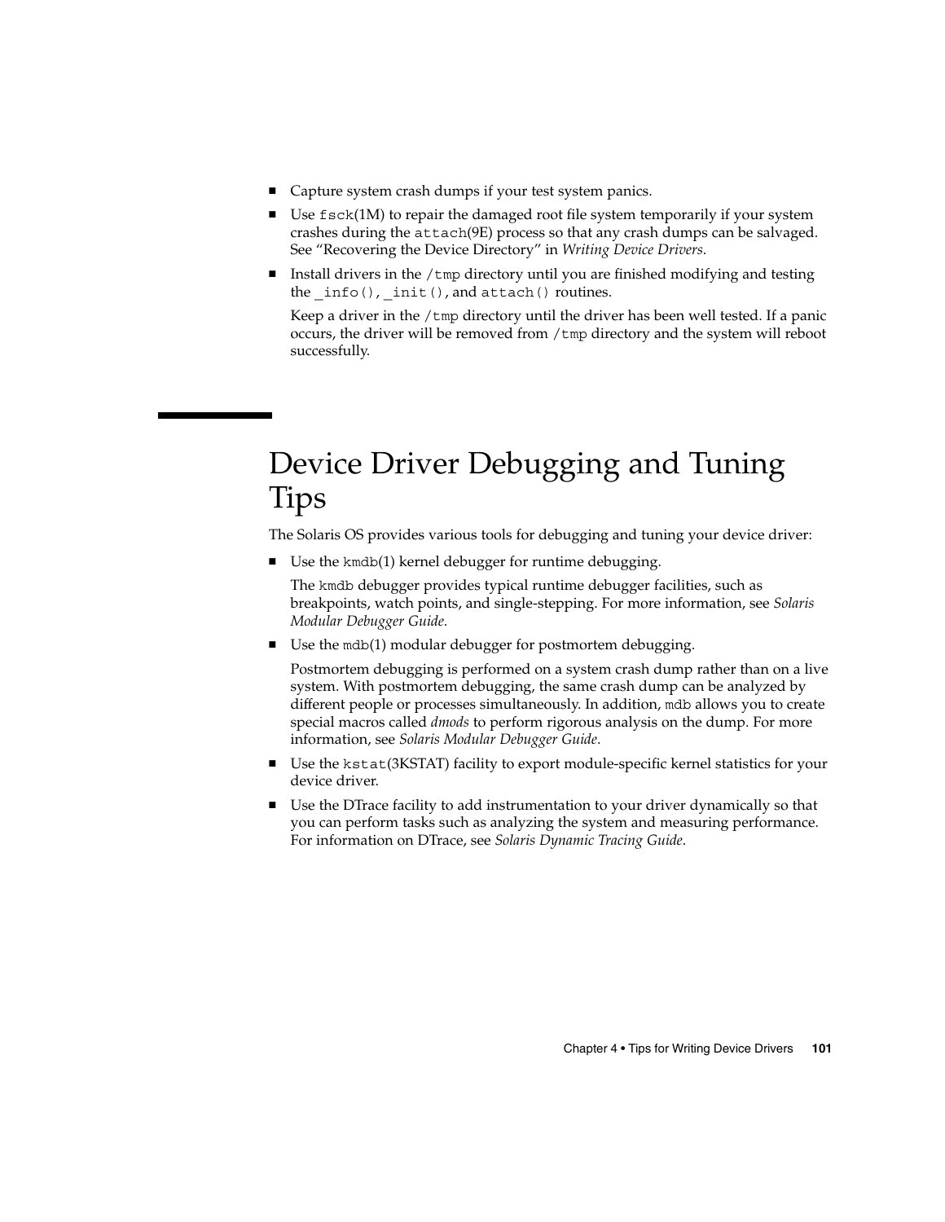- Capture system crash dumps if your test system panics.
- Use `fsck`(1M) to repair the damaged root file system temporarily if your system crashes during the `attach`(9E) process so that any crash dumps can be salvaged. See "Recovering the Device Directory" in *Writing Device Drivers*.
- Install drivers in the `/tmp` directory until you are finished modifying and testing the `_info()`, `_init()`, and `attach()` routines.

  Keep a driver in the `/tmp` directory until the driver has been well tested. If a panic occurs, the driver will be removed from `/tmp` directory and the system will reboot successfully.

# Device Driver Debugging and Tuning Tips

The Solaris OS provides various tools for debugging and tuning your device driver:

- Use the `kmdb`(1) kernel debugger for runtime debugging.

  The `kmdb` debugger provides typical runtime debugger facilities, such as breakpoints, watch points, and single-stepping. For more information, see *Solaris Modular Debugger Guide*.
- Use the `mdb`(1) modular debugger for postmortem debugging.

  Postmortem debugging is performed on a system crash dump rather than on a live system. With postmortem debugging, the same crash dump can be analyzed by different people or processes simultaneously. In addition, `mdb` allows you to create special macros called *dmods* to perform rigorous analysis on the dump. For more information, see *Solaris Modular Debugger Guide*.
- Use the `kstat`(3KSTAT) facility to export module-specific kernel statistics for your device driver.
- Use the DTrace facility to add instrumentation to your driver dynamically so that you can perform tasks such as analyzing the system and measuring performance. For information on DTrace, see *Solaris Dynamic Tracing Guide*.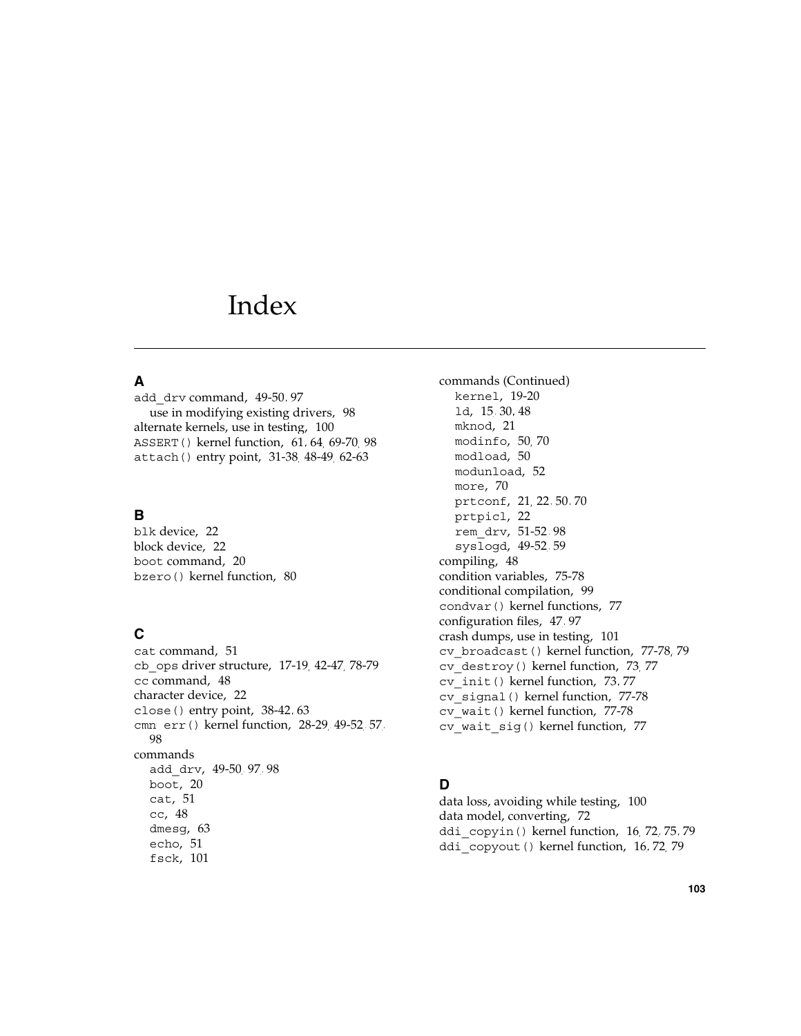# Index

## A

add_drv command, 49-50, 97
  use in modifying existing drivers, 98
alternate kernels, use in testing, 100
ASSERT() kernel function, 61, 64, 69-70, 98
attach() entry point, 31-38, 48-49, 62-63

## B

blk device, 22
block device, 22
boot command, 20
bzero() kernel function, 80

## C

cat command, 51
cb_ops driver structure, 17-19, 42-47, 78-79
cc command, 48
character device, 22
close() entry point, 38-42, 63
cmn_err() kernel function, 28-29, 49-52, 57, 98
commands
  add_drv, 49-50, 97, 98
  boot, 20
  cat, 51
  cc, 48
  dmesg, 63
  echo, 51
  fsck, 101

commands (Continued)
  kernel, 19-20
  ld, 15, 30, 48
  mknod, 21
  modinfo, 50, 70
  modload, 50
  modunload, 52
  more, 70
  prtconf, 21, 22, 50, 70
  prtpicl, 22
  rem_drv, 51-52, 98
  syslogd, 49-52, 59
compiling, 48
condition variables, 75-78
conditional compilation, 99
condvar() kernel functions, 77
configuration files, 47, 97
crash dumps, use in testing, 101
cv_broadcast() kernel function, 77-78, 79
cv_destroy() kernel function, 73, 77
cv_init() kernel function, 73, 77
cv_signal() kernel function, 77-78
cv_wait() kernel function, 77-78
cv_wait_sig() kernel function, 77

## D

data loss, avoiding while testing, 100
data model, converting, 72
ddi_copyin() kernel function, 16, 72, 75, 79
ddi_copyout() kernel function, 16, 72, 79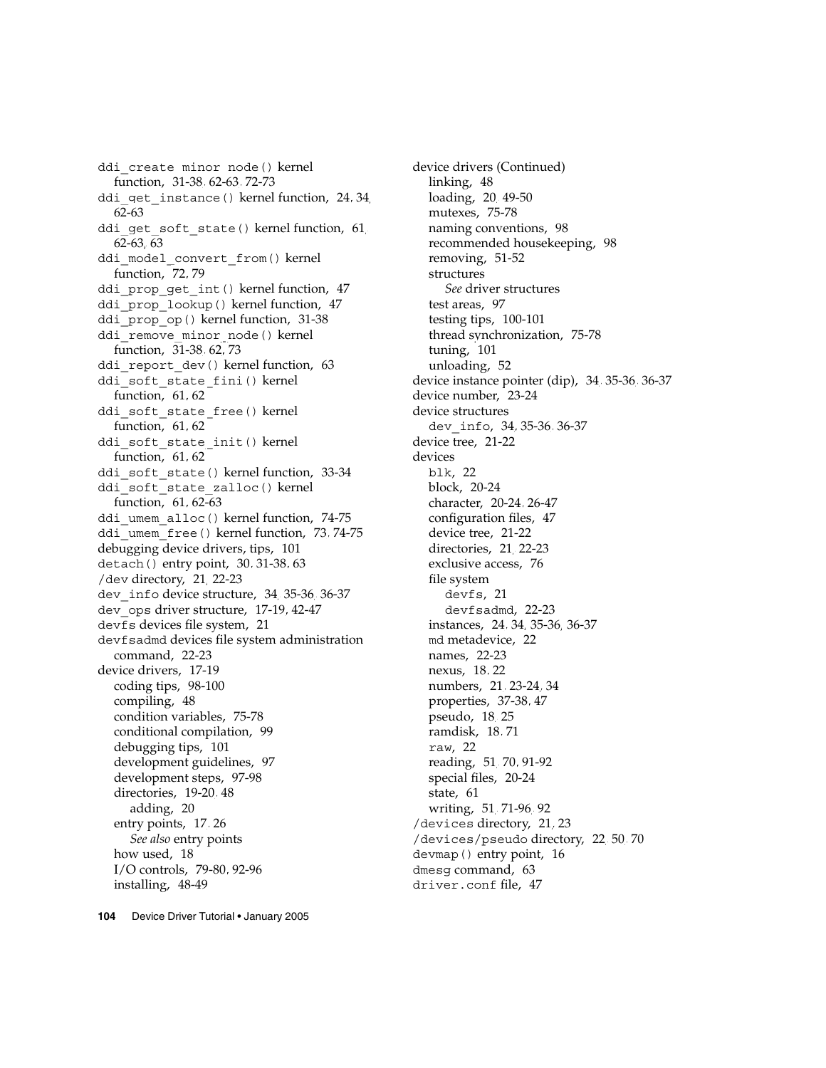ddi_create_minor_node() kernel
  function, 31-38, 62-63, 72-73
ddi_get_instance() kernel function, 24, 34, 62-63
ddi_get_soft_state() kernel function, 61, 62-63, 63
ddi_model_convert_from() kernel
  function, 72, 79
ddi_prop_get_int() kernel function, 47
ddi_prop_lookup() kernel function, 47
ddi_prop_op() kernel function, 31-38
ddi_remove_minor_node() kernel
  function, 31-38, 62, 73
ddi_report_dev() kernel function, 63
ddi_soft_state_fini() kernel
  function, 61, 62
ddi_soft_state_free() kernel
  function, 61, 62
ddi_soft_state_init() kernel
  function, 61, 62
ddi_soft_state() kernel function, 33-34
ddi_soft_state_zalloc() kernel
  function, 61, 62-63
ddi_umem_alloc() kernel function, 74-75
ddi_umem_free() kernel function, 73, 74-75
debugging device drivers, tips, 101
detach() entry point, 30, 31-38, 63
/dev directory, 21, 22-23
dev_info device structure, 34, 35-36, 36-37
dev_ops driver structure, 17-19, 42-47
devfs devices file system, 21
devfsadmd devices file system administration
  command, 22-23
device drivers, 17-19
  coding tips, 98-100
  compiling, 48
  condition variables, 75-78
  conditional compilation, 99
  debugging tips, 101
  development guidelines, 97
  development steps, 97-98
  directories, 19-20, 48
    adding, 20
  entry points, 17, 26
    *See also* entry points
  how used, 18
  I/O controls, 79-80, 92-96
  installing, 48-49

device drivers (Continued)
  linking, 48
  loading, 20, 49-50
  mutexes, 75-78
  naming conventions, 98
  recommended housekeeping, 98
  removing, 51-52
  structures
    *See* driver structures
  test areas, 97
  testing tips, 100-101
  thread synchronization, 75-78
  tuning, 101
  unloading, 52
device instance pointer (dip), 34, 35-36, 36-37
device number, 23-24
device structures
  dev_info, 34, 35-36, 36-37
device tree, 21-22
devices
  blk, 22
  block, 20-24
  character, 20-24, 26-47
  configuration files, 47
  device tree, 21-22
  directories, 21, 22-23
  exclusive access, 76
  file system
    devfs, 21
    devfsadmd, 22-23
  instances, 24, 34, 35-36, 36-37
  md metadevice, 22
  names, 22-23
  nexus, 18, 22
  numbers, 21, 23-24, 34
  properties, 37-38, 47
  pseudo, 18, 25
  ramdisk, 18, 71
  raw, 22
  reading, 51, 70, 91-92
  special files, 20-24
  state, 61
  writing, 51, 71-96, 92
/devices directory, 21, 23
/devices/pseudo directory, 22, 50, 70
devmap() entry point, 16
dmesg command, 63
driver.conf file, 47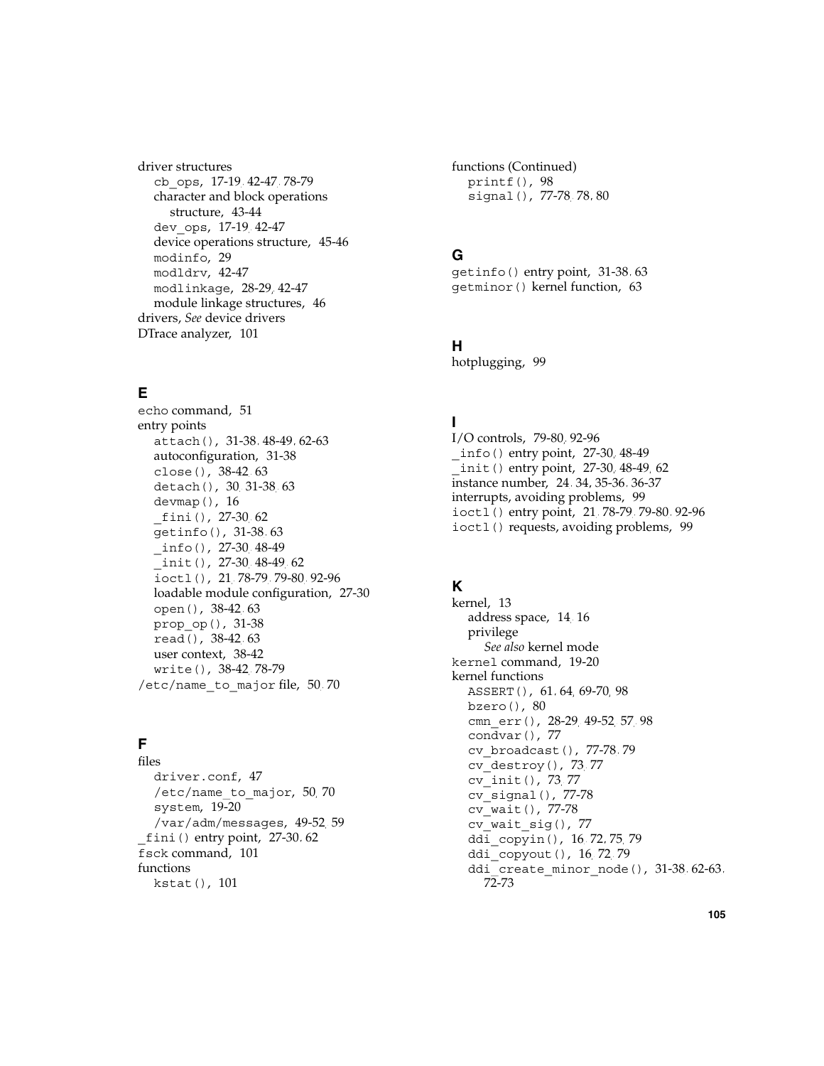driver structures
  cb_ops, 17-19, 42-47, 78-79
  character and block operations structure, 43-44
  dev_ops, 17-19, 42-47
  device operations structure, 45-46
  modinfo, 29
  modldrv, 42-47
  modlinkage, 28-29, 42-47
  module linkage structures, 46
drivers, *See* device drivers
DTrace analyzer, 101

## E

echo command, 51
entry points
  attach(), 31-38, 48-49, 62-63
  autoconfiguration, 31-38
  close(), 38-42, 63
  detach(), 30, 31-38, 63
  devmap(), 16
  _fini(), 27-30, 62
  getinfo(), 31-38, 63
  _info(), 27-30, 48-49
  _init(), 27-30, 48-49, 62
  ioctl(), 21, 78-79, 79-80, 92-96
  loadable module configuration, 27-30
  open(), 38-42, 63
  prop_op(), 31-38
  read(), 38-42, 63
  user context, 38-42
  write(), 38-42, 78-79
/etc/name_to_major file, 50, 70

## F

files
  driver.conf, 47
  /etc/name_to_major, 50, 70
  system, 19-20
  /var/adm/messages, 49-52, 59
_fini() entry point, 27-30, 62
fsck command, 101
functions
  kstat(), 101

functions (Continued)
  printf(), 98
  signal(), 77-78, 78, 80

## G

getinfo() entry point, 31-38, 63
getminor() kernel function, 63

## H

hotplugging, 99

## I

I/O controls, 79-80, 92-96
_info() entry point, 27-30, 48-49
_init() entry point, 27-30, 48-49, 62
instance number, 24, 34, 35-36, 36-37
interrupts, avoiding problems, 99
ioctl() entry point, 21, 78-79, 79-80, 92-96
ioctl() requests, avoiding problems, 99

## K

kernel, 13
  address space, 14, 16
  privilege
    *See also* kernel mode
kernel command, 19-20
kernel functions
  ASSERT(), 61, 64, 69-70, 98
  bzero(), 80
  cmn_err(), 28-29, 49-52, 57, 98
  condvar(), 77
  cv_broadcast(), 77-78, 79
  cv_destroy(), 73, 77
  cv_init(), 73, 77
  cv_signal(), 77-78
  cv_wait(), 77-78
  cv_wait_sig(), 77
  ddi_copyin(), 16, 72, 75, 79
  ddi_copyout(), 16, 72, 79
  ddi_create_minor_node(), 31-38, 62-63, 72-73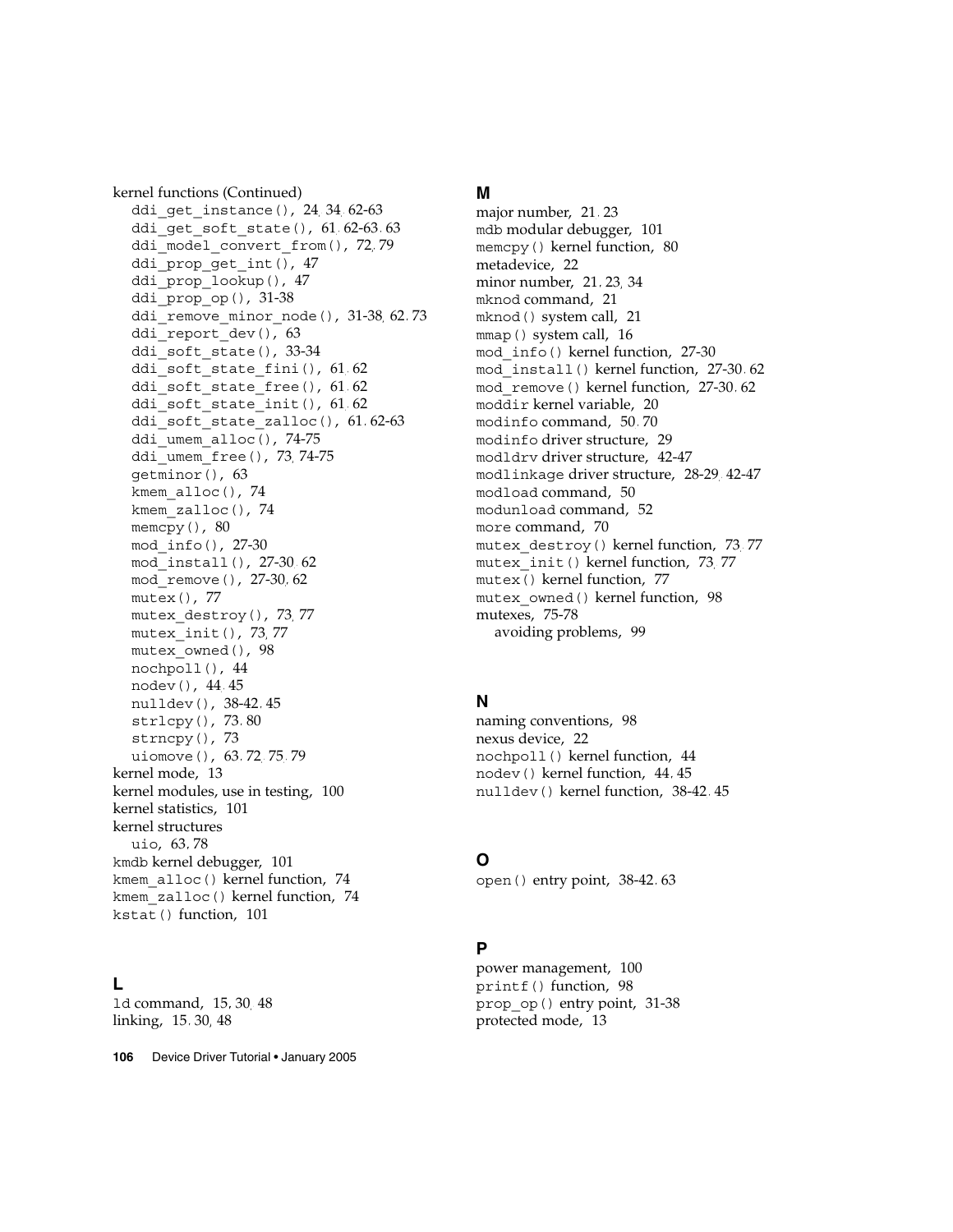kernel functions (Continued)
  ddi_get_instance(), 24, 34, 62-63
  ddi_get_soft_state(), 61, 62-63, 63
  ddi_model_convert_from(), 72, 79
  ddi_prop_get_int(), 47
  ddi_prop_lookup(), 47
  ddi_prop_op(), 31-38
  ddi_remove_minor_node(), 31-38, 62, 73
  ddi_report_dev(), 63
  ddi_soft_state(), 33-34
  ddi_soft_state_fini(), 61, 62
  ddi_soft_state_free(), 61, 62
  ddi_soft_state_init(), 61, 62
  ddi_soft_state_zalloc(), 61, 62-63
  ddi_umem_alloc(), 74-75
  ddi_umem_free(), 73, 74-75
  getminor(), 63
  kmem_alloc(), 74
  kmem_zalloc(), 74
  memcpy(), 80
  mod_info(), 27-30
  mod_install(), 27-30, 62
  mod_remove(), 27-30, 62
  mutex(), 77
  mutex_destroy(), 73, 77
  mutex_init(), 73, 77
  mutex_owned(), 98
  nochpoll(), 44
  nodev(), 44, 45
  nulldev(), 38-42, 45
  strlcpy(), 73, 80
  strncpy(), 73
  uiomove(), 63, 72, 75, 79
kernel mode, 13
kernel modules, use in testing, 100
kernel statistics, 101
kernel structures
  uio, 63, 78
kmdb kernel debugger, 101
kmem_alloc() kernel function, 74
kmem_zalloc() kernel function, 74
kstat() function, 101

## L

ld command, 15, 30, 48
linking, 15, 30, 48

## M

major number, 21, 23
mdb modular debugger, 101
memcpy() kernel function, 80
metadevice, 22
minor number, 21, 23, 34
mknod command, 21
mknod() system call, 21
mmap() system call, 16
mod_info() kernel function, 27-30
mod_install() kernel function, 27-30, 62
mod_remove() kernel function, 27-30, 62
moddir kernel variable, 20
modinfo command, 50, 70
modinfo driver structure, 29
modldrv driver structure, 42-47
modlinkage driver structure, 28-29, 42-47
modload command, 50
modunload command, 52
more command, 70
mutex_destroy() kernel function, 73, 77
mutex_init() kernel function, 73, 77
mutex() kernel function, 77
mutex_owned() kernel function, 98
mutexes, 75-78
  avoiding problems, 99

## N

naming conventions, 98
nexus device, 22
nochpoll() kernel function, 44
nodev() kernel function, 44, 45
nulldev() kernel function, 38-42, 45

## O

open() entry point, 38-42, 63

## P

power management, 100
printf() function, 98
prop_op() entry point, 31-38
protected mode, 13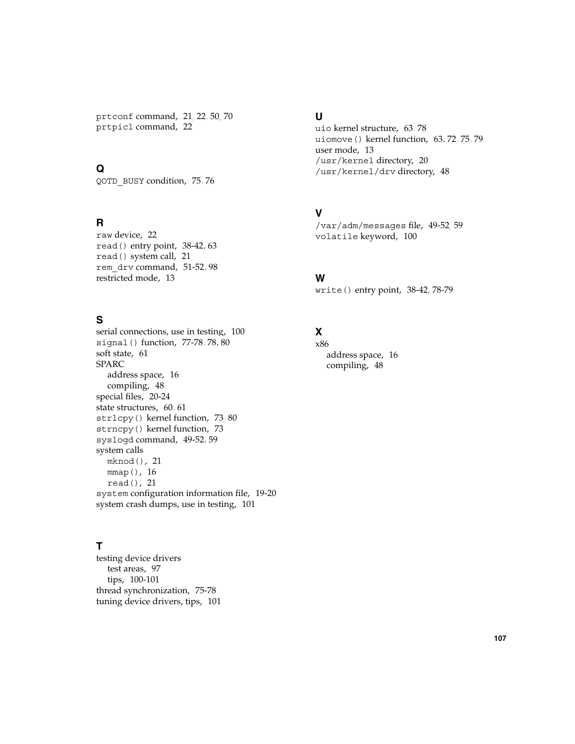prtconf command, 21, 22, 50, 70
prtpicl command, 22

## Q

QOTD_BUSY condition, 75, 76

## R

raw device, 22
read() entry point, 38-42, 63
read() system call, 21
rem_drv command, 51-52, 98
restricted mode, 13

## S

serial connections, use in testing, 100
signal() function, 77-78, 78, 80
soft state, 61
SPARC
  address space, 16
  compiling, 48
special files, 20-24
state structures, 60, 61
strlcpy() kernel function, 73, 80
strncpy() kernel function, 73
syslogd command, 49-52, 59
system calls
  mknod(), 21
  mmap(), 16
  read(), 21
system configuration information file, 19-20
system crash dumps, use in testing, 101

## T

testing device drivers
  test areas, 97
  tips, 100-101
thread synchronization, 75-78
tuning device drivers, tips, 101

## U

uio kernel structure, 63, 78
uiomove() kernel function, 63, 72, 75, 79
user mode, 13
/usr/kernel directory, 20
/usr/kernel/drv directory, 48

## V

/var/adm/messages file, 49-52, 59
volatile keyword, 100

## W

write() entry point, 38-42, 78-79

## X

x86
  address space, 16
  compiling, 48